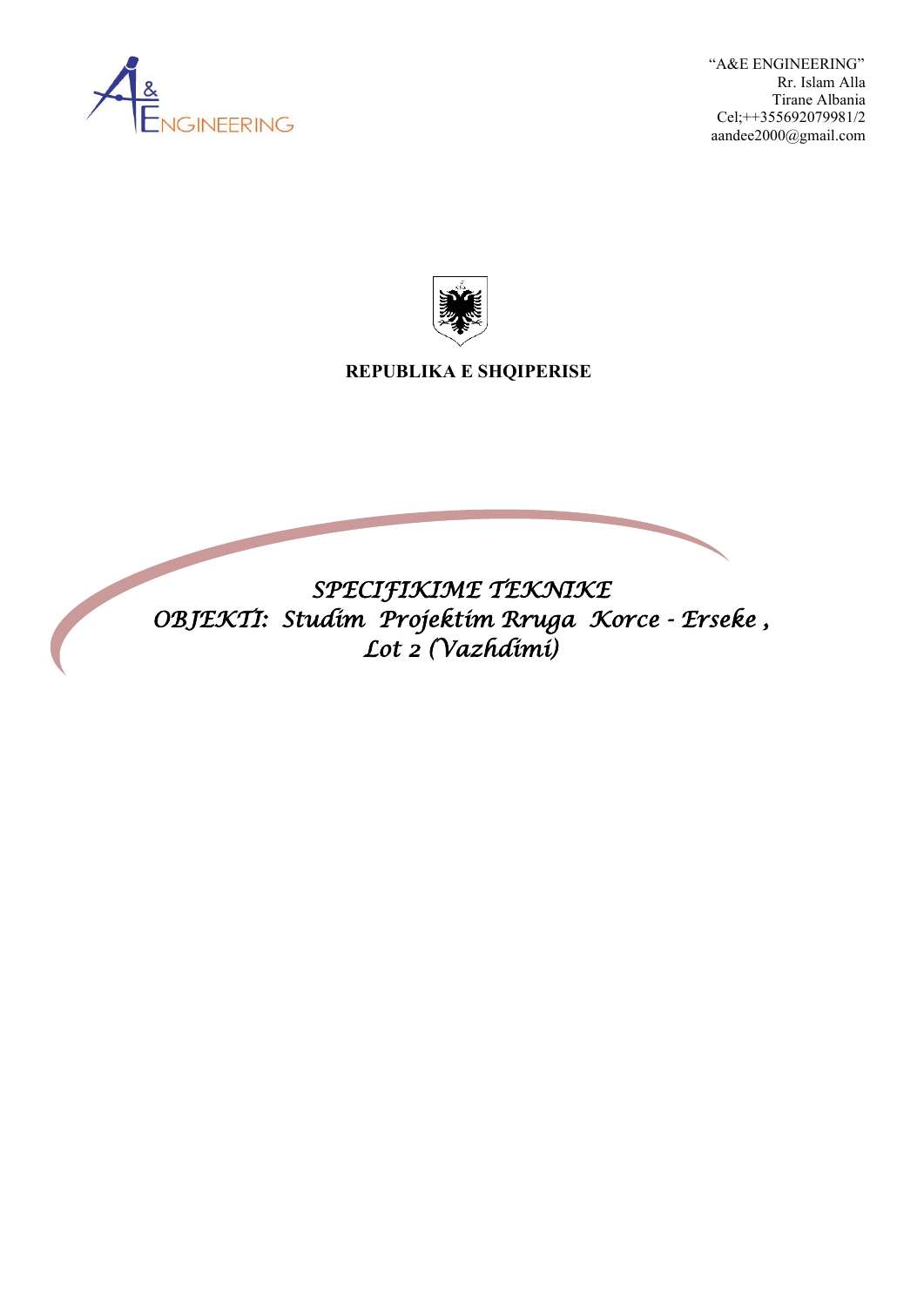"A&E ENGINEERING"
Rr. Islam Alla
Tirane Albania
Cel;++355692079981/2
aandee2000@gmail.com

**REPUBLIKA E SHQIPERISE**

# *SPECIFIKIME TEKNIKE*

## *OBJEKTI: Studim Projektim Rruga Korce - Erseke , Lot 2 (Vazhdimi)*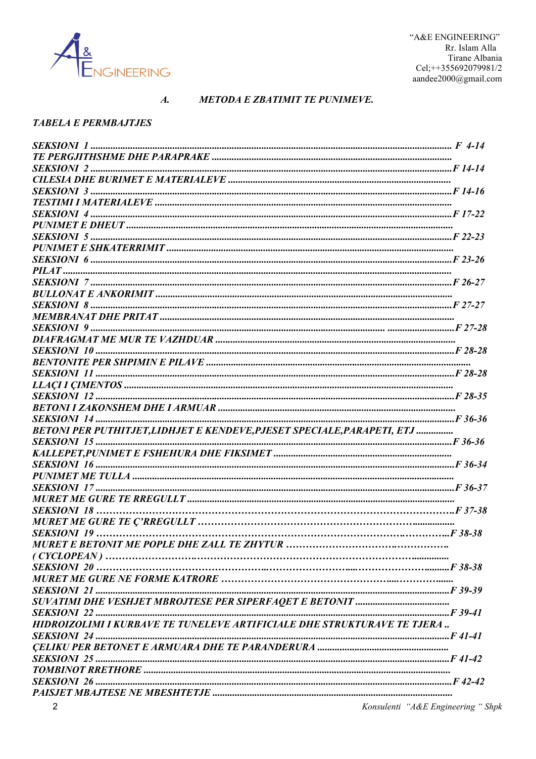## A. METODA E ZBATIMIT TE PUNIMEVE.

***TABELA E PERMBAJTJES***

***SEKSIONI 1 ....................................................................................................... F 4-14***
***TE PERGJITHSHME DHE PARAPRAKE .......................................................................***
***SEKSIONI 2 .......................................................................................................F 14-14***
***CILESIA DHE BURIMET E MATERIALEVE ..................................................................***
***SEKSIONI 3 .......................................................................................................F 14-16***
***TESTIMI I MATERIALEVE ..........................................................................................***
***SEKSIONI 4 .......................................................................................................F 17-22***
***PUNIMET E DHEUT ......................................................................................................***
***SEKSIONI 5 .......................................................................................................F 22-23***
***PUNIMET E SHKATERRIMIT ........................................................................................***
***SEKSIONI 6 .......................................................................................................F 23-26***
***PILAT .........................................................................................................................***
***SEKSIONI 7 .......................................................................................................F 26-27***
***BULLONAT E ANKORIMIT ..........................................................................................***
***SEKSIONI 8 .......................................................................................................F 27-27***
***MEMBRANAT DHE PRITAT .........................................................................................***
***SEKSIONI 9 .......................................................................................................F 27-28***
***DIAFRAGMAT ME MUR TE VAZHDUAR ......................................................................***
***SEKSIONI 10 .....................................................................................................F 28-28***
***BENTONITE PER SHPIMIN E PILAVE ...........................................................................***
***SEKSIONI 11 .....................................................................................................F 28-28***
***LLAÇI I ÇIMENTOS .....................................................................................................***
***SEKSIONI 12 .....................................................................................................F 28-35***
***BETONI I ZAKONSHEM DHE I ARMUAR ......................................................................***
***SEKSIONI 14 .....................................................................................................F 36-36***
***BETONI PER PUTHITJET,LIDHJET E KENDEVE,PJESET SPECIALE,PARAPETI, ETJ ..............***
***SEKSIONI 15 .....................................................................................................F 36-36***
***KALLEPET,PUNIMET E FSHEHURA DHE FIKSIMET .........................................................***
***SEKSIONI 16 .....................................................................................................F 36-34***
***PUNIMET ME TULLA ....................................................................................................***
***SEKSIONI 17 .....................................................................................................F 36-37***
***MURET ME GURE TE RREGULLT ....................................................................................***
***SEKSIONI 18 .....................................................................................................F 37-38***
***MURET ME GURE TE Ç'RREGULLT ................................................................................***
***SEKSIONI 19 .....................................................................................................F 38-38***
***MURET E BETONIT ME POPLE DHE ZALL TE ZHYTUR ....................................................***
***( CYCLOPEAN ) .........................................................................................................***
***SEKSIONI 20 .....................................................................................................F 38-38***
***MURET ME GURE NE FORME KATRORE ........................................................................***
***SEKSIONI 21 .....................................................................................................F 39-39***
***SUVATIMI DHE VESHJET MBROJTESE PER SIPERFAQET E BETONIT ...................................***
***SEKSIONI 22 .....................................................................................................F 39-41***
***HIDROIZOLIMI I KURBAVE TE TUNELEVE ARTIFICIALE DHE STRUKTURAVE TE TJERA ..***
***SEKSIONI 24 .....................................................................................................F 41-41***
***ÇELIKU PER BETONET E ARMUARA DHE TE PARANDERURA ...........................................***
***SEKSIONI 25 .....................................................................................................F 41-42***
***TOMBINOT RRETHORE ..................................................................................................***
***SEKSIONI 26 .....................................................................................................F 42-42***
***PAISJET MBAJTESE NE MBESHTETJE ..............................................................................***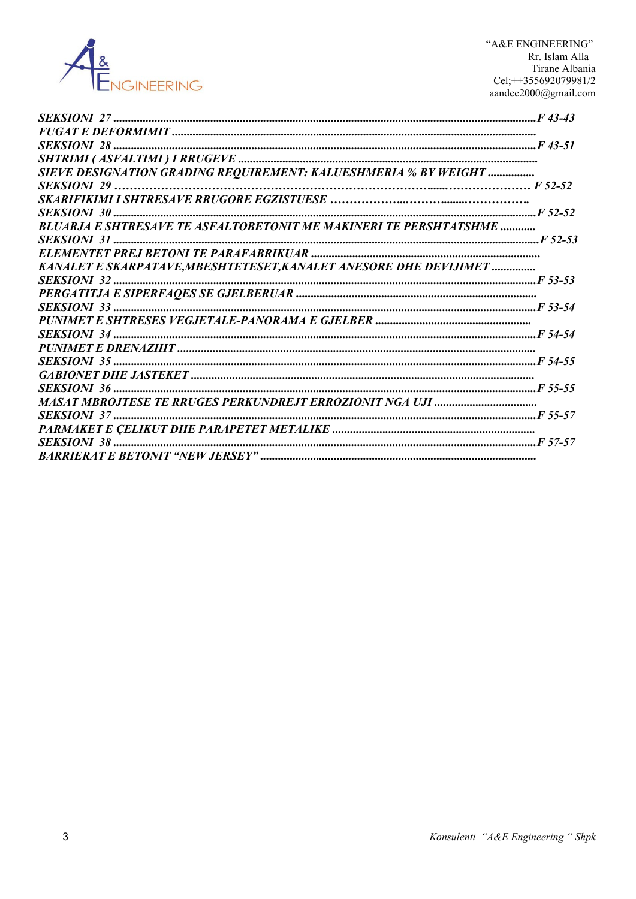***SEKSIONI 27*** ............................................................................................................................................***F 43-43***
***FUGAT E DEFORMIMIT*** .........................................................................................................................
***SEKSIONI 28*** ............................................................................................................................................***F 43-51***
***SHTRIMI ( ASFALTIMI ) I RRUGEVE*** ...................................................................................................
***SIEVE DESIGNATION GRADING REQUIREMENT: KALUESHMERIA % BY WEIGHT*** ................
***SEKSIONI 29*** ………………………………………………………………………......………………… ***F 52-52***
***SKARIFIKIMI I SHTRESAVE RRUGORE EGZISTUESE*** ………………...………........……………..
***SEKSIONI 30*** ............................................................................................................................................***F 52-52***
***BLUARJA E SHTRESAVE TE ASFALTOBETONIT ME MAKINERI TE PERSHTATSHME*** ............
***SEKSIONI 31*** ............................................................................................................................................***F 52-53***
***ELEMENTET PREJ BETONI TE PARAFABRIKUAR*** ............................................................................
***KANALET E SKARPATAVE,MBESHTETESET,KANALET ANESORE DHE DEVIJIMET*** ...............
***SEKSIONI 32*** ............................................................................................................................................***F 53-53***
***PERGATITJA E SIPERFAQES SE GJELBERUAR*** ................................................................................
***SEKSIONI 33*** ............................................................................................................................................***F 53-54***
***PUNIMET E SHTRESES VEGJETALE-PANORAMA E GJELBER*** ....................................................
***SEKSIONI 34*** ............................................................................................................................................***F 54-54***
***PUNIMET E DRENAZHIT*** .......................................................................................................................
***SEKSIONI 35*** ............................................................................................................................................***F 54-55***
***GABIONET DHE JASTEKET*** ..................................................................................................................
***SEKSIONI 36*** ............................................................................................................................................***F 55-55***
***MASAT MBROJTESE TE RRUGES PERKUNDREJT ERROZIONIT NGA UJI*** ..................................
***SEKSIONI 37*** ............................................................................................................................................***F 55-57***
***PARMAKET E ÇELIKUT DHE PARAPETET METALIKE*** ....................................................................
***SEKSIONI 38*** ............................................................................................................................................***F 57-57***
***BARRIERAT E BETONIT “NEW JERSEY”*** ............................................................................................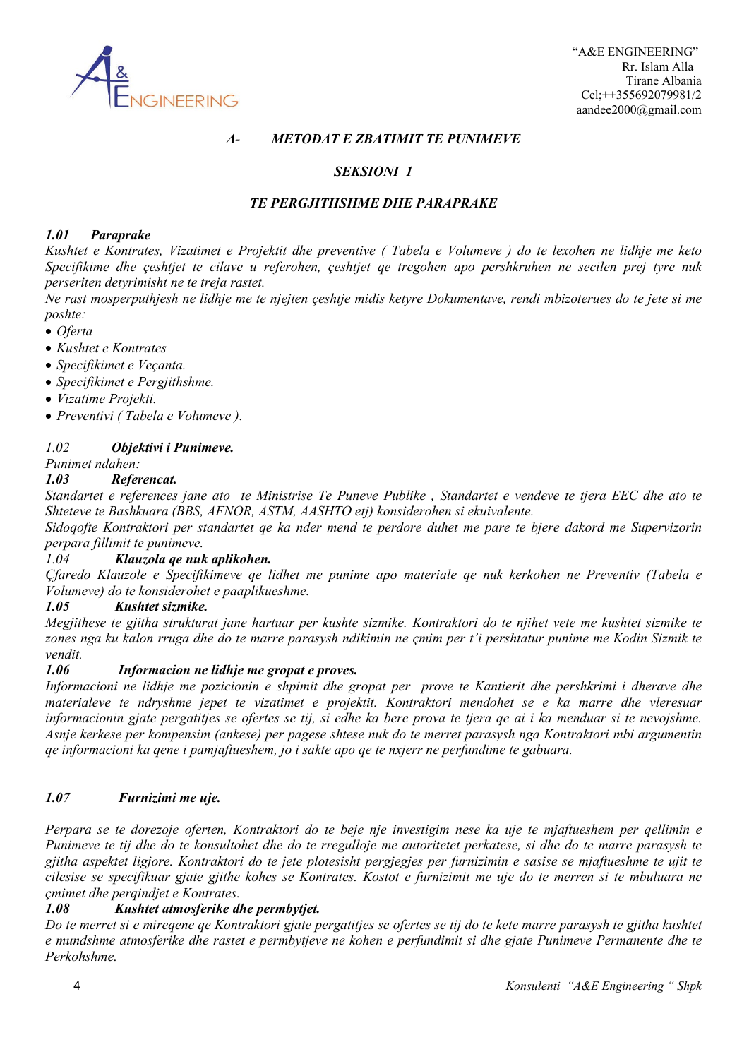## A- METODAT E ZBATIMIT TE PUNIMEVE

### SEKSIONI 1

### TE PERGJITHSHME DHE PARAPRAKE

***1.01 Paraprake***

*Kushtet e Kontrates, Vizatimet e Projektit dhe preventive ( Tabela e Volumeve ) do te lexohen ne lidhje me keto Specifikime dhe çeshtjet te cilave u referohen, çeshtjet qe tregohen apo pershkruhen ne secilen prej tyre nuk perseriten detyrimisht ne te treja rastet.*

*Ne rast mosperputhjesh ne lidhje me te njejten çeshtje midis ketyre Dokumentave, rendi mbizoterues do te jete si me poshte:*

- *Oferta*
- *Kushtet e Kontrates*
- *Specifikimet e Veçanta.*
- *Specifikimet e Pergjithshme.*
- *Vizatime Projekti.*
- *Preventivi ( Tabela e Volumeve ).*

*1.02* ***Objektivi i Punimeve.***

*Punimet ndahen:*

***1.03 Referencat.***

*Standartet e references jane ato te Ministrise Te Puneve Publike , Standartet e vendeve te tjera EEC dhe ato te Shteteve te Bashkuara (BBS, AFNOR, ASTM, AASHTO etj) konsiderohen si ekuivalente.*

*Sidoqofte Kontraktori per standartet qe ka nder mend te perdore duhet me pare te bjere dakord me Supervizorin perpara fillimit te punimeve.*

*1.04* ***Klauzola qe nuk aplikohen.***

*Çfaredo Klauzole e Specifikimeve qe lidhet me punime apo materiale qe nuk kerkohen ne Preventiv (Tabela e Volumeve) do te konsiderohet e paaplikueshme.*

***1.05 Kushtet sizmike.***

*Megjithese te gjitha strukturat jane hartuar per kushte sizmike. Kontraktori do te njihet vete me kushtet sizmike te zones nga ku kalon rruga dhe do te marre parasysh ndikimin ne çmim per t'i pershtatur punime me Kodin Sizmik te vendit.*

***1.06 Informacion ne lidhje me gropat e proves.***

*Informacioni ne lidhje me pozicionin e shpimit dhe gropat per prove te Kantierit dhe pershkrimi i dherave dhe materialeve te ndryshme jepet te vizatimet e projektit. Kontraktori mendohet se e ka marre dhe vleresuar informacionin gjate pergatitjes se ofertes se tij, si edhe ka bere prova te tjera qe ai i ka menduar si te nevojshme. Asnje kerkese per kompensim (ankese) per pagese shtese nuk do te merret parasysh nga Kontraktori mbi argumentin qe informacioni ka qene i pamjaftueshem, jo i sakte apo qe te nxjerr ne perfundime te gabuara.*

***1.07 Furnizimi me uje.***

*Perpara se te dorezoje oferten, Kontraktori do te beje nje investigim nese ka uje te mjaftueshem per qellimin e Punimeve te tij dhe do te konsultohet dhe do te rregulloje me autoritetet perkatese, si dhe do te marre parasysh te gjitha aspektet ligjore. Kontraktori do te jete plotesisht pergjegjes per furnizimin e sasise se mjaftueshme te ujit te cilesise se specifikuar gjate gjithe kohes se Kontrates. Kostot e furnizimit me uje do te merren si te mbuluara ne çmimet dhe perqindjet e Kontrates.*

***1.08 Kushtet atmosferike dhe permbytjet.***

*Do te merret si e mireqene qe Kontraktori gjate pergatitjes se ofertes se tij do te kete marre parasysh te gjitha kushtet e mundshme atmosferike dhe rastet e permbytjeve ne kohen e perfundimit si dhe gjate Punimeve Permanente dhe te Perkohshme.*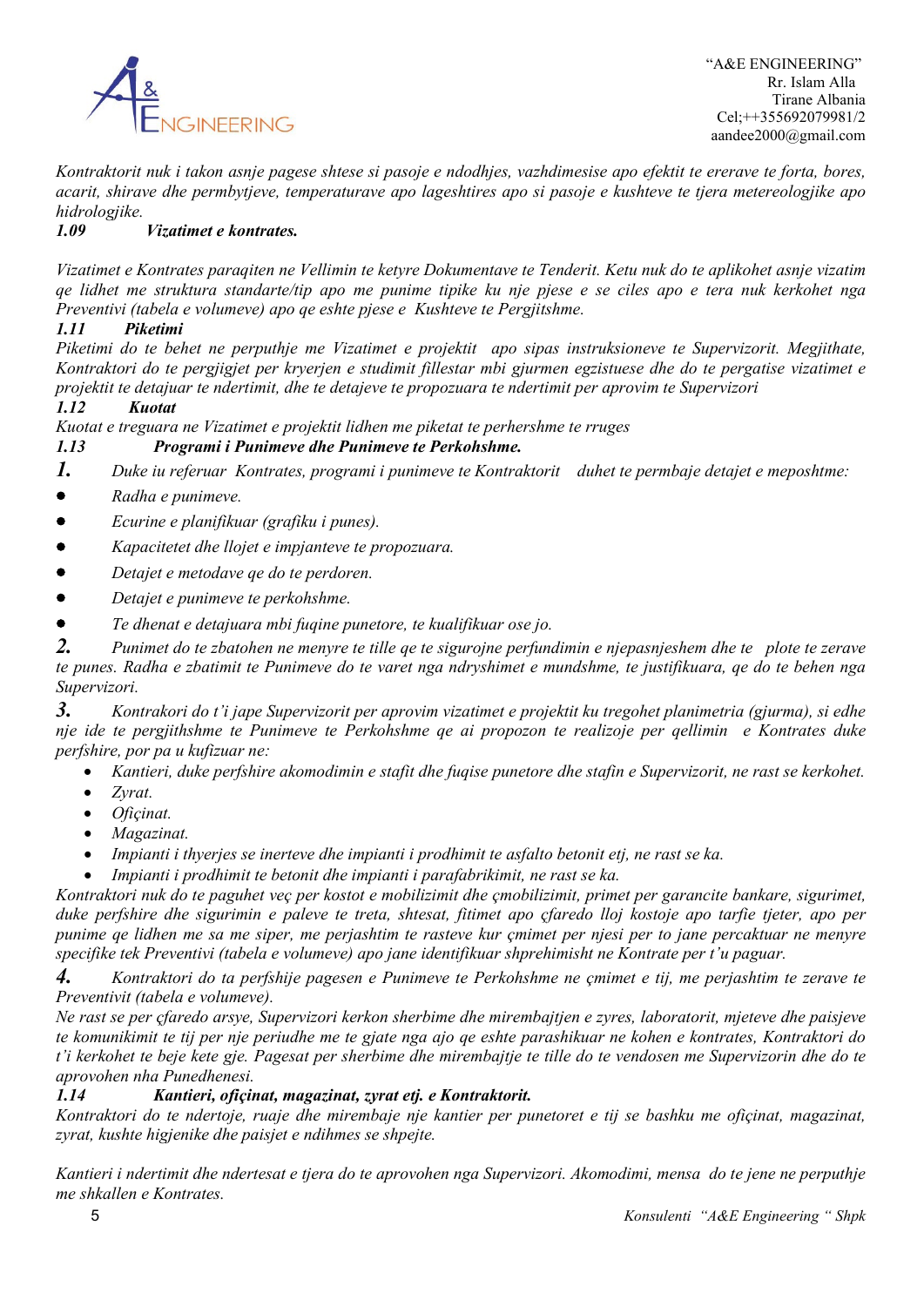*Kontraktorit nuk i takon asnje pagese shtese si pasoje e ndodhjes, vazhdimesise apo efektit te ererave te forta, bores, acarit, shirave dhe permbytjeve, temperaturave apo lageshtires apo si pasoje e kushteve te tjera metereologjike apo hidrologjike.*

### *1.09 Vizatimet e kontrates.*

*Vizatimet e Kontrates paraqiten ne Vellimin te ketyre Dokumentave te Tenderit. Ketu nuk do te aplikohet asnje vizatim qe lidhet me struktura standarte/tip apo me punime tipike ku nje pjese e se ciles apo e tera nuk kerkohet nga Preventivi (tabela e volumeve) apo qe eshte pjese e Kushteve te Pergjitshme.*

### *1.11 Piketimi*

*Piketimi do te behet ne perputhje me Vizatimet e projektit apo sipas instruksioneve te Supervizorit. Megjithate, Kontraktori do te pergjigjet per kryerjen e studimit fillestar mbi gjurmen egzistuese dhe do te pergatise vizatimet e projektit te detajuar te ndertimit, dhe te detajeve te propozuara te ndertimit per aprovim te Supervizori*

### *1.12 Kuotat*

*Kuotat e treguara ne Vizatimet e projektit lidhen me piketat te perhershme te rruges*

### *1.13 Programi i Punimeve dhe Punimeve te Perkohshme.*

***1.*** *Duke iu referuar Kontrates, programi i punimeve te Kontraktorit duhet te permbaje detajet e meposhtme:*

- *Radha e punimeve.*
- *Ecurine e planifikuar (grafiku i punes).*
- *Kapacitetet dhe llojet e impjanteve te propozuara.*
- *Detajet e metodave qe do te perdoren.*
- *Detajet e punimeve te perkohshme.*
- *Te dhenat e detajuara mbi fuqine punetore, te kualifikuar ose jo.*

***2.*** *Punimet do te zbatohen ne menyre te tille qe te sigurojne perfundimin e njepasnjeshem dhe te plote te zerave te punes. Radha e zbatimit te Punimeve do te varet nga ndryshimet e mundshme, te justifikuara, qe do te behen nga Supervizori.*

***3.*** *Kontrakori do t'i jape Supervizorit per aprovim vizatimet e projektit ku tregohet planimetria (gjurma), si edhe nje ide te pergjithshme te Punimeve te Perkohshme qe ai propozon te realizoje per qellimin e Kontrates duke perfshire, por pa u kufizuar ne:*

- *Kantieri, duke perfshire akomodimin e stafit dhe fuqise punetore dhe stafin e Supervizorit, ne rast se kerkohet.*
- *Zyrat.*
- *Ofiçinat.*
- *Magazinat.*
- *Impianti i thyerjes se inerteve dhe impianti i prodhimit te asfalto betonit etj, ne rast se ka.*
- *Impianti i prodhimit te betonit dhe impianti i parafabrikimit, ne rast se ka.*

*Kontraktori nuk do te paguhet veç per kostot e mobilizimit dhe çmobilizimit, primet per garancite bankare, sigurimet, duke perfshire dhe sigurimin e paleve te treta, shtesat, fitimet apo çfaredo lloj kostoje apo tarfie tjeter, apo per punime qe lidhen me sa me siper, me perjashtim te rasteve kur çmimet per njesi per to jane percaktuar ne menyre specifike tek Preventivi (tabela e volumeve) apo jane identifikuar shprehimisht ne Kontrate per t'u paguar.*

***4.*** *Kontraktori do ta perfshije pagesen e Punimeve te Perkohshme ne çmimet e tij, me perjashtim te zerave te Preventivit (tabela e volumeve).*

*Ne rast se per çfaredo arsye, Supervizori kerkon sherbime dhe mirembajtjen e zyres, laboratorit, mjeteve dhe paisjeve te komunikimit te tij per nje periudhe me te gjate nga ajo qe eshte parashikuar ne kohen e kontrates, Kontraktori do t'i kerkohet te beje kete gje. Pagesat per sherbime dhe mirembajtje te tille do te vendosen me Supervizorin dhe do te aprovohen nha Punedhenesi.*

### *1.14 Kantieri, ofiçinat, magazinat, zyrat etj. e Kontraktorit.*

*Kontraktori do te ndertoje, ruaje dhe mirembaje nje kantier per punetoret e tij se bashku me ofiçinat, magazinat, zyrat, kushte higjenike dhe paisjet e ndihmes se shpejte.*

*Kantieri i ndertimit dhe ndertesat e tjera do te aprovohen nga Supervizori. Akomodimi, mensa do te jene ne perputhje me shkallen e Kontrates.*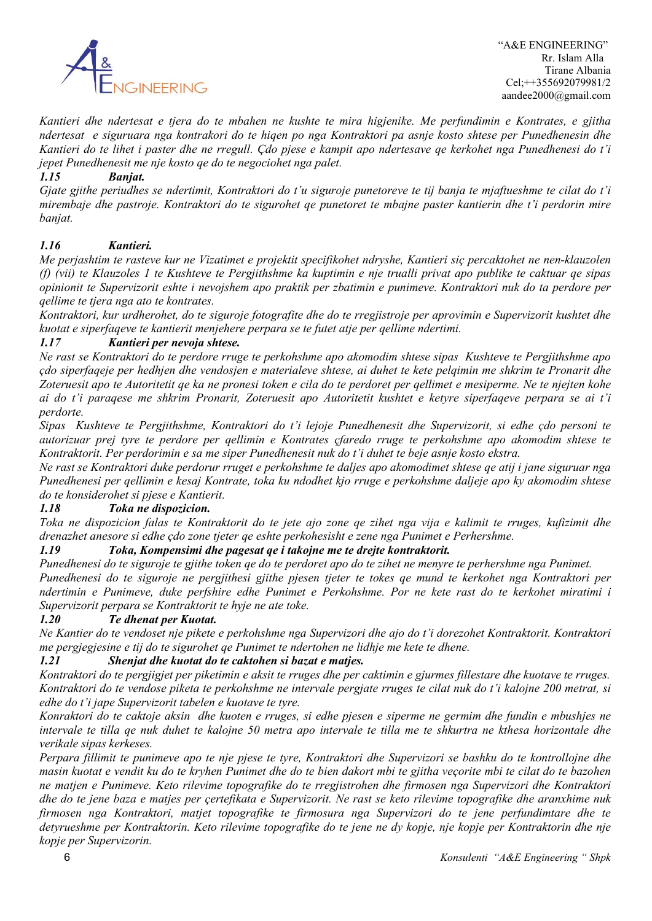*Kantieri dhe ndertesat e tjera do te mbahen ne kushte te mira higjenike. Me perfundimin e Kontrates, e gjitha ndertesat e siguruara nga kontrakori do te hiqen po nga Kontraktori pa asnje kosto shtese per Punedhenesin dhe Kantieri do te lihet i paster dhe ne rregull. Çdo pjese e kampit apo ndertesave qe kerkohet nga Punedhenesi do t'i jepet Punedhenesit me nje kosto qe do te negociohet nga palet.*

### *1.15 Banjat.*

*Gjate gjithe periudhes se ndertimit, Kontraktori do t'u siguroje punetoreve te tij banja te mjaftueshme te cilat do t'i mirembaje dhe pastroje. Kontraktori do te sigurohet qe punetoret te mbajne paster kantierin dhe t'i perdorin mire banjat.*

### *1.16 Kantieri.*

*Me perjashtim te rasteve kur ne Vizatimet e projektit specifikohet ndryshe, Kantieri siç percaktohet ne nen-klauzolen (f) (vii) te Klauzoles 1 te Kushteve te Pergjithshme ka kuptimin e nje trualli privat apo publike te caktuar qe sipas opinionit te Supervizorit eshte i nevojshem apo praktik per zbatimin e punimeve. Kontraktori nuk do ta perdore per qellime te tjera nga ato te kontrates.*

*Kontraktori, kur urdherohet, do te siguroje fotografite dhe do te rregjistroje per aprovimin e Supervizorit kushtet dhe kuotat e siperfaqeve te kantierit menjehere perpara se te futet atje per qellime ndertimi.*

### *1.17 Kantieri per nevoja shtese.*

*Ne rast se Kontraktori do te perdore rruge te perkohshme apo akomodim shtese sipas Kushteve te Pergjithshme apo çdo siperfaqeje per hedhjen dhe vendosjen e materialeve shtese, ai duhet te kete pelqimin me shkrim te Pronarit dhe Zoteruesit apo te Autoritetit qe ka ne pronesi token e cila do te perdoret per qellimet e mesiperme. Ne te njejten kohe ai do t'i paraqese me shkrim Pronarit, Zoteruesit apo Autoritetit kushtet e ketyre siperfaqeve perpara se ai t'i perdorte.*

*Sipas Kushteve te Pergjithshme, Kontraktori do t'i lejoje Punedhenesit dhe Supervizorit, si edhe çdo personi te autorizuar prej tyre te perdore per qellimin e Kontrates çfaredo rruge te perkohshme apo akomodim shtese te Kontraktorit. Per perdorimin e sa me siper Punedhenesit nuk do t'i duhet te beje asnje kosto ekstra.*

*Ne rast se Kontraktori duke perdorur rruget e perkohshme te daljes apo akomodimet shtese qe atij i jane siguruar nga Punedhenesi per qellimin e kesaj Kontrate, toka ku ndodhet kjo rruge e perkohshme daljeje apo ky akomodim shtese do te konsiderohet si pjese e Kantierit.*

### *1.18 Toka ne dispozicion.*

*Toka ne dispozicion falas te Kontraktorit do te jete ajo zone qe zihet nga vija e kalimit te rruges, kufizimit dhe drenazhet anesore si edhe çdo zone tjeter qe eshte perkohesisht e zene nga Punimet e Perhershme.*

### *1.19 Toka, Kompensimi dhe pagesat qe i takojne me te drejte kontraktorit.*

*Punedhenesi do te siguroje te gjithe token qe do te perdoret apo do te zihet ne menyre te perhershme nga Punimet.*

*Punedhenesi do te siguroje ne pergjithesi gjithe pjesen tjeter te tokes qe mund te kerkohet nga Kontraktori per ndertimin e Punimeve, duke perfshire edhe Punimet e Perkohshme. Por ne kete rast do te kerkohet miratimi i Supervizorit perpara se Kontraktorit te hyje ne ate toke.*

### *1.20 Te dhenat per Kuotat.*

*Ne Kantier do te vendoset nje pikete e perkohshme nga Supervizori dhe ajo do t'i dorezohet Kontraktorit. Kontraktori me pergjegjesine e tij do te sigurohet qe Punimet te ndertohen ne lidhje me kete te dhene.*

### *1.21 Shenjat dhe kuotat do te caktohen si bazat e matjes.*

*Kontraktori do te pergjigjet per piketimin e aksit te rruges dhe per caktimin e gjurmes fillestare dhe kuotave te rruges. Kontraktori do te vendose piketa te perkohshme ne intervale pergjate rruges te cilat nuk do t'i kalojne 200 metrat, si edhe do t'i jape Supervizorit tabelen e kuotave te tyre.*

*Konraktori do te caktoje aksin dhe kuoten e rruges, si edhe pjesen e siperme ne germim dhe fundin e mbushjes ne intervale te tilla qe nuk duhet te kalojne 50 metra apo intervale te tilla me te shkurtra ne kthesa horizontale dhe verikale sipas kerkeses.*

*Perpara fillimit te punimeve apo te nje pjese te tyre, Kontraktori dhe Supervizori se bashku do te kontrollojne dhe masin kuotat e vendit ku do te kryhen Punimet dhe do te bien dakort mbi te gjitha veçorite mbi te cilat do te bazohen ne matjen e Punimeve. Keto rilevime topografike do te rregjistrohen dhe firmosen nga Supervizori dhe Kontraktori dhe do te jene baza e matjes per çertefikata e Supervizorit. Ne rast se keto rilevime topografike dhe aranxhime nuk firmosen nga Kontraktori, matjet topografike te firmosura nga Supervizori do te jene perfundimtare dhe te detyrueshme per Kontraktorin. Keto rilevime topografike do te jene ne dy kopje, nje kopje per Kontraktorin dhe nje kopje per Supervizorin.*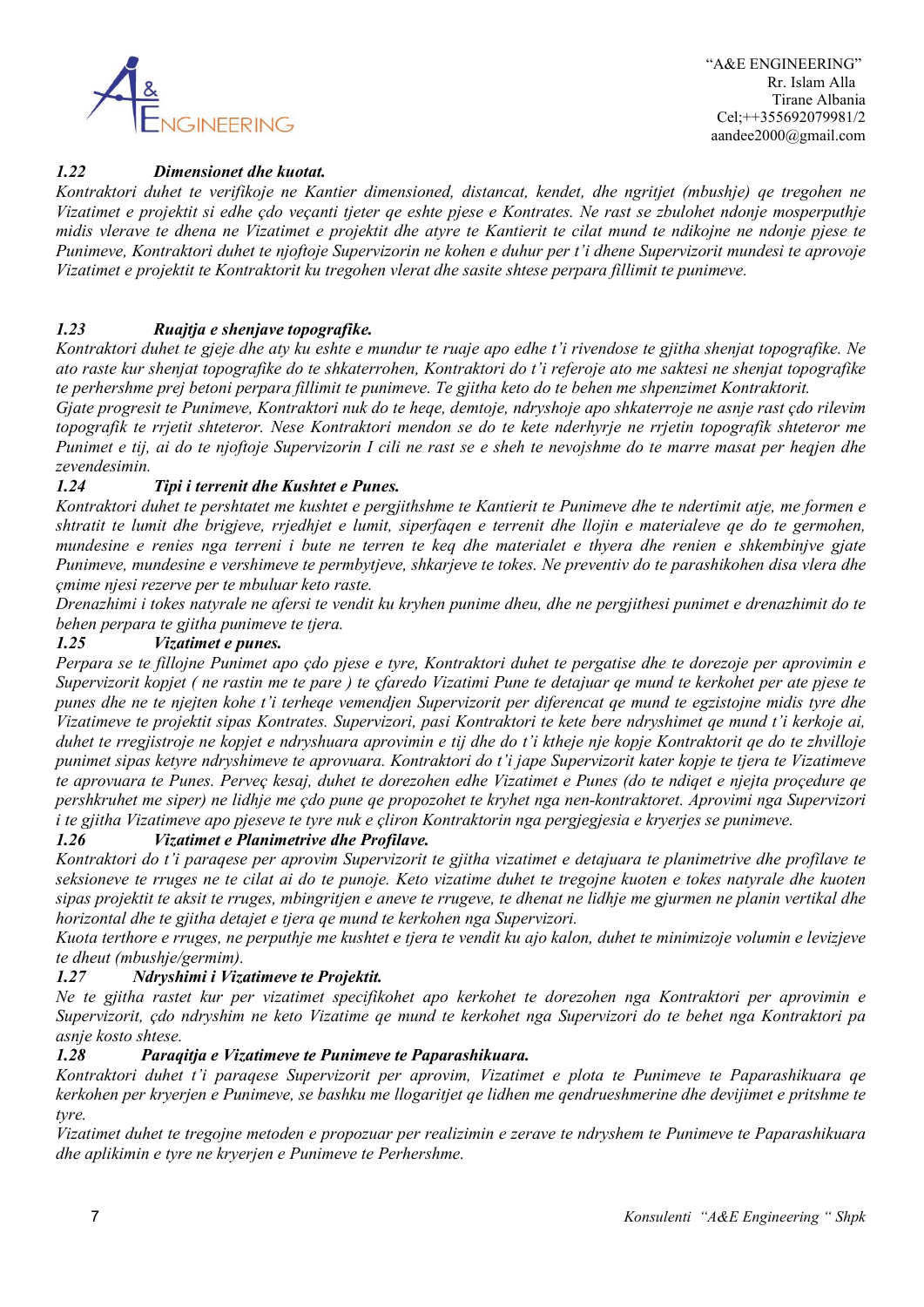### *1.22 Dimensionet dhe kuotat.*

*Kontraktori duhet te verifikoje ne Kantier dimensioned, distancat, kendet, dhe ngritjet (mbushje) qe tregohen ne Vizatimet e projektit si edhe çdo veçanti tjeter qe eshte pjese e Kontrates. Ne rast se zbulohet ndonje mosperputhje midis vlerave te dhena ne Vizatimet e projektit dhe atyre te Kantierit te cilat mund te ndikojne ne ndonje pjese te Punimeve, Kontraktori duhet te njoftoje Supervizorin ne kohen e duhur per t'i dhene Supervizorit mundesi te aprovoje Vizatimet e projektit te Kontraktorit ku tregohen vlerat dhe sasite shtese perpara fillimit te punimeve.*

### *1.23 Ruajtja e shenjave topografike.*

*Kontraktori duhet te gjeje dhe aty ku eshte e mundur te ruaje apo edhe t'i rivendose te gjitha shenjat topografike. Ne ato raste kur shenjat topografike do te shkaterrohen, Kontraktori do t'i referoje ato me saktesi ne shenjat topografike te perhershme prej betoni perpara fillimit te punimeve. Te gjitha keto do te behen me shpenzimet Kontraktorit.*

*Gjate progresit te Punimeve, Kontraktori nuk do te heqe, demtoje, ndryshoje apo shkaterroje ne asnje rast çdo rilevim topografik te rrjetit shteteror. Nese Kontraktori mendon se do te kete nderhyrje ne rrjetin topografik shteteror me Punimet e tij, ai do te njoftoje Supervizorin I cili ne rast se e sheh te nevojshme do te marre masat per heqjen dhe zevendesimin.*

### *1.24 Tipi i terrenit dhe Kushtet e Punes.*

*Kontraktori duhet te pershtatet me kushtet e pergjithshme te Kantierit te Punimeve dhe te ndertimit atje, me formen e shtratit te lumit dhe brigjeve, rrjedhjet e lumit, siperfaqen e terrenit dhe llojin e materialeve qe do te germohen, mundesine e renies nga terreni i bute ne terren te keq dhe materialet e thyera dhe renien e shkembinjve gjate Punimeve, mundesine e vershimeve te permbytjeve, shkarjeve te tokes. Ne preventiv do te parashikohen disa vlera dhe çmime njesi rezerve per te mbuluar keto raste.*

*Drenazhimi i tokes natyrale ne afersi te vendit ku kryhen punime dheu, dhe ne pergjithesi punimet e drenazhimit do te behen perpara te gjitha punimeve te tjera.*

### *1.25 Vizatimet e punes.*

*Perpara se te fillojne Punimet apo çdo pjese e tyre, Kontraktori duhet te pergatise dhe te dorezoje per aprovimin e Supervizorit kopjet ( ne rastin me te pare ) te çfaredo Vizatimi Pune te detajuar qe mund te kerkohet per ate pjese te punes dhe ne te njejten kohe t'i terheqe vemendjen Supervizorit per diferencat qe mund te egzistojne midis tyre dhe Vizatimeve te projektit sipas Kontrates. Supervizori, pasi Kontraktori te kete bere ndryshimet qe mund t'i kerkoje ai, duhet te rregjistroje ne kopjet e ndryshuara aprovimin e tij dhe do t'i ktheje nje kopje Kontraktorit qe do te zhvilloje punimet sipas ketyre ndryshimeve te aprovuara. Kontraktori do t'i jape Supervizorit kater kopje te tjera te Vizatimeve te aprovuara te Punes. Perveç kesaj, duhet te dorezohen edhe Vizatimet e Punes (do te ndiqet e njejta proçedure qe pershkruhet me siper) ne lidhje me çdo pune qe propozohet te kryhet nga nen-kontraktoret. Aprovimi nga Supervizori i te gjitha Vizatimeve apo pjeseve te tyre nuk e çliron Kontraktorin nga pergjegjesia e kryerjes se punimeve.*

### *1.26 Vizatimet e Planimetrive dhe Profilave.*

*Kontraktori do t'i paraqese per aprovim Supervizorit te gjitha vizatimet e detajuara te planimetrive dhe profilave te seksioneve te rruges ne te cilat ai do te punoje. Keto vizatime duhet te tregojne kuoten e tokes natyrale dhe kuoten sipas projektit te aksit te rruges, mbingritjen e aneve te rrugeve, te dhenat ne lidhje me gjurmen ne planin vertikal dhe horizontal dhe te gjitha detajet e tjera qe mund te kerkohen nga Supervizori.*

*Kuota terthore e rruges, ne perputhje me kushtet e tjera te vendit ku ajo kalon, duhet te minimizoje volumin e levizjeve te dheut (mbushje/germim).*

### *1.27 Ndryshimi i Vizatimeve te Projektit.*

*Ne te gjitha rastet kur per vizatimet specifikohet apo kerkohet te dorezohen nga Kontraktori per aprovimin e Supervizorit, çdo ndryshim ne keto Vizatime qe mund te kerkohet nga Supervizori do te behet nga Kontraktori pa asnje kosto shtese.*

### *1.28 Paraqitja e Vizatimeve te Punimeve te Paparashikuara.*

*Kontraktori duhet t'i paraqese Supervizorit per aprovim, Vizatimet e plota te Punimeve te Paparashikuara qe kerkohen per kryerjen e Punimeve, se bashku me llogaritjet qe lidhen me qendrueshmerine dhe devijimet e pritshme te tyre.*

*Vizatimet duhet te tregojne metoden e propozuar per realizimin e zerave te ndryshem te Punimeve te Paparashikuara dhe aplikimin e tyre ne kryerjen e Punimeve te Perhershme.*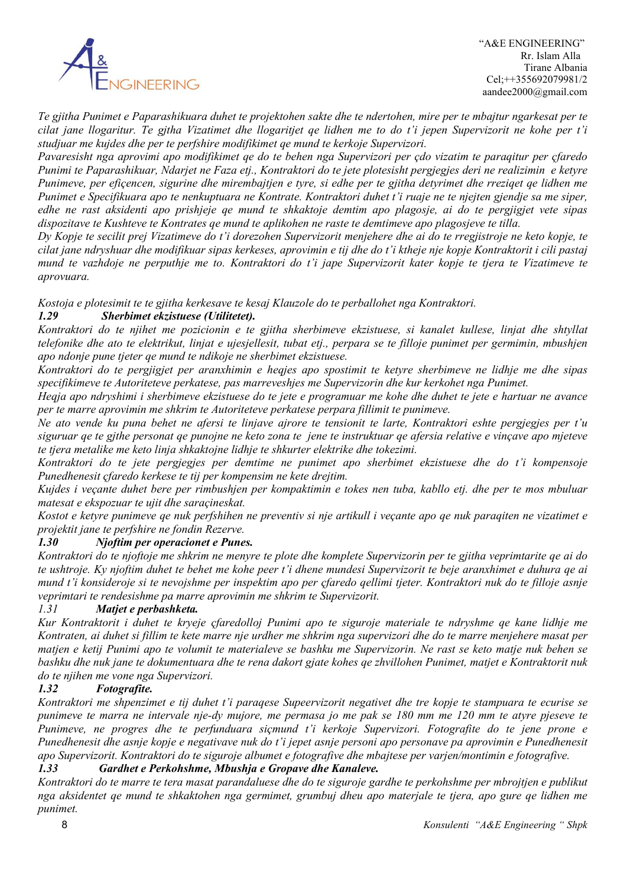*Te gjitha Punimet e Paparashikuara duhet te projektohen sakte dhe te ndertohen, mire per te mbajtur ngarkesat per te cilat jane llogaritur. Te gjtha Vizatimet dhe llogaritjet qe lidhen me to do t'i jepen Supervizorit ne kohe per t'i studjuar me kujdes dhe per te perfshire modifikimet qe mund te kerkoje Supervizori.*

*Pavaresisht nga aprovimi apo modifikimet qe do te behen nga Supervizori per çdo vizatim te paraqitur per çfaredo Punimi te Paparashikuar, Ndarjet ne Faza etj., Kontraktori do te jete plotesisht pergjegjes deri ne realizimin e ketyre Punimeve, per efiçencen, sigurine dhe mirembajtjen e tyre, si edhe per te gjitha detyrimet dhe rreziqet qe lidhen me Punimet e Specifikuara apo te nenkuptuara ne Kontrate. Kontraktori duhet t'i ruaje ne te njejten gjendje sa me siper, edhe ne rast aksidenti apo prishjeje qe mund te shkaktoje demtim apo plagosje, ai do te pergjigjet vete sipas dispozitave te Kushteve te Kontrates qe mund te aplikohen ne raste te demtimeve apo plagosjeve te tilla.*

*Dy Kopje te secilit prej Vizatimeve do t'i dorezohen Supervizorit menjehere dhe ai do te rregjistroje ne keto kopje, te cilat jane ndryshuar dhe modifikuar sipas kerkeses, aprovimin e tij dhe do t'i ktheje nje kopje Kontraktorit i cili pastaj mund te vazhdoje ne perputhje me to. Kontraktori do t'i jape Supervizorit kater kopje te tjera te Vizatimeve te aprovuara.*

*Kostoja e plotesimit te te gjitha kerkesave te kesaj Klauzole do te perballohet nga Kontraktori.*

***1.29 Sherbimet ekzistuese (Utilitetet).***

*Kontraktori do te njihet me pozicionin e te gjitha sherbimeve ekzistuese, si kanalet kullese, linjat dhe shtyllat telefonike dhe ato te elektrikut, linjat e ujesjellesit, tubat etj., perpara se te filloje punimet per germimin, mbushjen apo ndonje pune tjeter qe mund te ndikoje ne sherbimet ekzistuese.*

*Kontraktori do te pergjigjet per aranxhimin e heqjes apo spostimit te ketyre sherbimeve ne lidhje me dhe sipas specifikimeve te Autoriteteve perkatese, pas marreveshjes me Supervizorin dhe kur kerkohet nga Punimet.*

*Heqja apo ndryshimi i sherbimeve ekzistuese do te jete e programuar me kohe dhe duhet te jete e hartuar ne avance per te marre aprovimin me shkrim te Autoriteteve perkatese perpara fillimit te punimeve.*

*Ne ato vende ku puna behet ne afersi te linjave ajrore te tensionit te larte, Kontraktori eshte pergjegjes per t'u siguruar qe te gjthe personat qe punojne ne keto zona te jene te instruktuar qe afersia relative e vinçave apo mjeteve te tjera metalike me keto linja shkaktojne lidhje te shkurter elektrike dhe tokezimi.*

*Kontraktori do te jete pergjegjes per demtime ne punimet apo sherbimet ekzistuese dhe do t'i kompensoje Punedhenesit çfaredo kerkese te tij per kompensim ne kete drejtim.*

*Kujdes i veçante duhet bere per rimbushjen per kompaktimin e tokes nen tuba, kabllo etj. dhe per te mos mbuluar matesat e ekspozuar te ujit dhe saraçineskat.*

*Kostot e ketyre punimeve qe nuk perfshihen ne preventiv si nje artikull i veçante apo qe nuk paraqiten ne vizatimet e projektit jane te perfshire ne fondin Rezerve.*

***1.30 Njoftim per operacionet e Punes.***

*Kontraktori do te njoftoje me shkrim ne menyre te plote dhe komplete Supervizorin per te gjitha veprimtarite qe ai do te ushtroje. Ky njoftim duhet te behet me kohe peer t'i dhene mundesi Supervizorit te beje aranxhimet e duhura qe ai mund t'i konsideroje si te nevojshme per inspektim apo per çfaredo qellimi tjeter. Kontraktori nuk do te filloje asnje veprimtari te rendesishme pa marre aprovimin me shkrim te Supervizorit.*

*1.31* ***Matjet e perbashketa.***

*Kur Kontraktorit i duhet te kryeje çfaredolloj Punimi apo te siguroje materiale te ndryshme qe kane lidhje me Kontraten, ai duhet si fillim te kete marre nje urdher me shkrim nga supervizori dhe do te marre menjehere masat per matjen e ketij Punimi apo te volumit te materialeve se bashku me Supervizorin. Ne rast se keto matje nuk behen se bashku dhe nuk jane te dokumentuara dhe te rena dakort gjate kohes qe zhvillohen Punimet, matjet e Kontraktorit nuk do te njihen me vone nga Supervizori.*

***1.32 Fotografite.***

*Kontraktori me shpenzimet e tij duhet t'i paraqese Supeervizorit negativet dhe tre kopje te stampuara te ecurise se punimeve te marra ne intervale nje-dy mujore, me permasa jo me pak se 180 mm me 120 mm te atyre pjeseve te Punimeve, ne progres dhe te perfunduara siçmund t'i kerkoje Supervizori. Fotografite do te jene prone e Punedhenesit dhe asnje kopje e negativave nuk do t'i jepet asnje personi apo personave pa aprovimin e Punedhenesit apo Supervizorit. Kontraktori do te siguroje albumet e fotografive dhe mbajtese per varjen/montimin e fotografive.*

***1.33 Gardhet e Perkohshme, Mbushja e Gropave dhe Kanaleve.***

*Kontraktori do te marre te tera masat parandaluese dhe do te siguroje gardhe te perkohshme per mbrojtjen e publikut nga aksidentet qe mund te shkaktohen nga germimet, grumbuj dheu apo materjale te tjera, apo gure qe lidhen me punimet.*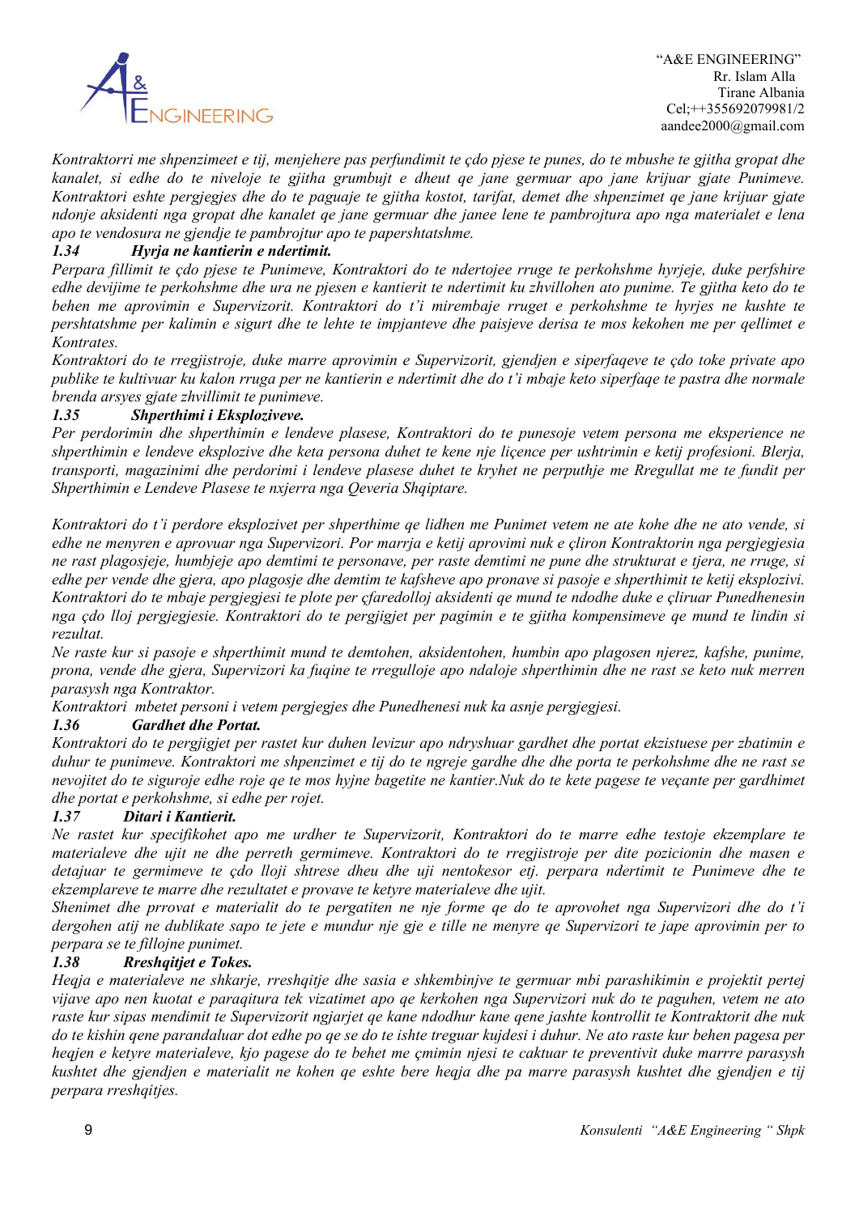*Kontraktorri me shpenzimeet e tij, menjehere pas perfundimit te çdo pjese te punes, do te mbushe te gjitha gropat dhe kanalet, si edhe do te niveloje te gjitha grumbujt e dheut qe jane germuar apo jane krijuar gjate Punimeve. Kontraktori eshte pergjegjes dhe do te paguaje te gjitha kostot, tarifat, demet dhe shpenzimet qe jane krijuar gjate ndonje aksidenti nga gropat dhe kanalet qe jane germuar dhe janee lene te pambrojtura apo nga materialet e lena apo te vendosura ne gjendje te pambrojtur apo te papershtatshme.*

### *1.34 Hyrja ne kantierin e ndertimit.*

*Perpara fillimit te çdo pjese te Punimeve, Kontraktori do te ndertojee rruge te perkohshme hyrjeje, duke perfshire edhe devijime te perkohshme dhe ura ne pjesen e kantierit te ndertimit ku zhvillohen ato punime. Te gjitha keto do te behen me aprovimin e Supervizorit. Kontraktori do t'i mirembaje rruget e perkohshme te hyrjes ne kushte te pershtatshme per kalimin e sigurt dhe te lehte te impjanteve dhe paisjeve derisa te mos kekohen me per qellimet e Kontrates.*

*Kontraktori do te rregjistroje, duke marre aprovimin e Supervizorit, gjendjen e siperfaqeve te çdo toke private apo publike te kultivuar ku kalon rruga per ne kantierin e ndertimit dhe do t'i mbaje keto siperfaqe te pastra dhe normale brenda arsyes gjate zhvillimit te punimeve.*

### *1.35 Shperthimi i Eksplozivëve.*

*Per perdorimin dhe shperthimin e lendeve plasese, Kontraktori do te punesoje vetem persona me eksperience ne shperthimin e lendeve eksplozive dhe keta persona duhet te kene nje liçence per ushtrimin e ketij profesioni. Blerja, transporti, magazinimi dhe perdorimi i lendeve plasese duhet te kryhet ne perputhje me Rregullat me te fundit per Shperthimin e Lendeve Plasese te nxjerra nga Qeveria Shqiptare.*

*Kontraktori do t'i perdore eksplozivet per shperthime qe lidhen me Punimet vetem ne ate kohe dhe ne ato vende, si edhe ne menyren e aprovuar nga Supervizori. Por marrja e ketij aprovimi nuk e çliron Kontraktorin nga pergjegjesia ne rast plagosjeje, humbjeje apo demtimi te personave, per raste demtimi ne pune dhe strukturat e tjera, ne rruge, si edhe per vende dhe gjera, apo plagosje dhe demtim te kafsheve apo pronave si pasoje e shperthimit te ketij eksplozivi. Kontraktori do te mbaje pergjegjesi te plote per çfaredolloj aksidenti qe mund te ndodhe duke e çliruar Punedhenesin nga çdo lloj pergjegjesie. Kontraktori do te pergjigjet per pagimin e te gjitha kompensimeve qe mund te lindin si rezultat.*

*Ne raste kur si pasoje e shperthimit mund te demtohen, aksidentohen, humbin apo plagosen njerez, kafshe, punime, prona, vende dhe gjera, Supervizori ka fuqine te rregulloje apo ndaloje shperthimin dhe ne rast se keto nuk merren parasysh nga Kontraktor.*

*Kontraktori mbetet personi i vetem pergjegjes dhe Punedhenesi nuk ka asnje pergjegjesi.*

### *1.36 Gardhet dhe Portat.*

*Kontraktori do te pergjigjet per rastet kur duhen levizur apo ndryshuar gardhet dhe portat ekzistuese per zbatimin e duhur te punimeve. Kontraktori me shpenzimet e tij do te ngreje gardhe dhe dhe porta te perkohshme dhe ne rast se nevojitet do te siguroje edhe roje qe te mos hyjne bagetite ne kantier.Nuk do te kete pagese te veçante per gardhimet dhe portat e perkohshme, si edhe per rojet.*

### *1.37 Ditari i Kantierit.*

*Ne rastet kur specifikohet apo me urdher te Supervizorit, Kontraktori do te marre edhe testoje ekzemplare te materialeve dhe ujit ne dhe perreth germimeve. Kontraktori do te rregjistroje per dite pozicionin dhe masen e detajuar te germimeve te çdo lloji shtrese dheu dhe uji nentokesor etj. perpara ndertimit te Punimeve dhe te ekzemplareve te marre dhe rezultatet e provave te ketyre materialeve dhe ujit.*

*Shenimet dhe prrovat e materialit do te pergatiten ne nje forme qe do te aprovohet nga Supervizori dhe do t'i dergohen atij ne dublikate sapo te jete e mundur nje gje e tille ne menyre qe Supervizori te jape aprovimin per to perpara se te fillojne punimet.*

### *1.38 Rreshqitjet e Tokes.*

*Heqja e materialeve ne shkarje, rreshqitje dhe sasia e shkembinjve te germuar mbi parashikimin e projektit pertej vijave apo nen kuotat e paraqitura tek vizatimet apo qe kerkohen nga Supervizori nuk do te paguhen, vetem ne ato raste kur sipas mendimit te Supervizorit ngjarjet qe kane ndodhur kane qene jashte kontrollit te Kontraktorit dhe nuk do te kishin qene parandaluar dot edhe po qe se do te ishte treguar kujdesi i duhur. Ne ato raste kur behen pagesa per heqjen e ketyre materialeve, kjo pagese do te behet me çmimin njesi te caktuar te preventivit duke marrre parasysh kushtet dhe gjendjen e materialit ne kohen qe eshte bere heqja dhe pa marre parasysh kushtet dhe gjendjen e tij perpara rreshqitjes.*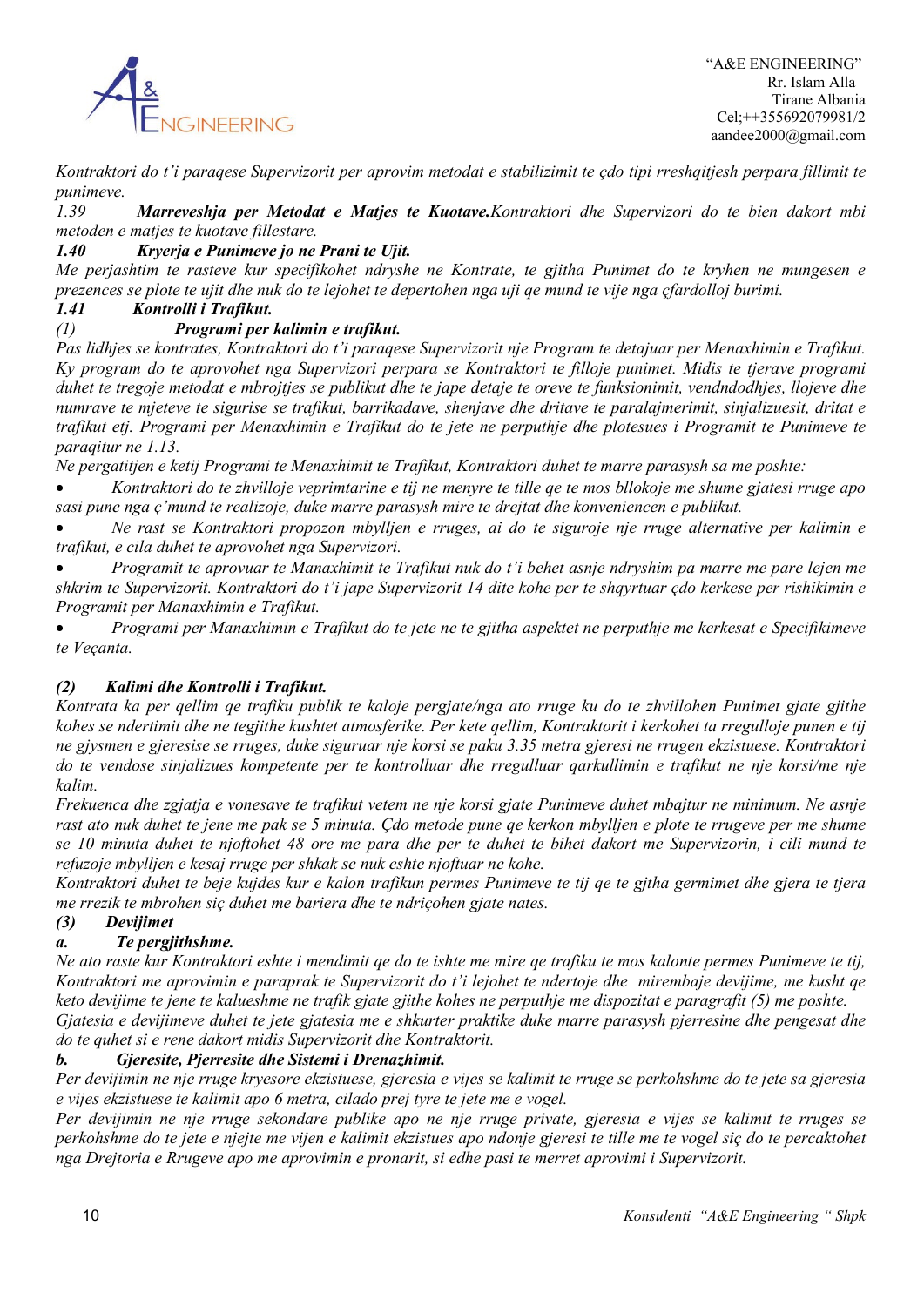*Kontraktori do t'i paraqese Supervizorit per aprovim metodat e stabilizimit te çdo tipi rreshqitjesh perpara fillimit te punimeve.*

*1.39* ***Marreveshja per Metodat e Matjes te Kuotave.****Kontraktori dhe Supervizori do te bien dakort mbi metoden e matjes te kuotave fillestare.*

***1.40 Kryerja e Punimeve jo ne Prani te Ujit.***

*Me perjashtim te rasteve kur specifikohet ndryshe ne Kontrate, te gjitha Punimet do te kryhen ne mungesen e prezences se plote te ujit dhe nuk do te lejohet te depertohen nga uji qe mund te vije nga çfardolloj burimi.*

***1.41 Kontrolli i Trafikut.***

***(1) Programi per kalimin e trafikut.***

*Pas lidhjes se kontrates, Kontraktori do t'i paraqese Supervizorit nje Program te detajuar per Menaxhimin e Trafikut. Ky program do te aprovohet nga Supervizori perpara se Kontraktori te filloje punimet. Midis te tjerave programi duhet te tregoje metodat e mbrojtjes se publikut dhe te jape detaje te oreve te funksionimit, vendndodhjes, llojeve dhe numrave te mjeteve te sigurise se trafikut, barrikadave, shenjave dhe dritave te paralajmerimit, sinjalizuesit, dritat e trafikut etj. Programi per Menaxhimin e Trafikut do te jete ne perputhje dhe plotesues i Programit te Punimeve te paraqitur ne 1.13.*

*Ne pergatitjen e ketij Programi te Menaxhimit te Trafikut, Kontraktori duhet te marre parasysh sa me poshte:*

- *Kontraktori do te zhvilloje veprimtarine e tij ne menyre te tille qe te mos bllokoje me shume gjatesi rruge apo sasi pune nga ç'mund te realizoje, duke marre parasysh mire te drejtat dhe konveniencen e publikut.*
- *Ne rast se Kontraktori propozon mbylljen e rruges, ai do te siguroje nje rruge alternative per kalimin e trafikut, e cila duhet te aprovohet nga Supervizori.*
- *Programit te aprovuar te Manaxhimit te Trafikut nuk do t'i behet asnje ndryshim pa marre me pare lejen me shkrim te Supervizorit. Kontraktori do t'i jape Supervizorit 14 dite kohe per te shqyrtuar çdo kerkese per rishikimin e Programit per Manaxhimin e Trafikut.*
- *Programi per Manaxhimin e Trafikut do te jete ne te gjitha aspektet ne perputhje me kerkesat e Specifikimeve te Veçanta.*

***(2) Kalimi dhe Kontrolli i Trafikut.***

*Kontrata ka per qellim qe trafiku publik te kaloje pergjate/nga ato rruge ku do te zhvillohen Punimet gjate gjithe kohes se ndertimit dhe ne tegjithe kushtet atmosferike. Per kete qellim, Kontraktorit i kerkohet ta rregulloje punen e tij ne gjysmen e gjeresise se rruges, duke siguruar nje korsi se paku 3.35 metra gjeresi ne rrugen ekzistuese. Kontraktori do te vendose sinjalizues kompetente per te kontrolluar dhe rregulluar qarkullimin e trafikut ne nje korsi/me nje kalim.*

*Frekuenca dhe zgjatja e vonesave te trafikut vetem ne nje korsi gjate Punimeve duhet mbajtur ne minimum. Ne asnje rast ato nuk duhet te jene me pak se 5 minuta. Çdo metode pune qe kerkon mbylljen e plote te rrugeve per me shume se 10 minuta duhet te njoftohet 48 ore me para dhe per te duhet te bihet dakort me Supervizorin, i cili mund te refuzoje mbylljen e kesaj rruge per shkak se nuk eshte njoftuar ne kohe.*

*Kontraktori duhet te beje kujdes kur e kalon trafikun permes Punimeve te tij qe te gjitha germimet dhe gjera te tjera me rrezik te mbrohen siç duhet me bariera dhe te ndriçohen gjate nates.*

***(3) Devijimet***

***a. Te pergjithshme.***

*Ne ato raste kur Kontraktori eshte i mendimit qe do te ishte me mire qe trafiku te mos kalonte permes Punimeve te tij, Kontraktori me aprovimin e paraprak te Supervizorit do t'i lejohet te ndertoje dhe mirembaje devijime, me kusht qe keto devijime te jene te kalueshme me trafik gjate gjithe kohes ne perputhje me dispozitat e paragrafit (5) me poshte.*

*Gjatesia e devijimeve duhet te jete gjatesia me e shkurter praktike duke marre parasysh pjerresine dhe pengesat dhe do te quhet si e rene dakort midis Supervizorit dhe Kontraktorit.*

***b. Gjeresite, Pjerresite dhe Sistemi i Drenazhimit.***

*Per devijimin ne nje rruge kryesore ekzistuese, gjeresia e vijes se kalimit te rruge se perkohshme do te jete sa gjeresia e vijes ekzistuese te kalimit apo 6 metra, cilado prej tyre te jete me e vogel.*

*Per devijimin ne nje rruge sekondare publike apo ne nje rruge private, gjeresia e vijes se kalimit te rruges se perkohshme do te jete e njejte me vijen e kalimit ekzistues apo ndonje gjeresi te tille me te vogel siç do te percaktohet nga Drejtoria e Rrugeve apo me aprovimin e pronarit, si edhe pasi te merret aprovimi i Supervizorit.*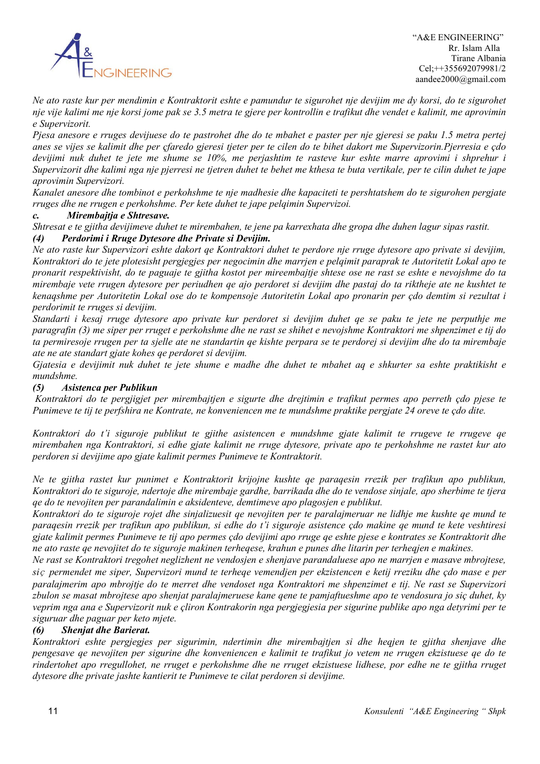*Ne ato raste kur per mendimin e Kontraktorit eshte e pamundur te sigurohet nje devijim me dy korsi, do te sigurohet nje vije kalimi me nje korsi jome pak se 3.5 metra te gjere per kontrollin e trafikut dhe vendet e kalimit, me aprovimin e Supervizorit.*

*Pjesa anesore e rruges devijuese do te pastrohet dhe do te mbahet e paster per nje gjeresi se paku 1.5 metra pertej anes se vijes se kalimit dhe per çfaredo gjeresi tjeter per te cilen do te bihet dakort me Supervizorin.Pjerresia e çdo devijimi nuk duhet te jete me shume se 10%, me perjashtim te rasteve kur eshte marre aprovimi i shprehur i Supervizorit dhe kalimi nga nje pjerresi ne tjetren duhet te behet me kthesa te buta vertikale, per te cilin duhet te jape aprovimin Supervizori.*

*Kanalet anesore dhe tombinot e perkohshme te nje madhesie dhe kapaciteti te pershtatshem do te sigurohen pergjate rruges dhe ne rrugen e perkohshme. Per kete duhet te jape pelqimin Supervizoi.*

***c. Mirembajtja e Shtresave.***

*Shtresat e te gjitha devijimeve duhet te mirembahen, te jene pa karrexhata dhe gropa dhe duhen lagur sipas rastit.*

***(4) Perdorimi i Rruge Dytesore dhe Private si Devijim.***

*Ne ato raste kur Supervizori eshte dakort qe Kontraktori duhet te perdore nje rruge dytesore apo private si devijim, Kontraktori do te jete plotesisht pergjegjes per negocimin dhe marrjen e pelqimit paraprak te Autoritetit Lokal apo te pronarit respektivisht, do te paguaje te gjitha kostot per mireembajtje shtese ose ne rast se eshte e nevojshme do ta mirembaje vete rrugen dytesore per periudhen qe ajo perdoret si devijim dhe pastaj do ta riktheje ate ne kushtet te kenaqshme per Autoritetin Lokal ose do te kompensoje Autoritetin Lokal apo pronarin per çdo demtim si rezultat i perdorimit te rruges si devijim.*

*Standarti i kesaj rruge dytesore apo private kur perdoret si devijim duhet qe se paku te jete ne perputhje me paragrafin (3) me siper per rruget e perkohshme dhe ne rast se shihet e nevojshme Kontraktori me shpenzimet e tij do ta permiresoje rrugen per ta sjelle ate ne standartin qe kishte perpara se te perdorej si devijim dhe do ta mirembaje ate ne ate standart gjate kohes qe perdoret si devijim.*

*Gjatesia e devijimit nuk duhet te jete shume e madhe dhe duhet te mbahet aq e shkurter sa eshte praktikisht e mundshme.*

***(5) Asistenca per Publikun***

*Kontraktori do te pergjigjet per mirembajtjen e sigurte dhe drejtimin e trafikut permes apo perreth çdo pjese te Punimeve te tij te perfshira ne Kontrate, ne konveniencen me te mundshme praktike pergjate 24 oreve te çdo dite.*

*Kontraktori do t'i siguroje publikut te gjithe asistencen e mundshme gjate kalimit te rrugeve te rrugeve qe mirembahen nga Kontraktori, si edhe gjate kalimit ne rruge dytesore, private apo te perkohshme ne rastet kur ato perdoren si devijime apo gjate kalimit permes Punimeve te Kontraktorit.*

*Ne te gjitha rastet kur punimet e Kontraktorit krijojne kushte qe paraqesin rrezik per trafikun apo publikun, Kontraktori do te siguroje, ndertoje dhe mirembaje gardhe, barrikada dhe do te vendose sinjale, apo sherbime te tjera qe do te nevojiten per parandalimin e aksidenteve, demtimeve apo plagosjen e publikut.*

*Kontraktori do te siguroje rojet dhe sinjalizuesit qe nevojiten per te paralajmeruar ne lidhje me kushte qe mund te paraqesin rrezik per trafikun apo publikun, si edhe do t'i siguroje asistence çdo makine qe mund te kete veshtiresi gjate kalimit permes Punimeve te tij apo permes çdo devijimi apo rruge qe eshte pjese e kontrates se Kontraktorit dhe ne ato raste qe nevojitet do te siguroje makinen terheqese, krahun e punes dhe litarin per terheqjen e makines.*

*Ne rast se Kontraktori tregohet neglizhent ne vendosjen e shenjave parandaluese apo ne marrjen e masave mbrojtese, siç permendet me siper, Supervizori mund te terheqe vemendjen per ekzistencen e ketij rreziku dhe çdo mase e per paralajmerim apo mbrojtje do te merret dhe vendoset nga Kontraktori me shpenzimet e tij. Ne rast se Supervizori zbulon se masat mbrojtese apo shenjat paralajmeruese kane qene te pamjaftueshme apo te vendosura jo siç duhet, ky veprim nga ana e Supervizorit nuk e çliron Kontrakorin nga pergjegjesia per sigurine publike apo nga detyrimi per te siguruar dhe paguar per keto mjete.*

***(6) Shenjat dhe Barierat.***

*Kontraktori eshte pergjegjes per sigurimin, ndertimin dhe mirembajtjen si dhe heqjen te gjitha shenjave dhe pengesave qe nevojiten per sigurine dhe konveniencen e kalimit te trafikut jo vetem ne rrugen ekzistuese qe do te rindertohet apo rregullohet, ne rruget e perkohshme dhe ne rruget ekzistuese lidhese, por edhe ne te gjitha rruget dytesore dhe private jashte kantierit te Punimeve te cilat perdoren si devijime.*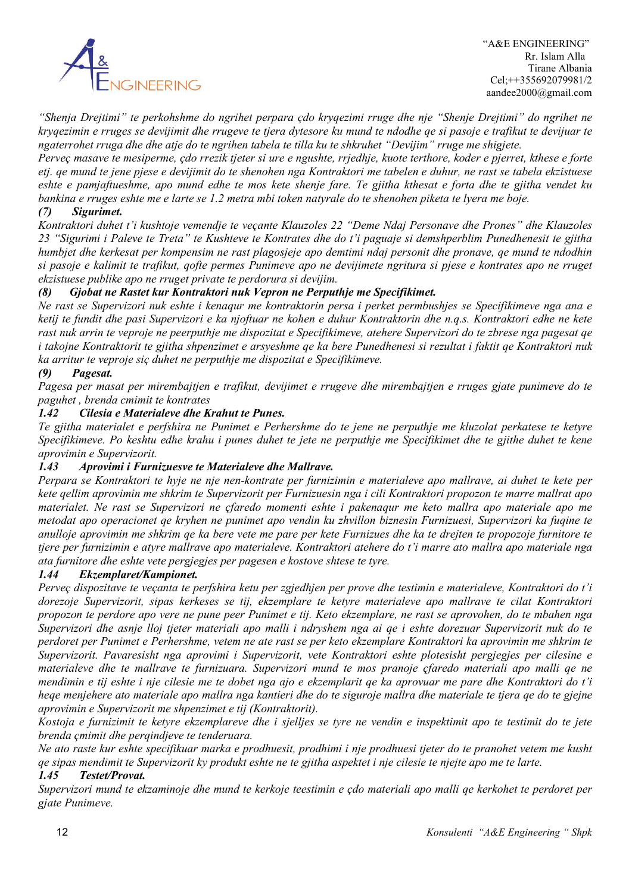*"Shenja Drejtimi" te perkohshme do ngrihet perpara çdo kryqezimi rruge dhe nje "Shenje Drejtimi" do ngrihet ne kryqezimin e rruges se devijimit dhe rrugeve te tjera dytesore ku mund te ndodhe qe si pasoje e trafikut te devijuar te ngaterrohet rruga dhe dhe atje do te ngrihen tabela te tilla ku te shkruhet "Devijim" rruge me shigjete.*

*Perveç masave te mesiperme, çdo rrezik tjeter si ure e ngushte, rrjedhje, kuote terthore, koder e pjerret, kthese e forte etj. qe mund te jene pjese e devijimit do te shenohen nga Kontraktori me tabelen e duhur, ne rast se tabela ekzistuese eshte e pamjaftueshme, apo mund edhe te mos kete shenje fare. Te gjitha kthesat e forta dhe te gjitha vendet ku bankina e rruges eshte me e larte se 1.2 metra mbi token natyrale do te shenohen piketa te lyera me boje.*

***(7) Sigurimet.***

*Kontraktori duhet t'i kushtoje vemendje te veçante Klauzoles 22 "Deme Ndaj Personave dhe Prones" dhe Klauzoles 23 "Sigurimi i Paleve te Treta" te Kushteve te Kontrates dhe do t'i paguaje si demshperblim Punedhenesit te gjitha humbjet dhe kerkesat per kompensim ne rast plagosjeje apo demtimi ndaj personit dhe pronave, qe mund te ndodhin si pasoje e kalimit te trafikut, qofte permes Punimeve apo ne devijimete ngritura si pjese e kontrates apo ne rruget ekzistuese publike apo ne rruget private te perdorura si devijim.*

***(8) Gjobat ne Rastet kur Kontraktori nuk Vepron ne Perputhje me Specifikimet.***

*Ne rast se Supervizori nuk eshte i kenaqur me kontraktorin persa i perket permbushjes se Specifikimeve nga ana e ketij te fundit dhe pasi Supervizori e ka njoftuar ne kohen e duhur Kontraktorin dhe n.q.s. Kontraktori edhe ne kete rast nuk arrin te veproje ne peerputhje me dispozitat e Specifikimeve, atehere Supervizori do te zbrese nga pagesat qe i takojne Kontraktorit te gjitha shpenzimet e arsyeshme qe ka bere Punedhenesi si rezultat i faktit qe Kontraktori nuk ka arritur te veproje siç duhet ne perputhje me dispozitat e Specifikimeve.*

***(9) Pagesat.***

*Pagesa per masat per mirembajtjen e trafikut, devijimet e rrugeve dhe mirembajtjen e rruges gjate punimeve do te paguhet , brenda cmimit te kontrates*

***1.42 Cilesia e Materialeve dhe Krahut te Punes.***

*Te gjitha materialet e perfshira ne Punimet e Perhershme do te jene ne perputhje me kluzolat perkatese te ketyre Specifikimeve. Po keshtu edhe krahu i punes duhet te jete ne perputhje me Specifikimet dhe te gjithe duhet te kene aprovimin e Supervizorit.*

***1.43 Aprovimi i Furnizuesve te Materialeve dhe Mallrave.***

*Perpara se Kontraktori te hyje ne nje nen-kontrate per furnizimin e materialeve apo mallrave, ai duhet te kete per kete qellim aprovimin me shkrim te Supervizorit per Furnizuesin nga i cili Kontraktori propozon te marre mallrat apo materialet. Ne rast se Supervizori ne çfaredo momenti eshte i pakenaqur me keto mallra apo materiale apo me metodat apo operacionet qe kryhen ne punimet apo vendin ku zhvillon biznesin Furnizuesi, Supervizori ka fuqine te anulloje aprovimin me shkrim qe ka bere vete me pare per kete Furnizues dhe ka te drejten te propozoje furnitore te tjere per furnizimin e atyre mallrave apo materialeve. Kontraktori atehere do t'i marre ato mallra apo materiale nga ata furnitore dhe eshte vete pergjegjes per pagesen e kostove shtese te tyre.*

***1.44 Ekzemplaret/Kampionet.***

*Perveç dispozitave te veçanta te perfshira ketu per zgjedhjen per prove dhe testimin e materialeve, Kontraktori do t'i dorezoje Supervizorit, sipas kerkeses se tij, ekzemplare te ketyre materialeve apo mallrave te cilat Kontraktori propozon te perdore apo vere ne pune peer Punimet e tij. Keto ekzemplare, ne rast se aprovohen, do te mbahen nga Supervizori dhe asnje lloj tjeter materiali apo malli i ndryshem nga ai qe i eshte dorezuar Supervizorit nuk do te perdoret per Punimet e Perhershme, vetem ne ate rast se per keto ekzemplare Kontraktori ka aprovimin me shkrim te Supervizorit. Pavaresisht nga aprovimi i Supervizorit, vete Kontraktori eshte plotesisht pergjegjes per cilesine e materialeve dhe te mallrave te furnizuara. Supervizori mund te mos pranoje çfaredo materiali apo malli qe ne mendimin e tij eshte i nje cilesie me te dobet nga ajo e ekzemplarit qe ka aprovuar me pare dhe Kontraktori do t'i heqe menjehere ato materiale apo mallra nga kantieri dhe do te siguroje mallra dhe materiale te tjera qe do te gjejne aprovimin e Supervizorit me shpenzimet e tij (Kontraktorit).*

*Kostoja e furnizimit te ketyre ekzemplareve dhe i sjelljes se tyre ne vendin e inspektimit apo te testimit do te jete brenda çmimit dhe perqindjeve te tenderuara.*

*Ne ato raste kur eshte specifikuar marka e prodhuesit, prodhimi i nje prodhuesi tjeter do te pranohet vetem me kusht qe sipas mendimit te Supervizorit ky produkt eshte ne te gjitha aspektet i nje cilesie te njejte apo me te larte.*

***1.45 Testet/Provat.***

*Supervizori mund te ekzaminoje dhe mund te kerkoje teestimin e çdo materiali apo malli qe kerkohet te perdoret per gjate Punimeve.*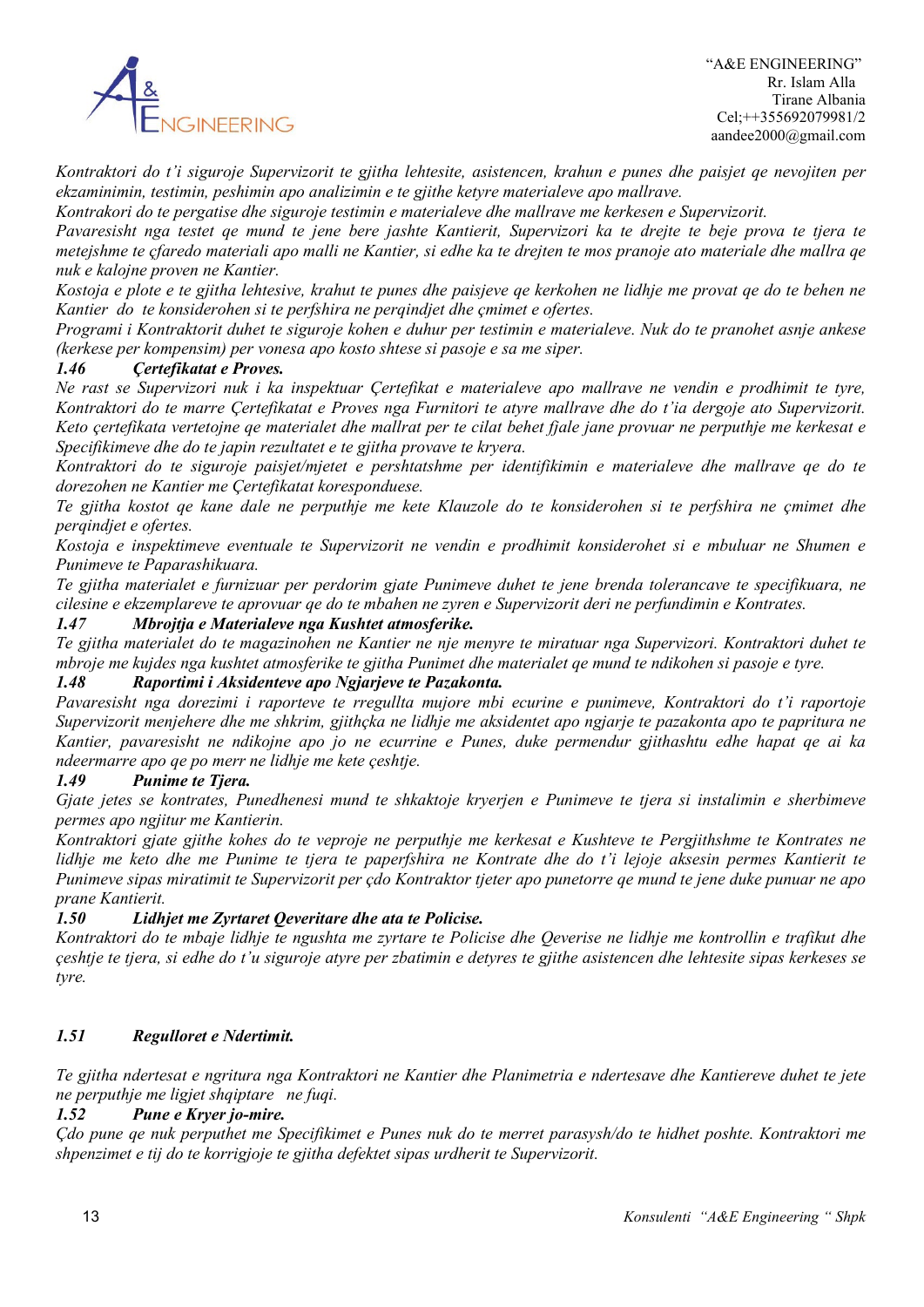*Kontraktori do t'i siguroje Supervizorit te gjitha lehtesite, asistencen, krahun e punes dhe paisjet qe nevojiten per ekzaminimin, testimin, peshimin apo analizimin e te gjithe ketyre materialeve apo mallrave.*

*Kontrakori do te pergatise dhe siguroje testimin e materialeve dhe mallrave me kerkesen e Supervizorit.*

*Pavaresisht nga testet qe mund te jene bere jashte Kantierit, Supervizori ka te drejte te beje prova te tjera te metejshme te çfaredo materiali apo malli ne Kantier, si edhe ka te drejten te mos pranoje ato materiale dhe mallra qe nuk e kalojne proven ne Kantier.*

*Kostoja e plote e te gjitha lehtesive, krahut te punes dhe paisjeve qe kerkohen ne lidhje me provat qe do te behen ne Kantier do te konsiderohen si te perfshira ne perqindjet dhe çmimet e ofertes.*

*Programi i Kontraktorit duhet te siguroje kohen e duhur per testimin e materialeve. Nuk do te pranohet asnje ankese (kerkese per kompensim) per vonesa apo kosto shtese si pasoje e sa me siper.*

### *1.46 Çertefikatat e Proves.*

*Ne rast se Supervizori nuk i ka inspektuar Çertefikat e materialeve apo mallrave ne vendin e prodhimit te tyre, Kontraktori do te marre Çertefikatat e Proves nga Furnitori te atyre mallrave dhe do t'ia dergoje ato Supervizorit. Keto çertefikata vertetojne qe materialet dhe mallrat per te cilat behet fjale jane provuar ne perputhje me kerkesat e Specifikimeve dhe do te japin rezultatet e te gjitha provave te kryera.*

*Kontraktori do te siguroje paisjet/mjetet e pershtatshme per identifikimin e materialeve dhe mallrave qe do te dorezohen ne Kantier me Çertefikatat korresponduese.*

*Te gjitha kostot qe kane dale ne perputhje me kete Klauzole do te konsiderohen si te perfshira ne çmimet dhe perqindjet e ofertes.*

*Kostoja e inspektimeve eventuale te Supervizorit ne vendin e prodhimit konsiderohet si e mbuluar ne Shumen e Punimeve te Paparashikuara.*

*Te gjitha materialet e furnizuar per perdorim gjate Punimeve duhet te jene brenda tolerancave te specifikuara, ne cilesine e ekzemplareve te aprovuar qe do te mbahen ne zyren e Supervizorit deri ne perfundimin e Kontrates.*

### *1.47 Mbrojtja e Materialeve nga Kushtet atmosferike.*

*Te gjitha materialet do te magazinohen ne Kantier ne nje menyre te miratuar nga Supervizori. Kontraktori duhet te mbroje me kujdes nga kushtet atmosferike te gjitha Punimet dhe materialet qe mund te ndikohen si pasoje e tyre.*

### *1.48 Raportimi i Aksidenteve apo Ngjarjeve te Pazakonta.*

*Pavaresisht nga dorezimi i raporteve te rregullta mujore mbi ecurine e punimeve, Kontraktori do t'i raportoje Supervizorit menjehere dhe me shkrim, gjithçka ne lidhje me aksidentet apo ngjarje te pazakonta apo te papritura ne Kantier, pavaresisht ne ndikojne apo jo ne ecurrine e Punes, duke permendur gjithashtu edhe hapat qe ai ka ndeermarre apo qe po merr ne lidhje me kete çeshtje.*

### *1.49 Punime te Tjera.*

*Gjate jetes se kontrates, Punedhenesi mund te shkaktoje kryerjen e Punimeve te tjera si instalimin e sherbimeve permes apo ngjitur me Kantierin.*

*Kontraktori gjate gjithe kohes do te veproje ne perputhje me kerkesat e Kushteve te Pergjithshme te Kontrates ne lidhje me keto dhe me Punime te tjera te paperfshira ne Kontrate dhe do t'i lejoje aksesin permes Kantierit te Punimeve sipas miratimit te Supervizorit per çdo Kontraktor tjeter apo punetorre qe mund te jene duke punuar ne apo prane Kantierit.*

### *1.50 Lidhjet me Zyrtaret Qeveritare dhe ata te Policise.*

*Kontraktori do te mbaje lidhje te ngushta me zyrtare te Policise dhe Qeverise ne lidhje me kontrollin e trafikut dhe çeshtje te tjera, si edhe do t'u siguroje atyre per zbatimin e detyres te gjithe asistencen dhe lehtesite sipas kerkeses se tyre.*

### *1.51 Regulloret e Ndertimit.*

*Te gjitha ndertesat e ngritura nga Kontraktori ne Kantier dhe Planimetria e ndertesave dhe Kantiereve duhet te jete ne perputhje me ligjet shqiptare ne fuqi.*

### *1.52 Pune e Kryer jo-mire.*

*Çdo pune qe nuk perputhet me Specifikimet e Punes nuk do te merret parasysh/do te hidhet poshte. Kontraktori me shpenzimet e tij do te korrigjoje te gjitha defektet sipas urdherit te Supervizorit.*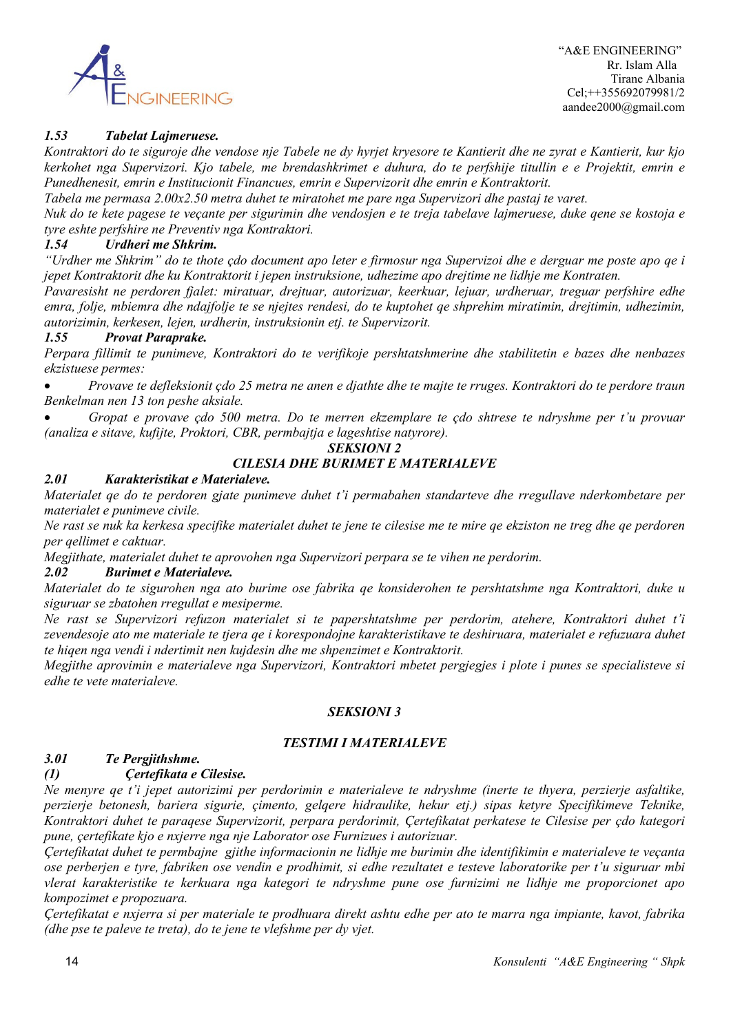### *1.53 Tabelat Lajmeruese.*

*Kontraktori do te siguroje dhe vendose nje Tabele ne dy hyrjet kryesore te Kantierit dhe ne zyrat e Kantierit, kur kjo kerkohet nga Supervizori. Kjo tabele, me brendashkrimet e duhura, do te perfshije titullin e e Projektit, emrin e Punedhenesit, emrin e Institucionit Financues, emrin e Supervizorit dhe emrin e Kontraktorit.*

*Tabela me permasa 2.00x2.50 metra duhet te miratohet me pare nga Supervizori dhe pastaj te varet.*

*Nuk do te kete pagese te veçante per sigurimin dhe vendosjen e te treja tabelave lajmeruese, duke qene se kostoja e tyre eshte perfshire ne Preventiv nga Kontraktori.*

### *1.54 Urdheri me Shkrim.*

*"Urdher me Shkrim" do te thote çdo document apo leter e firmosur nga Supervizoi dhe e derguar me poste apo qe i jepet Kontraktorit dhe ku Kontraktorit i jepen instruksione, udhezime apo drejtime ne lidhje me Kontraten.*

*Pavaresisht ne perdoren fjalet: miratuar, drejtuar, autorizuar, keerkuar, lejuar, urdheruar, treguar perfshire edhe emra, folje, mbiemra dhe ndajfolje te se njejtes rendesi, do te kuptohet qe shprehim miratimin, drejtimin, udhezimin, autorizimin, kerkesen, lejen, urdherin, instruksionin etj. te Supervizorit.*

### *1.55 Provat Paraprake.*

*Perpara fillimit te punimeve, Kontraktori do te verifikoje pershtatshmerine dhe stabilitetin e bazes dhe nenbazes ekzistuese permes:*

- *Provave te defleksionit çdo 25 metra ne anen e djathte dhe te majte te rruges. Kontraktori do te perdore traun Benkelman nen 13 ton peshe aksiale.*
- *Gropat e provave çdo 500 metra. Do te merren ekzemplare te çdo shtrese te ndryshme per t'u provuar (analiza e sitave, kufijte, Proktori, CBR, permbajtja e lageshtise natyrore).*

## *SEKSIONI 2*
## *CILESIA DHE BURIMET E MATERIALEVE*

### *2.01 Karakteristikat e Materialeve.*

*Materialet qe do te perdoren gjate punimeve duhet t'i permabahen standarteve dhe rregullave nderkombetare per materialet e punimeve civile.*

*Ne rast se nuk ka kerkesa specifike materialet duhet te jene te cilesise me te mire qe ekziston ne treg dhe qe perdoren per qellimet e caktuar.*

*Megjithate, materialet duhet te aprovohen nga Supervizori perpara se te vihen ne perdorim.*

### *2.02 Burimet e Materialeve.*

*Materialet do te sigurohen nga ato burime ose fabrika qe konsiderohen te pershtatshme nga Kontraktori, duke u siguruar se zbatohen rregullat e mesiperme.*

*Ne rast se Supervizori refuzon materialet si te papershtatshme per perdorim, atehere, Kontraktori duhet t'i zevendesoje ato me materiale te tjera qe i korespondojne karakteristikave te deshiruara, materialet e refuzuara duhet te hiqen nga vendi i ndertimit nen kujdesin dhe me shpenzimet e Kontraktorit.*

*Megjithe aprovimin e materialeve nga Supervizori, Kontraktori mbetet pergjegjes i plote i punes se specialisteve si edhe te vete materialeve.*

## *SEKSIONI 3*

## *TESTIMI I MATERIALEVE*

### *3.01 Te Pergjithshme.*

#### *(1) Çertefikata e Cilesise.*

*Ne menyre qe t'i jepet autorizimi per perdorimin e materialeve te ndryshme (inerte te thyera, perzierje asfaltike, perzierje betonesh, bariera sigurie, çimento, gelqere hidraulike, hekur etj.) sipas ketyre Specifikimeve Teknike, Kontraktori duhet te paraqese Supervizorit, perpara perdorimit, Çertefikatat perkatese te Cilesise per çdo kategori pune, çertefikate kjo e nxjerre nga nje Laborator ose Furnizues i autorizuar.*

*Çertefikatat duhet te permbajne gjithe informacionin ne lidhje me burimin dhe identifikimin e materialeve te veçanta ose perberjen e tyre, fabriken ose vendin e prodhimit, si edhe rezultatet e testeve laboratorike per t'u siguruar mbi vlerat karakteristike te kerkuara nga kategori te ndryshme pune ose furnizimi ne lidhje me proporcionet apo kompozimet e propozuara.*

*Çertefikatat e nxjerra si per materiale te prodhuara direkt ashtu edhe per ato te marra nga impiante, kavot, fabrika (dhe pse te paleve te treta), do te jene te vlefshme per dy vjet.*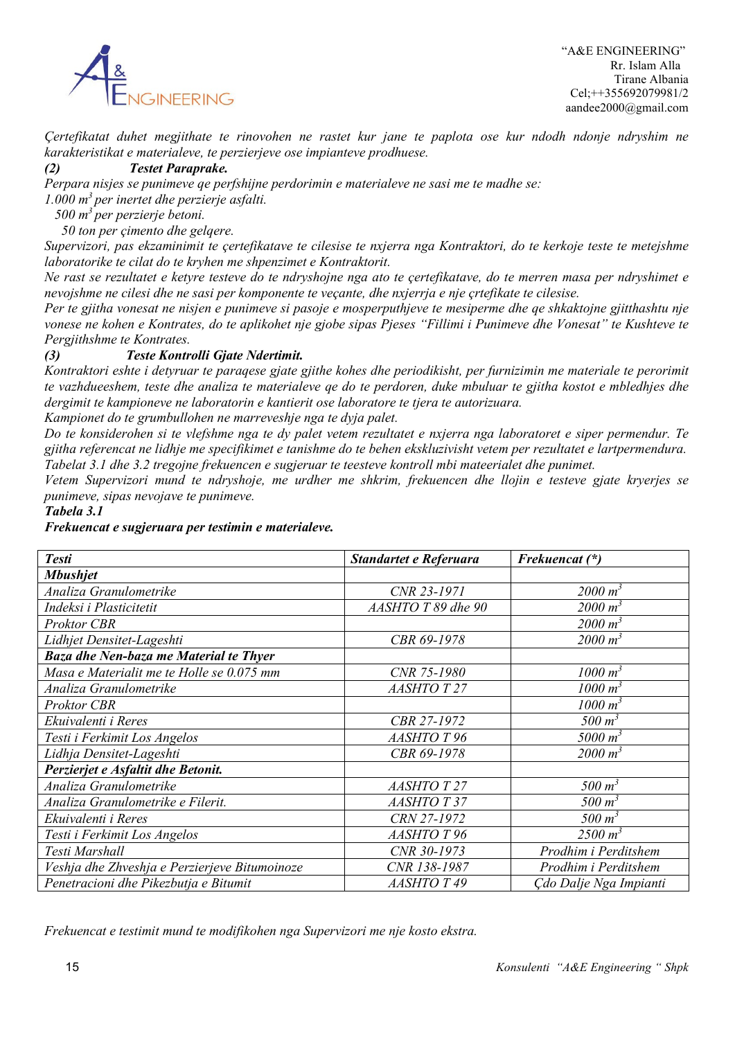*Çertefikatat duhet megjithate te rinovohen ne rastet kur jane te paplota ose kur ndodh ndonje ndryshim ne karakteristikat e materialeve, te perzierjeve ose impianteve prodhuese.*

***(2) Testet Paraprake.***

*Perpara nisjes se punimeve qe perfshijne perdorimin e materialeve ne sasi me te madhe se:*

*1.000 $m^3$ per inertet dhe perzierje asfalti.*

*500 $m^3$ per perzierje betoni.*

*50 ton per çimento dhe gelqere.*

*Supervizori, pas ekzaminimit te çertefikatave te cilesise te nxjerra nga Kontraktori, do te kerkoje teste te metejshme laboratorike te cilat do te kryhen me shpenzimet e Kontraktorit.*

*Ne rast se rezultatet e ketyre testeve do te ndryshojne nga ato te çertefikatave, do te merren masa per ndryshimet e nevojshme ne cilesi dhe ne sasi per komponente te veçante, dhe nxjerrja e nje çrtefikate te cilesise.*

*Per te gjitha vonesat ne nisjen e punimeve si pasoje e mosperputhjeve te mesiperme dhe qe shkaktojne gjitthashtu nje vonese ne kohen e Kontrates, do te aplikohet nje gjobe sipas Pjeses "Fillimi i Punimeve dhe Vonesat" te Kushteve te Pergjithshme te Kontrates.*

***(3) Teste Kontrolli Gjate Ndertimit.***

*Kontraktori eshte i detyruar te paraqese gjate gjithe kohes dhe periodikisht, per furnizimin me materiale te perorimit te vazhdueeshem, teste dhe analiza te materialeve qe do te perdoren, duke mbuluar te gjitha kostot e mbledhjes dhe dergimit te kampioneve ne laboratorin e kantierit ose laboratore te tjera te autorizuara.*

*Kampionet do te grumbullohen ne marreveshje nga te dyja palet.*

*Do te konsiderohen si te vlefshme nga te dy palet vetem rezultatet e nxjerra nga laboratoret e siper permendur. Te gjitha referencat ne lidhje me specifikimet e tanishme do te behen ekskluzivisht vetem per rezultatet e lartpermendura.*

*Tabelat 3.1 dhe 3.2 tregojne frekuencen e sugjeruar te teesteve kontroll mbi mateerialet dhe punimet.*

*Vetem Supervizori mund te ndryshoje, me urdher me shkrim, frekuencen dhe llojin e testeve gjate kryerjes se punimeve, sipas nevojave te punimeve.*

***Tabela 3.1***

***Frekuencat e sugjeruara per testimin e materialeve.***

| ***Testi*** | ***Standartet e Referuara*** | ***Frekuencat (*)*** |
|---|---|---|
| ***Mbushjet*** | | |
| *Analiza Granulometrike* | *CNR 23-1971* | *2000 $m^3$* |
| *Indeksi i Plasticitetit* | *AASHTO T 89 dhe 90* | *2000 $m^3$* |
| *Proktor CBR* | | *2000 $m^3$* |
| *Lidhjet Densitet-Lageshti* | *CBR 69-1978* | *2000 $m^3$* |
| ***Baza dhe Nen-baza me Material te Thyer*** | | |
| *Masa e Materialit me te Holle se 0.075 mm* | *CNR 75-1980* | *1000 $m^3$* |
| *Analiza Granulometrike* | *AASHTO T 27* | *1000 $m^3$* |
| *Proktor CBR* | | *1000 $m^3$* |
| *Ekuivalenti i Reres* | *CBR 27-1972* | *500 $m^3$* |
| *Testi i Ferkimit Los Angelos* | *AASHTO T 96* | *5000 $m^3$* |
| *Lidhja Densitet-Lageshti* | *CBR 69-1978* | *2000 $m^3$* |
| ***Perzierjet e Asfaltit dhe Betonit.*** | | |
| *Analiza Granulometrike* | *AASHTO T 27* | *500 $m^3$* |
| *Analiza Granulometrike e Filerit.* | *AASHTO T 37* | *500 $m^3$* |
| *Ekuivalenti i Reres* | *CRN 27-1972* | *500 $m^3$* |
| *Testi i Ferkimit Los Angelos* | *AASHTO T 96* | *2500 $m^3$* |
| *Testi Marshall* | *CNR 30-1973* | *Prodhim i Perditshem* |
| *Veshja dhe Zhveshja e Perzierjeve Bitumoinoze* | *CNR 138-1987* | *Prodhim i Perditshem* |
| *Penetracioni dhe Pikezbutja e Bitumit* | *AASHTO T 49* | *Çdo Dalje Nga Impianti* |

*Frekuencat e testimit mund te modifikohen nga Supervizori me nje kosto ekstra.*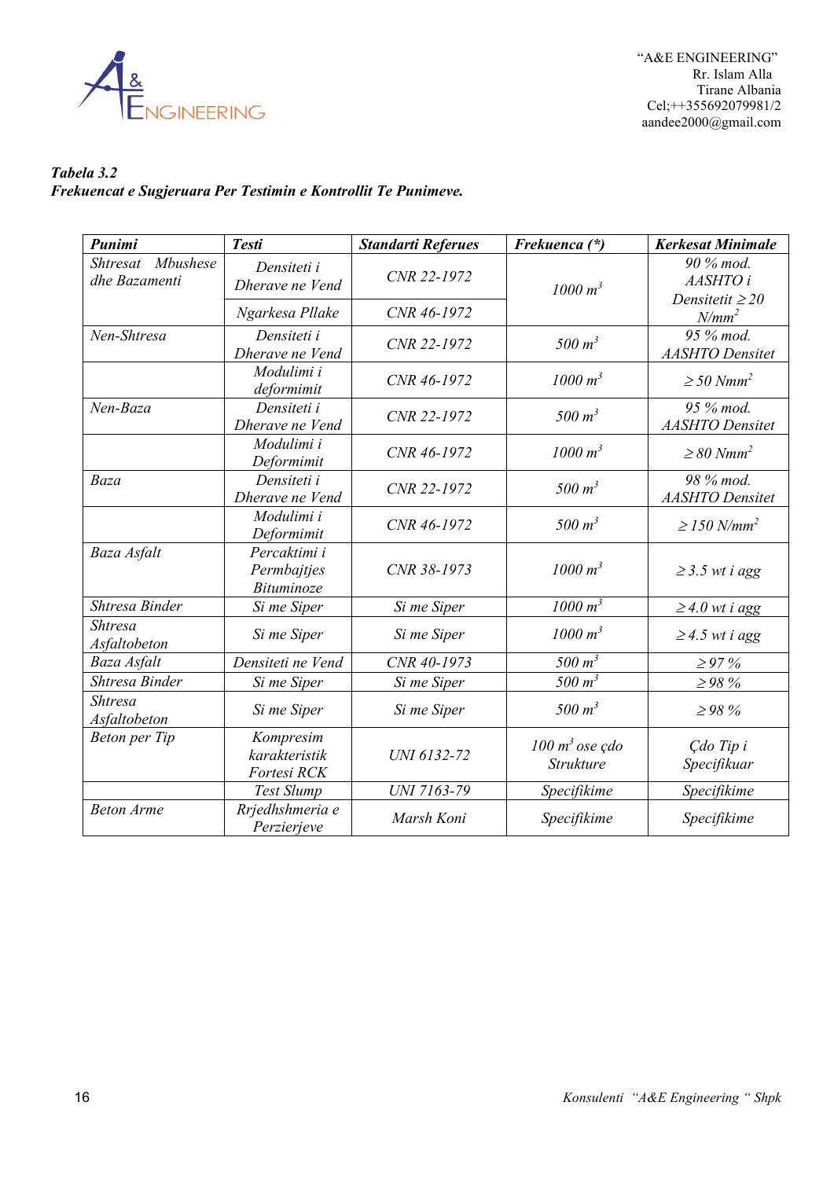***Tabela 3.2***
***Frekuencat e Sugjeruara Per Testimin e Kontrollit Te Punimeve.***

| ***Punimi*** | ***Testi*** | ***Standarti Referues*** | ***Frekuenca (\*)*** | ***Kerkesat Minimale*** |
|---|---|---|---|---|
| *Shtresat Mbushese dhe Bazamenti* | *Densiteti i Dherave ne Vend* | *CNR 22-1972* | *1000 $m^3$* | *90 % mod. AASHTO i Densitetit ≥ 20 $N/mm^2$* |
| | *Ngarkesa Pllake* | *CNR 46-1972* | | |
| *Nen-Shtresa* | *Densiteti i Dherave ne Vend* | *CNR 22-1972* | *500 $m^3$* | *95 % mod. AASHTO Densitet* |
| | *Modulimi i deformimit* | *CNR 46-1972* | *1000 $m^3$* | *≥ 50 $Nmm^2$* |
| *Nen-Baza* | *Densiteti i Dherave ne Vend* | *CNR 22-1972* | *500 $m^3$* | *95 % mod. AASHTO Densitet* |
| | *Modulimi i Deformimit* | *CNR 46-1972* | *1000 $m^3$* | *≥ 80 $Nmm^2$* |
| *Baza* | *Densiteti i Dherave ne Vend* | *CNR 22-1972* | *500 $m^3$* | *98 % mod. AASHTO Densitet* |
| | *Modulimi i Deformimit* | *CNR 46-1972* | *500 $m^3$* | *≥ 150 $N/mm^2$* |
| *Baza Asfalt* | *Percaktimi i Permbajtjes Bituminoze* | *CNR 38-1973* | *1000 $m^3$* | *≥ 3.5 wt i agg* |
| *Shtresa Binder* | *Si me Siper* | *Si me Siper* | *1000 $m^3$* | *≥ 4.0 wt i agg* |
| *Shtresa Asfaltobeton* | *Si me Siper* | *Si me Siper* | *1000 $m^3$* | *≥ 4.5 wt i agg* |
| *Baza Asfalt* | *Densiteti ne Vend* | *CNR 40-1973* | *500 $m^3$* | *≥ 97 %* |
| *Shtresa Binder* | *Si me Siper* | *Si me Siper* | *500 $m^3$* | *≥ 98 %* |
| *Shtresa Asfaltobeton* | *Si me Siper* | *Si me Siper* | *500 $m^3$* | *≥ 98 %* |
| *Beton per Tip* | *Kompresim karakteristik Fortesi RCK* | *UNI 6132-72* | *100 $m^3$ ose çdo Strukture* | *Çdo Tip i Specifikuar* |
| | *Test Slump* | *UNI 7163-79* | *Specifikime* | *Specifikime* |
| *Beton Arme* | *Rrjedhshmeria e Perzierjeve* | *Marsh Koni* | *Specifikime* | *Specifikime* |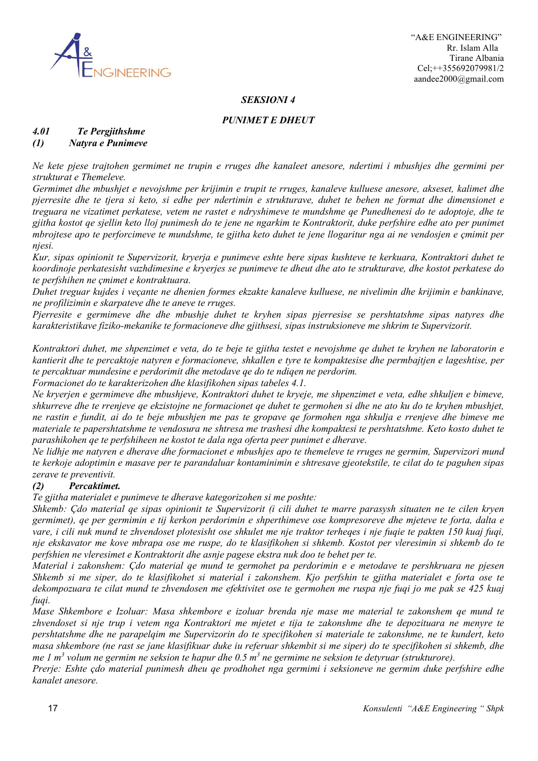***SEKSIONI 4***

***PUNIMET E DHEUT***

***4.01 Te Pergjithshme***

***(1) Natyra e Punimeve***

*Ne kete pjese trajtohen germimet ne trupin e rruges dhe kanaleet anesore, ndertimi i mbushjes dhe germimi per strukturat e Themeleve.*

*Germimet dhe mbushjet e nevojshme per krijimin e trupit te rruges, kanaleve kulluese anesore, akseset, kalimet dhe pjerresite dhe te tjera si keto, si edhe per ndertimin e strukturave, duhet te behen ne format dhe dimensionet e treguara ne vizatimet perkatese, vetem ne rastet e ndryshimeve te mundshme qe Punedhenesi do te adoptoje, dhe te gjitha kostot qe sjellin keto lloj punimesh do te jene ne ngarkim te Kontraktorit, duke perfshire edhe ato per punimet mbrojtese apo te perforcimeve te mundshme, te gjitha keto duhet te jene llogaritur nga ai ne vendosjen e çmimit per njesi.*

*Kur, sipas opinionit te Supervizorit, kryerja e punimeve eshte bere sipas kushteve te kerkuara, Kontraktori duhet te koordinoje perkatesisht vazhdimesine e kryerjes se punimeve te dheut dhe ato te strukturave, dhe kostot perkatese do te perfshihen ne çmimet e kontraktuara.*

*Duhet treguar kujdes i veçante ne dhenien formes ekzakte kanaleve kulluese, ne nivelimin dhe krijimin e bankinave, ne profilizimin e skarpateve dhe te aneve te rruges.*

*Pjerresite e germimeve dhe dhe mbushje duhet te kryhen sipas pjerresise se pershtatshme sipas natyres dhe karakteristikave fiziko-mekanike te formacioneve dhe gjithsesi, sipas instruksioneve me shkrim te Supervizorit.*

*Kontraktori duhet, me shpenzimet e veta, do te beje te gjitha testet e nevojshme qe duhet te kryhen ne laboratorin e kantierit dhe te percaktoje natyren e formacioneve, shkallen e tyre te kompaktesise dhe permbajtjen e lageshtise, per te percaktuar mundesine e perdorimit dhe metodave qe do te ndiqen ne perdorim.*

*Formacionet do te karakterizohen dhe klasifikohen sipas tabeles 4.1.*

*Ne kryerjen e germimeve dhe mbushjeve, Kontraktori duhet te kryeje, me shpenzimet e veta, edhe shkuljen e bimeve, shkurreve dhe te rrenjeve qe ekzistojne ne formacionet qe duhet te germohen si dhe ne ato ku do te kryhen mbushjet, ne rastin e fundit, ai do te beje mbushjen me pas te gropave qe formohen nga shkulja e rrenjeve dhe bimeve me materiale te papershtatshme te vendosura ne shtresa me trashesi dhe kompaktesi te pershtatshme. Keto kosto duhet te parashikohen qe te perfshiheen ne kostot te dala nga oferta peer punimet e dherave.*

*Ne lidhje me natyren e dherave dhe formacionet e mbushjes apo te themeleve te rruges ne germim, Supervizori mund te kerkoje adoptimin e masave per te parandaluar kontaminimin e shtresave gjeotekstile, te cilat do te paguhen sipas zerave te preventivit.*

***(2) Percaktimet.***

*Te gjitha materialet e punimeve te dherave kategorizohen si me poshte:*

*Shkemb: Çdo material qe sipas opinionit te Supervizorit (i cili duhet te marre parasysh situaten ne te cilen kryen germimet), qe per germimin e tij kerkon perdorimin e shperthimeve ose kompresoreve dhe mjeteve te forta, dalta e vare, i cili nuk mund te zhvendoset plotesisht ose shkulet me nje traktor terheqes i nje fuqie te pakten 150 kuaj fuqi, nje ekskavator me kove mbrapa ose me ruspe, do te klasifikohen si shkemb. Kostot per vleresimin si shkemb do te perfshien ne vleresimet e Kontraktorit dhe asnje pagese ekstra nuk doo te behet per te.*

*Material i zakonshem: Çdo material qe mund te germohet pa perdorimin e e metodave te pershkruara ne pjesen Shkemb si me siper, do te klasifikohet si material i zakonshem. Kjo perfshin te gjitha materialet e forta ose te dekompozuara te cilat mund te zhvendosen me efektivitet ose te germohen me ruspa nje fuqi jo me pak se 425 kuaj fuqi.*

*Mase Shkembore e Izoluar: Masa shkembore e izoluar brenda nje mase me material te zakonshem qe mund te zhvendoset si nje trup i vetem nga Kontraktori me mjetet e tija te zakonshme dhe te depozituara ne menyre te pershtatshme dhe ne parapelqim me Supervizorin do te specifikohen si materiale te zakonshme, ne te kundert, keto masa shkembore (ne rast se jane klasifikuar duke iu referuar shkembit si me siper) do te specifikohen si shkemb, dhe me 1 $m^3$ volum ne germim ne seksion te hapur dhe 0.5 $m^3$ ne germime ne seksion te detyruar (strukturore).*

*Prerje: Eshte çdo material punimesh dheu qe prodhohet nga germimi i seksioneve ne germim duke perfshire edhe kanalet anesore.*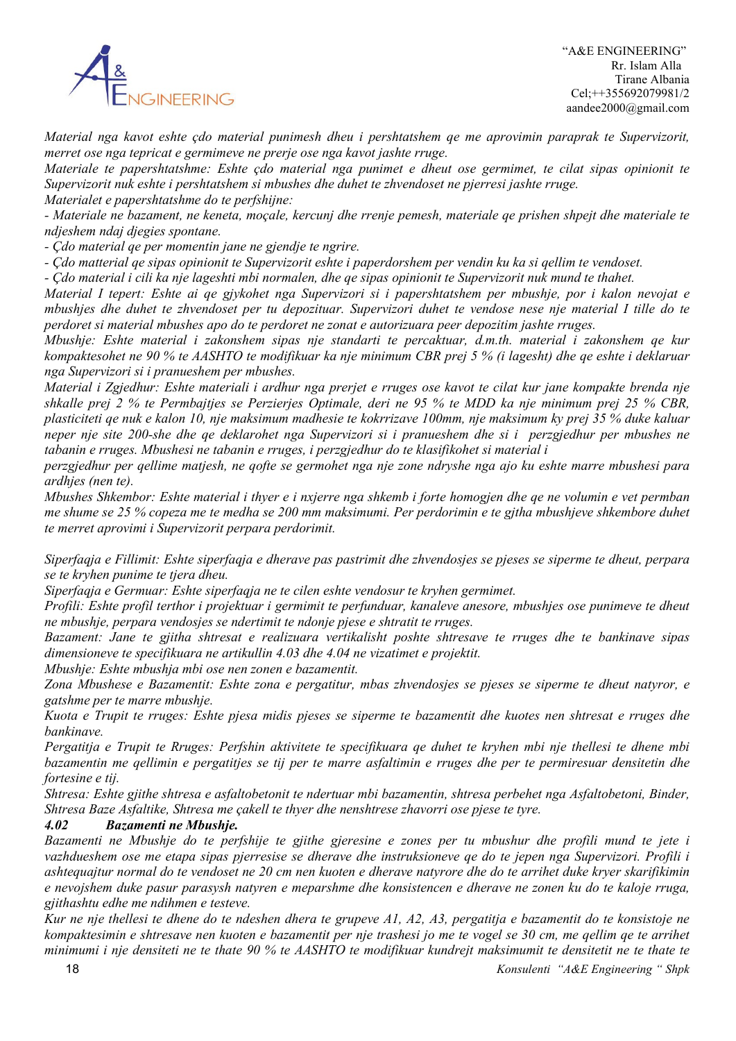*Material nga kavot eshte çdo material punimesh dheu i pershtatshem qe me aprovimin paraprak te Supervizorit, merret ose nga tepricat e germimeve ne prerje ose nga kavot jashte rruge.*

*Materiale te papershtatshme: Eshte çdo material nga punimet e dheut ose germimet, te cilat sipas opinionit te Supervizorit nuk eshte i pershtatshem si mbushes dhe duhet te zhvendoset ne pjerresi jashte rruge.*

*Materialet e papershtatshme do te perfshijne:*

*- Materiale ne bazament, ne keneta, moçale, kercunj dhe rrenje pemesh, materiale qe prishen shpejt dhe materiale te ndjeshem ndaj djegies spontane.*

*- Çdo material qe per momentin jane ne gjendje te ngrire.*

*- Çdo matterial qe sipas opinionit te Supervizorit eshte i paperdorshem per vendin ku ka si qellim te vendoset.*

*- Çdo material i cili ka nje lageshti mbi normalen, dhe qe sipas opinionit te Supervizorit nuk mund te thahet.*

*Material I tepert: Eshte ai qe gjykohet nga Supervizori si i papershtatshem per mbushje, por i kalon nevojat e mbushjes dhe duhet te zhvendoset per tu depozituar. Supervizori duhet te vendose nese nje material I tille do te perdoret si material mbushes apo do te perdoret ne zonat e autorizuara peer depozitim jashte rruges.*

*Mbushje: Eshte material i zakonshem sipas nje standarti te percaktuar, d.m.th. material i zakonshem qe kur kompaktesohet ne 90 % te AASHTO te modifikuar ka nje minimum CBR prej 5 % (i lagesht) dhe qe eshte i deklaruar nga Supervizori si i pranueshem per mbushes.*

*Material i Zgjedhur: Eshte materiali i ardhur nga prerjet e rruges ose kavot te cilat kur jane kompakte brenda nje shkalle prej 2 % te Permbajtjes se Perzierjes Optimale, deri ne 95 % te MDD ka nje minimum prej 25 % CBR, plasticiteti qe nuk e kalon 10, nje maksimum madhesie te kokrrizave 100mm, nje maksimum ky prej 35 % duke kaluar neper nje site 200-she dhe qe deklarohet nga Supervizori si i pranueshem dhe si i perzgjedhur per mbushes ne tabanin e rruges. Mbushesi ne tabanin e rruges, i perzgjedhur do te klasifikohet si material i perzgjedhur per qellime matjesh, ne qofte se germohet nga nje zone ndryshe nga ajo ku eshte marre mbushesi para ardhjes (nen te).*

*Mbushes Shkembor: Eshte material i thyer e i nxjerre nga shkemb i forte homogjen dhe qe ne volumin e vet permban me shume se 25 % copeza me te medha se 200 mm maksimumi. Per perdorimin e te gjtha mbushjeve shkembore duhet te merret aprovimi i Supervizorit perpara perdorimit.*

*Siperfaqja e Fillimit: Eshte siperfaqja e dherave pas pastrimit dhe zhvendosjes se pjeses se siperme te dheut, perpara se te kryhen punime te tjera dheu.*

*Siperfaqja e Germuar: Eshte siperfaqja ne te cilen eshte vendosur te kryhen germimet.*

*Profili: Eshte profil terthor i projektuar i germimit te perfunduar, kanaleve anesore, mbushjes ose punimeve te dheut ne mbushje, perpara vendosjes se ndertimit te ndonje pjese e shtratit te rruges.*

*Bazament: Jane te gjitha shtresat e realizuara vertikalisht poshte shtresave te rruges dhe te bankinave sipas dimensioneve te specifikuara ne artikullin 4.03 dhe 4.04 ne vizatimet e projektit.*

*Mbushje: Eshte mbushja mbi ose nen zonen e bazamentit.*

*Zona Mbushese e Bazamentit: Eshte zona e pergatitur, mbas zhvendosjes se pjeses se siperme te dheut natyror, e gatshme per te marre mbushje.*

*Kuota e Trupit te rruges: Eshte pjesa midis pjeses se siperme te bazamentit dhe kuotes nen shtresat e rruges dhe bankinave.*

*Pergatitja e Trupit te Rruges: Perfshin aktivitete te specifikuara qe duhet te kryhen mbi nje thellesi te dhene mbi bazamentin me qellimin e pergatitjes se tij per te marre asfaltimin e rruges dhe per te permiresuar densitetin dhe fortesine e tij.*

*Shtresa: Eshte gjithe shtresa e asfaltobetonit te ndertuar mbi bazamentin, shtresa perbehet nga Asfaltobetoni, Binder, Shtresa Baze Asfaltike, Shtresa me çakell te thyer dhe nenshtrese zhavorri ose pjese te tyre.*

### *4.02 Bazamenti ne Mbushje.*

*Bazamenti ne Mbushje do te perfshije te gjithe gjeresine e zones per tu mbushur dhe profili mund te jete i vazhdueshem ose me etapa sipas pjerresise se dherave dhe instruksioneve qe do te jepen nga Supervizori. Profili i ashtequajtur normal do te vendoset ne 20 cm nen kuoten e dherave natyrore dhe do te arrihet duke kryer skarifikimin e nevojshem duke pasur parasysh natyren e meparshme dhe konsistencen e dherave ne zonen ku do te kaloje rruga, gjithashtu edhe me ndihmen e testeve.*

*Kur ne nje thellesi te dhene do te ndeshen dhera te grupeve A1, A2, A3, pergatitja e bazamentit do te konsistoje ne kompaktesimin e shtresave nen kuoten e bazamentit per nje trashesi jo me te vogel se 30 cm, me qellim qe te arrihet minimumi i nje densiteti ne te thate 90 % te AASHTO te modifikuar kundrejt maksimumit te densitetit ne te thate te*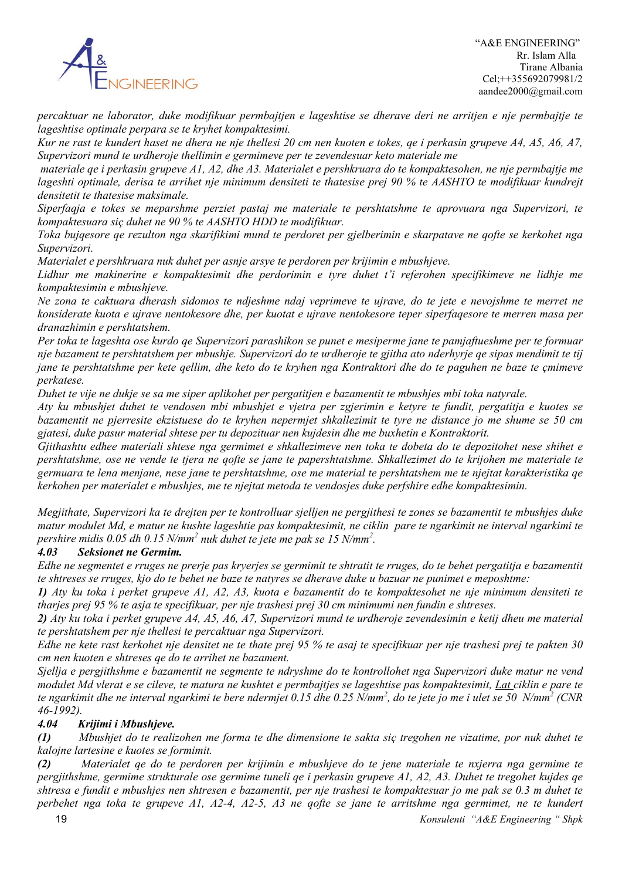*percaktuar ne laborator, duke modifikuar permbajtjen e lageshtise se dherave deri ne arritjen e nje permbajtje te lageshtise optimale perpara se te kryhet kompaktesimi.*

*Kur ne rast te kundert haset ne dhera ne nje thellesi 20 cm nen kuoten e tokes, qe i perkasin grupeve A4, A5, A6, A7, Supervizori mund te urdheroje thellimin e germimeve per te zevendesuar keto materiale me materiale qe i perkasin grupeve A1, A2, dhe A3. Materialet e pershkruara do te kompaktesohen, ne nje permbajtje me lageshti optimale, derisa te arrihet nje minimum densiteti te thatesise prej 90 % te AASHTO te modifikuar kundrejt densitetit te thatesise maksimale.*

*Siperfaqja e tokes se meparshme perziet pastaj me materiale te pershtatshme te aprovuara nga Supervizori, te kompaktesuara siç duhet ne 90 % te AASHTO HDD te modifikuar.*

*Toka bujqesore qe rezulton nga skarifikimi mund te perdoret per gjelberimin e skarpatave ne qofte se kerkohet nga Supervizori.*

*Materialet e pershkruara nuk duhet per asnje arsye te perdoren per krijimin e mbushjeve.*

*Lidhur me makinerine e kompaktesimit dhe perdorimin e tyre duhet t'i referohen specifikimeve ne lidhje me kompaktesimin e mbushjeve.*

*Ne zona te caktuara dherash sidomos te ndjeshme ndaj veprimeve te ujrave, do te jete e nevojshme te merret ne konsiderate kuota e ujrave nentokesore dhe, per kuotat e ujrave nentokesore teper siperfaqesore te merren masa per dranazhimin e pershtatshem.*

*Per toka te lageshta ose kurdo qe Supervizori parashikon se punet e mesiperme jane te pamjaftueshme per te formuar nje bazament te pershtatshem per mbushje. Supervizori do te urdheroje te gjitha ato nderhyrje qe sipas mendimit te tij jane te pershtatshme per kete qellim, dhe keto do te kryhen nga Kontraktori dhe do te paguhen ne baze te çmimeve perkatese.*

*Duhet te vije ne dukje se sa me siper aplikohet per pergatitjen e bazamentit te mbushjes mbi toka natyrale.*

*Aty ku mbushjet duhet te vendosen mbi mbushjet e vjetra per zgjerimin e ketyre te fundit, pergatitja e kuotes se bazamentit ne pjerresite ekzistuese do te kryhen nepermjet shkallezimit te tyre ne distance jo me shume se 50 cm gjatesi, duke pasur material shtese per tu depozituar nen kujdesin dhe me buxhetin e Kontraktorit.*

*Gjithashtu edhee materiali shtese nga germimet e shkallezimeve nen toka te dobeta do te depozitohet nese shihet e pershtatshme, ose ne vende te tjera ne qofte se jane te papershtatshme. Shkallezimet do te krijohen me materiale te germuara te lena menjane, nese jane te pershtatshme, ose me material te pershtatshem me te njejtat karakteristika qe kerkohen per materialet e mbushjes, me te njejtat metoda te vendosjes duke perfshire edhe kompaktesimin.*

*Megjithate, Supervizori ka te drejten per te kontrolluar sjelljen ne pergjithesi te zones se bazamentit te mbushjes duke matur modulet Md, e matur ne kushte lageshtie pas kompaktesimit, ne ciklin pare te ngarkimit ne interval ngarkimi te pershire midis 0.05 dh 0.15 N/mm$^2$ nuk duhet te jete me pak se 15 N/mm$^2$.*

### *4.03 Seksionet ne Germim.*

*Edhe ne segmentet e rruges ne prerje pas kryerjes se germimit te shtratit te rruges, do te behet pergatitja e bazamentit te shtreses se rruges, kjo do te behet ne baze te natyres se dherave duke u bazuar ne punimet e meposhtme:*

***1)** Aty ku toka i perket grupeve A1, A2, A3, kuota e bazamentit do te kompaktesohet ne nje minimum densiteti te tharjes prej 95 % te asja te specifikuar, per nje trashesi prej 30 cm minimumi nen fundin e shtreses.*

***2)** Aty ku toka i perket grupeve A4, A5, A6, A7, Supervizori mund te urdheroje zevendesimin e ketij dheu me material te pershtatshem per nje thellesi te percaktuar nga Supervizori.*

*Edhe ne kete rast kerkohet nje densitet ne te thate prej 95 % te asaj te specifikuar per nje trashesi te pakten 30 cm nen kuoten e shtreses qe do te arrihet ne bazament.*

*Sjellja e pergjithshme e bazamentit ne segmente te ndryshme do te kontrollohet nga Supervizori duke matur ne vend modulet Md vlerat e se cileve, te matura ne kushtet e permbajtjes se lageshtise pas kompaktesimit, Lat ciklin e pare te te ngarkimit dhe ne interval ngarkimi te bere ndermjet 0.15 dhe 0.25 N/mm$^2$, do te jete jo me i ulet se 50 N/mm$^2$ (CNR 46-1992).*

### *4.04 Krijimi i Mbushjeve.*

***(1)** Mbushjet do te realizohen me forma te dhe dimensione te sakta siç tregohen ne vizatime, por nuk duhet te kalojne lartesine e kuotes se formimit.*

***(2)** Materialet qe do te perdoren per krijimin e mbushjeve do te jene materiale te nxjerra nga germime te pergjithshme, germime strukturale ose germime tuneli qe i perkasin grupeve A1, A2, A3. Duhet te tregohet kujdes qe shtresa e fundit e mbushjes nen shtresen e bazamentit, per nje trashesi te kompaktesuar jo me pak se 0.3 m duhet te perbehet nga toka te grupeve A1, A2-4, A2-5, A3 ne qofte se jane te arritshme nga germimet, ne te kundert*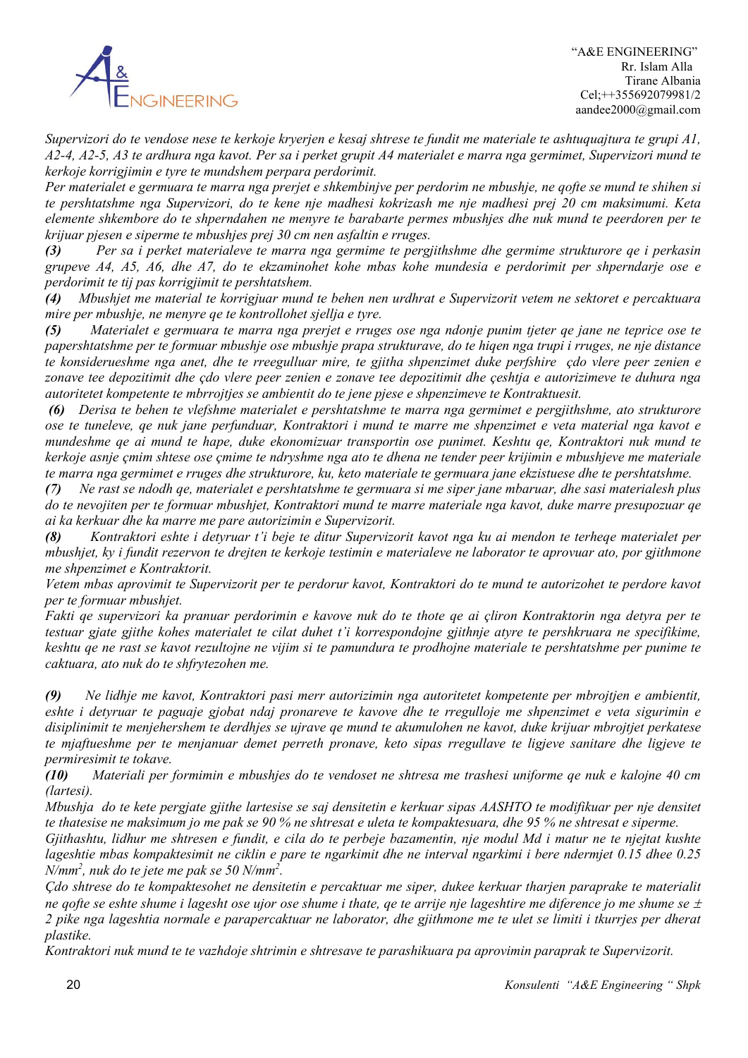*Supervizori do te vendose nese te kerkoje kryerjen e kesaj shtrese te fundit me materiale te ashtuquajtura te grupi A1, A2-4, A2-5, A3 te ardhura nga kavot. Per sa i perket grupit A4 materialet e marra nga germimet, Supervizori mund te kerkoje korrigjimin e tyre te mundshem perpara perdorimit.*

*Per materialet e germuara te marra nga prerjet e shkembinjve per perdorim ne mbushje, ne qofte se mund te shihen si te pershtatshme nga Supervizori, do te kene nje madhesi kokrizash me nje madhesi prej 20 cm maksimumi. Keta elemente shkembore do te shperndahen ne menyre te barabarte permes mbushjes dhe nuk mund te peerdoren per te krijuar pjesen e siperme te mbushjes prej 30 cm nen asfaltin e rruges.*

***(3)*** *Per sa i perket materialeve te marra nga germime te pergjithshme dhe germime strukturore qe i perkasin grupeve A4, A5, A6, dhe A7, do te ekzaminohet kohe mbas kohe mundesia e perdorimit per shperndarje ose e perdorimit te tij pas korrigjimit te pershtatshem.*

***(4)*** *Mbushjet me material te korrigjuar mund te behen nen urdhrat e Supervizorit vetem ne sektoret e percaktuara mire per mbushje, ne menyre qe te kontrollohet sjellja e tyre.*

***(5)*** *Materialet e germuara te marra nga prerjet e rruges ose nga ndonje punim tjeter qe jane ne teprice ose te papershtatshme per te formuar mbushje ose mbushje prapa strukturave, do te hiqen nga trupi i rruges, ne nje distance te konsiderueshme nga anet, dhe te rreegulluar mire, te gjitha shpenzimet duke perfshire çdo vlere peer zenien e zonave tee depozitimit dhe çdo vlere peer zenien e zonave tee depozitimit dhe çeshtja e autorizimeve te duhura nga autoritetet kompetente te mbrrojtjes se ambientit do te jene pjese e shpenzimeve te Kontraktuesit.*

***(6)*** *Derisa te behen te vlefshme materialet e pershtatshme te marra nga germimet e pergjithshme, ato strukturore ose te tuneleve, qe nuk jane perfunduar, Kontraktori i mund te marre me shpenzimet e veta material nga kavot e mundeshme qe ai mund te hape, duke ekonomizuar transportin ose punimet. Keshtu qe, Kontraktori nuk mund te kerkoje asnje çmim shtese ose çmime te ndryshme nga ato te dhena ne tender peer krijimin e mbushjeve me materiale te marra nga germimet e rruges dhe strukturore, ku, keto materiale te germuara jane ekzistuese dhe te pershtatshme.*

***(7)*** *Ne rast se ndodh qe, materialet e pershtatshme te germuara si me siper jane mbaruar, dhe sasi materialesh plus do te nevojiten per te formuar mbushjet, Kontraktori mund te marre materiale nga kavot, duke marre presupozuar qe ai ka kerkuar dhe ka marre me pare autorizimin e Supervizorit.*

***(8)*** *Kontraktori eshte i detyruar t'i beje te ditur Supervizorit kavot nga ku ai mendon te terheqe materialet per mbushjet, ky i fundit rezervon te drejten te kerkoje testimin e materialeve ne laborator te aprovuar ato, por gjithmone me shpenzimet e Kontraktorit.*

*Vetem mbas aprovimit te Supervizorit per te perdorur kavot, Kontraktori do te mund te autorizohet te perdore kavot per te formuar mbushjet.*

*Fakti qe supervizori ka pranuar perdorimin e kavove nuk do te thote qe ai çliron Kontraktorin nga detyra per te testuar gjate gjithe kohes materialet te cilat duhet t'i korrespondojne gjithnje atyre te pershkruara ne specifikime, keshtu qe ne rast se kavot rezultojne ne vijim si te pamundura te prodhojne materiale te pershtatshme per punime te caktuara, ato nuk do te shfrytezohen me.*

***(9)*** *Ne lidhje me kavot, Kontraktori pasi merr autorizimin nga autoritetet kompetente per mbrojtjen e ambientit, eshte i detyruar te paguaje gjobat ndaj pronareve te kavove dhe te rregulloje me shpenzimet e veta sigurimin e disiplinimit te menjehershem te derdhjes se ujrave qe mund te akumulohen ne kavot, duke krijuar mbrojtjet perkatese te mjaftueshme per te menjanuar demet perreth pronave, keto sipas rregullave te ligjeve sanitare dhe ligjeve te permiresimit te tokave.*

***(10)*** *Materiali per formimin e mbushjes do te vendoset ne shtresa me trashesi uniforme qe nuk e kalojne 40 cm (lartesi).*

*Mbushja do te kete pergjate gjithe lartesise se saj densitetin e kerkuar sipas AASHTO te modifikuar per nje densitet te thatesise ne maksimum jo me pak se 90 % ne shtresat e uleta te kompaktesuara, dhe 95 % ne shtresat e siperme.*

*Gjithashtu, lidhur me shtresen e fundit, e cila do te perbeje bazamentin, nje modul Md i matur ne te njejtat kushte lageshtie mbas kompaktesimit ne ciklin e pare te ngarkimit dhe ne interval ngarkimi i bere ndermjet 0.15 dhee 0.25 $N/mm^2$, nuk do te jete me pak se 50 $N/mm^2$.*

*Çdo shtrese do te kompaktesohet ne densitetin e percaktuar me siper, dukee kerkuar tharjen paraprake te materialit ne qofte se eshte shume i lagesht ose ujor ose shume i thate, qe te arrije nje lageshtire me diference jo me shume se ± 2 pike nga lageshtia normale e parapercaktuar ne laborator, dhe gjithmone me te ulet se limiti i tkurrjes per dherat plastike.*

*Kontraktori nuk mund te te vazhdoje shtrimin e shtresave te parashikuara pa aprovimin paraprak te Supervizorit.*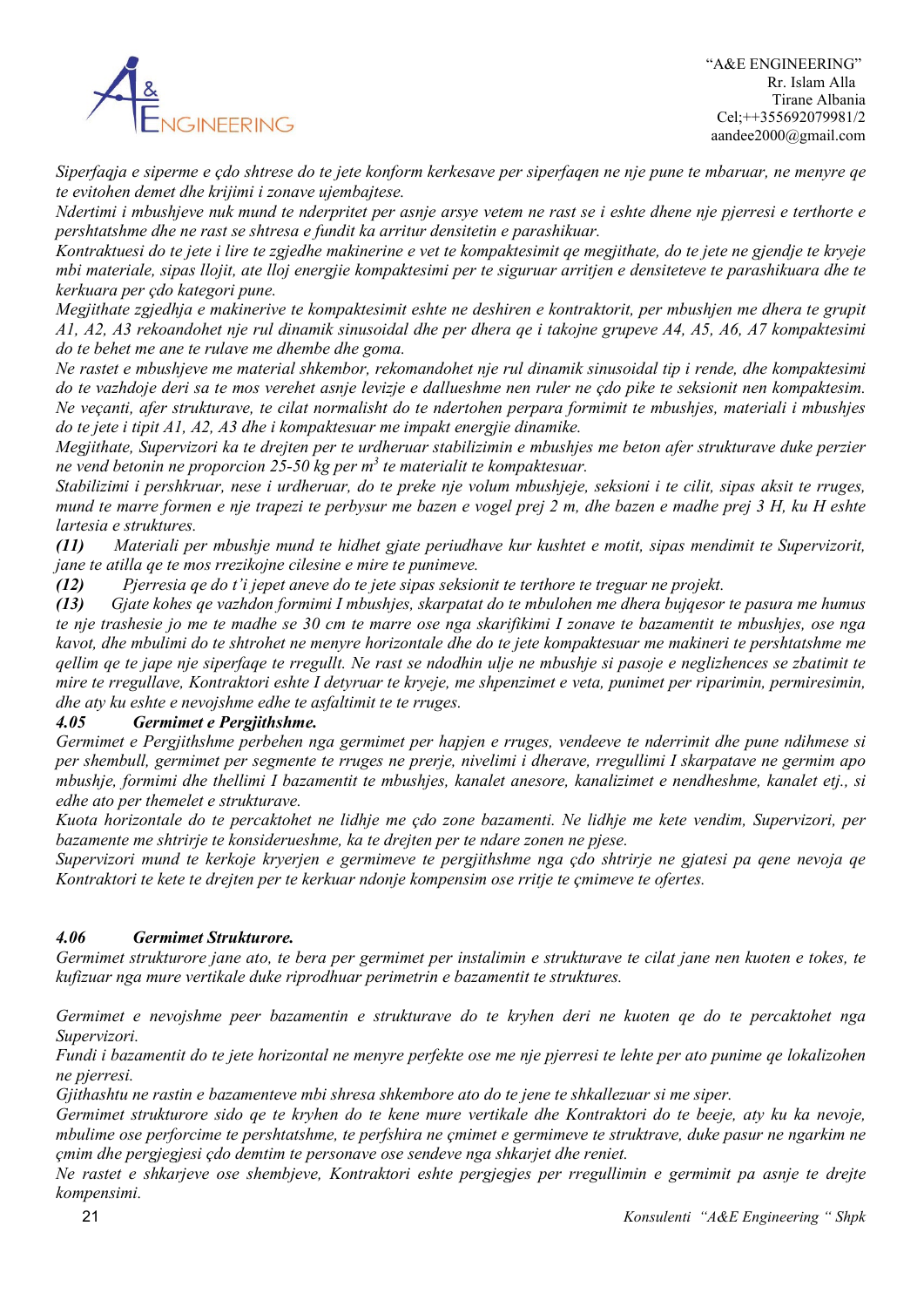*Siperfaqja e siperme e çdo shtrese do te jete konform kerkesave per siperfaqen ne nje pune te mbaruar, ne menyre qe te evitohen demet dhe krijimi i zonave ujembajtese.*

*Ndertimi i mbushjeve nuk mund te nderpritet per asnje arsye vetem ne rast se i eshte dhene nje pjerresi e terthorte e pershtatshme dhe ne rast se shtresa e fundit ka arritur densitetin e parashikuar.*

*Kontraktuesi do te jete i lire te zgjedhe makinerine e vet te kompaktesimit qe megjithate, do te jete ne gjendje te kryeje mbi materiale, sipas llojit, ate lloj energjie kompaktesimi per te siguruar arritjen e densiteteve te parashikuara dhe te kerkuara per çdo kategori pune.*

*Megjithate zgjedhja e makinerive te kompaktesimit eshte ne deshiren e kontraktorit, per mbushjen me dhera te grupit A1, A2, A3 rekoandohet nje rul dinamik sinusoidal dhe per dhera qe i takojne grupeve A4, A5, A6, A7 kompaktesimi do te behet me ane te rulave me dhembe dhe goma.*

*Ne rastet e mbushjeve me material shkembor, rekomandohet nje rul dinamik sinusoidal tip i rende, dhe kompaktesimi do te vazhdoje deri sa te mos verehet asnje levizje e dallueshme nen ruler ne çdo pike te seksionit nen kompaktesim.*

*Ne veçanti, afer strukturave, te cilat normalisht do te ndertohen perpara formimit te mbushjes, materiali i mbushjes do te jete i tipit A1, A2, A3 dhe i kompaktesuar me impakt energjie dinamike.*

*Megjithate, Supervizori ka te drejten per te urdheruar stabilizimin e mbushjes me beton afer strukturave duke perzier ne vend betonin ne proporcion 25-50 kg per $m^3$ te materialit te kompaktesuar.*

*Stabilizimi i pershkruar, nese i urdheruar, do te preke nje volum mbushjeje, seksioni i te cilit, sipas aksit te rruges, mund te marre formen e nje trapezi te perbysur me bazen e vogel prej 2 m, dhe bazen e madhe prej 3 H, ku H eshte lartesia e struktures.*

***(11)*** *Materiali per mbushje mund te hidhet gjate periudhave kur kushtet e motit, sipas mendimit te Supervizorit, jane te atilla qe te mos rrezikojne cilesine e mire te punimeve.*

***(12)*** *Pjerresia qe do t'i jepet aneve do te jete sipas seksionit te terthore te treguar ne projekt.*

***(13)*** *Gjate kohes qe vazhdon formimi I mbushjes, skarpatat do te mbulohen me dhera bujqesor te pasura me humus te nje trashesie jo me te madhe se 30 cm te marre ose nga skarifikimi I zonave te bazamentit te mbushjes, ose nga kavot, dhe mbulimi do te shtrohet ne menyre horizontale dhe do te jete kompaktesuar me makineri te pershtatshme me qellim qe te jape nje siperfaqe te rregullt. Ne rast se ndodhin ulje ne mbushje si pasoje e neglizhences se zbatimit te mire te rregullave, Kontraktori eshte I detyruar te kryeje, me shpenzimet e veta, punimet per riparimin, permiresimin, dhe aty ku eshte e nevojshme edhe te asfaltimit te te rruges.*

### *4.05 Germimet e Pergjithshme.*

*Germimet e Pergjithshme perbehen nga germimet per hapjen e rruges, vendeeve te nderrimit dhe pune ndihmese si per shembull, germimet per segmente te rruges ne prerje, nivelimi i dherave, rregullimi I skarpatave ne germim apo mbushje, formimi dhe thellimi I bazamentit te mbushjes, kanalet anesore, kanalizimet e nendheshme, kanalet etj., si edhe ato per themelet e strukturave.*

*Kuota horizontale do te percaktohet ne lidhje me çdo zone bazamenti. Ne lidhje me kete vendim, Supervizori, per bazamente me shtrirje te konsiderueshme, ka te drejten per te ndare zonen ne pjese.*

*Supervizori mund te kerkoje kryerjen e germimeve te pergjithshme nga çdo shtrirje ne gjatesi pa qene nevoja qe Kontraktori te kete te drejten per te kerkuar ndonje kompensim ose rritje te çmimeve te ofertes.*

### *4.06 Germimet Strukturore.*

*Germimet strukturore jane ato, te bera per germimet per instalimin e strukturave te cilat jane nen kuoten e tokes, te kufizuar nga mure vertikale duke riprodhuar perimetrin e bazamentit te struktures.*

*Germimet e nevojshme peer bazamentin e strukturave do te kryhen deri ne kuoten qe do te percaktohet nga Supervizori.*

*Fundi i bazamentit do te jete horizontal ne menyre perfekte ose me nje pjerresi te lehte per ato punime qe lokalizohen ne pjerresi.*

*Gjithashtu ne rastin e bazamenteve mbi shresa shkembore ato do te jene te shkallezuar si me siper.*

*Germimet strukturore sido qe te kryhen do te kene mure vertikale dhe Kontraktori do te beeje, aty ku ka nevoje, mbulime ose perforcime te pershtatshme, te perfshira ne çmimet e germimeve te struktrave, duke pasur ne ngarkim ne çmim dhe pergjegjesi çdo demtim te personave ose sendeve nga shkarjet dhe reniet.*

*Ne rastet e shkarjeve ose shembjeve, Kontraktori eshte pergjegjes per rregullimin e germimit pa asnje te drejte kompensimi.*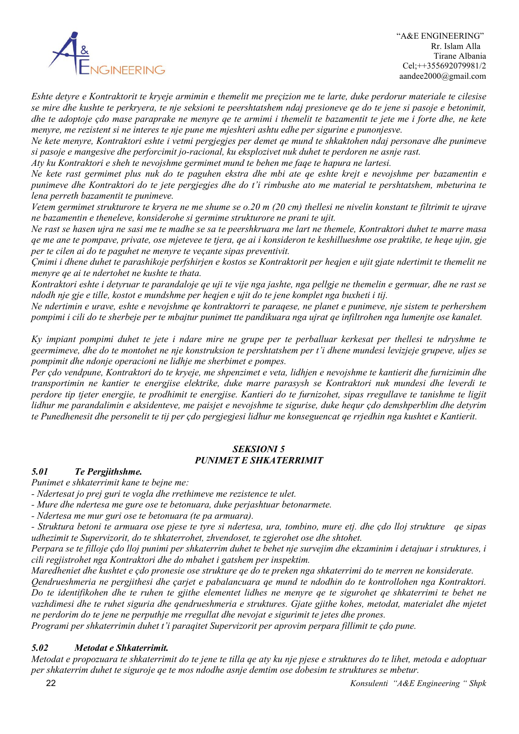*Eshte detyre e Kontraktorit te kryeje armimin e themelit me preçizion me te larte, duke perdorur materiale te cilesise se mire dhe kushte te perkryera, te nje seksioni te peershtatshem ndaj presioneve qe do te jene si pasoje e betonimit, dhe te adoptoje çdo mase paraprake ne menyre qe te armimi i themelit te bazamentit te jete me i forte dhe, ne kete menyre, me rezistent si ne interes te nje pune me mjeshteri ashtu edhe per sigurine e punonjesve.*

*Ne kete menyre, Kontraktori eshte i vetmi pergjegjes per demet qe mund te shkaktohen ndaj personave dhe punimeve si pasoje e mangesive dhe perforcimit jo-racional, ku eksplozivet nuk duhet te perdoren ne asnje rast.*

*Aty ku Kontraktori e sheh te nevojshme germimet mund te behen me faqe te hapura ne lartesi.*

*Ne kete rast germimet plus nuk do te paguhen ekstra dhe mbi ate qe eshte krejt e nevojshme per bazamentin e punimeve dhe Kontraktori do te jete pergjegjes dhe do t'i rimbushe ato me material te pershtatshem, mbeturina te lena perreth bazamentit te punimeve.*

*Vetem germimet strukturore te kryera ne me shume se o.20 m (20 cm) thellesi ne nivelin konstant te filtrimit te ujrave ne bazamentin e theneleve, konsiderohe si germime strukturore ne prani te ujit.*

*Ne rast se hasen ujra ne sasi me te madhe se sa te peershkruara me lart ne themele, Kontraktori duhet te marre masa qe me ane te pompave, private, ose mjetevee te tjera, qe ai i konsideron te keshillueshme ose praktike, te heqe ujin, gje per te cilen ai do te paguhet ne menyre te veçante sipas preventivit.*

*Çmimi i dhene duhet te parashikoje perfshirjen e kostos se Kontraktorit per heqjen e ujit gjate ndertimit te themelit ne menyre qe ai te ndertohet ne kushte te thata.*

*Kontraktori eshte i detyruar te parandaloje qe uji te vije nga jashte, nga pellgje ne themelin e germuar, dhe ne rast se ndodh nje gje e tille, kostot e mundshme per heqjen e ujit do te jene komplet nga buxheti i tij.*

*Ne ndertimin e urave, eshte e nevojshme qe kontraktorri te paraqese, ne planet e punimeve, nje sistem te perhershem pompimi i cili do te sherbeje per te mbajtur punimet tte pandikuara nga ujrat qe infiltrohen nga lumenjte ose kanalet.*

*Ky impiant pompimi duhet te jete i ndare mire ne grupe per te perballuar kerkesat per thellesi te ndryshme te geermimeve, dhe do te montohet ne nje konstruksion te pershtatshem per t'i dhene mundesi levizjeje grupeve, uljes se pompimit dhe ndonje operacioni ne lidhje me sherbimet e pompes.*

*Per çdo vendpune, Kontraktori do te kryeje, me shpenzimet e veta, lidhjen e nevojshme te kantierit dhe furnizimin dhe transportimin ne kantier te energjise elektrike, duke marre parasysh se Kontraktori nuk mundesi dhe leverdi te perdore tip tjeter energjie, te prodhimit te energjise. Kantieri do te furnizohet, sipas rregullave te tanishme te ligjit lidhur me parandalimin e aksidenteve, me paisjet e nevojshme te sigurise, duke hequr çdo demshperblim dhe detyrim te Punedhenesit dhe personelit te tij per çdo pergjegjesi lidhur me konseguencat qe rrjedhin nga kushtet e Kantierit.*

## *SEKSIONI 5*
## *PUNIMET E SHKATERRIMIT*

### *5.01 Te Pergjithshme.*

*Punimet e shkaterrimit kane te bejne me:*

*- Ndertesat jo prej guri te vogla dhe rrethimeve me rezistence te ulet.*

*- Mure dhe ndertesa me gure ose te betonuara, duke perjashtuar betonarmete.*

*- Ndertesa me mur guri ose te betonuara (te pa armuara).*

*- Struktura betoni te armuara ose pjese te tyre si ndertesa, ura, tombino, mure etj. dhe çdo lloj strukture qe sipas udhezimit te Supervizorit, do te shkaterrohet, zhvendoset, te zgjerohet ose dhe shtohet.*

*Perpara se te filloje çdo lloj punimi per shkaterrim duhet te behet nje survejim dhe ekzaminim i detajuar i struktures, i cili regjistrohet nga Kontraktori dhe do mbahet i gatshem per inspektim.*

*Maredheniet dhe kushtet e çdo pronesie ose strukture qe do te preken nga shkaterrimi do te merren ne konsiderate.*

*Qendrueshmeria ne pergjithesi dhe çarjet e pabalancuara qe mund te ndodhin do te kontrollohen nga Kontraktori. Do te identifikohen dhe te ruhen te gjithe elementet lidhes ne menyre qe te sigurohet qe shkaterrimi te behet ne vazhdimesi dhe te ruhet siguria dhe qendrueshmeria e struktures. Gjate gjithe kohes, metodat, materialet dhe mjetet ne perdorim do te jene ne perputhje me rregullat dhe nevojat e sigurimit te jetes dhe prones.*

*Programi per shkaterrimin duhet t'i paraqitet Supervizorit per aprovim perpara fillimit te çdo pune.*

### *5.02 Metodat e Shkaterrimit.*

*Metodat e propozuara te shkaterrimit do te jene te tilla qe aty ku nje pjese e struktures do te lihet, metoda e adoptuar per shkaterrim duhet te siguroje qe te mos ndodhe asnje demtim ose dobesim te struktures se mbetur.*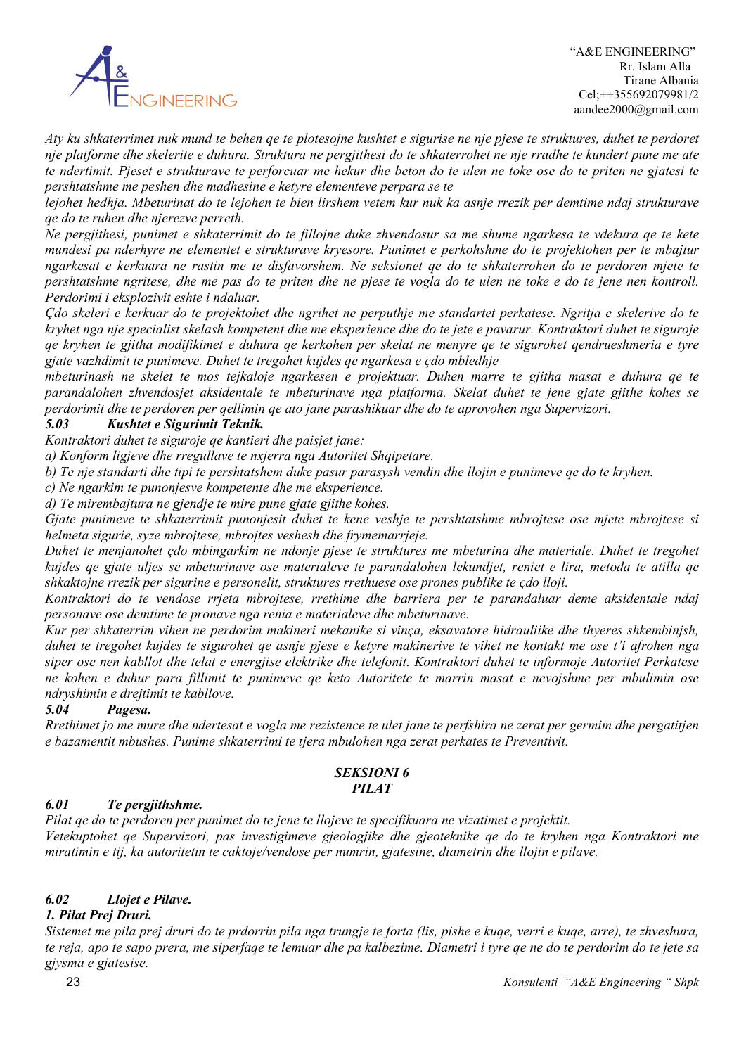*Aty ku shkaterrimet nuk mund te behen qe te plotesojne kushtet e sigurise ne nje pjese te struktures, duhet te perdoret nje platforme dhe skelerite e duhura. Struktura ne pergjithesi do te shkaterrohet ne nje rradhe te kundert pune me ate te ndertimit. Pjeset e strukturave te perforcuar me hekur dhe beton do te ulen ne toke ose do te priten ne gjatesi te pershtatshme me peshen dhe madhesine e ketyre elementeve perpara se te*
*lejohet hedhja. Mbeturinat do te lejohen te bien lirshem vetem kur nuk ka asnje rrezik per demtime ndaj strukturave qe do te ruhen dhe njerezve perreth.*

*Ne pergjithesi, punimet e shkaterrimit do te fillojne duke zhvendosur sa me shume ngarkesa te vdekura qe te kete mundesi pa nderhyre ne elementet e strukturave kryesore. Punimet e perkohshme do te projektohen per te mbajtur ngarkesat e kerkuara ne rastin me te disfavorshem. Ne seksionet qe do te shkaterrohen do te perdoren mjete te pershtatshme ngritese, dhe me pas do te priten dhe ne pjese te vogla do te ulen ne toke e do te jene nen kontroll. Perdorimi i eksplozivit eshte i ndaluar.*

*Çdo skeleri e kerkuar do te projektohet dhe ngrihet ne perputhje me standartet perkatese. Ngritja e skelerive do te kryhet nga nje specialist skelash kompetent dhe me eksperience dhe do te jete e pavarur. Kontraktori duhet te siguroje qe kryhen te gjitha modifikimet e duhura qe kerkohen per skelat ne menyre qe te sigurohet qendrueshmeria e tyre gjate vazhdimit te punimeve. Duhet te tregohet kujdes qe ngarkesa e çdo mbledhje*
*mbeturinash ne skelet te mos tejkaloje ngarkesen e projektuar. Duhen marre te gjitha masat e duhura qe te parandalohen zhvendosjet aksidentale te mbeturinave nga platforma. Skelat duhet te jene gjate gjithe kohes se perdorimit dhe te perdoren per qellimin qe ato jane parashikuar dhe do te aprovohen nga Supervizori.*

### *5.03 Kushtet e Sigurimit Teknik.*

*Kontraktori duhet te siguroje qe kantieri dhe paisjet jane:*

*a) Konform ligjeve dhe rregullave te nxjerra nga Autoritet Shqiptare.*
*b) Te nje standarti dhe tipi te pershtatshem duke pasur parasysh vendin dhe llojin e punimeve qe do te kryhen.*
*c) Ne ngarkim te punonjesve kompetente dhe me eksperience.*
*d) Te mirembajtura ne gjendje te mire pune gjate gjithe kohes.*

*Gjate punimeve te shkaterrimit punonjesit duhet te kene veshje te pershtatshme mbrojtese ose mjete mbrojtese si helmeta sigurie, syze mbrojtese, mbrojtes veshesh dhe frymemarrjeje.*

*Duhet te menjanohet çdo mbingarkim ne ndonje pjese te struktures me mbeturina dhe materiale. Duhet te tregohet kujdes qe gjate uljes se mbeturinave ose materialeve te parandalohen lekundjet, reniet e lira, metoda te atilla qe shkaktojne rrezik per sigurine e personelit, struktures rrethuese ose prones publike te çdo lloji.*

*Kontraktori do te vendose rrjeta mbrojtese, rrethime dhe barriera per te parandaluar deme aksidentale ndaj personave ose demtime te pronave nga renia e materialeve dhe mbeturinave.*

*Kur per shkaterrim vihen ne perdorim makineri mekanike si vinça, eksavatore hidrauliike dhe thyeres shkembinjsh, duhet te tregohet kujdes te sigurohet qe asnje pjese e ketyre makinerive te vihet ne kontakt me ose t'i afrohen nga siper ose nen kabllot dhe telat e energjise elektrike dhe telefonit. Kontraktori duhet te informoje Autoritet Perkatese ne kohen e duhur para fillimit te punimeve qe keto Autoritete te marrin masat e nevojshme per mbulimin ose ndryshimin e drejtimit te kabllove.*

### *5.04 Pagesa.*

*Rrethimet jo me mure dhe ndertesat e vogla me rezistence te ulet jane te perfshira ne zerat per germim dhe pergatitjen e bazamentit mbushes. Punime shkaterrimi te tjera mbulohen nga zerat perkates te Preventivit.*

## *SEKSIONI 6*
## *PILAT*

### *6.01 Te pergjithshme.*

*Pilat qe do te perdoren per punimet do te jene te llojeve te specifikuara ne vizatimet e projektit.*
*Vetekuptohet qe Supervizori, pas investigimeve gjeologjike dhe gjeoteknike qe do te kryhen nga Kontraktori me miratimin e tij, ka autoritetin te caktoje/vendose per numrin, gjatesine, diametrin dhe llojin e pilave.*

### *6.02 Llojet e Pilave.*

***1. Pilat Prej Druri.***

*Sistemet me pila prej druri do te prdorrin pila nga trungje te forta (lis, pishe e kuqe, verri e kuqe, arre), te zhveshura, te reja, apo te sapo prera, me siperfaqe te lemuar dhe pa kalbezime. Diametri i tyre qe ne do te perdorim do te jete sa gjysma e gjatesise.*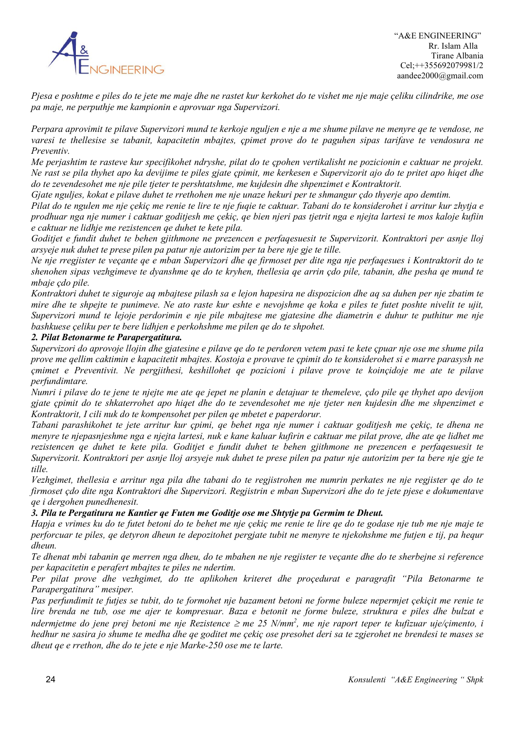*Pjesa e poshtme e piles do te jete me maje dhe ne rastet kur kerkohet do te vishet me nje maje çeliku cilindrike, me ose pa maje, ne perputhje me kampionin e aprovuar nga Supervizori.*

*Perpara aprovimit te pilave Supervizori mund te kerkoje nguljen e nje a me shume pilave ne menyre qe te vendose, ne varesi te thellesise se tabanit, kapacitetin mbajtes, çpimet prove do te paguhen sipas tarifave te vendosura ne Preventiv.*

*Me perjashtim te rasteve kur specifikohet ndryshe, pilat do te çpohen vertikalisht ne pozicionin e caktuar ne projekt. Ne rast se pila thyhet apo ka devijime te piles gjate çpimit, me kerkesen e Supervizorit ajo do te pritet apo hiqet dhe do te zevendesohet me nje pile tjeter te pershtatshme, me kujdesin dhe shpenzimet e Kontraktorit.*

*Gjate nguljes, kokat e pilave duhet te rrethohen me nje unaze hekuri per te shmangur çdo thyerje apo demtim.*

*Pilat do te ngulen me nje çekiç me renie te lire te nje fuqie te caktuar. Tabani do te konsiderohet i arritur kur zhytja e prodhuar nga nje numer i caktuar goditjesh me çekiç, qe bien njeri pas tjetrit nga e njejta lartesi te mos kaloje kufiin e caktuar ne lidhje me rezistencen qe duhet te kete pila.*

*Goditjet e fundit duhet te behen gjithmone ne prezencen e perfaqesuesit te Supervizorit. Kontraktori per asnje lloj arsyeje nuk duhet te prese pilen pa patur nje autorizim per ta bere nje gje te tille.*

*Ne nje rregjister te veçante qe e mban Supervizori dhe qe firmoset per dite nga nje perfaqesues i Kontraktorit do te shenohen sipas vezhgimeve te dyanshme qe do te kryhen, thellesia qe arrin çdo pile, tabanin, dhe pesha qe mund te mbaje çdo pile.*

*Kontraktori duhet te siguroje aq mbajtese pilash sa e lejon hapesira ne dispozicion dhe aq sa duhen per nje zbatim te mire dhe te shpejte te punimeve. Ne ato raste kur eshte e nevojshme qe koka e piles te futet poshte nivelit te ujit, Supervizori mund te lejoje perdorimin e nje pile mbajtese me gjatesine dhe diametrin e duhur te puthitur me nje bashkuese çeliku per te bere lidhjen e perkohshme me pilen qe do te shpohet.*

***2. Pilat Betonarme te Parapergatitura.***

*Supervizori do aprovoje llojin dhe gjatesine e pilave qe do te perdoren vetem pasi te kete çpuar nje ose me shume pila prove me qellim caktimin e kapacitetit mbajtes. Kostoja e provave te çpimit do te konsiderohet si e marre parasysh ne çmimet e Preventivit. Ne pergjithesi, keshillohet qe pozicioni i pilave prove te koinçidoje me ate te pilave perfundimtare.*

*Numri i pilave do te jene te njejte me ate qe jepet ne planin e detajuar te themeleve, çdo pile qe thyhet apo devijon gjate çpimit do te shkaterrohet apo hiqet dhe do te zevendesohet me nje tjeter nen kujdesin dhe me shpenzimet e Kontraktorit, I cili nuk do te kompensohet per pilen qe mbetet e paperdorur.*

*Tabani parashikohet te jete arritur kur çpimi, qe behet nga nje numer i caktuar goditjesh me çekiç, te dhena ne menyre te njepasnjeshme nga e njejta lartesi, nuk e kane kaluar kufirin e caktuar me pilat prove, dhe ate qe lidhet me rezistencen qe duhet te kete pila. Goditjet e fundit duhet te behen gjithmone ne prezencen e perfaqesuesit te Supervizorit. Kontraktori per asnje lloj arsyeje nuk duhet te prese pilen pa patur nje autorizim per ta bere nje gje te tille.*

*Vezhgimet, thellesia e arritur nga pila dhe tabani do te regjistrohen me numrin perkates ne nje regjister qe do te firmoset çdo dite nga Kontraktori dhe Supervizori. Regjistrin e mban Supervizori dhe do te jete pjese e dokumentave qe i dergohen punedhenesit.*

***3. Pila te Pergatitura ne Kantier qe Futen me Goditje ose me Shtytje pa Germim te Dheut.***

*Hapja e vrimes ku do te futet betoni do te behet me nje çekiç me renie te lire qe do te godase nje tub me nje maje te perforcuar te piles, qe detyron dheun te depozitohet pergjate tubit ne menyre te njekohshme me futjen e tij, pa hequr dheun.*

*Te dhenat mbi tabanin qe merren nga dheu, do te mbahen ne nje regjister te veçante dhe do te sherbejne si reference per kapacitetin e perafert mbajtes te piles ne ndertim.*

*Per pilat prove dhe vezhgimet, do tte aplikohen kriteret dhe proçedurat e paragrafit "Pila Betonarme te Parapergatitura" mesiper.*

*Pas perfundimit te futjes se tubit, do te formohet nje bazament betoni ne forme buleze nepermjet çekiçit me renie te lire brenda ne tub, ose me ajer te kompresuar. Baza e betonit ne forme buleze, struktura e piles dhe bulzat e ndermjetme do jene prej betoni me nje Rezistence ≥ me 25 N/mm$^2$, me nje raport teper te kufizuar uje/çimento, i hedhur ne sasira jo shume te medha dhe qe goditet me çekiç ose presohet deri sa te zgjerohet ne brendesi te mases se dheut qe e rrethon, dhe do te jete e nje Marke-250 ose me te larte.*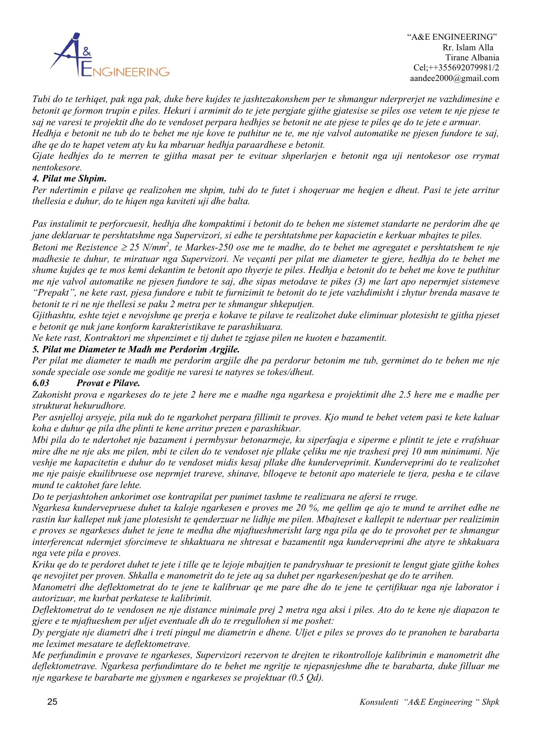*Tubi do te terhiqet, pak nga pak, duke bere kujdes te jashtezakonshem per te shmangur nderprerjet ne vazhdimesine e betonit qe formon trupin e piles. Hekuri i armimit do te jete pergjate gjithe gjatesise se piles ose vetem te nje pjese te saj ne varesi te projektit dhe do te vendoset perpara hedhjes se betonit ne ate pjese te piles qe do te jete e armuar.*

*Hedhja e betonit ne tub do te behet me nje kove te puthitur ne te, me nje valvol automatike ne pjesen fundore te saj, dhe qe do te hapet vetem aty ku ka mbaruar hedhja paraardhese e betonit.*

*Gjate hedhjes do te merren te gjitha masat per te evituar shperlarjen e betonit nga uji nentokesor ose rrymat nentokesore.*

***4. Pilat me Shpim.***

*Per ndertimin e pilave qe realizohen me shpim, tubi do te futet i shoqeruar me heqjen e dheut. Pasi te jete arritur thellesia e duhur, do te hiqen nga kaviteti uji dhe balta.*

*Pas instalimit te perforcuesit, hedhja dhe kompaktimi i betonit do te behen me sistemet standarte ne perdorim dhe qe jane deklaruar te pershtatshme nga Supervizori, si edhe te pershtatshme per kapacietin e kerkuar mbajtes te piles.*

*Betoni me Rezistence ≥ 25 N/mm$^2$, te Markes-250 ose me te madhe, do te behet me agregatet e pershtatshem te nje madhesie te duhur, te miratuar nga Supervizori. Ne veçanti per pilat me diameter te gjere, hedhja do te behet me shume kujdes qe te mos kemi dekantim te betonit apo thyerje te piles. Hedhja e betonit do te behet me kove te puthitur me nje valvol automatike ne pjesen fundore te saj, dhe sipas metodave te pikes (3) me lart apo nepermjet sistemeve "Prepakt", ne kete rast, pjesa fundore e tubit te furnizimit te betonit do te jete vazhdimisht i zhytur brenda masave te betonit te ri ne nje thellesi se paku 2 metra per te shmangur shkeputjen.*

*Gjithashtu, eshte tejet e nevojshme qe prerja e kokave te pilave te realizohet duke eliminuar plotesisht te gjitha pjeset e betonit qe nuk jane konform karakteristikave te parashikuara.*

*Ne kete rast, Kontraktori me shpenzimet e tij duhet te zgjase pilen ne kuoten e bazamentit.*

***5. Pilat me Diameter te Madh me Perdorim Argjile.***

*Per pilat me diameter te madh me perdorim argjile dhe pa perdorur betonim me tub, germimet do te behen me nje sonde speciale ose sonde me goditje ne varesi te natyres se tokes/dheut.*

***6.03 Provat e Pilave.***

*Zakonisht prova e ngarkeses do te jete 2 here me e madhe nga ngarkesa e projektimit dhe 2.5 here me e madhe per strukturat hekurudhore.*

*Per asnjelloj arsyeje, pila nuk do te ngarkohet perpara fillimit te proves. Kjo mund te behet vetem pasi te kete kaluar koha e duhur qe pila dhe plinti te kene arritur prezen e parashikuar.*

*Mbi pila do te ndertohet nje bazament i permbysur betonarmeje, ku siperfaqja e siperme e plintit te jete e rrafshuar mire dhe ne nje aks me pilen, mbi te cilen do te vendoset nje pllake çeliku me nje trashesi prej 10 mm minimumi. Nje veshje me kapacitetin e duhur do te vendoset midis kesaj pllake dhe kunderveprimit. Kunderveprimi do te realizohet me nje paisje ekuilibruese ose neprmjet trareve, shinave, blloqeve te betonit apo materiele te tjera, pesha e te cilave mund te caktohet fare lehte.*

*Do te perjashtohen ankorimet ose kontrapilat per punimet tashme te realizuara ne afersi te rruge.*

*Ngarkesa kundervepruese duhet ta kaloje ngarkesen e proves me 20 %, me qellim qe ajo te mund te arrihet edhe ne rastin kur kallepet nuk jane plotesisht te qenderzuar ne lidhje me pilen. Mbajteset e kallepit te ndertuar per realizimin e proves se ngarkeses duhet te jene te medha dhe mjaftueshmerisht larg nga pila qe do te provohet per te shmangur interferencat ndermjet sforcimeve te shkaktuara ne shtresat e bazamentit nga kunderveprimi dhe atyre te shkakuara nga vete pila e proves.*

*Kriku qe do te perdoret duhet te jete i tille qe te lejoje mbajtjen te pandryshuar te presionit te lengut gjate gjithe kohes qe nevojitet per proven. Shkalla e manometrit do te jete aq sa duhet per ngarkesen/peshat qe do te arrihen.*

*Manometri dhe deflektometrat do te jene te kalibruar qe me pare dhe do te jene te çertifikuar nga nje laborator i autorizuar, me kurbat perkatese te kalibrimit.*

*Deflektometrat do te vendosen ne nje distance minimale prej 2 metra nga aksi i piles. Ato do te kene nje diapazon te gjere e te mjaftueshem per uljet eventuale dh do te rregullohen si me poshet:*

*Dy pergjate nje diametri dhe i treti pingul me diametrin e dhene. Uljet e piles se proves do te pranohen te barabarta me leximet mesatare te deflektometrave.*

*Me perfundimin e provave te ngarkeses, Supervizori rezervon te drejten te rikontrolloje kalibrimin e manometrit dhe deflektometrave. Ngarkesa perfundimtare do te behet me ngritje te njepasnjeshme dhe te barabarta, duke filluar me nje ngarkese te barabarte me gjysmen e ngarkeses se projektuar (0.5 Qd).*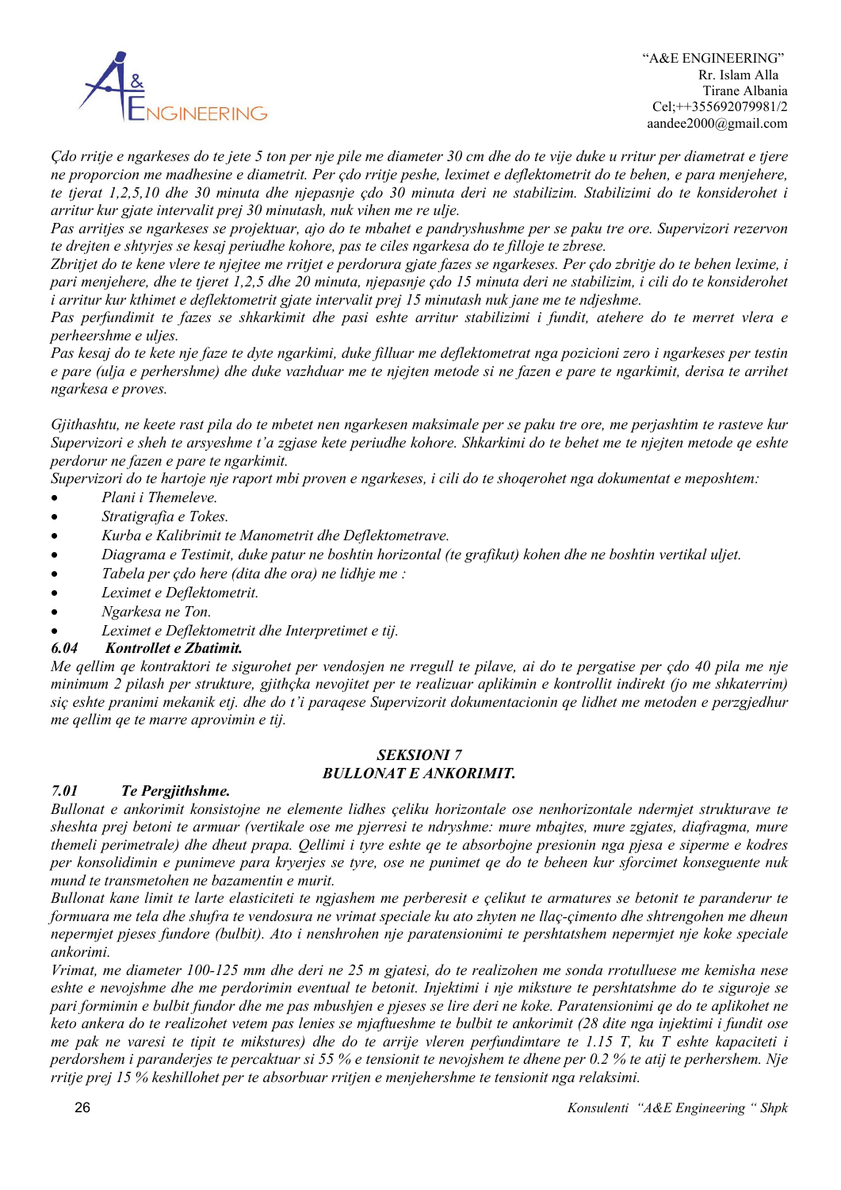*Çdo rritje e ngarkeses do te jete 5 ton per nje pile me diameter 30 cm dhe do te vije duke u rritur per diametrat e tjere ne proporcion me madhesine e diametrit. Per çdo rritje peshe, leximet e deflektometrit do te behen, e para menjehere, te tjerat 1,2,5,10 dhe 30 minuta dhe njepasnje çdo 30 minuta deri ne stabilizim. Stabilizimi do te konsiderohet i arritur kur gjate intervalit prej 30 minutash, nuk vihen me re ulje.*

*Pas arritjes se ngarkeses se projektuar, ajo do te mbahet e pandryshushme per se paku tre ore. Supervizori rezervon te drejten e shtyrjes se kesaj periudhe kohore, pas te ciles ngarkesa do te filloje te zbrese.*

*Zbritjet do te kene vlere te njejtee me rritjet e perdorura gjate fazes se ngarkeses. Per çdo zbritje do te behen lexime, i pari menjehere, dhe te tjeret 1,2,5 dhe 20 minuta, njepasnje çdo 15 minuta deri ne stabilizim, i cili do te konsiderohet i arritur kur kthimet e deflektometrit gjate intervalit prej 15 minutash nuk jane me te ndjeshme.*

*Pas perfundimit te fazes se shkarkimit dhe pasi eshte arritur stabilizimi i fundit, atehere do te merret vlera e perheershme e uljes.*

*Pas kesaj do te kete nje faze te dyte ngarkimi, duke filluar me deflektometrat nga pozicioni zero i ngarkeses per testin e pare (ulja e perhershme) dhe duke vazhduar me te njejten metode si ne fazen e pare te ngarkimit, derisa te arrihet ngarkesa e proves.*

*Gjithashtu, ne keete rast pila do te mbetet nen ngarkesen maksimale per se paku tre ore, me perjashtim te rasteve kur Supervizori e sheh te arsyeshme t'a zgjase kete periudhe kohore. Shkarkimi do te behet me te njejten metode qe eshte perdorur ne fazen e pare te ngarkimit.*

*Supervizori do te hartoje nje raport mbi proven e ngarkeses, i cili do te shoqerohet nga dokumentat e meposhtem:*

- *Plani i Themeleve.*
- *Stratigrafia e Tokes.*
- *Kurba e Kalibrimit te Manometrit dhe Deflektometrave.*
- *Diagrama e Testimit, duke patur ne boshtin horizontal (te grafikut) kohen dhe ne boshtin vertikal uljet.*
- *Tabela per çdo here (dita dhe ora) ne lidhje me :*
- *Leximet e Deflektometrit.*
- *Ngarkesa ne Ton.*
- *Leximet e Deflektometrit dhe Interpretimet e tij.*

### *6.04 Kontrollet e Zbatimit.*

*Me qellim qe kontraktori te sigurohet per vendosjen ne rregull te pilave, ai do te pergatise per çdo 40 pila me nje minimum 2 pilash per strukture, gjithçka nevojitet per te realizuar aplikimin e kontrollit indirekt (jo me shkaterrim) siç eshte pranimi mekanik etj. dhe do t'i paraqese Supervizorit dokumentacionin qe lidhet me metoden e perzgjedhur me qellim qe te marre aprovimin e tij.*

## *SEKSIONI 7*
## *BULLONAT E ANKORIMIT.*

### *7.01 Te Pergjithshme.*

*Bullonat e ankorimit konsistojne ne elemente lidhes çeliku horizontale ose nenhorizontale ndermjet strukturave te sheshta prej betoni te armuar (vertikale ose me pjerresi te ndryshme: mure mbajtes, mure zgjates, diafragma, mure themeli perimetrale) dhe dheut prapa. Qellimi i tyre eshte qe te absorbojne presionin nga pjesa e siperme e kodres per konsolidimin e punimeve para kryerjes se tyre, ose ne punimet qe do te beheen kur sforcimet konseguente nuk mund te transmetohen ne bazamentin e murit.*

*Bullonat kane limit te larte elasticiteti te ngjashem me perberesit e çelikut te armatures se betonit te paranderur te formuara me tela dhe shufra te vendosura ne vrimat speciale ku ato zhyten ne llaç-çimento dhe shtrengohen me dheun nepermjet pjeses fundore (bulbit). Ato i nenshrohen nje paratensionimi te pershtatshem nepermjet nje koke speciale ankorimi.*

*Vrimat, me diameter 100-125 mm dhe deri ne 25 m gjatesi, do te realizohen me sonda rrotulluese me kemisha nese eshte e nevojshme dhe me perdorimin eventual te betonit. Injektimi i nje miksture te pershtatshme do te siguroje se pari formimin e bulbit fundor dhe me pas mbushjen e pjeses se lire deri ne koke. Paratensionimi qe do te aplikohet ne keto ankera do te realizohet vetem pas lenies se mjaftueshme te bulbit te ankorimit (28 dite nga injektimi i fundit ose me pak ne varesi te tipit te mikstures) dhe do te arrije vleren perfundimtare te 1.15 T, ku T eshte kapaciteti i perdorshem i paranderjes te percaktuar si 55 % e tensionit te nevojshem te dhene per 0.2 % te atij te perhershem. Nje rritje prej 15 % keshillohet per te absorbuar rritjen e menjehershme te tensionit nga relaksimi.*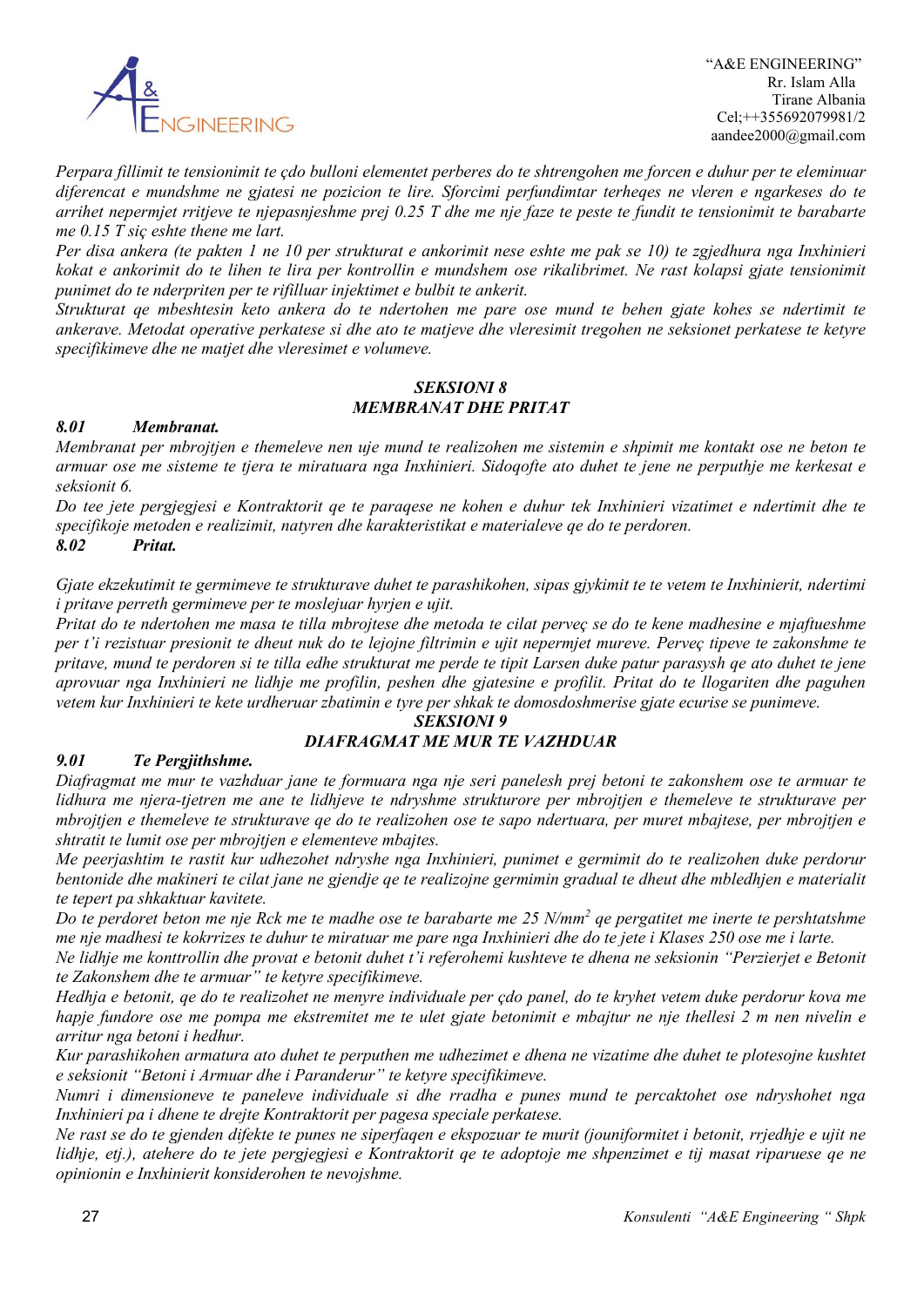*Perpara fillimit te tensionimit te çdo bulloni elementet perberes do te shtrengohen me forcen e duhur per te eleminuar diferencat e mundshme ne gjatesi ne pozicion te lire. Sforcimi perfundimtar terheqes ne vleren e ngarkeses do te arrihet nepermjet rritjeve te njepasnjeshme prej 0.25 T dhe me nje faze te peste te fundit te tensionimit te barabarte me 0.15 T siç eshte thene me lart.*

*Per disa ankera (te pakten 1 ne 10 per strukturat e ankorimit nese eshte me pak se 10) te zgjedhura nga Inxhinieri kokat e ankorimit do te lihen te lira per kontrollin e mundshem ose rikalibrimet. Ne rast kolapsi gjate tensionimit punimet do te nderpriten per te rifilluar injektimet e bulbit te ankerit.*

*Strukturat qe mbeshtesin keto ankera do te ndertohen me pare ose mund te behen gjate kohes se ndertimit te ankerave. Metodat operative perkatese si dhe ato te matjeve dhe vleresimit tregohen ne seksionet perkatese te ketyre specifikimeve dhe ne matjet dhe vleresimet e volumeve.*

## *SEKSIONI 8*
## *MEMBRANAT DHE PRITAT*

### *8.01 Membranat.*

*Membranat per mbrojtjen e themeleve nen uje mund te realizohen me sistemin e shpimit me kontakt ose ne beton te armuar ose me sisteme te tjera te miratuara nga Inxhinieri. Sidoqofte ato duhet te jene ne perputhje me kerkesat e seksionit 6.*

*Do tee jete pergjegjesi e Kontraktorit qe te paraqese ne kohen e duhur tek Inxhinieri vizatimet e ndertimit dhe te specifikoje metoden e realizimit, natyren dhe karakteristikat e materialeve qe do te perdoren.*

### *8.02 Pritat.*

*Gjate ekzekutimit te germimeve te strukturave duhet te parashikohen, sipas gjykimit te te vetem te Inxhinierit, ndertimi i pritave perreth germimeve per te moslejuar hyrjen e ujit.*

*Pritat do te ndertohen me masa te tilla mbrojtese dhe metoda te cilat perveç se do te kene madhesine e mjaftueshme per t'i rezistuar presionit te dheut nuk do te lejojne filtrimin e ujit nepermjet mureve. Perveç tipeve te zakonshme te pritave, mund te perdoren si te tilla edhe strukturat me perde te tipit Larsen duke patur parasysh qe ato duhet te jene aprovuar nga Inxhinieri ne lidhje me profilin, peshen dhe gjatesine e profilit. Pritat do te llogariten dhe paguhen vetem kur Inxhinieri te kete urdheruar zbatimin e tyre per shkak te domosdoshmerise gjate ecurise se punimeve.*

## *SEKSIONI 9*
## *DIAFRAGMAT ME MUR TE VAZHDUAR*

### *9.01 Te Pergjithshme.*

*Diafragmat me mur te vazhduar jane te formuara nga nje seri panelesh prej betoni te zakonshem ose te armuar te lidhura me njera-tjetren me ane te lidhjeve te ndryshme strukturore per mbrojtjen e themeleve te strukturave per mbrojtjen e themeleve te strukturave qe do te realizohen ose te sapo ndertuara, per muret mbajtese, per mbrojtjen e shtratit te lumit ose per mbrojtjen e elementeve mbajtes.*

*Me peerjashtim te rastit kur udhezohet ndryshe nga Inxhinieri, punimet e germimit do te realizohen duke perdorur bentonide dhe makineri te cilat jane ne gjendje qe te realizojne germimin gradual te dheut dhe mbledhjen e materialit te tepert pa shkaktuar kavitete.*

*Do te perdoret beton me nje Rck me te madhe ose te barabarte me 25 N/mm$^2$ qe pergatitet me inerte te pershtatshme me nje madhesi te kokrrizes te duhur te miratuar me pare nga Inxhinieri dhe do te jete i Klases 250 ose me i larte.*

*Ne lidhje me konttrollin dhe provat e betonit duhet t'i referohemi kushteve te dhena ne seksionin "Perzierjet e Betonit te Zakonshem dhe te armuar" te ketyre specifikimeve.*

*Hedhja e betonit, qe do te realizohet ne menyre individuale per çdo panel, do te kryhet vetem duke perdorur kova me hapje fundore ose me pompa me ekstremitet me te ulet gjate betonimit e mbajtur ne nje thellesi 2 m nen nivelin e arritur nga betoni i hedhur.*

*Kur parashikohen armatura ato duhet te perputhen me udhezimet e dhena ne vizatime dhe duhet te plotesojne kushtet e seksionit "Betoni i Armuar dhe i Paranderur" te ketyre specifikimeve.*

*Numri i dimensioneve te paneleve individuale si dhe rradha e punes mund te percaktohet ose ndryshohet nga Inxhinieri pa i dhene te drejte Kontraktorit per pagesa speciale perkatese.*

*Ne rast se do te gjenden difekte te punes ne siperfaqen e ekspozuar te murit (jouniformitet i betonit, rrjedhje e ujit ne lidhje, etj.), atehere do te jete pergjegjesi e Kontraktorit qe te adoptoje me shpenzimet e tij masat riparuese qe ne opinionin e Inxhinierit konsiderohen te nevojshme.*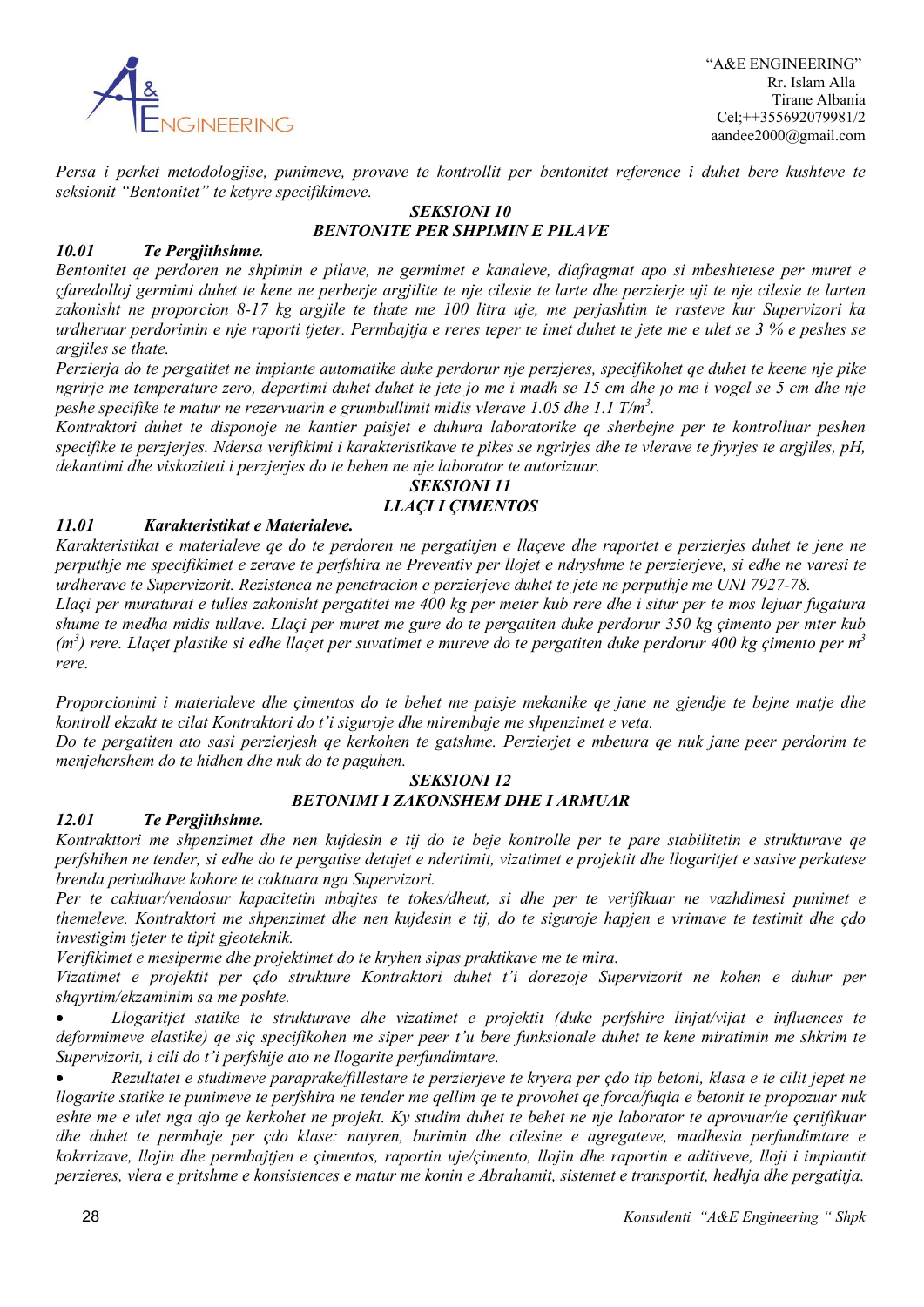*Persa i perket metodologjise, punimeve, provave te kontrollit per bentonitet reference i duhet bere kushteve te seksionit "Bentonitet" te ketyre specifikimeve.*

## *SEKSIONI 10*
## *BENTONITE PER SHPIMIN E PILAVE*

### *10.01 Te Pergjithshme.*

*Bentonitet qe perdoren ne shpimin e pilave, ne germimet e kanaleve, diafragmat apo si mbeshtetese per muret e çfaredolloj germimi duhet te kene ne perberje argjilite te nje cilesie te larte dhe perzierje uji te nje cilesie te larten zakonisht ne proporcion 8-17 kg argjile te thate me 100 litra uje, me perjashtim te rasteve kur Supervizori ka urdheruar perdorimin e nje raporti tjeter. Permbajtja e reres teper te imet duhet te jete me e ulet se 3 % e peshes se argjiles se thate.*

*Perzierja do te pergatitet ne impiante automatike duke perdorur nje perzjeres, specifikohet qe duhet te keene nje pike ngrirje me temperature zero, depertimi duhet duhet te jete jo me i madh se 15 cm dhe jo me i vogel se 5 cm dhe nje peshe specifike te matur ne rezervuarin e grumbullimit midis vlerave 1.05 dhe 1.1 T/m$^3$.*

*Kontraktori duhet te disponoje ne kantier paisjet e duhura laboratorike qe sherbejne per te kontrolluar peshen specifike te perzjerjes. Ndersa verifikimi i karakteristikave te pikes se ngrirjes dhe te vlerave te fryrjes te argjiles, pH, dekantimi dhe viskoziteti i perzjerjes do te behen ne nje laborator te autorizuar.*

## *SEKSIONI 11*
## *LLAÇI I ÇIMENTOS*

### *11.01 Karakteristikat e Materialeve.*

*Karakteristikat e materialeve qe do te perdoren ne pergatitjen e llaçeve dhe raportet e perzierjes duhet te jene ne perputhje me specifikimet e zerave te perfshira ne Preventiv per llojet e ndryshme te perzierjeve, si edhe ne varesi te urdherave te Supervizorit. Rezistenca ne penetracion e perzierjeve duhet te jete ne perputhje me UNI 7927-78.*

*Llaçi per muraturat e tulles zakonisht pergatitet me 400 kg per meter kub rere dhe i situr per te mos lejuar fugatura shume te medha midis tullave. Llaçi per muret me gure do te pergatiten duke perdorur 350 kg çimento per mter kub (m$^3$) rere. Llaçet plastike si edhe llaçet per suvatimet e mureve do te pergatiten duke perdorur 400 kg çimento per m$^3$ rere.*

*Proporcionimi i materialeve dhe çimentos do te behet me paisje mekanike qe jane ne gjendje te bejne matje dhe kontroll ekzakt te cilat Kontraktori do t'i siguroje dhe mirembaje me shpenzimet e veta.*

*Do te pergatiten ato sasi perzierjesh qe kerkohen te gatshme. Perzierjet e mbetura qe nuk jane peer perdorim te menjehershem do te hidhen dhe nuk do te paguhen.*

## *SEKSIONI 12*
## *BETONIMI I ZAKONSHEM DHE I ARMUAR*

### *12.01 Te Pergjithshme.*

*Kontrakttori me shpenzimet dhe nen kujdesin e tij do te beje kontrolle per te pare stabilitetin e strukturave qe perfshihen ne tender, si edhe do te pergatise detajet e ndertimit, vizatimet e projektit dhe llogaritjet e sasive perkatese brenda periudhave kohore te caktuara nga Supervizori.*

*Per te caktuar/vendosur kapacitetin mbajtes te tokes/dheut, si dhe per te verifikuar ne vazhdimesi punimet e themeleve. Kontraktori me shpenzimet dhe nen kujdesin e tij, do te siguroje hapjen e vrimave te testimit dhe çdo investigim tjeter te tipit gjeoteknik.*

*Verifikimet e mesiperme dhe projektimet do te kryhen sipas praktikave me te mira.*

*Vizatimet e projektit per çdo strukture Kontraktori duhet t'i dorezoje Supervizorit ne kohen e duhur per shqyrtim/ekzaminim sa me poshte.*

- *Llogaritjet statike te strukturave dhe vizatimet e projektit (duke perfshire linjat/vijat e influences te deformimeve elastike) qe siç specifikohen me siper peer t'u bere funksionale duhet te kene miratimin me shkrim te Supervizorit, i cili do t'i perfshije ato ne llogarite perfundimtare.*
- *Rezultatet e studimeve paraprake/fillestare te perzierjeve te kryera per çdo tip betoni, klasa e te cilit jepet ne llogarite statike te punimeve te perfshira ne tender me qellim qe te provohet qe forca/fuqia e betonit te propozuar nuk eshte me e ulet nga ajo qe kerkohet ne projekt. Ky studim duhet te behet ne nje laborator te aprovuar/te çertifikuar dhe duhet te permbaje per çdo klase: natyren, burimin dhe cilesine e agregateve, madhesia perfundimtare e kokrrizave, llojin dhe permbajtjen e çimentos, raportin uje/çimento, llojin dhe raportin e aditiveve, lloji i impiantit perzieres, vlera e pritshme e konsistences e matur me konin e Abrahamit, sistemet e transportit, hedhja dhe pergatitja.*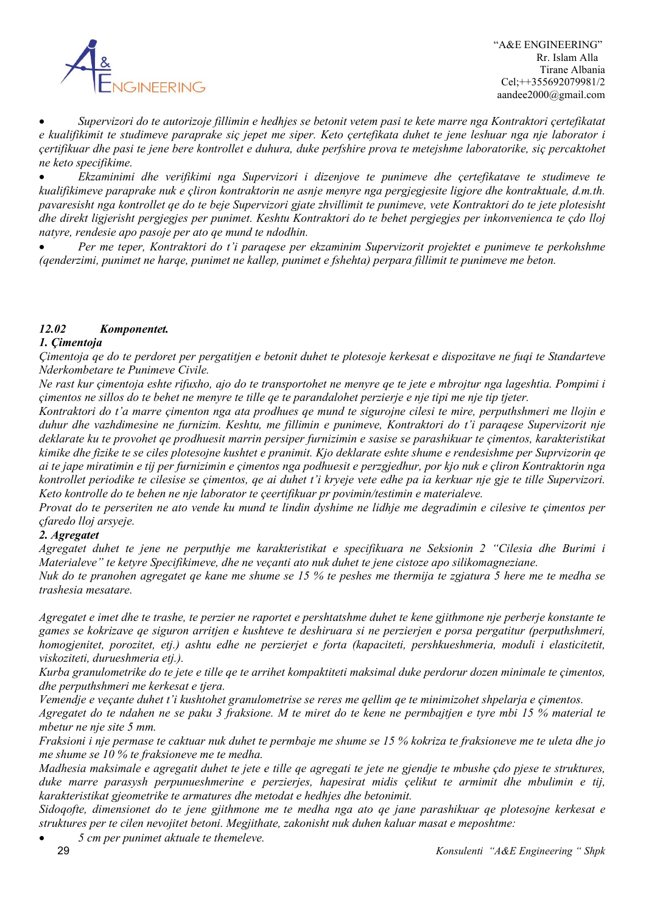- *Supervizori do te autorizoje fillimin e hedhjes se betonit vetem pasi te kete marre nga Kontraktori çertefikatat e kualifikimit te studimeve paraprake siç jepet me siper. Keto çertefikata duhet te jene leshuar nga nje laborator i çertifikuar dhe pasi te jene bere kontrollet e duhura, duke perfshire prova te metejshme laboratorike, siç percaktohet ne keto specifikime.*
- *Ekzaminimi dhe verifikimi nga Supervizori i dizenjove te punimeve dhe çertefikatave te studimeve te kualifikimeve paraprake nuk e çliron kontraktorin ne asnje menyre nga pergjegjesite ligjore dhe kontraktuale, d.m.th. pavaresisht nga kontrollet qe do te beje Supervizori gjate zhvillimit te punimeve, vete Kontraktori do te jete plotesisht dhe direkt ligjerisht pergjegjes per punimet. Keshtu Kontraktori do te behet pergjegjes per inkonvenienca te çdo lloj natyre, rendesie apo pasoje per ato qe mund te ndodhin.*
- *Per me teper, Kontraktori do t'i paraqese per ekzaminim Supervizorit projektet e punimeve te perkohshme (qenderzimi, punimet ne harqe, punimet ne kallep, punimet e fshehta) perpara fillimit te punimeve me beton.*

***12.02 Komponentet.***

***1. Çimentoja***

*Çimentoja qe do te perdoret per pergatitjen e betonit duhet te plotesoje kerkesat e dispozitave ne fuqi te Standarteve Nderkombetare te Punimeve Civile.*

*Ne rast kur çimentoja eshte rifuxho, ajo do te transportohet ne menyre qe te jete e mbrojtur nga lageshtia. Pompimi i çimentos ne sillos do te behet ne menyre te tille qe te parandalohet perzierje e nje tipi me nje tip tjeter.*

*Kontraktori do t'a marre çimenton nga ata prodhues qe mund te sigurojne cilesi te mire, perputhshmeri me llojin e duhur dhe vazhdimesine ne furnizim. Keshtu, me fillimin e punimeve, Kontraktori do t'i paraqese Supervizorit nje deklarate ku te provohet qe prodhuesit marrin persiper furnizimin e sasise se parashikuar te çimentos, karakteristikat kimike dhe fizike te se ciles plotesojne kushtet e pranimit. Kjo deklarate eshte shume e rendesishme per Suprvizorin qe ai te jape miratimin e tij per furnizimin e çimentos nga podhuesit e perzgjedhur, por kjo nuk e çliron Kontraktorin nga kontrollet periodike te cilesise se çimentos, qe ai duhet t'i kryeje vete edhe pa ia kerkuar nje gje te tille Supervizori. Keto kontrolle do te behen ne nje laborator te çeertifikuar pr povimin/testimin e materialeve.*

*Provat do te perseriten ne ato vende ku mund te lindin dyshime ne lidhje me degradimin e cilesive te çimentos per çfaredo lloj arsyeje.*

***2. Agregatet***

*Agregatet duhet te jene ne perputhje me karakteristikat e specifikuara ne Seksionin 2 "Cilesia dhe Burimi i Materialeve" te ketyre Specifikimeve, dhe ne veçanti ato nuk duhet te jene cistoze apo silikomagneziane.*

*Nuk do te pranohen agregatet qe kane me shume se 15 % te peshes me thermija te zgjatura 5 here me te medha se trashesia mesatare.*

*Agregatet e imet dhe te trashe, te perzier ne raportet e pershtatshme duhet te kene gjithmone nje perberje konstante te games se kokrizave qe siguron arritjen e kushteve te deshiruara si ne perzierjen e porsa pergatitur (perputhshmeri, homogjenitet, porozitet, etj.) ashtu edhe ne perzierjet e forta (kapaciteti, pershkueshmeria, moduli i elasticitetit, viskoziteti, durueshmeria etj.).*

*Kurba granulometrike do te jete e tille qe te arrihet kompaktiteti maksimal duke perdorur dozen minimale te çimentos, dhe perputhshmeri me kerkesat e tjera.*

*Vemendje e veçante duhet t'i kushtohet granulometrise se reres me qellim qe te minimizohet shpelarja e çimentos.*

*Agregatet do te ndahen ne se paku 3 fraksione. M te miret do te kene ne permbajtjen e tyre mbi 15 % material te mbetur ne nje site 5 mm.*

*Fraksioni i nje permase te caktuar nuk duhet te permbaje me shume se 15 % kokriza te fraksioneve me te uleta dhe jo me shume se 10 % te fraksioneve me te medha.*

*Madhesia maksimale e agregatit duhet te jete e tille qe agregati te jete ne gjendje te mbushe çdo pjese te struktures, duke marre parasysh perpunueshmerine e perzierjes, hapesirat midis çelikut te armimit dhe mbulimin e tij, karakteristikat gjeometrike te armatures dhe metodat e hedhjes dhe betonimit.*

*Sidoqofte, dimensionet do te jene gjithmone me te medha nga ato qe jane parashikuar qe plotesojne kerkesat e struktures per te cilen nevojitet betoni. Megjithate, zakonisht nuk duhen kaluar masat e meposhtme:*

- *5 cm per punimet aktuale te themeleve.*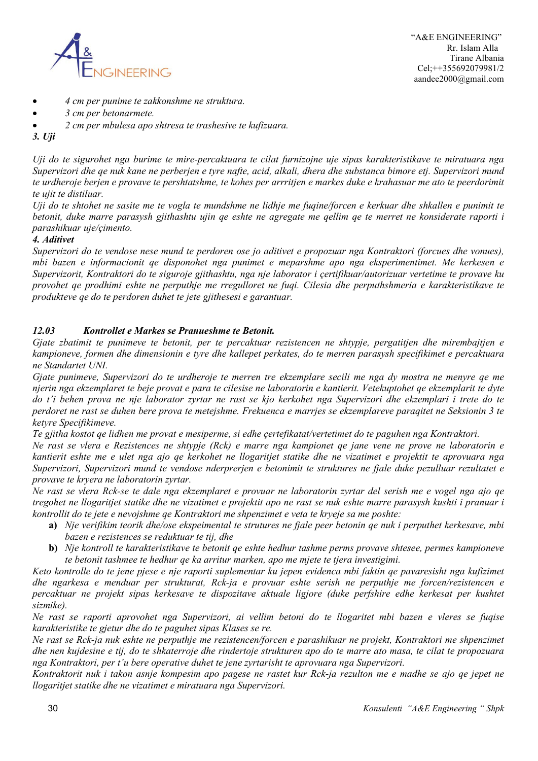- *4 cm per punime te zakkonshme ne struktura.*
- *3 cm per betonarmete.*
- *2 cm per mbulesa apo shtresa te trashesive te kufizuara.*

***3. Uji***

*Uji do te sigurohet nga burime te mire-percaktuara te cilat furnizojne uje sipas karakteristikave te miratuara nga Supervizori dhe qe nuk kane ne perberjen e tyre nafte, acid, alkali, dhera dhe substanca bimore etj. Supervizori mund te urdheroje berjen e provave te pershtatshme, te kohes per arrritjen e markes duke e krahasuar me ato te peerdorimit te ujit te distiluar.*

*Uji do te shtohet ne sasite me te vogla te mundshme ne lidhje me fuqine/forcen e kerkuar dhe shkallen e punimit te betonit, duke marre parasysh gjithashtu ujin qe eshte ne agregate me qellim qe te merret ne konsiderate raporti i parashikuar uje/çimento.*

***4. Aditivet***

*Supervizori do te vendose nese mund te perdoren ose jo aditivet e propozuar nga Kontraktori (forcues dhe vonues), mbi bazen e informacionit qe disponohet nga punimet e meparshme apo nga eksperimentimet. Me kerkesen e Supervizorit, Kontraktori do te siguroje gjithashtu, nga nje laborator i çertifikuar/autorizuar vertetime te provave ku provohet qe prodhimi eshte ne perputhje me rregulloret ne fuqi. Cilesia dhe perputhshmeria e karakteristikave te produkteve qe do te perdoren duhet te jete gjithesesi e garantuar.*

## *12.03 Kontrollet e Markes se Pranueshme te Betonit.*

*Gjate zbatimit te punimeve te betonit, per te percaktuar rezistencen ne shtypje, pergatitjen dhe mirembajtjen e kampioneve, formen dhe dimensionin e tyre dhe kallepet perkates, do te merren parasysh specifikimet e percaktuara ne Standartet UNI.*

*Gjate punimeve, Supervizori do te urdheroje te merren tre ekzemplare secili me nga dy mostra ne menyre qe me njerin nga ekzemplaret te beje provat e para te cilesise ne laboratorin e kantierit. Vetekuptohet qe ekzemplarit te dyte do t'i behen prova ne nje laborator zyrtar ne rast se kjo kerkohet nga Supervizori dhe ekzemplari i trete do te perdoret ne rast se duhen bere prova te metejshme. Frekuenca e marrjes se ekzemplareve paraqitet ne Seksionin 3 te ketyre Specifikimeve.*

*Te gjitha kostot qe lidhen me provat e mesiperme, si edhe çertefikatat/vertetimet do te paguhen nga Kontraktori.*

*Ne rast se vlera e Rezistences ne shtypje (Rck) e marre nga kampionet qe jane vene ne prove ne laboratorin e kantierit eshte me e ulet nga ajo qe kerkohet ne llogaritjet statike dhe ne vizatimet e projektit te aprovuara nga Supervizori, Supervizori mund te vendose nderprerjen e betonimit te struktures ne fjale duke pezulluar rezultatet e provave te kryera ne laboratorin zyrtar.*

*Ne rast se vlera Rck-se te dale nga ekzemplaret e provuar ne laboratorin zyrtar del serish me e vogel nga ajo qe tregohet ne llogaritjet statike dhe ne vizatimet e projektit apo ne rast se nuk eshte marre parasysh kushti i pranuar i kontrollit do te jete e nevojshme qe Kontraktori me shpenzimet e veta te kryeje sa me poshte:*

**a)** *Nje verifikim teorik dhe/ose ekspeimental te strutures ne fjale peer betonin qe nuk i perputhet kerkesave, mbi bazen e rezistences se reduktuar te tij, dhe*

**b)** *Nje kontroll te karakteristikave te betonit qe eshte hedhur tashme perms provave shtesee, permes kampioneve te betonit tashmee te hedhur qe ka arritur marken, apo me mjete te tjera investigimi.*

*Keto kontrolle do te jene pjese e nje raporti suplementar ku jepen evidenca mbi faktin qe pavaresisht nga kufizimet dhe ngarkesa e menduar per strukturat, Rck-ja e provuar eshte serish ne perputhje me forcen/rezistencen e percaktuar ne projekt sipas kerkesave te dispozitave aktuale ligjore (duke perfshire edhe kerkesat per kushtet sizmike).*

*Ne rast se raporti aprovohet nga Supervizori, ai vellim betoni do te llogaritet mbi bazen e vleres se fuqise karakteristike te gjetur dhe do te paguhet sipas Klases se re.*

*Ne rast se Rck-ja nuk eshte ne perputhje me rezistencen/forcen e parashikuar ne projekt, Kontraktori me shpenzimet dhe nen kujdesine e tij, do te shkaterroje dhe rindertoje strukturen apo do te marre ato masa, te cilat te propozuara nga Kontraktori, per t'u bere operative duhet te jene zyrtarisht te aprovuara nga Supervizori.*

*Kontraktorit nuk i takon asnje kompesim apo pagese ne rastet kur Rck-ja rezulton me e madhe se ajo qe jepet ne llogaritjet statike dhe ne vizatimet e miratuara nga Supervizori.*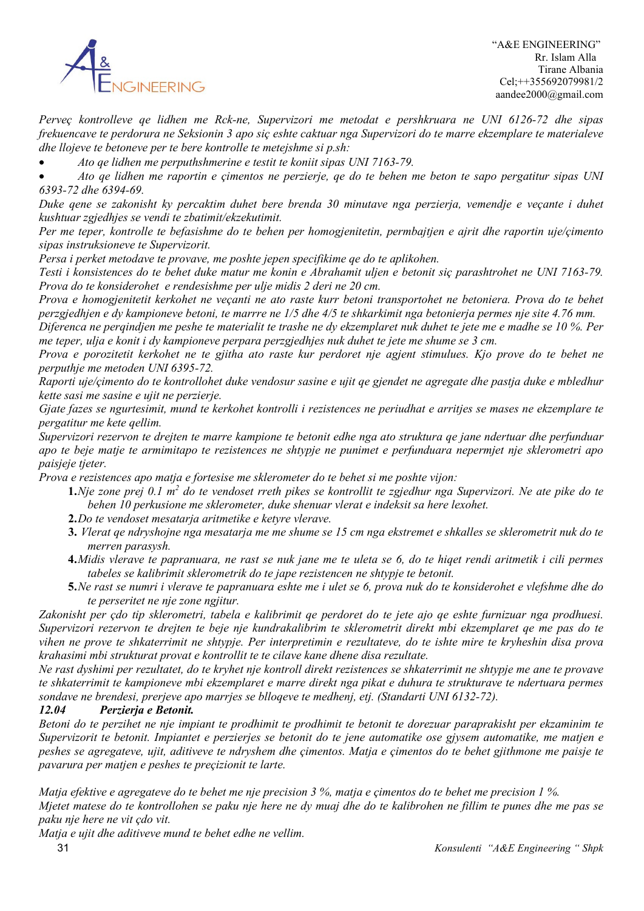*Perveç kontrolleve qe lidhen me Rck-ne, Supervizori me metodat e pershkruara ne UNI 6126-72 dhe sipas frekuencave te perdorura ne Seksionin 3 apo siç eshte caktuar nga Supervizori do te marre ekzemplare te materialeve dhe llojeve te betoneve per te bere kontrolle te metejshme si p.sh:*

- *Ato qe lidhen me perputhshmerine e testit te koniit sipas UNI 7163-79.*
- *Ato qe lidhen me raportin e çimentos ne perzierje, qe do te behen me beton te sapo pergatitur sipas UNI 6393-72 dhe 6394-69.*

*Duke qene se zakonisht ky percaktim duhet bere brenda 30 minutave nga perzierja, vemendje e veçante i duhet kushtuar zgjedhjes se vendi te zbatimit/ekzekutimit.*

*Per me teper, kontrolle te befasishme do te behen per homogjenitetin, permbajtjen e ajrit dhe raportin uje/çimento sipas instruksioneve te Supervizorit.*

*Persa i perket metodave te provave, me poshte jepen specifikime qe do te aplikohen.*

*Testi i konsistences do te behet duke matur me konin e Abrahamit uljen e betonit siç parashtrohet ne UNI 7163-79. Prova do te konsiderohet e rendesishme per ulje midis 2 deri ne 20 cm.*

*Prova e homogjenitetit kerkohet ne veçanti ne ato raste kurr betoni transportohet ne betoniera. Prova do te behet perzgjedhjen e dy kampioneve betoni, te marrre ne 1/5 dhe 4/5 te shkarkimit nga betonierja permes nje site 4.76 mm. Diferenca ne perqindjen me peshe te materialit te trashe ne dy ekzemplaret nuk duhet te jete me e madhe se 10 %. Per me teper, ulja e konit i dy kampioneve perpara perzgjedhjes nuk duhet te jete me shume se 3 cm.*

*Prova e porozitetit kerkohet ne te gjitha ato raste kur perdoret nje agjent stimulues. Kjo prove do te behet ne perputhje me metoden UNI 6395-72.*

*Raporti uje/çimento do te kontrollohet duke vendosur sasine e ujit qe gjendet ne agregate dhe pastja duke e mbledhur kette sasi me sasine e ujit ne perzierje.*

*Gjate fazes se ngurtesimit, mund te kerkohet kontrolli i rezistences ne periudhat e arritjes se mases ne ekzemplare te pergatitur me kete qellim.*

*Supervizori rezervon te drejten te marre kampione te betonit edhe nga ato struktura qe jane ndertuar dhe perfunduar apo te beje matje te armimitapo te rezistences ne shtypje ne punimet e perfunduara nepermjet nje sklerometri apo paisjeje tjeter.*

*Prova e rezistences apo matja e fortesise me sklerometer do te behet si me poshte vijon:*

**1.** *Nje zone prej 0.1 $m^2$ do te vendoset rreth pikes se kontrollit te zgjedhur nga Supervizori. Ne ate pike do te behen 10 perkusione me sklerometer, duke shenuar vlerat e indeksit sa here lexohet.*

**2.** *Do te vendoset mesatarja aritmetike e ketyre vlerave.*

**3.** *Vlerat qe ndryshojne nga mesatarja me me shume se 15 cm nga ekstremet e shkalles se sklerometrit nuk do te merren parasysh.*

**4.** *Midis vlerave te papranuara, ne rast se nuk jane me te uleta se 6, do te hiqet rendi aritmetik i cili permes tabeles se kalibrimit sklerometrik do te jape rezistencen ne shtypje te betonit.*

**5.** *Ne rast se numri i vlerave te papranuara eshte me i ulet se 6, prova nuk do te konsiderohet e vlefshme dhe do te perseritet ne nje zone ngjitur.*

*Zakonisht per çdo tip sklerometri, tabela e kalibrimit qe perdoret do te jete ajo qe eshte furnizuar nga prodhuesi. Supervizori rezervon te drejten te beje nje kundrakalibrim te sklerometrit direkt mbi ekzemplaret qe me pas do te vihen ne prove te shkaterrimit ne shtypje. Per interpretimin e rezultateve, do te ishte mire te kryheshin disa prova krahasimi mbi strukturat provat e kontrollit te te cilave kane dhene disa rezultate.*

*Ne rast dyshimi per rezultatet, do te kryhet nje kontroll direkt rezistences se shkaterrimit ne shtypje me ane te provave te shkaterrimit te kampioneve mbi ekzemplaret e marre direkt nga pikat e duhura te strukturave te ndertuara permes sondave ne brendesi, prerjeve apo marrjes se blloqeve te medhenj, etj. (Standarti UNI 6132-72).*

### *12.04 Perzierja e Betonit.*

*Betoni do te perzihet ne nje impiant te prodhimit te prodhimit te betonit te dorezuar paraprakisht per ekzaminim te Supervizorit te betonit. Impiantet e perzierjes se betonit do te jene automatike ose gjysem automatike, me matjen e peshes se agregateve, ujit, aditiveve te ndryshem dhe çimentos. Matja e çimentos do te behet gjithmone me paisje te pavarura per matjen e peshes te preçizionit te larte.*

*Matja efektive e agregateve do te behet me nje precision 3 %, matja e çimentos do te behet me precision 1 %.*

*Mjetet matese do te kontrollohen se paku nje here ne dy muaj dhe do te kalibrohen ne fillim te punes dhe me pas se paku nje here ne vit çdo vit.*

*Matja e ujit dhe aditiveve mund te behet edhe ne vellim.*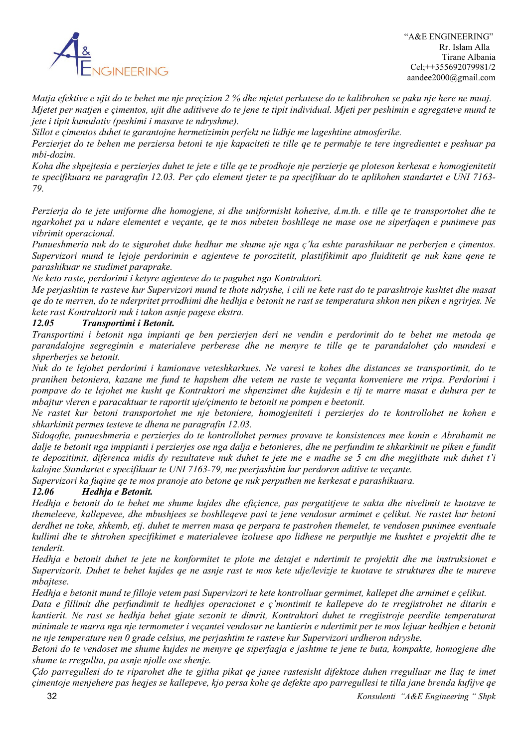*Matja efektive e ujit do te behet me nje preçizion 2 % dhe mjetet perkatese do te kalibrohen se paku nje here ne muaj. Mjetet per matjen e çimentos, ujit dhe aditiveve do te jene te tipit individual. Mjeti per peshimin e agregateve mund te jete i tipit kumulativ (peshimi i masave te ndryshme).*

*Sillot e çimentos duhet te garantojne hermetizimin perfekt ne lidhje me lageshtine atmosferike.*

*Perzierjet do te behen me perziersa betoni te nje kapaciteti te tille qe te permabje te tere ingredientet e peshuar pa mbi-dozim.*

*Koha dhe shpejtesia e perzierjes duhet te jete e tille qe te prodhoje nje perzierje qe ploteson kerkesat e homogjenitetit te specifikuara ne paragrafin 12.03. Per çdo element tjeter te pa specifikuar do te aplikohen standartet e UNI 7163-79.*

*Perzierja do te jete uniforme dhe homogjene, si dhe uniformisht kohezive, d.m.th. e tille qe te transportohet dhe te ngarkohet pa u ndare elementet e veçante, qe te mos mbeten boshlleqe ne mase ose ne siperfaqen e punimeve pas vibrimit operacional.*

*Punueshmeria nuk do te sigurohet duke hedhur me shume uje nga ç'ka eshte parashikuar ne perberjen e çimentos. Supervizori mund te lejoje perdorimin e agjenteve te porozitetit, plastifikimit apo fluiditetit qe nuk kane qene te parashikuar ne studimet paraprake.*

*Ne keto raste, perdorimi i ketyre agjenteve do te paguhet nga Kontraktori.*

*Me perjashtim te rasteve kur Supervizori mund te thote ndryshe, i cili ne kete rast do te parashtroje kushtet dhe masat qe do te merren, do te nderpritet prrodhimi dhe hedhja e betonit ne rast se temperatura shkon nen piken e ngrirjes. Ne kete rast Kontraktorit nuk i takon asnje pagese ekstra.*

### *12.05 Transportimi i Betonit.*

*Transportimi i betonit nga impianti qe ben perzierjen deri ne vendin e perdorimit do te behet me metoda qe parandalojne segregimin e materialeve perberese dhe ne menyre te tille qe te parandalohet çdo mundesi e shperberjes se betonit.*

*Nuk do te lejohet perdorimi i kamionave veteshkarkues. Ne varesi te kohes dhe distances se transportimit, do te pranihen betoniera, kazane me fund te hapshem dhe vetem ne raste te veçanta konveniere me rripa. Perdorimi i pompave do te lejohet me kusht qe Kontraktori me shpenzimet dhe kujdesin e tij te marre masat e duhura per te mbajtur vleren e paracaktuar te raportit uje/çimento te betonit ne pompen e beetonit.*

*Ne rastet kur betoni transportohet me nje betoniere, homogjeniteti i perzierjes do te kontrollohet ne kohen e shkarkimit permes testeve te dhena ne paragrafin 12.03.*

*Sidoqofte, punueshmeria e perzierjes do te kontrollohet permes provave te konsistences mee konin e Abrahamit ne dalje te betonit nga imppianti i perzierjes ose nga dalja e betonieres, dhe ne perfundim te shkarkimit ne piken e fundit te depozitimit, diferenca midis dy rezultateve nuk duhet te jete me e madhe se 5 cm dhe megjithate nuk duhet t'i kalojne Standartet e specifikuar te UNI 7163-79, me peerjashtim kur perdoren aditive te veçante.*

*Supervizori ka fuqine qe te mos pranoje ato betone qe nuk perputhen me kerkesat e parashikuara.*

### *12.06 Hedhja e Betonit.*

*Hedhja e betonit do te behet me shume kujdes dhe efiçience, pas pergatitjeve te sakta dhe nivelimit te kuotave te themeleeve, kallepevee, dhe mbushjees se boshlleqeve pasi te jene vendosur armimet e çelikut. Ne rastet kur betoni derdhet ne toke, shkemb, etj. duhet te merren masa qe perpara te pastrohen themelet, te vendosen punimee eventuale kullimi dhe te shtrohen specifikimet e materialevee izoluese apo lidhese ne perputhje me kushtet e projektit dhe te tenderit.*

*Hedhja e betonit duhet te jete ne konformitet te plote me detajet e ndertimit te projektit dhe me instruksionet e Supervizorit. Duhet te behet kujdes qe ne asnje rast te mos kete ulje/levizje te kuotave te struktures dhe te mureve mbajtese.*

*Hedhja e betonit mund te filloje vetem pasi Supervizori te kete kontrolluar germimet, kallepet dhe armimet e çelikut.*

*Data e fillimit dhe perfundimit te hedhjes operacionet e ç'montimit te kallepeve do te rregjistrohet ne ditarin e kantierit. Ne rast se hedhja behet gjate sezonit te dimrit, Kontraktori duhet te rregjistroje peerdite temperaturat minimale te marra nga nje termometer i veçantei vendosur ne kantierin e ndertimit per te mos lejuar hedhjen e betonit ne nje temperature nen 0 grade celsius, me perjashtim te rasteve kur Supervizori urdheron ndryshe.*

*Betoni do te vendoset me shume kujdes ne menyre qe siperfaqja e jashtme te jene te buta, kompakte, homogjene dhe shume te rregullta, pa asnje njolle ose shenje.*

*Çdo parregullesi do te riparohet dhe te gjitha pikat qe janee rastesisht difektoze duhen rregulluar me llaç te imet çimentoje menjehere pas heqjes se kallepeve, kjo persa kohe qe defekte apo parregullesi te tilla jane brenda kufijve qe*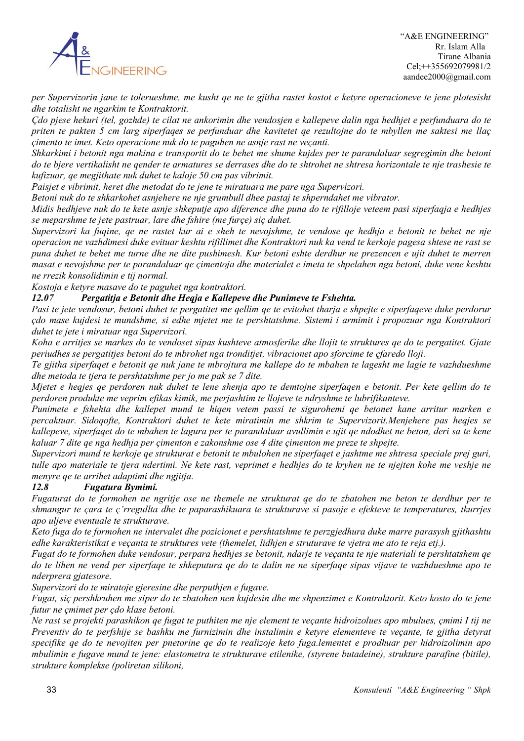*per Supervizorin jane te tolerueshme, me kusht qe ne te gjitha rastet kostot e ketyre operacioneve te jene plotesisht dhe totalisht ne ngarkim te Kontraktorit.*

*Çdo pjese hekuri (tel, gozhde) te cilat ne ankorimin dhe vendosjen e kallepeve dalin nga hedhjet e perfunduara do te priten te pakten 5 cm larg siperfaqes se perfunduar dhe kavitetet qe rezultojne do te mbyllen me saktesi me llaç çimento te imet. Keto operacione nuk do te paguhen ne asnje rast ne veçanti.*

*Shkarkimi i betonit nga makina e transportit do te behet me shume kujdes per te parandaluar segregimin dhe betoni do te bjere vertikalisht ne qender te armatures se derrases dhe do te shtrohet ne shtresa horizontale te nje trashesie te kufizuar, qe megjithate nuk duhet te kaloje 50 cm pas vibrimit.*

*Paisjet e vibrimit, heret dhe metodat do te jene te miratuara me pare nga Supervizori.*

*Betoni nuk do te shkarkohet asnjehere ne nje grumbull dhee pastaj te shperndahet me vibrator.*

*Midis hedhjeve nuk do te kete asnje shkeputje apo diference dhe puna do te rifilloje veteem pasi siperfaqja e hedhjes se meparshme te jete pastruar, lare dhe fshire (me furçe) siç duhet.*

*Supervizori ka fuqine, qe ne rastet kur ai e sheh te nevojshme, te vendose qe hedhja e betonit te behet ne nje operacion ne vazhdimesi duke evituar keshtu rifillimet dhe Kontraktori nuk ka vend te kerkoje pagesa shtese ne rast se puna duhet te behet me turne dhe ne dite pushimesh. Kur betoni eshte derdhur ne prezencen e ujit duhet te merren masat e nevojshme per te parandaluar qe çimentoja dhe materialet e imeta te shpelahen nga betoni, duke vene keshtu ne rrezik konsolidimin e tij normal.*

*Kostoja e ketyre masave do te paguhet nga kontraktori.*

***12.07 Pergatitja e Betonit dhe Heqja e Kallepeve dhe Punimeve te Fshehta.***

*Pasi te jete vendosur, betoni duhet te pergatitet me qellim qe te evitohet tharja e shpejte e siperfaqeve duke perdorur çdo mase kujdesi te mundshme, si edhe mjetet me te pershtatshme. Sistemi i armimit i propozuar nga Kontraktori duhet te jete i miratuar nga Supervizori.*

*Koha e arritjes se markes do te vendoset sipas kushteve atmosferike dhe llojit te struktures qe do te pergatitet. Gjate periudhes se pergatitjes betoni do te mbrohet nga tronditjet, vibracionet apo sforcime te çfaredo lloji.*

*Te gjitha siperfaqet e betonit qe nuk jane te mbrojtura me kallepe do te mbahen te lagesht me lagie te vazhdueshme dhe metoda te tjera te pershtatshme per jo me pak se 7 dite.*

*Mjetet e heqjes qe perdoren nuk duhet te lene shenja apo te demtojne siperfaqen e betonit. Per kete qellim do te perdoren produkte me veprim efikas kimik, me perjashtim te llojeve te ndryshme te lubrifikanteve.*

*Punimete e fshehta dhe kallepet mund te hiqen vetem passi te sigurohemi qe betonet kane arritur marken e percaktuar. Sidoqofte, Kontraktori duhet te kete miratimin me shkrim te Supervizorit.Menjehere pas heqjes se kallepeve, siperfaqet do te mbahen te lagura per te parandaluar avullimin e ujit qe ndodhet ne beton, deri sa te kene kaluar 7 dite qe nga hedhja per çimenton e zakonshme ose 4 dite çimenton me preze te shpejte.*

*Supervizori mund te kerkoje qe strukturat e betonit te mbulohen ne siperfaqet e jashtme me shtresa speciale prej guri, tulle apo materiale te tjera ndertimi. Ne kete rast, veprimet e hedhjes do te kryhen ne te njejten kohe me veshje ne menyre qe te arrihet adaptimi dhe ngjitja.*

***12.8 Fugatura Bymimi.***

*Fugaturat do te formohen ne ngritje ose ne themele ne strukturat qe do te zbatohen me beton te derdhur per te shmangur te çara te ç'rregullta dhe te paparashikuara te strukturave si pasoje e efekteve te temperatures, tkurrjes apo uljeve eventuale te strukturave.*

*Keto fuga do te formohen ne intervalet dhe pozicionet e pershtatshme te perzgjedhura duke marre parasysh gjithashtu edhe karakteristikat e veçanta te struktures vete (themelet, lidhjen e struturave te vjetra me ato te reja etj.).*

*Fugat do te formohen duke vendosur, perpara hedhjes se betonit, ndarje te veçanta te nje materiali te pershtatshem qe do te lihen ne vend per siperfaqe te shkeputura qe do te dalin ne ne siperfaqe sipas vijave te vazhdueshme apo te nderprera gjatesore.*

*Supervizori do te miratoje gjeresine dhe perputhjen e fugave.*

*Fugat, siç pershkruhen me siper do te zbatohen nen kujdesin dhe me shpenzimet e Kontraktorit. Keto kosto do te jene futur ne çmimet per çdo klase betoni.*

*Ne rast se projekti parashikon qe fugat te puthiten me nje element te veçante hidroizolues apo mbulues, çmimi I tij ne Preventiv do te perfshije se bashku me furnizimin dhe instalimin e ketyre elementeve te veçante, te gjitha detyrat specifike qe do te nevojiten per pnetorine qe do te realizoje keto fuga.lementet e prodhuar per hidroizolimin apo mbulimin e fugave mund te jene: elastometra te strukturave etilenike, (styrene butadeine), strukture parafine (bitile), strukture komplekse (poliretan silikoni,*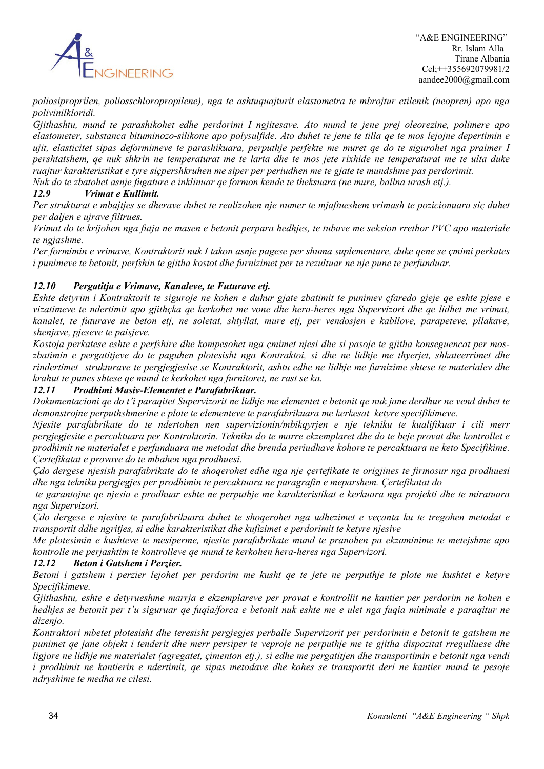*poliosiproprilen, poliosschloropropilene), nga te ashtuquajturit elastometra te mbrojtur etilenik (neopren) apo nga polivinilkloridi.*

*Gjithashtu, mund te parashikohet edhe perdorimi I ngjitesave. Ato mund te jene prej oleorezine, polimere apo elastometer, substanca bituminozo-silikone apo polysulfide. Ato duhet te jene te tilla qe te mos lejojne depertimin e ujit, elasticitet sipas deformimeve te parashikuara, perputhje perfekte me muret qe do te sigurohet nga praimer I pershtatshem, qe nuk shkrin ne temperaturat me te larta dhe te mos jete rixhide ne temperaturat me te ulta duke ruajtur karakteristikat e tyre siçpershkruhen me siper per periudhen me te gjate te mundshme pas perdorimit.*

*Nuk do te zbatohet asnje fugature e inklinuar qe formon kende te theksuara (ne mure, ballna urash etj.).*

### *12.9 Vrimat e Kullimit.*

*Per strukturat e mbajtjes se dherave duhet te realizohen nje numer te mjaftueshem vrimash te pozicionuara siç duhet per daljen e ujrave filtrues.*

*Vrimat do te krijohen nga futja ne masen e betonit perpara hedhjes, te tubave me seksion rrethor PVC apo materiale te ngjashme.*

*Per formimin e vrimave, Kontraktorit nuk I takon asnje pagese per shuma suplementare, duke qene se çmimi perkates i punimeve te betonit, perfshin te gjitha kostot dhe furnizimet per te rezultuar ne nje pune te perfunduar.*

### *12.10 Pergatitja e Vrimave, Kanaleve, te Futurave etj.*

*Eshte detyrim i Kontraktorit te siguroje ne kohen e duhur gjate zbatimit te punimev çfaredo gjeje qe eshte pjese e vizatimeve te ndertimit apo gjithçka qe kerkohet me vone dhe hera-heres nga Supervizori dhe qe lidhet me vrimat, kanalet, te futurave ne beton etj, ne soletat, shtyllat, mure etj, per vendosjen e kabllove, parapeteve, pllakave, shenjave, pjeseve te paisjeve.*

*Kostoja perkatese eshte e perfshire dhe kompesohet nga çmimet njesi dhe si pasoje te gjitha konseguencat per mos-zbatimin e pergatitjeve do te paguhen plotesisht nga Kontraktoi, si dhe ne lidhje me thyerjet, shkateerrimet dhe rindertimet strukturave te pergjegjesise se Kontraktorit, ashtu edhe ne lidhje me furnizime shtese te materialev dhe krahut te punes shtese qe mund te kerkohet nga furnitoret, ne rast se ka.*

### *12.11 Prodhimi Masiv-Elementet e Parafabrikuar.*

*Dokumentacioni qe do t'i paraqitet Supervizorit ne lidhje me elementet e betonit qe nuk jane derdhur ne vend duhet te demonstrojne perputhshmerine e plote te elementeve te parafabrikuara me kerkesat ketyre specifikimeve.*

*Njesite parafabrikate do te ndertohen nen supervizionin/mbikqyrjen e nje tekniku te kualifikuar i cili merr pergjegjesite e percaktuara per Kontraktorin. Tekniku do te marre ekzemplaret dhe do te beje provat dhe kontrollet e prodhimit ne materialet e perfunduara me metodat dhe brenda periudhave kohore te percaktuara ne keto Specifikime. Çertefikatat e provave do te mbahen nga prodhuesi.*

*Çdo dergese njesish parafabrikate do te shoqerohet edhe nga nje çertefikate te origjines te firmosur nga prodhuesi dhe nga tekniku pergjegjes per prodhimin te percaktuara ne paragrafin e meparshem. Çertefikatat do te garantojne qe njesia e prodhuar eshte ne perputhje me karakteristikat e kerkuara nga projekti dhe te miratuara nga Supervizori.*

*Çdo dergese e njesive te parafabrikuara duhet te shoqerohet nga udhezimet e veçanta ku te tregohen metodat e transportit ddhe ngritjes, si edhe karakteristikat dhe kufizimet e perdorimit te ketyre njesive*

*Me plotesimin e kushteve te mesiperme, njesite parafabrikate mund te pranohen pa ekzaminime te metejshme apo kontrolle me perjashtim te kontrolleve qe mund te kerkohen hera-heres nga Supervizori.*

### *12.12 Beton i Gatshem i Perzier.*

*Betoni i gatshem i perzier lejohet per perdorim me kusht qe te jete ne perputhje te plote me kushtet e ketyre Specifikimeve.*

*Gjithashtu, eshte e detyrueshme marrja e ekzemplareve per provat e kontrollit ne kantier per perdorim ne kohen e hedhjes se betonit per t'u siguruar qe fuqia/forca e betonit nuk eshte me e ulet nga fuqia minimale e paraqitur ne dizenjo.*

*Kontraktori mbetet plotesisht dhe teresisht pergjegjes perballe Supervizorit per perdorimin e betonit te gatshem ne punimet qe jane objekt i tenderit dhe merr persiper te veproje ne perputhje me te gjitha dispozitat rregulluese dhe ligjore ne lidhje me materialet (agregatet, çimenton etj.), si edhe me pergatitjen dhe transportimin e betonit nga vendi i prodhimit ne kantierin e ndertimit, qe sipas metodave dhe kohes se transportit deri ne kantier mund te pesoje ndryshime te medha ne cilesi.*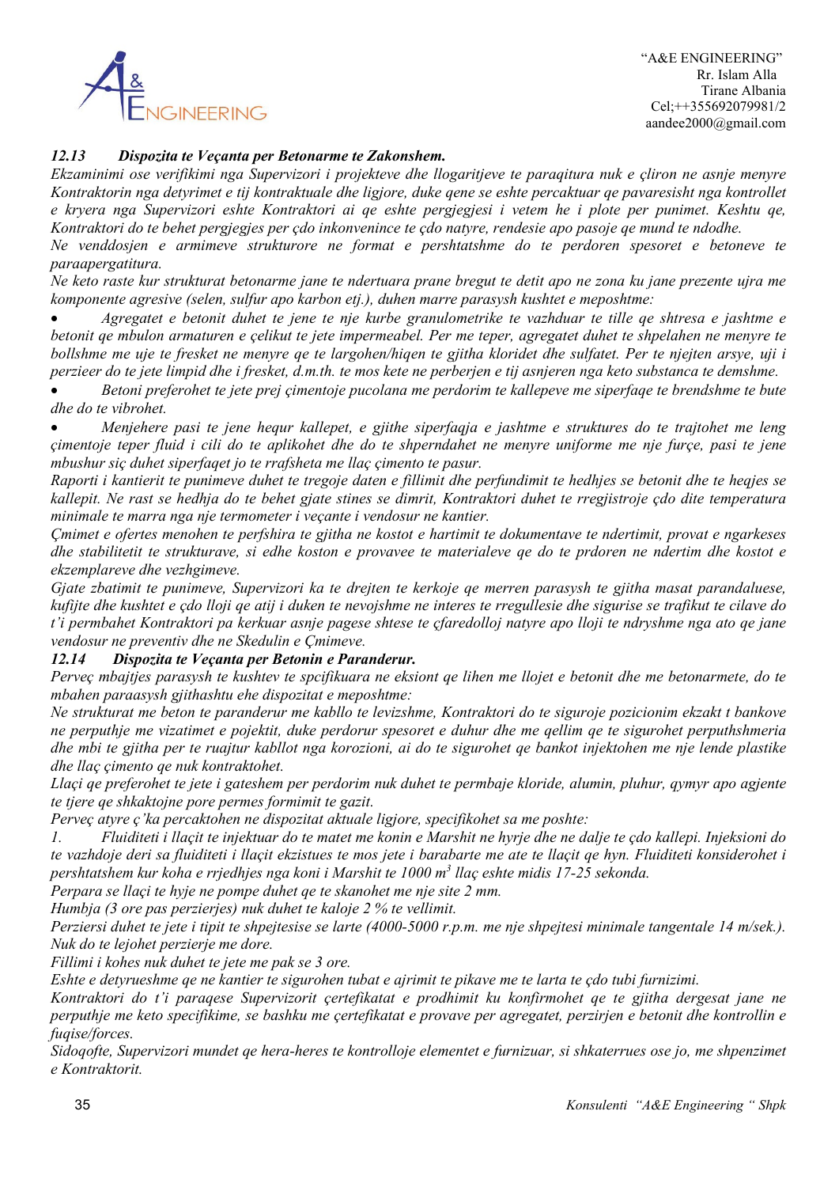### *12.13 Dispozita te Veçanta per Betonarme te Zakonshem.*

*Ekzaminimi ose verifikimi nga Supervizori i projekteve dhe llogaritjeve te paraqitura nuk e çliron ne asnje menyre Kontraktorin nga detyrimet e tij kontraktuale dhe ligjore, duke qene se eshte percaktuar qe pavaresisht nga kontrollet e kryera nga Supervizori eshte Kontraktori ai qe eshte pergjegjesi i vetem he i plote per punimet. Keshtu qe, Kontraktori do te behet pergjegjes per çdo inkonvenince te çdo natyre, rendesie apo pasoje qe mund te ndodhe.*

*Ne venddosjen e armimeve strukturore ne format e pershtatshme do te perdoren spesoret e betoneve te paraapergatitura.*

*Ne keto raste kur strukturat betonarme jane te ndertuara prane bregut te detit apo ne zona ku jane prezente ujra me komponente agresive (selen, sulfur apo karbon etj.), duhen marre parasysh kushtet e meposhtme:*

- *Agregatet e betonit duhet te jene te nje kurbe granulometrike te vazhduar te tille qe shtresa e jashtme e betonit qe mbulon armaturen e çelikut te jete impermeabel. Per me teper, agregatet duhet te shpelahen ne menyre te bollshme me uje te fresket ne menyre qe te largohen/hiqen te gjitha kloridet dhe sulfatet. Per te njejten arsye, uji i perzieer do te jete limpid dhe i fresket, d.m.th. te mos kete ne perberjen e tij asnjeren nga keto substanca te demshme.*
- *Betoni preferohet te jete prej çimentoje pucolana me perdorim te kallepeve me siperfaqe te brendshme te bute dhe do te vibrohet.*
- *Menjehere pasi te jene hequr kallepet, e gjithe siperfaqja e jashtme e struktures do te trajtohet me leng çimentoje teper fluid i cili do te aplikohet dhe do te shperndahet ne menyre uniforme me nje furçe, pasi te jene mbushur siç duhet siperfaqet jo te rrafsheta me llaç çimento te pasur.*

*Raporti i kantierit te punimeve duhet te tregoje daten e fillimit dhe perfundimit te hedhjes se betonit dhe te heqjes se kallepit. Ne rast se hedhja do te behet gjate stines se dimrit, Kontraktori duhet te rregjistroje çdo dite temperatura minimale te marra nga nje termometer i veçante i vendosur ne kantier.*

*Çmimet e ofertes menohen te perfshira te gjitha ne kostot e hartimit te dokumentave te ndertimit, provat e ngarkeses dhe stabilitetit te strukturave, si edhe koston e provavee te materialeve qe do te prdoren ne ndertim dhe kostot e ekzemplareve dhe vezhgimeve.*

*Gjate zbatimit te punimeve, Supervizori ka te drejten te kerkoje qe merren parasysh te gjitha masat parandaluese, kufijte dhe kushtet e çdo lloji qe atij i duken te nevojshme ne interes te rregullesie dhe sigurise se trafikut te cilave do t'i permbahet Kontraktori pa kerkuar asnje pagese shtese te çfaredolloj natyre apo lloji te ndryshme nga ato qe jane vendosur ne preventiv dhe ne Skedulin e Çmimeve.*

### *12.14 Dispozita te Veçanta per Betonin e Paranderur.*

*Perveç mbajtjes parasysh te kushtev te spcifikuara ne eksiont qe lihen me llojet e betonit dhe me betonarmete, do te mbahen paraasysh gjithashtu ehe dispozitat e meposhtme:*

*Ne strukturat me beton te paranderur me kabllo te levizshme, Kontraktori do te siguroje pozicionim ekzakt t bankove ne perputhje me vizatimet e pojektit, duke perdorur spesoret e duhur dhe me qellim qe te sigurohet perputhshmeria dhe mbi te gjitha per te ruajtur kabllot nga korozioni, ai do te sigurohet qe bankot injektohen me nje lende plastike dhe llaç çimento qe nuk kontraktohet.*

*Llaçi qe preferohet te jete i gateshem per perdorim nuk duhet te permbaje kloride, alumin, pluhur, qymyr apo agjente te tjere qe shkaktojne pore permes formimit te gazit.*

*Perveç atyre ç'ka percaktohen ne dispozitat aktuale ligjore, specifikohet sa me poshte:*

*1. Fluiditeti i llaçit te injektuar do te matet me konin e Marshit ne hyrje dhe ne dalje te çdo kallepi. Injeksioni do te vazhdoje deri sa fluiditeti i llaçit ekzistues te mos jete i barabarte me ate te llaçit qe hyn. Fluiditeti konsiderohet i pershtatshem kur koha e rrjedhjes nga koni i Marshit te 1000 $m^3$ llaç eshte midis 17-25 sekonda.*

*Perpara se llaçi te hyje ne pompe duhet qe te skanohet me nje site 2 mm.*

*Humbja (3 ore pas perzierjes) nuk duhet te kaloje 2 % te vellimit.*

*Perziersi duhet te jete i tipit te shpejtesise se larte (4000-5000 r.p.m. me nje shpejtesi minimale tangentale 14 m/sek.). Nuk do te lejohet perzierje me dore.*

*Fillimi i kohes nuk duhet te jete me pak se 3 ore.*

*Eshte e detyrueshme qe ne kantier te sigurohen tubat e ajrimit te pikave me te larta te çdo tubi furnizimi.*

*Kontraktori do t'i paraqese Supervizorit çertefikatat e prodhimit ku konfirmohet qe te gjitha dergesat jane ne perputhje me keto specifikime, se bashku me çertefikatat e provave per agregatet, perzirjen e betonit dhe kontrollin e fuqise/forces.*

*Sidoqofte, Supervizori mundet qe hera-heres te kontrolloje elementet e furnizuar, si shkaterrues ose jo, me shpenzimet e Kontraktorit.*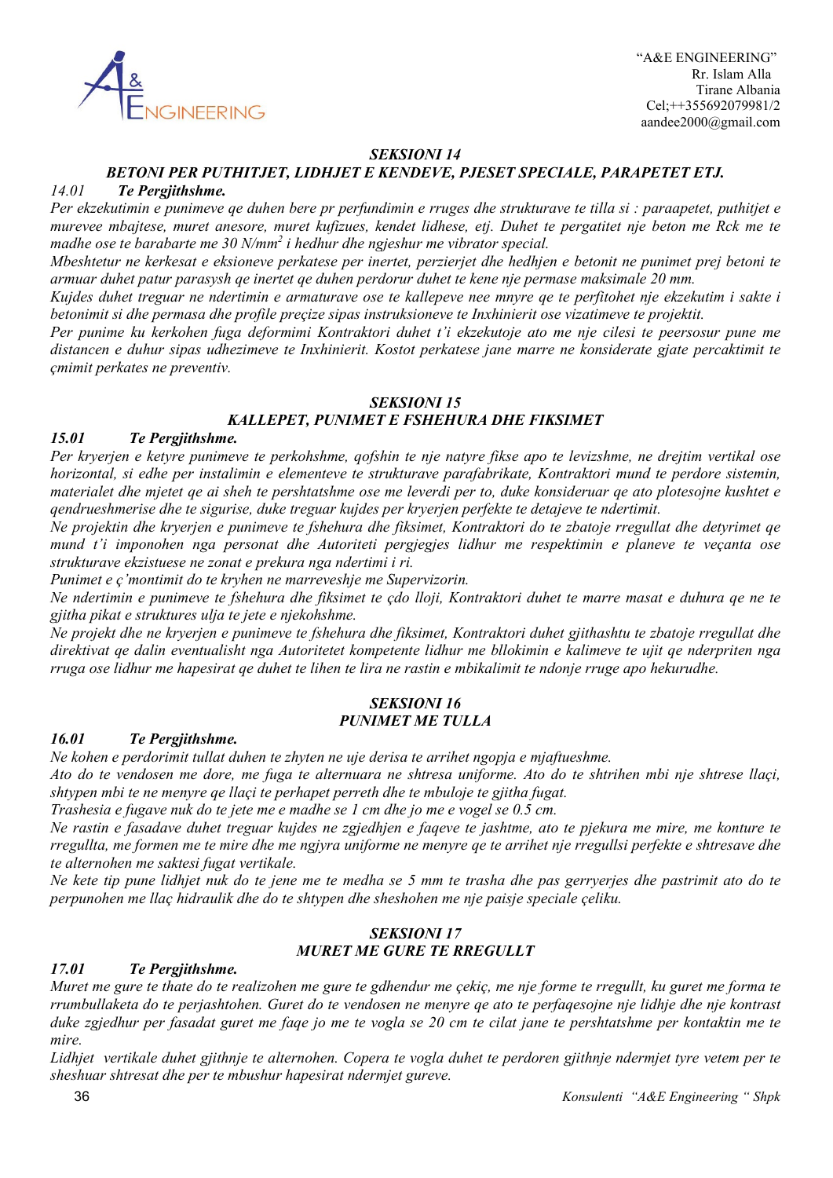### *SEKSIONI 14*

### *BETONI PER PUTHITJET, LIDHJET E KENDEVE, PJESET SPECIALE, PARAPETET ETJ.*

*14.01* ***Te Pergjithshme.***

*Per ekzekutimin e punimeve qe duhen bere pr perfundimin e rruges dhe strukturave te tilla si : paraapetet, puthitjet e murevee mbajtese, muret anesore, muret kufizues, kendet lidhese, etj. Duhet te pergatitet nje beton me Rck me te madhe ose te barabarte me 30 N/mm$^2$ i hedhur dhe ngjeshur me vibrator special.*

*Mbeshtetur ne kerkesat e eksioneve perkatese per inertet, perzierjet dhe hedhjen e betonit ne punimet prej betoni te armuar duhet patur parasysh qe inertet qe duhen perdorur duhet te kene nje permase maksimale 20 mm.*

*Kujdes duhet treguar ne ndertimin e armaturave ose te kallepeve nee mnyre qe te perfitohet nje ekzekutim i sakte i betonimit si dhe permasa dhe profile preçize sipas instruksioneve te Inxhinierit ose vizatimeve te projektit.*

*Per punime ku kerkohen fuga deformimi Kontraktori duhet t'i ekzekutoje ato me nje cilesi te peersosur pune me distancen e duhur sipas udhezimeve te Inxhinierit. Kostot perkatese jane marre ne konsiderate gjate percaktimit te çmimit perkates ne preventiv.*

### *SEKSIONI 15*

### *KALLEPET, PUNIMET E FSHEHURA DHE FIKSIMET*

***15.01 Te Pergjithshme.***

*Per kryerjen e ketyre punimeve te perkohshme, qofshin te nje natyre fikse apo te levizshme, ne drejtim vertikal ose horizontal, si edhe per instalimin e elementeve te strukturave parafabrikate, Kontraktori mund te perdore sistemin, materialet dhe mjetet qe ai sheh te pershtatshme ose me leverdi per to, duke konsideruar qe ato plotesojne kushtet e qendrueshmerise dhe te sigurise, duke treguar kujdes per kryerjen perfekte te detajeve te ndertimit.*

*Ne projektin dhe kryerjen e punimeve te fshehura dhe fiksimet, Kontraktori do te zbatoje rregullat dhe detyrimet qe mund t'i imponohen nga personat dhe Autoriteti pergjegjes lidhur me respektimin e planeve te veçanta ose strukturave ekzistuese ne zonat e prekura nga ndertimi i ri.*

*Punimet e ç'montimit do te kryhen ne marreveshje me Supervizorin.*

*Ne ndertimin e punimeve te fshehura dhe fiksimet te çdo lloji, Kontraktori duhet te marre masat e duhura qe ne te gjitha pikat e struktures ulja te jete e njekohshme.*

*Ne projekt dhe ne kryerjen e punimeve te fshehura dhe fiksimet, Kontraktori duhet gjithashtu te zbatoje rregullat dhe direktivat qe dalin eventualisht nga Autoritetet kompetente lidhur me bllokimin e kalimeve te ujit qe nderpriten nga rruga ose lidhur me hapesirat qe duhet te lihen te lira ne rastin e mbikalimit te ndonje rruge apo hekurudhe.*

### *SEKSIONI 16*

### *PUNIMET ME TULLA*

***16.01 Te Pergjithshme.***

*Ne kohen e perdorimit tullat duhen te zhyten ne uje derisa te arrihet ngopja e mjaftueshme.*

*Ato do te vendosen me dore, me fuga te alternuara ne shtresa uniforme. Ato do te shtrihen mbi nje shtrese llaçi, shtypen mbi te ne menyre qe llaçi te perhapet perreth dhe te mbuloje te gjitha fugat.*

*Trashesia e fugave nuk do te jete me e madhe se 1 cm dhe jo me e vogel se 0.5 cm.*

*Ne rastin e fasadave duhet treguar kujdes ne zgjedhjen e faqeve te jashtme, ato te pjekura me mire, me konture te rregullta, me formen me te mire dhe me ngjyra uniforme ne menyre qe te arrihet nje rregullsi perfekte e shtresave dhe te alternohen me saktesi fugat vertikale.*

*Ne kete tip pune lidhjet nuk do te jene me te medha se 5 mm te trasha dhe pas gerryerjes dhe pastrimit ato do te perpunohen me llaç hidraulik dhe do te shtypen dhe sheshohen me nje paisje speciale çeliku.*

### *SEKSIONI 17*

### *MURET ME GURE TE RREGULLT*

***17.01 Te Pergjithshme.***

*Muret me gure te thate do te realizohen me gure te gdhendur me çekiç, me nje forme te rregullt, ku guret me forma te rrumbullaketa do te perjashtohen. Guret do te vendosen ne menyre qe ato te perfaqesojne nje lidhje dhe nje kontrast duke zgjedhur per fasadat guret me faqe jo me te vogla se 20 cm te cilat jane te pershtatshme per kontaktin me te mire.*

*Lidhjet vertikale duhet gjithnje te alternohen. Copera te vogla duhet te perdoren gjithnje ndermjet tyre vetem per te sheshuar shtresat dhe per te mbushur hapesirat ndermjet gureve.*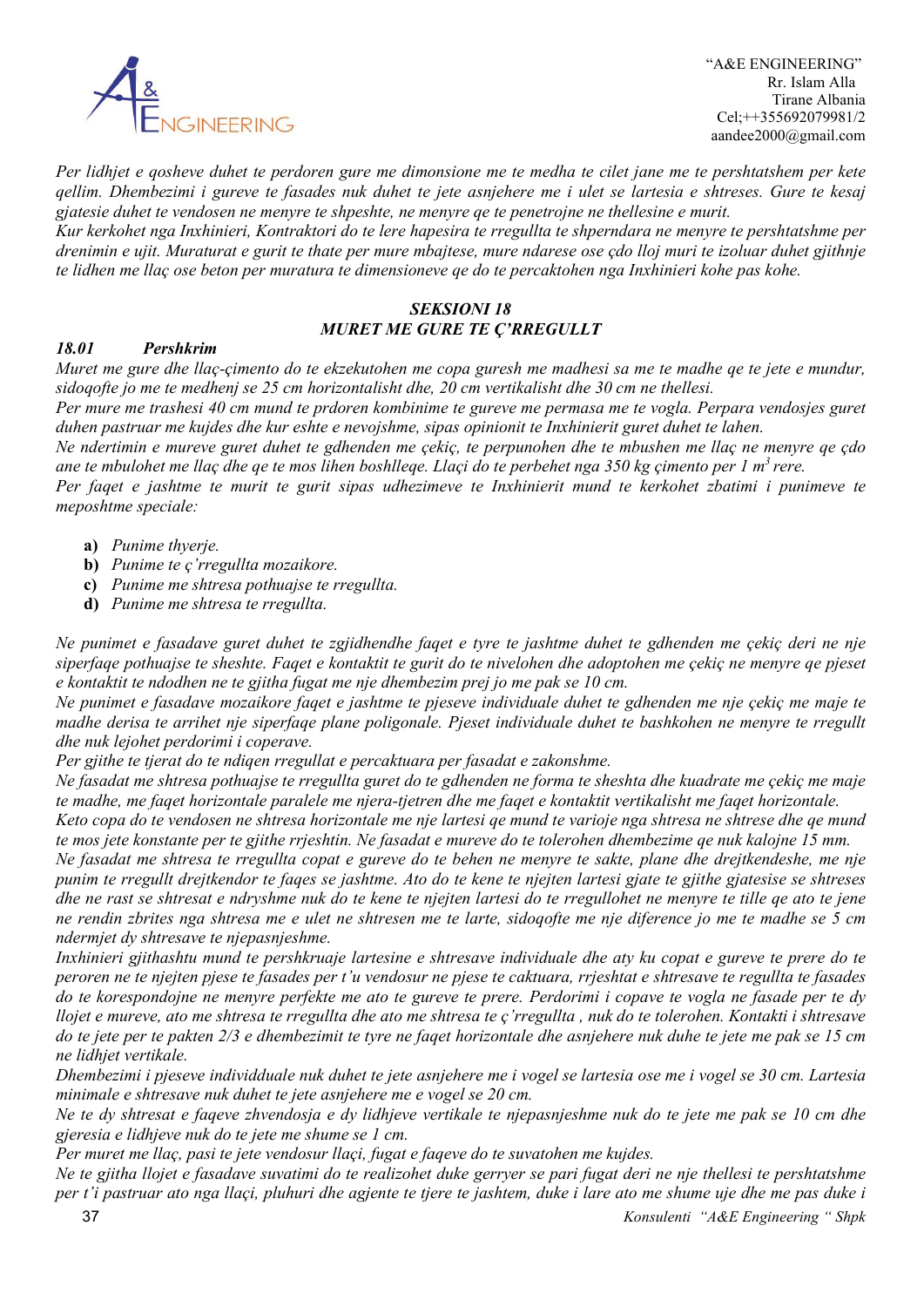*Per lidhjet e qosheve duhet te perdoren gure me dimonsione me te medha te cilet jane me te pershtatshem per kete qellim. Dhembezimi i gureve te fasades nuk duhet te jete asnjehere me i ulet se lartesia e shtreses. Gure te kesaj gjatesie duhet te vendosen ne menyre te shpeshte, ne menyre qe te penetrojne ne thellesine e murit.*

*Kur kerkohet nga Inxhinieri, Kontraktori do te lere hapesira te rregullta te shperndara ne menyre te pershtatshme per drenimin e ujit. Muraturat e gurit te thate per mure mbajtese, mure ndarese ose çdo lloj muri te izoluar duhet gjithnje te lidhen me llaç ose beton per muratura te dimensioneve qe do te percaktohen nga Inxhinieri kohe pas kohe.*

## *SEKSIONI 18*
## *MURET ME GURE TE Ç'RREGULLT*

### *18.01 Pershkrim*

*Muret me gure dhe llaç-çimento do te ekzekutohen me copa guresh me madhesi sa me te madhe qe te jete e mundur, sidoqofte jo me te medhenj se 25 cm horizontalisht dhe, 20 cm vertikalisht dhe 30 cm ne thellesi.*

*Per mure me trashesi 40 cm mund te prdoren kombinime te gureve me permasa me te vogla. Perpara vendosjes guret duhen pastruar me kujdes dhe kur eshte e nevojshme, sipas opinionit te Inxhinierit guret duhet te lahen.*

*Ne ndertimin e mureve guret duhet te gdhenden me çekiç, te perpunohen dhe te mbushen me llaç ne menyre qe çdo ane te mbulohet me llaç dhe qe te mos lihen boshlleqe. Llaçi do te perbehet nga 350 kg çimento per 1 m$^3$ rere.*

*Per faqet e jashtme te murit te gurit sipas udhezimeve te Inxhinierit mund te kerkohet zbatimi i punimeve te meposhtme speciale:*

- **a)** *Punime thyerje.*
- **b)** *Punime te ç'rregullta mozaikore.*
- **c)** *Punime me shtresa pothuajse te rregullta.*
- **d)** *Punime me shtresa te rregullta.*

*Ne punimet e fasadave guret duhet te zgjidhendhe faqet e tyre te jashtme duhet te gdhenden me çekiç deri ne nje siperfaqe pothuajse te sheshte. Faqet e kontaktit te gurit do te nivelohen dhe adoptohen me çekiç ne menyre qe pjeset e kontaktit te ndodhen ne te gjitha fugat me nje dhembezim prej jo me pak se 10 cm.*

*Ne punimet e fasadave mozaikore faqet e jashtme te pjeseve individuale duhet te gdhenden me nje çekiç me maje te madhe derisa te arrihet nje siperfaqe plane poligonale. Pjeset individuale duhet te bashkohen ne menyre te rregullt dhe nuk lejohet perdorimi i coperave.*

*Per gjithe te tjerat do te ndiqen rregullat e percaktuara per fasadat e zakonshme.*

*Ne fasadat me shtresa pothuajse te rregullta guret do te gdhenden ne forma te sheshta dhe kuadrate me çekiç me maje te madhe, me faqet horizontale paralele me njera-tjetren dhe me faqet e kontaktit vertikalisht me faqet horizontale.*

*Keto copa do te vendosen ne shtresa horizontale me nje lartesi qe mund te varioje nga shtresa ne shtrese dhe qe mund te mos jete konstante per te gjithe rrjeshtin. Ne fasadat e mureve do te tolerohen dhembezime qe nuk kalojne 15 mm.*

*Ne fasadat me shtresa te rregullta copat e gureve do te behen ne menyre te sakte, plane dhe drejtkendeshe, me nje punim te rregullt drejtkendor te faqes se jashtme. Ato do te kene te njejten lartesi gjate te gjithe gjatesise se shtreses dhe ne rast se shtresat e ndryshme nuk do te kene te njejten lartesi do te rregullohet ne menyre te tille qe ato te jene ne rendin zbrites nga shtresa me e ulet ne shtresen me te larte, sidoqofte me nje diference jo me te madhe se 5 cm ndermjet dy shtresave te njepasnjeshme.*

*Inxhinieri gjithashtu mund te pershkruaje lartesine e shtresave individuale dhe aty ku copat e gureve te prere do te peroren ne te njejten pjese te fasades per t'u vendosur ne pjese te caktuara, rrjeshtat e shtresave te rregullta te fasades do te korespondojne ne menyre perfekte me ato te gureve te prere. Perdorimi i copave te vogla ne fasade per te dy llojet e mureve, ato me shtresa te rregullta dhe ato me shtresa te ç'rregullta , nuk do te tolerohen. Kontakti i shtresave do te jete per te pakten 2/3 e dhembezimit te tyre ne faqet horizontale dhe asnjehere nuk duhe te jete me pak se 15 cm ne lidhjet vertikale.*

*Dhembezimi i pjeseve individduale nuk duhet te jete asnjehere me i vogel se lartesia ose me i vogel se 30 cm. Lartesia minimale e shtresave nuk duhet te jete asnjehere me e vogel se 20 cm.*

*Ne te dy shtresat e faqeve zhvendosja e dy lidhjeve vertikale te njepasnjeshme nuk do te jete me pak se 10 cm dhe gjeresia e lidhjeve nuk do te jete me shume se 1 cm.*

*Per muret me llaç, pasi te jete vendosur llaçi, fugat e faqeve do te suvatohen me kujdes.*

*Ne te gjitha llojet e fasadave suvatimi do te realizohet duke gerryer se pari fugat deri ne nje thellesi te pershtatshme per t'i pastruar ato nga llaçi, pluhuri dhe agjente te tjere te jashtem, duke i lare ato me shume uje dhe me pas duke i*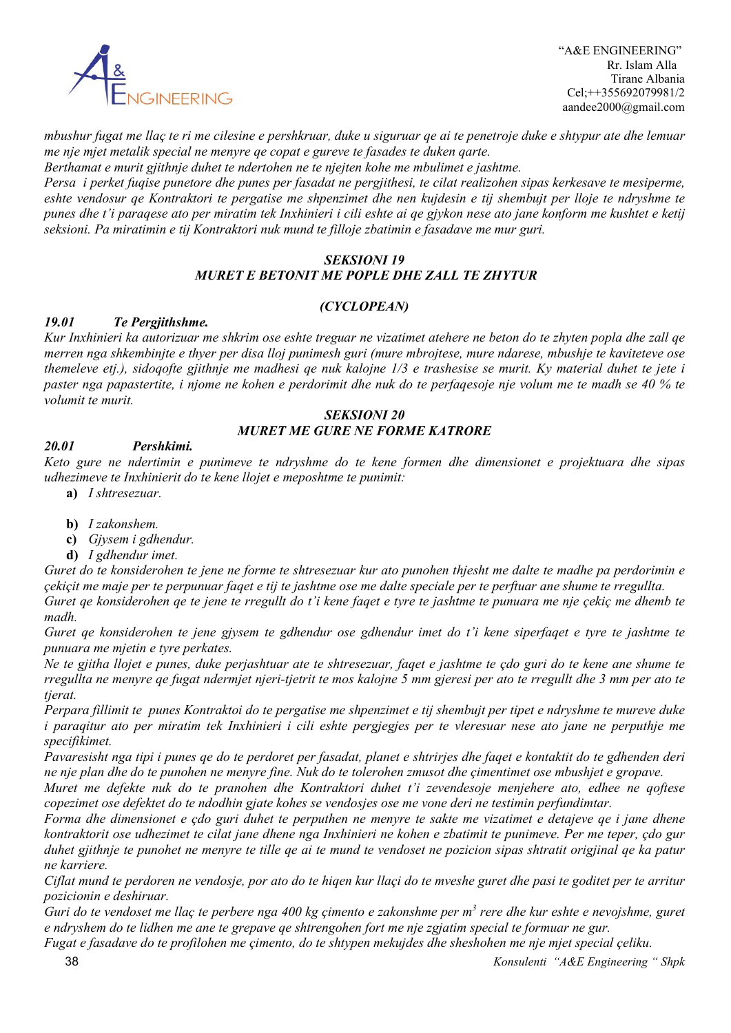*mbushur fugat me llaç te ri me cilesine e pershkruar, duke u siguruar qe ai te penetroje duke e shtypur ate dhe lemuar me nje mjet metalik special ne menyre qe copat e gureve te fasades te duken qarte.*

*Berthamat e murit gjithnje duhet te ndertohen ne te njejten kohe me mbulimet e jashtme.*

*Persa i perket fuqise punetore dhe punes per fasadat ne pergjithesi, te cilat realizohen sipas kerkesave te mesiperme, eshte vendosur qe Kontraktori te pergatise me shpenzimet dhe nen kujdesin e tij shembujt per lloje te ndryshme te punes dhe t'i paraqese ato per miratim tek Inxhinieri i cili eshte ai qe gjykon nese ato jane konform me kushtet e ketij seksioni. Pa miratimin e tij Kontraktori nuk mund te filloje zbatimin e fasadave me mur guri.*

## *SEKSIONI 19*
## *MURET E BETONIT ME POPLE DHE ZALL TE ZHYTUR*

## *(CYCLOPEAN)*

### *19.01 Te Pergjithshme.*

*Kur Inxhinieri ka autorizuar me shkrim ose eshte treguar ne vizatimet atehere ne beton do te zhyten popla dhe zall qe merren nga shkembinjte e thyer per disa lloj punimesh guri (mure mbrojtese, mure ndarese, mbushje te kaviteteve ose themeleve etj.), sidoqofte gjithnje me madhesi qe nuk kalojne 1/3 e trashesise se murit. Ky material duhet te jete i paster nga papastertite, i njome ne kohen e perdorimit dhe nuk do te perfaqesoje nje volum me te madh se 40 % te volumit te murit.*

## *SEKSIONI 20*
## *MURET ME GURE NE FORME KATRORE*

### *20.01 Pershkimi.*

*Keto gure ne ndertimin e punimeve te ndryshme do te kene formen dhe dimensionet e projektuara dhe sipas udhezimeve te Inxhinierit do te kene llojet e meposhtme te punimit:*

- **a)** *I shtresezuar.*
- **b)** *I zakonshem.*
- **c)** *Gjysem i gdhendur.*
- **d)** *I gdhendur imet.*

*Guret do te konsiderohen te jene ne forme te shtresezuar kur ato punohen thjesht me dalte te madhe pa perdorimin e çekiçit me maje per te perpunuar faqet e tij te jashtme ose me dalte speciale per te perftuar ane shume te rregullta.*

*Guret qe konsiderohen qe te jene te rregullt do t'i kene faqet e tyre te jashtme te punuara me nje çekiç me dhemb te madh.*

*Guret qe konsiderohen te jene gjysem te gdhendur ose gdhendur imet do t'i kene siperfaqet e tyre te jashtme te punuara me mjetin e tyre perkates.*

*Ne te gjitha llojet e punes, duke perjashtuar ate te shtresezuar, faqet e jashtme te çdo guri do te kene ane shume te rregullta ne menyre qe fugat ndermjet njeri-tjetrit te mos kalojne 5 mm gjeresi per ato te rregullt dhe 3 mm per ato te tjerat.*

*Perpara fillimit te punes Kontraktoi do te pergatise me shpenzimet e tij shembujt per tipet e ndryshme te mureve duke i paraqitur ato per miratim tek Inxhinieri i cili eshte pergjegjes per te vleresuar nese ato jane ne perputhje me specifikimet.*

*Pavaresisht nga tipi i punes qe do te perdoret per fasadat, planet e shtrirjes dhe faqet e kontaktit do te gdhenden deri ne nje plan dhe do te punohen ne menyre fine. Nuk do te tolerohen zmusot dhe çimentimet ose mbushjet e gropave.*

*Muret me defekte nuk do te pranohen dhe Kontraktori duhet t'i zevendesoje menjehere ato, edhee ne qoftese copezimet ose defektet do te ndodhin gjate kohes se vendosjes ose me vone deri ne testimin perfundimtar.*

*Forma dhe dimensionet e çdo guri duhet te perputhen ne menyre te sakte me vizatimet e detajeve qe i jane dhene kontraktorit ose udhezimet te cilat jane dhene nga Inxhinieri ne kohen e zbatimit te punimeve. Per me teper, çdo gur duhet gjithnje te punohet ne menyre te tille qe ai te mund te vendoset ne pozicion sipas shtratit origjinal qe ka patur ne karriere.*

*Ciflat mund te perdoren ne vendosje, por ato do te hiqen kur llaçi do te mveshe guret dhe pasi te goditet per te arritur pozicionin e deshiruar.*

*Guri do te vendoset me llaç te perbere nga 400 kg çimento e zakonshme per m$^3$ rere dhe kur eshte e nevojshme, guret e ndryshem do te lidhen me ane te grepave qe shtrengohen fort me nje zgjatim special te formuar ne gur.*

*Fugat e fasadave do te profilohen me çimento, do te shtypen mekujdes dhe sheshohen me nje mjet special çeliku.*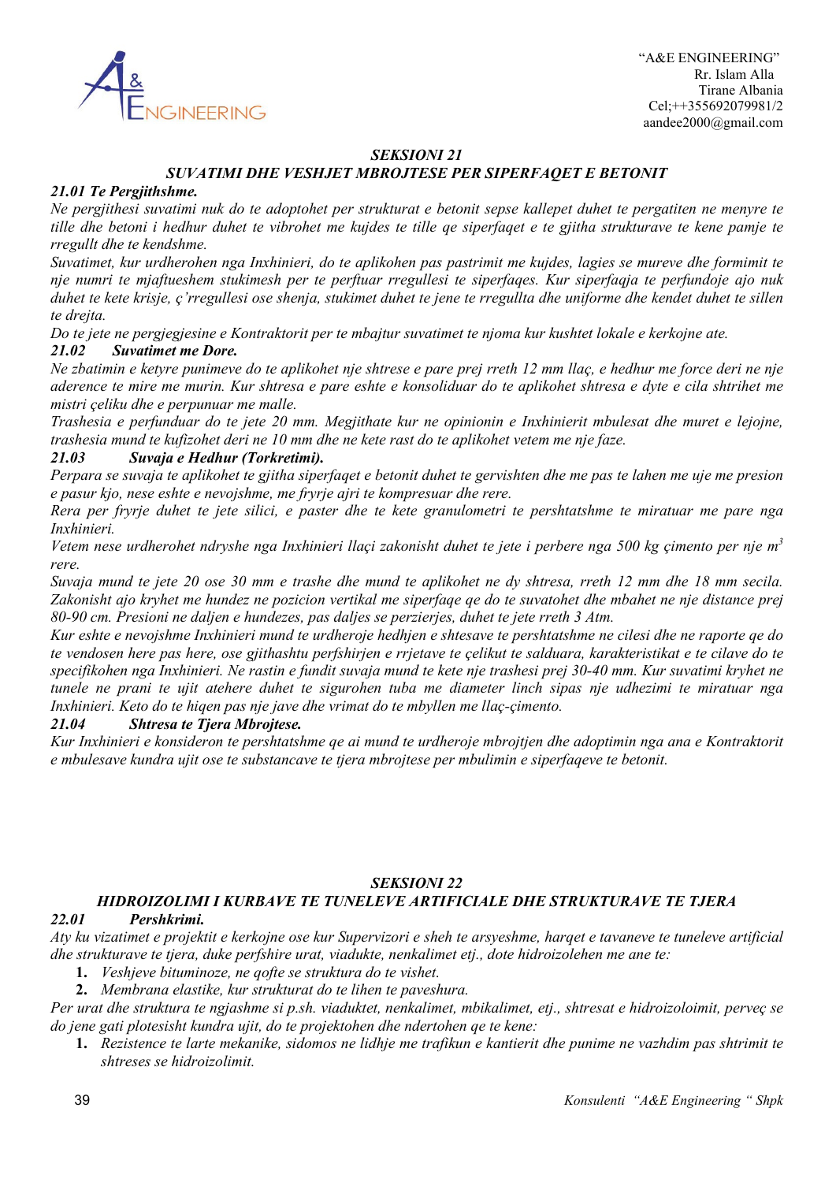### *SEKSIONI 21*

### *SUVATIMI DHE VESHJET MBROJTESE PER SIPERFAQET E BETONIT*

***21.01 Te Pergjithshme.***

*Ne pergjithesi suvatimi nuk do te adoptohet per strukturat e betonit sepse kallepet duhet te pergatiten ne menyre te tille dhe betoni i hedhur duhet te vibrohet me kujdes te tille qe siperfaqet e te gjitha strukturave te kene pamje te rregullt dhe te kendshme.*

*Suvatimet, kur urdherohen nga Inxhinieri, do te aplikohen pas pastrimit me kujdes, lagies se mureve dhe formimit te nje numri te mjaftueshem stukimesh per te perftuar rregullesi te siperfaqes. Kur siperfaqja te perfundoje ajo nuk duhet te kete krisje, ç'rregullesi ose shenja, stukimet duhet te jene te rregullta dhe uniforme dhe kendet duhet te sillen te drejta.*

*Do te jete ne pergjegjesine e Kontraktorit per te mbajtur suvatimet te njoma kur kushtet lokale e kerkojne ate.*

***21.02 Suvatimet me Dore.***

*Ne zbatimin e ketyre punimeve do te aplikohet nje shtrese e pare prej rreth 12 mm llaç, e hedhur me force deri ne nje aderence te mire me murin. Kur shtresa e pare eshte e konsoliduar do te aplikohet shtresa e dyte e cila shtrihet me mistri çeliku dhe e perpunuar me malle.*

*Trashesia e perfunduar do te jete 20 mm. Megjithate kur ne opinionin e Inxhinierit mbulesat dhe muret e lejojne, trashesia mund te kufizohet deri ne 10 mm dhe ne kete rast do te aplikohet vetem me nje faze.*

***21.03 Suvaja e Hedhur (Torkretimi).***

*Perpara se suvaja te aplikohet te gjitha siperfaqet e betonit duhet te gervishten dhe me pas te lahen me uje me presion e pasur kjo, nese eshte e nevojshme, me fryrje ajri te kompresuar dhe rere.*

*Rera per fryrje duhet te jete silici, e paster dhe te kete granulometri te pershtatshme te miratuar me pare nga Inxhinieri.*

*Vetem nese urdherohet ndryshe nga Inxhinieri llaçi zakonisht duhet te jete i perbere nga 500 kg çimento per nje $m^3$ rere.*

*Suvaja mund te jete 20 ose 30 mm e trashe dhe mund te aplikohet ne dy shtresa, rreth 12 mm dhe 18 mm secila. Zakonisht ajo kryhet me hundez ne pozicion vertikal me siperfaqe qe do te suvatohet dhe mbahet ne nje distance prej 80-90 cm. Presioni ne daljen e hundezes, pas daljes se perzierjes, duhet te jete rreth 3 Atm.*

*Kur eshte e nevojshme Inxhinieri mund te urdheroje hedhjen e shtesave te pershtatshme ne cilesi dhe ne raporte qe do te vendosen here pas here, ose gjithashtu perfshirjen e rrjetave te çelikut te salduara, karakteristikat e te cilave do te specifikohen nga Inxhinieri. Ne rastin e fundit suvaja mund te kete nje trashesi prej 30-40 mm. Kur suvatimi kryhet ne tunele ne prani te ujit atehere duhet te sigurohen tuba me diameter linch sipas nje udhezimi te miratuar nga Inxhinieri. Keto do te hiqen pas nje jave dhe vrimat do te mbyllen me llaç-çimento.*

***21.04 Shtresa te Tjera Mbrojtese.***

*Kur Inxhinieri e konsideron te pershtatshme qe ai mund te urdheroje mbrojtjen dhe adoptimin nga ana e Kontraktorit e mbulesave kundra ujit ose te substancave te tjera mbrojtese per mbulimin e siperfaqeve te betonit.*

### *SEKSIONI 22*

### *HIDROIZOLIMI I KURBAVE TE TUNELEVE ARTIFICIALE DHE STRUKTURAVE TE TJERA*

***22.01 Pershkrimi.***

*Aty ku vizatimet e projektit e kerkojne ose kur Supervizori e sheh te arsyeshme, harqet e tavaneve te tuneleve artificial dhe strukturave te tjera, duke perfshire urat, viadukte, nenkalimet etj., dote hidroizolehen me ane te:*

1. *Veshjeve bituminoze, ne qofte se struktura do te vishet.*
2. *Membrana elastike, kur strukturat do te lihen te paveshura.*

*Per urat dhe struktura te ngjashme si p.sh. viaduktet, nenkalimet, mbikalimet, etj., shtresat e hidroizoloimit, perveç se do jene gati plotesisht kundra ujit, do te projektohen dhe ndertohen qe te kene:*

1. *Rezistence te larte mekanike, sidomos ne lidhje me trafikun e kantierit dhe punime ne vazhdim pas shtrimit te shtreses se hidroizolimit.*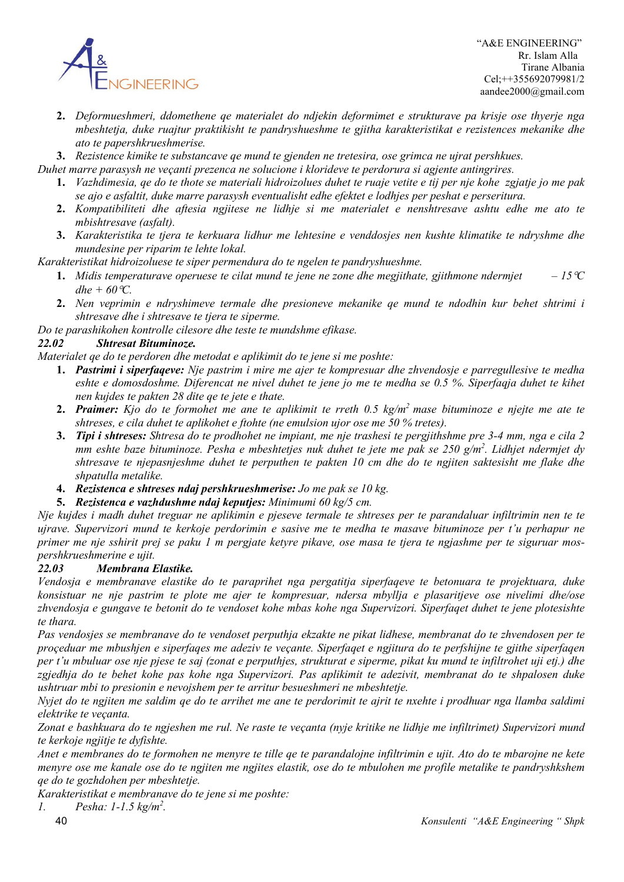2. *Deformueshmeri, ddomethene qe materialet do ndjekin deformimet e strukturave pa krisje ose thyerje nga mbeshtetja, duke ruajtur praktikisht te pandryshueshme te gjitha karakteristikat e rezistences mekanike dhe ato te papershkrueshmerise.*
3. *Rezistence kimike te substancave qe mund te gjenden ne tretesira, ose grimca ne ujrat pershkues.*

*Duhet marre parasysh ne veçanti prezenca ne solucione i klorideve te perdorura si agjente antingrires.*

1. *Vazhdimesia, qe do te thote se materiali hidroizolues duhet te ruaje vetite e tij per nje kohe zgjatje jo me pak se ajo e asfaltit, duke marre parasysh eventualisht edhe efektet e lodhjes per peshat e perseritura.*
2. *Kompatibiliteti dhe aftesia ngjitese ne lidhje si me materialet e nenshtresave ashtu edhe me ato te mbishtresave (asfalt).*
3. *Karakteristika te tjera te kerkuara lidhur me lehtesine e venddosjes nen kushte klimatike te ndryshme dhe mundesine per riparim te lehte lokal.*

*Karakteristikat hidroizoluese te siper permendura do te ngelen te pandryshueshme.*

1. *Midis temperaturave operuese te cilat mund te jene ne zone dhe megjithate, gjithmone ndermjet – 15°C dhe + 60°C.*
2. *Nen veprimin e ndryshimeve termale dhe presioneve mekanike qe mund te ndodhin kur behet shtrimi i shtresave dhe i shtresave te tjera te siperme.*

*Do te parashikohen kontrolle cilesore dhe teste te mundshme efikase.*

### *22.02 Shtresat Bituminoze.*

*Materialet qe do te perdoren dhe metodat e aplikimit do te jene si me poshte:*

1. ***Pastrimi i siperfaqeve:*** *Nje pastrim i mire me ajer te kompresuar dhe zhvendosje e parregullesive te medha eshte e domosdoshme. Diferencat ne nivel duhet te jene jo me te medha se 0.5 %. Siperfaqja duhet te kihet nen kujdes te pakten 28 dite qe te jete e thate.*
2. ***Praimer:*** *Kjo do te formohet me ane te aplikimit te rreth 0.5 kg/m² mase bituminoze e njejte me ate te shtreses, e cila duhet te aplikohet e ftohte (ne emulsion ujor ose me 50 % tretes).*
3. ***Tipi i shtreses:*** *Shtresa do te prodhohet ne impiant, me nje trashesi te pergjithshme pre 3-4 mm, nga e cila 2 mm eshte baze bituminoze. Pesha e mbeshtetjes nuk duhet te jete me pak se 250 g/m². Lidhjet ndermjet dy shtresave te njepasnjeshme duhet te perputhen te pakten 10 cm dhe do te ngjiten saktesisht me flake dhe shpatulla metalike.*
4. ***Rezistenca e shtreses ndaj pershkrueshmerise:*** *Jo me pak se 10 kg.*
5. ***Rezistenca e vazhdushme ndaj keputjes:*** *Minimumi 60 kg/5 cm.*

*Nje kujdes i madh duhet treguar ne aplikimin e pjeseve termale te shtreses per te parandaluar infiltrimin nen te te ujrave. Supervizori mund te kerkoje perdorimin e sasive me te medha te masave bituminoze per t'u perhapur ne primer me nje sshirit prej se paku 1 m pergjate ketyre pikave, ose masa te tjera te ngjashme per te siguruar mos-pershkrueshmerine e ujit.*

### *22.03 Membrana Elastike.*

*Vendosja e membranave elastike do te paraprihet nga pergatitja siperfaqeve te betonuara te projektuara, duke konsistuar ne nje pastrim te plote me ajer te kompresuar, ndersa mbyllja e plasaritjeve ose nivelimi dhe/ose zhvendosja e gungave te betonit do te vendoset kohe mbas kohe nga Supervizori. Siperfaqet duhet te jene plotesishte te thara.*

*Pas vendosjes se membranave do te vendoset perputhja ekzakte ne pikat lidhese, membranat do te zhvendosen per te proçeduar me mbushjen e siperfaqes me adeziv te veçante. Siperfaqet e ngjitura do te perfshijne te gjithe siperfaqen per t'u mbuluar ose nje pjese te saj (zonat e perputhjes, strukturat e siperme, pikat ku mund te infiltrohet uji etj.) dhe zgjedhja do te behet kohe pas kohe nga Supervizori. Pas aplikimit te adezivit, membranat do te shpalosen duke ushtruar mbi to presionin e nevojshem per te arritur besueshmeri ne mbeshtetje.*

*Nyjet do te ngjiten me saldim qe do te arrihet me ane te perdorimit te ajrit te nxehte i prodhuar nga llamba saldimi elektrike te veçanta.*

*Zonat e bashkuara do te ngjeshen me rul. Ne raste te veçanta (nyje kritike ne lidhje me infiltrimet) Supervizori mund te kerkoje ngjitje te dyfishte.*

*Anet e membranes do te formohen ne menyre te tille qe te parandalojne infiltrimin e ujit. Ato do te mbarojne ne kete menyre ose me kanale ose do te ngjiten me ngjites elastik, ose do te mbulohen me profile metalike te pandryshkshem qe do te gozhdohen per mbeshtetje.*

*Karakteristikat e membranave do te jene si me poshte:*

1. *Pesha: 1-1.5 kg/m².*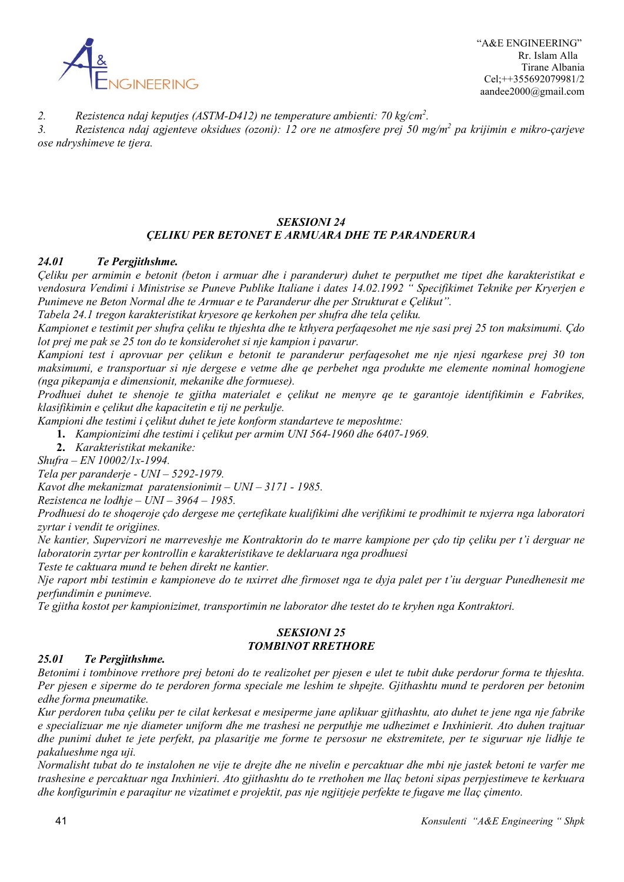*2. Rezistenca ndaj keputjes (ASTM-D412) ne temperature ambienti: 70 kg/cm$^2$.*

*3. Rezistenca ndaj agjenteve oksiduese (ozoni): 12 ore ne atmosfere prej 50 mg/m$^2$ pa krijimin e mikro-çarjeve ose ndryshimeve te tjera.*

## *SEKSIONI 24*
## *ÇELIKU PER BETONET E ARMUARA DHE TE PARANDERURA*

### *24.01 Te Pergjithshme.*

*Çeliku per armimin e betonit (beton i armuar dhe i paranderur) duhet te perputhet me tipet dhe karakteristikat e vendosura Vendimi i Ministrise se Puneve Publike Italiane i dates 14.02.1992 " Specifikimet Teknike per Kryerjen e Punimeve ne Beton Normal dhe te Armuar e te Paranderur dhe per Strukturat e Çelikut".*

*Tabela 24.1 tregon karakteristikat kryesore qe kerkohen per shufra dhe tela çeliku.*

*Kampionet e testimit per shufra çeliku te thjeshta dhe te kthyera perfaqesohet me nje sasi prej 25 ton maksimumi. Çdo lot prej me pak se 25 ton do te konsiderohet si nje kampion i pavarur.*

*Kampioni test i aprovuar per çelikun e betonit te paranderur perfaqesohet me nje njesi ngarkese prej 30 ton maksimumi, e transportuar si nje dergese e vetme dhe qe perbehet nga produkte me elemente nominal homogjene (nga pikepamja e dimensionit, mekanike dhe formuese).*

*Prodhuei duhet te shenoje te gjitha materialet e çelikut ne menyre qe te garantoje identifikimin e Fabrikes, klasifikimin e çelikut dhe kapacitetin e tij ne perkulje.*

*Kampioni dhe testimi i çelikut duhet te jete konform standarteve te meposhtme:*

1. *Kampionizimi dhe testimi i çelikut per armim UNI 564-1960 dhe 6407-1969.*
2. *Karakteristikat mekanike:*

*Shufra – EN 10002/1x-1994.*

*Tela per paranderje - UNI – 5292-1979.*

*Kavot dhe mekanizmat paratensionimit – UNI – 3171 - 1985.*

*Rezistenca ne lodhje – UNI – 3964 – 1985.*

*Prodhuesi do te shoqeroje çdo dergese me çertefikate kualifikimi dhe verifikimi te prodhimit te nxjerra nga laboratori zyrtar i vendit te origjines.*

*Ne kantier, Supervizori ne marreveshje me Kontraktorin do te marre kampione per çdo tip çeliku per t'i derguar ne laboratorin zyrtar per kontrollin e karakteristikave te deklaruara nga prodhuesi*

*Teste te caktuara mund te behen direkt ne kantier.*

*Nje raport mbi testimin e kampioneve do te nxirret dhe firmoset nga te dyja palet per t'iu derguar Punedhenesit me perfundimin e punimeve.*

*Te gjitha kostot per kampionizimet, transportimin ne laborator dhe testet do te kryhen nga Kontraktori.*

## *SEKSIONI 25*
## *TOMBINOT RRETHORE*

### *25.01 Te Pergjithshme.*

*Betonimi i tombinove rrethore prej betoni do te realizohet per pjesen e ulet te tubit duke perdorur forma te thjeshta. Per pjesen e siperme do te perdoren forma speciale me leshim te shpejte. Gjithashtu mund te perdoren per betonim edhe forma pneumatike.*

*Kur perdoren tuba çeliku per te cilat kerkesat e mesiperme jane aplikuar gjithashtu, ato duhet te jene nga nje fabrike e specializuar me nje diameter uniform dhe me trashesi ne perputhje me udhezimet e Inxhinierit. Ato duhen trajtuar dhe punimi duhet te jete perfekt, pa plasaritje me forme te persosur ne ekstremitete, per te siguruar nje lidhje te pakalueshme nga uji.*

*Normalisht tubat do te instalohen ne vije te drejte dhe ne nivelin e percaktuar dhe mbi nje jastek betoni te varfer me trashesine e percaktuar nga Inxhinieri. Ato gjithashtu do te rrethohen me llaç betoni sipas perpjestimeve te kerkuara dhe konfigurimin e paraqitur ne vizatimet e projektit, pas nje ngjitjeje perfekte te fugave me llaç çimento.*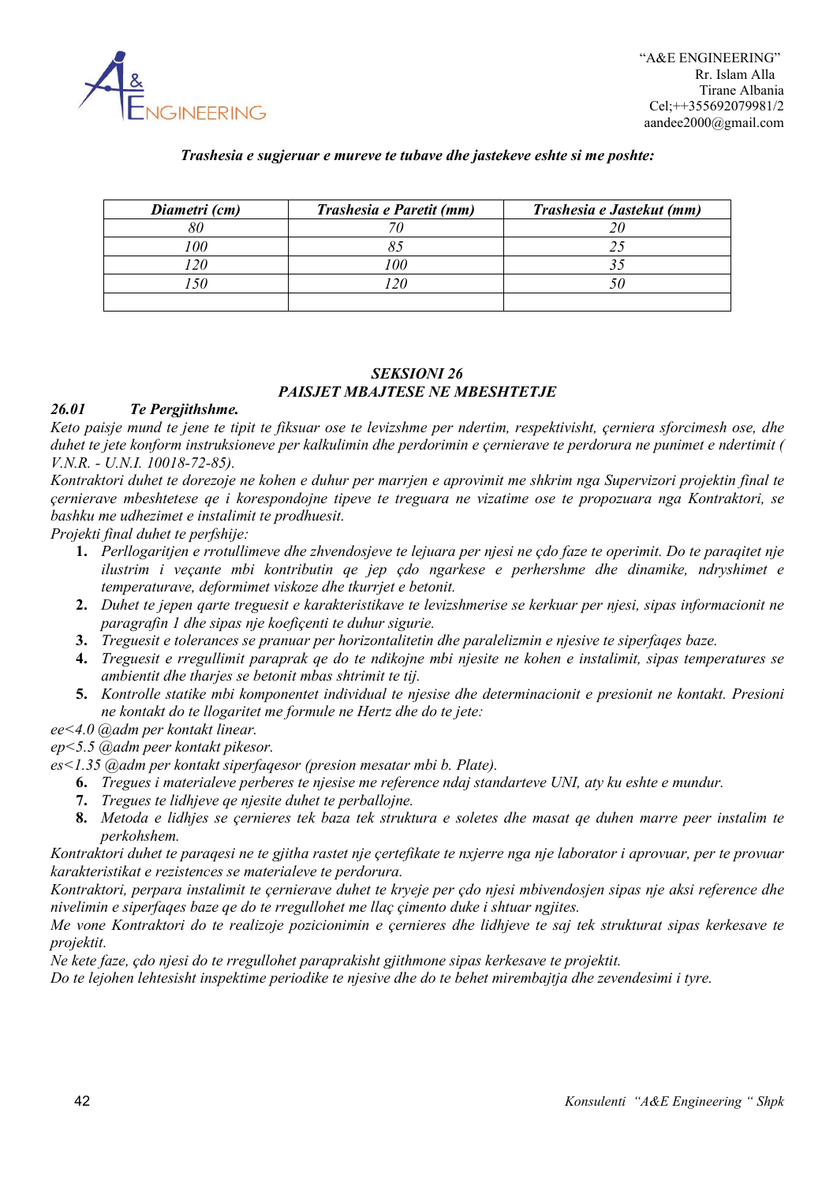*Trashesia e sugjeruar e mureve te tubave dhe jastekeve eshte si me poshte:*

| *Diametri (cm)* | *Trashesia e Paretit (mm)* | *Trashesia e Jastekut (mm)* |
|---|---|---|
| *80* | *70* | *20* |
| *100* | *85* | *25* |
| *120* | *100* | *35* |
| *150* | *120* | *50* |
| | | |

## *SEKSIONI 26*
## *PAISJET MBAJTESE NE MBESHTETJE*

### *26.01 Te Pergjithshme.*

*Keto paisje mund te jene te tipit te fiksuar ose te levizshme per ndertim, respektivisht, çerniera sforcimesh ose, dhe duhet te jete konform instruksioneve per kalkulimin dhe perdorimin e çernierave te perdorura ne punimet e ndertimit ( V.N.R. - U.N.I. 10018-72-85).*

*Kontraktori duhet te dorezoje ne kohen e duhur per marrjen e aprovimit me shkrim nga Supervizori projektin final te çernierave mbeshtetese qe i korespondojne tipeve te treguara ne vizatime ose te propozuara nga Kontraktori, se bashku me udhezimet e instalimit te prodhuesit.*

*Projekti final duhet te perfshije:*

1. *Perllogaritjen e rrotullimeve dhe zhvendosjeve te lejuara per njesi ne çdo faze te operimit. Do te paraqitet nje ilustrim i veçante mbi kontributin qe jep çdo ngarkese e perhershme dhe dinamike, ndryshimet e temperaturave, deformimet viskoze dhe tkurrjet e betonit.*
2. *Duhet te jepen qarte treguesit e karakteristikave te levizshmerise se kerkuar per njesi, sipas informacionit ne paragrafin 1 dhe sipas nje koefiçenti te duhur sigurie.*
3. *Treguesit e tolerances se pranuar per horizontalitetin dhe paralelizmin e njesive te siperfaqes baze.*
4. *Treguesit e rregullimit paraprak qe do te ndikojne mbi njesite ne kohen e instalimit, sipas temperatures se ambientit dhe tharjes se betonit mbas shtrimit te tij.*
5. *Kontrolle statike mbi komponentet individual te njesise dhe determinacionit e presionit ne kontakt. Presioni ne kontakt do te llogaritet me formule ne Hertz dhe do te jete:*

*ee<4.0 @adm per kontakt linear.*
*ep<5.5 @adm peer kontakt pikesor.*
*es<1.35 @adm per kontakt siperfaqesor (presion mesatar mbi b. Plate).*

6. *Tregues i materialeve perberes te njesise me reference ndaj standarteve UNI, aty ku eshte e mundur.*
7. *Tregues te lidhjeve qe njesite duhet te perballojne.*
8. *Metoda e lidhjes se çernieres tek baza tek struktura e soletes dhe masat qe duhen marre peer instalim te perkohshem.*

*Kontraktori duhet te paraqesi ne te gjitha rastet nje çertefikate te nxjerre nga nje laborator i aprovuar, per te provuar karakteristikat e rezistences se materialeve te perdorura.*

*Kontraktori, perpara instalimit te çernierave duhet te kryeje per çdo njesi mbivendosjen sipas nje aksi reference dhe nivelimin e siperfaqes baze qe do te rregullohet me llaç çimento duke i shtuar ngjites.*

*Me vone Kontraktori do te realizoje pozicionimin e çernieres dhe lidhjeve te saj tek strukturat sipas kerkesave te projektit.*

*Ne kete faze, çdo njesi do te rregullohet paraprakisht gjithmone sipas kerkesave te projektit.*

*Do te lejohen lehtesisht inspektime periodike te njesive dhe do te behet mirembajtja dhe zevendesimi i tyre.*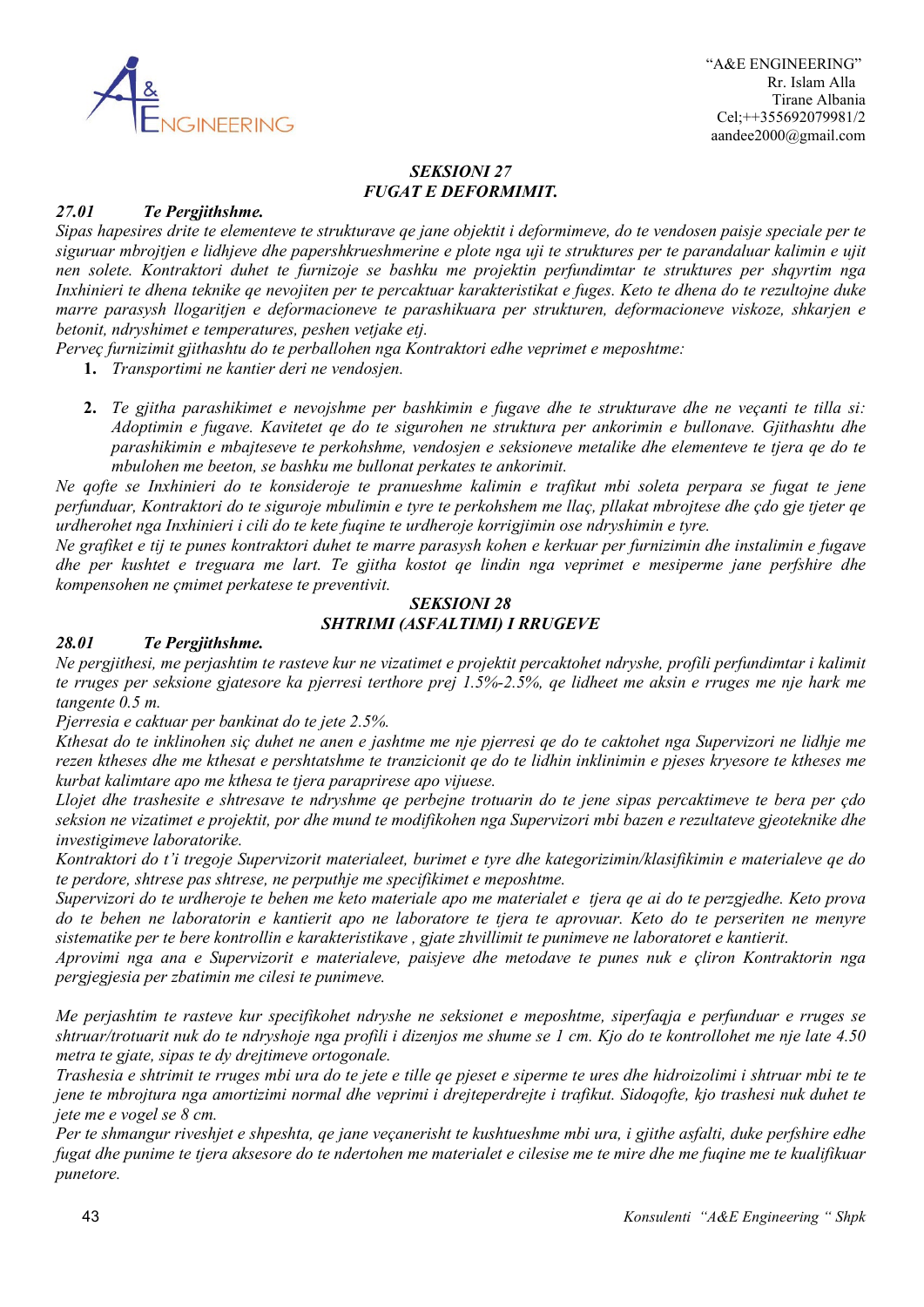## *SEKSIONI 27*
## *FUGAT E DEFORMIMIT.*

### *27.01 Te Pergjithshme.*

*Sipas hapesires drite te elementeve te strukturave qe jane objektit i deformimeve, do te vendosen paisje speciale per te siguruar mbrojtjen e lidhjeve dhe papershkrueshmerine e plote nga uji te struktures per te parandaluar kalimin e ujit nen solete. Kontraktori duhet te furnizoje se bashku me projektin perfundimtar te struktures per shqyrtim nga Inxhinieri te dhena teknike qe nevojiten per te percaktuar karakteristikat e fuges. Keto te dhena do te rezultojne duke marre parasysh llogaritjen e deformacioneve te parashikuara per strukturen, deformacioneve viskoze, shkarjen e betonit, ndryshimet e temperatures, peshen vetjake etj.*

*Perveç furnizimit gjithashtu do te perballohen nga Kontraktori edhe veprimet e meposhtme:*

1. *Transportimi ne kantier deri ne vendosjen.*

2. *Te gjitha parashikimet e nevojshme per bashkimin e fugave dhe te strukturave dhe ne veçanti te tilla si: Adoptimin e fugave. Kavitetet qe do te sigurohen ne struktura per ankorimin e bullonave. Gjithashtu dhe parashikimin e mbajteseve te perkohshme, vendosjen e seksioneve metalike dhe elementeve te tjera qe do te mbulohen me beeton, se bashku me bullonat perkates te ankorimit.*

*Ne qofte se Inxhinieri do te konsideroje te pranueshme kalimin e trafikut mbi soleta perpara se fugat te jene perfunduar, Kontraktori do te siguroje mbulimin e tyre te perkohshem me llaç, pllakat mbrojtese dhe çdo gje tjeter qe urdherohet nga Inxhinieri i cili do te kete fuqine te urdheroje korrigjimin ose ndryshimin e tyre.*

*Ne grafiket e tij te punes kontraktori duhet te marre parasysh kohen e kerkuar per furnizimin dhe instalimin e fugave dhe per kushtet e treguara me lart. Te gjitha kostot qe lindin nga veprimet e mesiperme jane perfshire dhe kompensohen ne çmimet perkatese te preventivit.*

## *SEKSIONI 28*
## *SHTRIMI (ASFALTIMI) I RRUGEVE*

### *28.01 Te Pergjithshme.*

*Ne pergjithesi, me perjashtim te rasteve kur ne vizatimet e projektit percaktohet ndryshe, profili perfundimtar i kalimit te rruges per seksione gjatesore ka pjerresi terthore prej 1.5%-2.5%, qe lidheet me aksin e rruges me nje hark me tangente 0.5 m.*

*Pjerresia e caktuar per bankinat do te jete 2.5%.*

*Kthesat do te inklinohen siç duhet ne anen e jashtme me nje pjerresi qe do te caktohet nga Supervizori ne lidhje me rezen ktheses dhe me kthesat e pershtatshme te tranzicionit qe do te lidhin inklinimin e pjeses kryesore te ktheses me kurbat kalimtare apo me kthesa te tjera paraprirese apo vijuese.*

*Llojet dhe trashesite e shtresave te ndryshme qe perbejne trotuarin do te jene sipas percaktimeve te bera per çdo seksion ne vizatimet e projektit, por dhe mund te modifikohen nga Supervizori mbi bazen e rezultateve gjeoteknike dhe investigimeve laboratorike.*

*Kontraktori do t'i tregoje Supervizorit materialeet, burimet e tyre dhe kategorizimin/klasifikimin e materialeve qe do te perdore, shtrese pas shtrese, ne perputhje me specifikimet e meposhtme.*

*Supervizori do te urdheroje te behen me keto materiale apo me materialet e tjera qe ai do te perzgjedhe. Keto prova do te behen ne laboratorin e kantierit apo ne laboratore te tjera te aprovuar. Keto do te perseriten ne menyre sistematike per te bere kontrollin e karakteristikave , gjate zhvillimit te punimeve ne laboratoret e kantierit.*

*Aprovimi nga ana e Supervizorit e materialeve, paisjeve dhe metodave te punes nuk e çliron Kontraktorin nga pergjegjesia per zbatimin me cilesi te punimeve.*

*Me perjashtim te rasteve kur specifikohet ndryshe ne seksionet e meposhtme, siperfaqja e perfunduar e rruges se shtruar/trotuarit nuk do te ndryshoje nga profili i dizenjos me shume se 1 cm. Kjo do te kontrollohet me nje late 4.50 metra te gjate, sipas te dy drejtimeve ortogonale.*

*Trashesia e shtrimit te rruges mbi ura do te jete e tille qe pjeset e siperme te ures dhe hidroizolimi i shtruar mbi te te jene te mbrojtura nga amortizimi normal dhe veprimi i drejteperdrejte i trafikut. Sidoqofte, kjo trashesi nuk duhet te jete me e vogel se 8 cm.*

*Per te shmangur riveshjet e shpeshta, qe jane veçanerisht te kushtueshme mbi ura, i gjithe asfalti, duke perfshire edhe fugat dhe punime te tjera aksesore do te ndertohen me materialet e cilesise me te mire dhe me fuqine me te kualifikuar punetore.*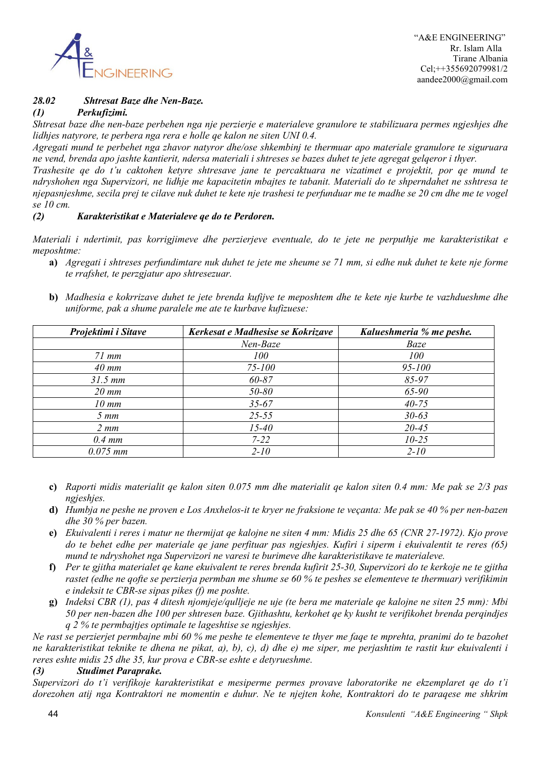### *28.02 Shtresat Baze dhe Nen-Baze.*

#### *(1) Perkufizimi.*

*Shtresat baze dhe nen-baze perbehen nga nje perzierje e materialeve granulore te stabilizuara permes ngjeshjes dhe lidhjes natyrore, te perbera nga rera e holle qe kalon ne siten UNI 0.4.*

*Agregati mund te perbehet nga zhavor natyror dhe/ose shkembinj te thermuar apo materiale granulore te siguruara ne vend, brenda apo jashte kantierit, ndersa materiali i shtreses se bazes duhet te jete agregat gelqeror i thyer.*

*Trashesite qe do t'u caktohen ketyre shtresave jane te percaktuara ne vizatimet e projektit, por qe mund te ndryshohen nga Supervizori, ne lidhje me kapacitetin mbajtes te tabanit. Materiali do te shperndahet ne sshtresa te njepasnjeshme, secila prej te cilave nuk duhet te kete nje trashesi te perfunduar me te madhe se 20 cm dhe me te vogel se 10 cm.*

#### *(2) Karakteristikat e Materialeve qe do te Perdoren.*

*Materiali i ndertimit, pas korrigjimeve dhe perzierjeve eventuale, do te jete ne perputhje me karakteristikat e meposhtme:*

**a)** *Agregati i shtreses perfundimtare nuk duhet te jete me sheume se 71 mm, si edhe nuk duhet te kete nje forme te rrafshet, te perzgjatur apo shtresezuar.*

**b)** *Madhesia e kokrrizave duhet te jete brenda kufijve te meposhtem dhe te kete nje kurbe te vazhdueshme dhe uniforme, pak a shume paralele me ate te kurbave kufizuese:*

| *Projektimi i Sitave* | *Kerkesat e Madhesise se Kokrizave* | *Kalueshmeria % me peshe.* |
|---|---|---|
| | *Nen-Baze* | *Baze* |
| *71 mm* | *100* | *100* |
| *40 mm* | *75-100* | *95-100* |
| *31.5 mm* | *60-87* | *85-97* |
| *20 mm* | *50-80* | *65-90* |
| *10 mm* | *35-67* | *40-75* |
| *5 mm* | *25-55* | *30-63* |
| *2 mm* | *15-40* | *20-45* |
| *0.4 mm* | *7-22* | *10-25* |
| *0.075 mm* | *2-10* | *2-10* |

**c)** *Raporti midis materialit qe kalon siten 0.075 mm dhe materialit qe kalon siten 0.4 mm: Me pak se 2/3 pas ngjeshjes.*

**d)** *Humbja ne peshe ne proven e Los Anxhelos-it te kryer ne fraksione te veçanta: Me pak se 40 % per nen-bazen dhe 30 % per bazen.*

**e)** *Ekuivalenti i reres i matur ne thermijat qe kalojne ne siten 4 mm: Midis 25 dhe 65 (CNR 27-1972). Kjo prove do te behet edhe per materiale qe jane perfituar pas ngjeshjes. Kufiri i siperm i ekuivalentit te reres (65) mund te ndryshohet nga Supervizori ne varesi te burimeve dhe karakteristikave te materialeve.*

**f)** *Per te gjitha materialet qe kane ekuivalent te reres brenda kufirit 25-30, Supervizori do te kerkoje ne te gjitha rastet (edhe ne qofte se perzierja permban me shume se 60 % te peshes se elementeve te thermuar) verifikimin e indeksit te CBR-se sipas pikes (f) me poshte.*

**g)** *Indeksi CBR (1), pas 4 ditesh njomjeje/qulljeje ne uje (te bera me materiale qe kalojne ne siten 25 mm): Mbi 50 per nen-bazen dhe 100 per shtresen baze. Gjithashtu, kerkohet qe ky kusht te verifikohet brenda perqindjes q 2 % te permbajtjes optimale te lageshtise se ngjeshjes.*

*Ne rast se perzierjet permbajne mbi 60 % me peshe te elementeve te thyer me faqe te mprehta, pranimi do te bazohet ne karakteristikat teknike te dhena ne pikat, a), b), c), d) dhe e) me siper, me perjashtim te rastit kur ekuivalenti i reres eshte midis 25 dhe 35, kur prova e CBR-se eshte e detyrueshme.*

#### *(3) Studimet Paraprake.*

*Supervizori do t'i verifikoje karakteristikat e mesiperme permes provave laboratorike ne ekzemplaret qe do t'i dorezohen atij nga Kontraktori ne momentin e duhur. Ne te njejten kohe, Kontraktori do te paraqese me shkrim*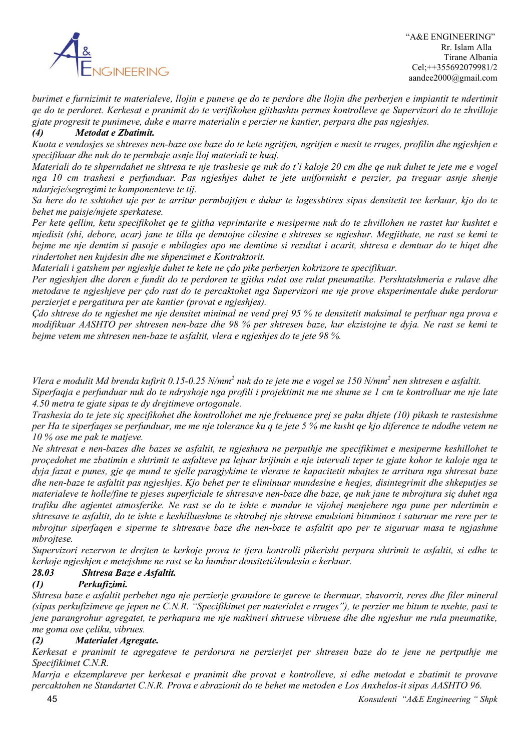*burimet e furnizimit te materialeve, llojin e puneve qe do te perdore dhe llojin dhe perberjen e impiantit te ndertimit qe do te perdoret. Kerkesat e pranimit do te verifikohen gjithashtu permes kontrolleve qe Supervizori do te zhvilloje gjate progresit te punimeve, duke e marre materialin e perzier ne kantier, perpara dhe pas ngjeshjes.*

***(4) Metodat e Zbatimit.***

*Kuota e vendosjes se shtreses nen-baze ose baze do te kete ngritjen, ngritjen e mesit te rruges, profilin dhe ngjeshjen e specifikuar dhe nuk do te permbaje asnje lloj materiali te huaj.*

*Materiali do te shperndahet ne shtresa te nje trashesie qe nuk do t'i kaloje 20 cm dhe qe nuk duhet te jete me e vogel nga 10 cm trashesi e perfunduar. Pas ngjeshjes duhet te jete uniformisht e perzier, pa treguar asnje shenje ndarjeje/segregimi te komponenteve te tij.*

*Sa here do te sshtohet uje per te arritur permbajtjen e duhur te lagesshtires sipas densitetit tee kerkuar, kjo do te behet me paisje/mjete sperkatese.*

*Per kete qellim, ketu specifikohet qe te gjitha veprimtarite e mesiperme nuk do te zhvillohen ne rastet kur kushtet e mjedisit (shi, debore, acar) jane te tilla qe demtojne cilesine e shtreses se ngjeshur. Megjithate, ne rast se kemi te bejme me nje demtim si pasoje e mbilagies apo me demtime si rezultat i acarit, shtresa e demtuar do te hiqet dhe rindertohet nen kujdesin dhe me shpenzimet e Kontraktorit.*

*Materiali i gatshem per ngjeshje duhet te kete ne çdo pike perberjen kokrizore te specifikuar.*

*Per ngjeshjen dhe doren e fundit do te perdoren te gjitha rulat ose rulat pneumatike. Pershtatshmeria e rulave dhe metodave te ngjeshjeve per çdo rast do te percaktohet nga Supervizori me nje prove eksperimentale duke perdorur perzierjet e pergatitura per ate kantier (provat e ngjeshjes).*

*Çdo shtrese do te ngjeshet me nje densitet minimal ne vend prej 95 % te densitetit maksimal te perftuar nga prova e modifikuar AASHTO per shtresen nen-baze dhe 98 % per shtresen baze, kur ekzistojne te dyja. Ne rast se kemi te bejme vetem me shtresen nen-baze te asfaltit, vlera e ngjeshjes do te jete 98 %.*

*Vlera e modulit Md brenda kufirit 0.15-0.25 N/mm$^2$ nuk do te jete me e vogel se 150 N/mm$^2$ nen shtresen e asfaltit.*

*Siperfaqja e perfunduar nuk do te ndryshoje nga profili i projektimit me me shume se 1 cm te kontrolluar me nje late 4.50 metra te gjate sipas te dy drejtimeve ortogonale.*

*Trashesia do te jete siç specifikohet dhe kontrollohet me nje frekuence prej se paku dhjete (10) pikash te rastesishme per Ha te siperfaqes se perfunduar, me me nje tolerance ku q te jete 5 % me kusht qe kjo diference te ndodhe vetem ne 10 % ose me pak te matjeve.*

*Ne shtresat e nen-bazes dhe bazes se asfaltit, te ngjeshura ne perputhje me specifikimet e mesiperme keshillohet te proçedohet me zbatimin e shtrimit te asfalteve pa lejuar krijimin e nje intervali teper te gjate kohor te kaloje nga te dyja fazat e punes, gje qe mund te sjelle paragjykime te vlerave te kapacitetit mbajtes te arritura nga shtresat baze dhe nen-baze te asfaltit pas ngjeshjes. Kjo behet per te eliminuar mundesine e heqjes, disintegrimit dhe shkeputjes se materialeve te holle/fine te pjeses superficiale te shtresave nen-baze dhe baze, qe nuk jane te mbrojtura siç duhet nga trafiku dhe agjentet atmosferike. Ne rast se do te ishte e mundur te vijohej menjehere nga pune per ndertimin e shtresave te asfaltit, do te ishte e keshillueshme te shtrohej nje shtrese emulsioni bituminoz i saturuar me rere per te mbrojtur siperfaqen e siperme te shtresave baze dhe nen-baze te asfaltit apo per te siguruar masa te ngjashme mbrojtese.*

*Supervizori rezervon te drejten te kerkoje prova te tjera kontrolli pikerisht perpara shtrimit te asfaltit, si edhe te kerkoje ngjeshjen e metejshme ne rast se ka humbur densiteti/dendesia e kerkuar.*

***28.03 Shtresa Baze e Asfaltit.***

***(1) Perkufizimi.***

*Shtresa baze e asfaltit perbehet nga nje perzierje granulore te gureve te thermuar, zhavorrit, reres dhe filer mineral (sipas perkufizimeve qe jepen ne C.N.R. "Specifikimet per materialet e rruges"), te perzier me bitum te nxehte, pasi te jene parangrohur agregatet, te perhapura me nje makineri shtruese vibruese dhe dhe ngjeshur me rula pneumatike, me goma ose çeliku, vibrues.*

***(2) Materialet Agregate.***

*Kerkesat e pranimit te agregateve te perdorura ne perzierjet per shtresen baze do te jene ne pertputhje me Specifikimet C.N.R.*

*Marrja e ekzemplareve per kerkesat e pranimit dhe provat e kontrolleve, si edhe metodat e zbatimit te provave percaktohen ne Standartet C.N.R. Prova e abrazionit do te behet me metoden e Los Anxhelos-it sipas AASHTO 96.*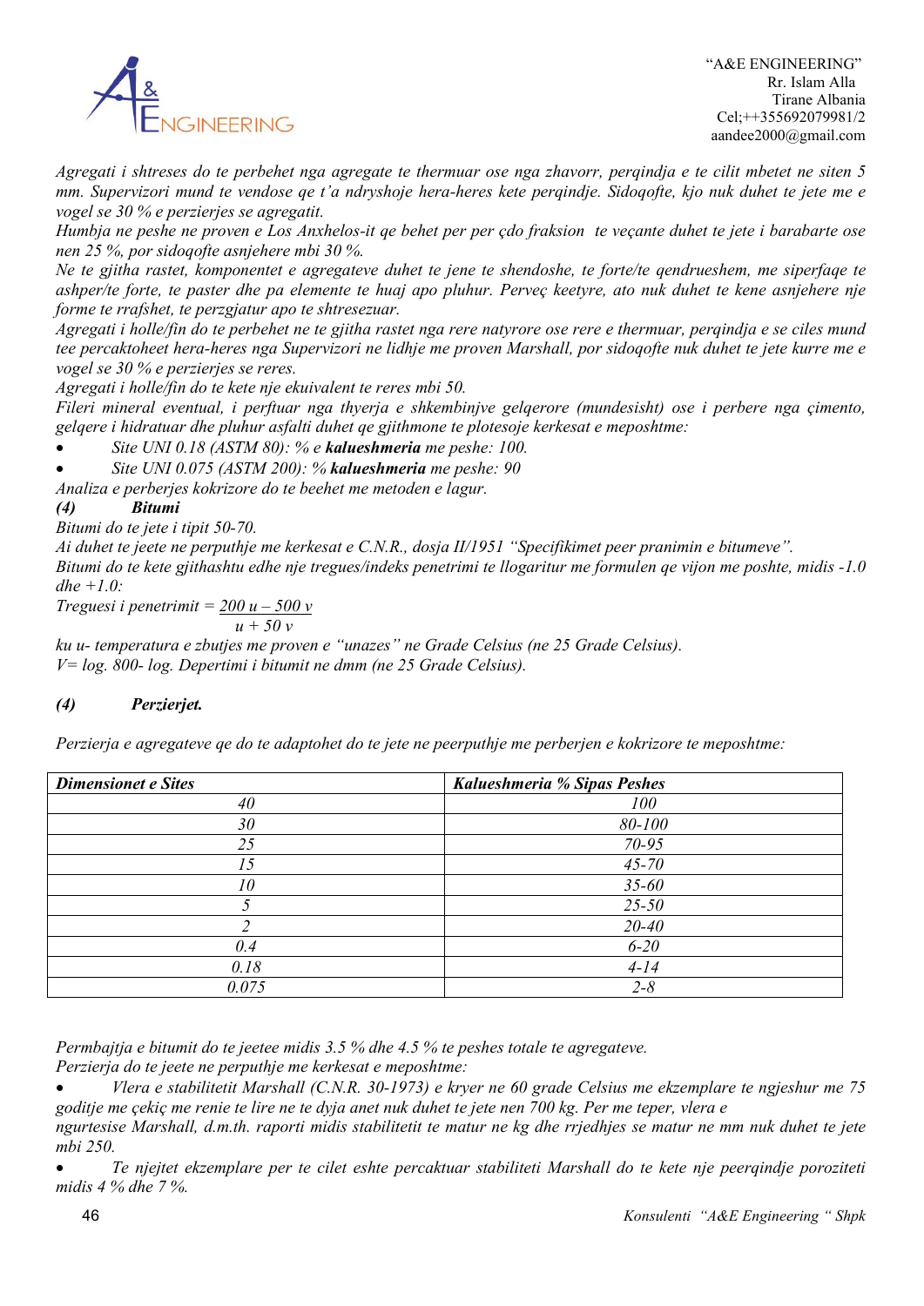*Agregati i shtreses do te perbehet nga agregate te thermuar ose nga zhavorr, perqindja e te cilit mbetet ne siten 5 mm. Supervizori mund te vendose qe t'a ndryshoje hera-heres kete perqindje. Sidoqofte, kjo nuk duhet te jete me e vogel se 30 % e perzierjes se agregatit.*

*Humbja ne peshe ne proven e Los Anxhelos-it qe behet per per çdo fraksion te veçante duhet te jete i barabarte ose nen 25 %, por sidoqofte asnjehere mbi 30 %.*

*Ne te gjitha rastet, komponentet e agregateve duhet te jene te shendoshe, te forte/te qendrueshem, me siperfaqe te ashper/te forte, te paster dhe pa elemente te huaj apo pluhur. Perveç keetyre, ato nuk duhet te kene asnjehere nje forme te rrafshet, te perzgjatur apo te shtresezuar.*

*Agregati i holle/fin do te perbehet ne te gjitha rastet nga rere natyrore ose rere e thermuar, perqindja e se ciles mund tee percaktoheet hera-heres nga Supervizori ne lidhje me proven Marshall, por sidoqofte nuk duhet te jete kurre me e vogel se 30 % e perzierjes se reres.*

*Agregati i holle/fin do te kete nje ekuivalent te reres mbi 50.*

*Fileri mineral eventual, i perftuar nga thyerja e shkembinjve gelqerore (mundesisht) ose i perbere nga çimento, gelqere i hidratuar dhe pluhur asfalti duhet qe gjithmone te plotesoje kerkesat e meposhtme:*

- *Site UNI 0.18 (ASTM 80): % e **kalueshmeria** me peshe: 100.*
- *Site UNI 0.075 (ASTM 200): % **kalueshmeria** me peshe: 90*

*Analiza e perberjes kokrizore do te beehet me metoden e lagur.*

***(4) Bitumi***

*Bitumi do te jete i tipit 50-70.*

*Ai duhet te jeete ne perputhje me kerkesat e C.N.R., dosja II/1951 "Specifikimet peer pranimin e bitumeve".*

*Bitumi do te kete gjithashtu edhe nje tregues/indeks penetrimi te llogaritur me formulen qe vijon me poshte, midis -1.0 dhe +1.0:*

$$\text{Treguesi i penetrimit} = \frac{200\,u - 500\,v}{u + 50\,v}$$

*ku u- temperatura e zbutjes me proven e "unazes" ne Grade Celsius (ne 25 Grade Celsius).*

*V= log. 800- log. Depertimi i bitumit ne dmm (ne 25 Grade Celsius).*

***(4) Perzierjet.***

*Perzierja e agregateve qe do te adaptohet do te jete ne peerputhje me perberjen e kokrizore te meposhtme:*

| ***Dimensionet e Sites*** | ***Kalueshmeria % Sipas Peshes*** |
|---|---|
| *40* | *100* |
| *30* | *80-100* |
| *25* | *70-95* |
| *15* | *45-70* |
| *10* | *35-60* |
| *5* | *25-50* |
| *2* | *20-40* |
| *0.4* | *6-20* |
| *0.18* | *4-14* |
| *0.075* | *2-8* |

*Permbajtja e bitumit do te jeetee midis 3.5 % dhe 4.5 % te peshes totale te agregateve.*

*Perzierja do te jeete ne perputhje me kerkesat e meposhtme:*

- *Vlera e stabilitetit Marshall (C.N.R. 30-1973) e kryer ne 60 grade Celsius me ekzemplare te ngjeshur me 75 goditje me çekiç me renie te lire ne te dyja anet nuk duhet te jete nen 700 kg. Per me teper, vlera e ngurtesise Marshall, d.m.th. raporti midis stabilitetit te matur ne kg dhe rrjedhjes se matur ne mm nuk duhet te jete mbi 250.*
- *Te njejtet ekzemplare per te cilet eshte percaktuar stabiliteti Marshall do te kete nje peerqindje poroziteti midis 4 % dhe 7 %.*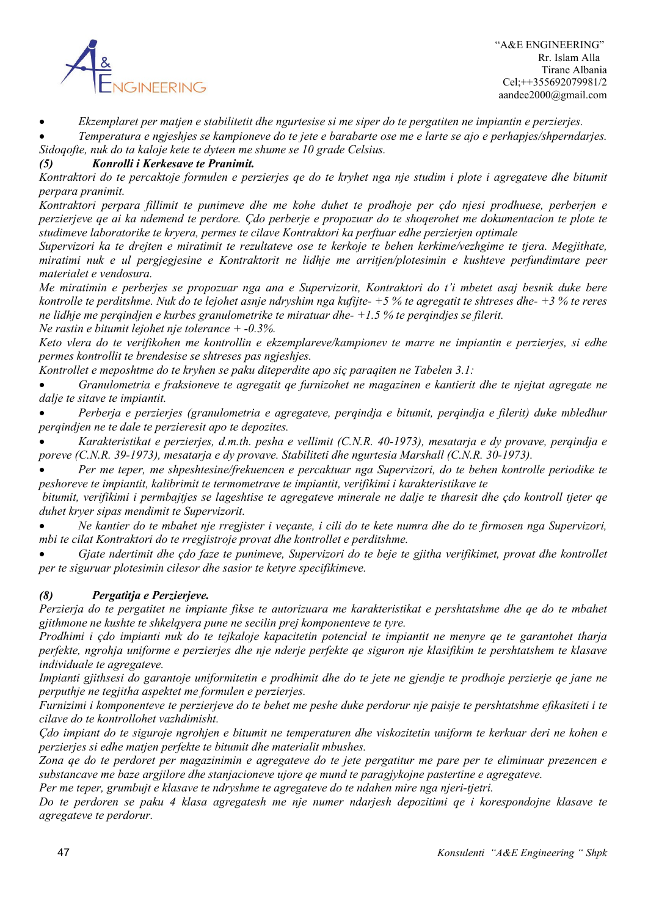- *Ekzemplaret per matjen e stabilitetit dhe ngurtesise si me siper do te pergatiten ne impiantin e perzierjes.*
- *Temperatura e ngjeshjes se kampioneve do te jete e barabarte ose me e larte se ajo e perhapjes/shperndarjes. Sidoqofte, nuk do ta kaloje kete te dyteen me shume se 10 grade Celsius.*

***(5) Konrolli i Kerkesave te Pranimit.***

*Kontraktori do te percaktoje formulen e perzierjes qe do te kryhet nga nje studim i plote i agregateve dhe bitumit perpara pranimit.*

*Kontraktori perpara fillimit te punimeve dhe me kohe duhet te prodhoje per çdo njesi prodhuese, perberjen e perzierjeve qe ai ka ndemend te perdore. Çdo perberje e propozuar do te shoqerohet me dokumentacion te plote te studimeve laboratorike te kryera, permes te cilave Kontraktori ka perftuar edhe perzierjen optimale*

*Supervizori ka te drejten e miratimit te rezultateve ose te kerkoje te behen kerkime/vezhgime te tjera. Megjithate, miratimi nuk e ul pergjegjesine e Kontraktorit ne lidhje me arritjen/plotesimin e kushteve perfundimtare peer materialet e vendosura.*

*Me miratimin e perberjes se propozuar nga ana e Supervizorit, Kontraktori do t'i mbetet asaj besnik duke bere kontrolle te perditshme. Nuk do te lejohet asnje ndryshim nga kufijte- +5 % te agregatit te shtreses dhe- +3 % te reres ne lidhje me perqindjen e kurbes granulometrike te miratuar dhe- +1.5 % te perqindjes se filerit.*

*Ne rastin e bitumit lejohet nje tolerance + -0.3%.*

*Keto vlera do te verifikohen me kontrollin e ekzemplareve/kampionev te marre ne impiantin e perzierjes, si edhe permes kontrollit te brendesise se shtreses pas ngjeshjes.*

*Kontrollet e meposhtme do te kryhen se paku diteperdite apo siç paraqiten ne Tabelen 3.1:*

- *Granulometria e fraksioneve te agregatit qe furnizohet ne magazinen e kantierit dhe te njejtat agregate ne dalje te sitave te impiantit.*
- *Perberja e perzierjes (granulometria e agregateve, perqindja e bitumit, perqindja e filerit) duke mbledhur perqindjen ne te dale te perzieresit apo te depozites.*
- *Karakteristikat e perzierjes, d.m.th. pesha e vellimit (C.N.R. 40-1973), mesatarja e dy provave, perqindja e poreve (C.N.R. 39-1973), mesatarja e dy provave. Stabiliteti dhe ngurtesia Marshall (C.N.R. 30-1973).*
- *Per me teper, me shpeshtesine/frekuencen e percaktuar nga Supervizori, do te behen kontrolle periodike te peshoreve te impiantit, kalibrimit te termometrave te impiantit, verifikimi i karakteristikave te bitumit, verifikimi i permbajtjes se lageshtise te agregateve minerale ne dalje te tharesit dhe çdo kontroll tjeter qe duhet kryer sipas mendimit te Supervizorit.*
- *Ne kantier do te mbahet nje rregjister i veçante, i cili do te kete numra dhe do te firmosen nga Supervizori, mbi te cilat Kontraktori do te rregjistroje provat dhe kontrollet e perditshme.*
- *Gjate ndertimit dhe çdo faze te punimeve, Supervizori do te beje te gjitha verifikimet, provat dhe kontrollet per te siguruar plotesimin cilesor dhe sasior te ketyre specifikimeve.*

***(8) Pergatitja e Perzierjeve.***

*Perzierja do te pergatitet ne impiante fikse te autorizuara me karakteristikat e pershtatshme dhe qe do te mbahet gjithmone ne kushte te shkelqyera pune ne secilin prej komponenteve te tyre.*

*Prodhimi i çdo impianti nuk do te tejkaloje kapacitetin potencial te impiantit ne menyre qe te garantohet tharja perfekte, ngrohja uniforme e perzierjes dhe nje nderje perfekte qe siguron nje klasifikim te pershtatshem te klasave individuale te agregateve.*

*Impianti gjithsesi do garantoje uniformitetin e prodhimit dhe do te jete ne gjendje te prodhoje perzierje qe jane ne perputhje ne tegjitha aspektet me formulen e perzierjes.*

*Furnizimi i komponenteve te perzierjeve do te behet me peshe duke perdorur nje paisje te pershtatshme efikasiteti i te cilave do te kontrollohet vazhdimisht.*

*Çdo impiant do te siguroje ngrohjen e bitumit ne temperaturen dhe viskozitetin uniform te kerkuar deri ne kohen e perzierjes si edhe matjen perfekte te bitumit dhe materialit mbushes.*

*Zona qe do te perdoret per magazinimin e agregateve do te jete pergatitur me pare per te eliminuar prezencen e substancave me baze argjilore dhe stanjacioneve ujore qe mund te paragjykojne pastertine e agregateve.*

*Per me teper, grumbujt e klasave te ndryshme te agregateve do te ndahen mire nga njeri-tjetri.*

*Do te perdoren se paku 4 klasa agregatesh me nje numer ndarjesh depozitimi qe i korespondojne klasave te agregateve te perdorur.*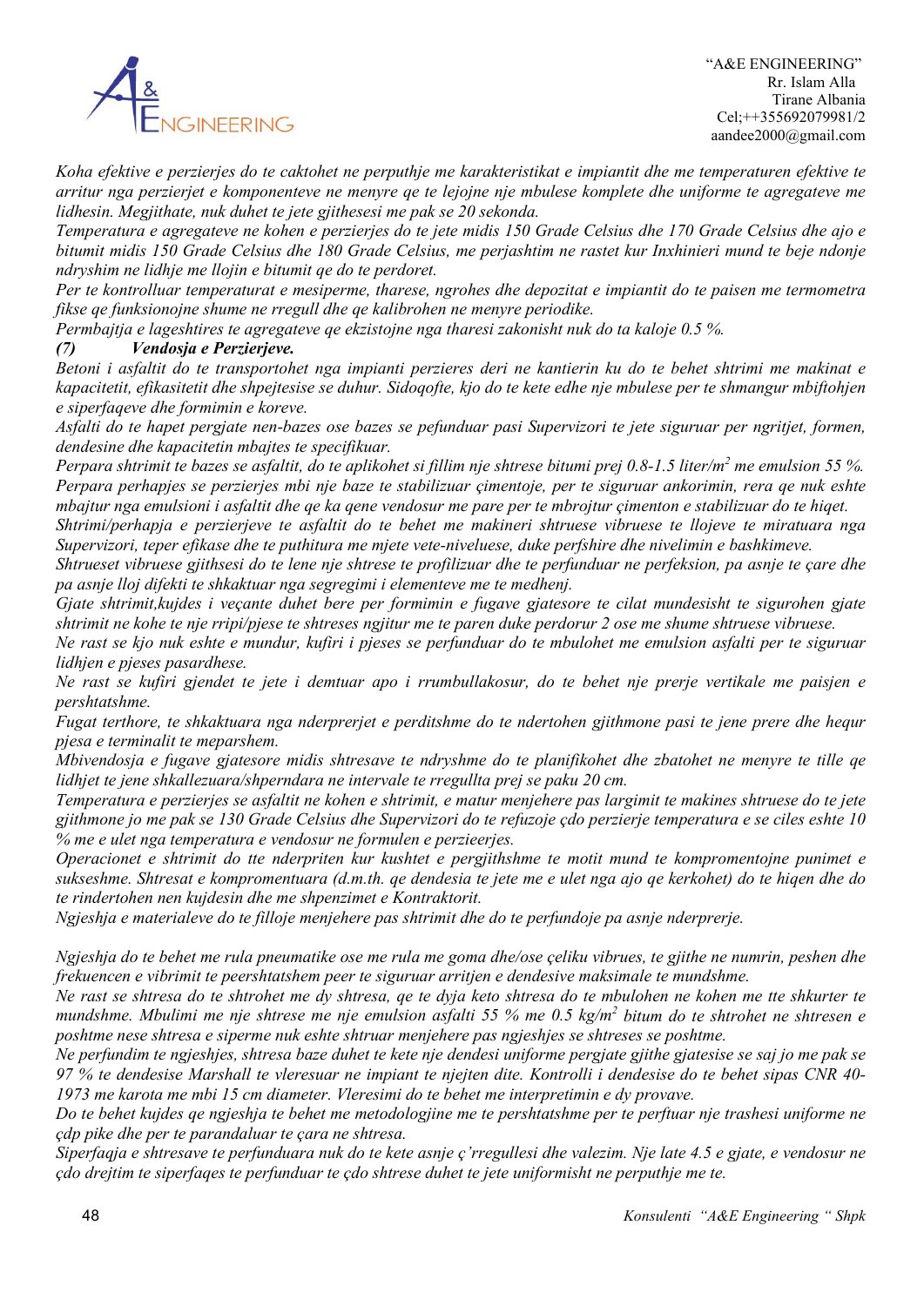*Koha efektive e perzierjes do te caktohet ne perputhje me karakteristikat e impiantit dhe me temperaturen efektive te arritur nga perzierjet e komponenteve ne menyre qe te lejojne nje mbulese komplete dhe uniforme te agregateve me lidhesin. Megjithate, nuk duhet te jete gjithesesi me pak se 20 sekonda.*

*Temperatura e agregateve ne kohen e perzierjes do te jete midis 150 Grade Celsius dhe 170 Grade Celsius dhe ajo e bitumit midis 150 Grade Celsius dhe 180 Grade Celsius, me perjashtim ne rastet kur Inxhinieri mund te beje ndonje ndryshim ne lidhje me llojin e bitumit qe do te perdoret.*

*Per te kontrolluar temperaturat e mesiperme, tharese, ngrohes dhe depozitat e impiantit do te paisen me termometra fikse qe funksionojne shume ne rregull dhe qe kalibrohen ne menyre periodike.*

*Permbajtja e lageshtires te agregateve qe ekzistojne nga tharesi zakonisht nuk do ta kaloje 0.5 %.*

***(7) Vendosja e Perzierjeve.***

*Betoni i asfaltit do te transportohet nga impianti perzieres deri ne kantierin ku do te behet shtrimi me makinat e kapacitetit, efikasitetit dhe shpejtesise se duhur. Sidoqofte, kjo do te kete edhe nje mbulese per te shmangur mbiftohjen e siperfaqeve dhe formimin e koreve.*

*Asfalti do te hapet pergjate nen-bazes ose bazes se pefunduar pasi Supervizori te jete siguruar per ngritjet, formen, dendesine dhe kapacitetin mbajtes te specifikuar.*

*Perpara shtrimit te bazes se asfaltit, do te aplikohet si fillim nje shtrese bitumi prej 0.8-1.5 liter/m² me emulsion 55 %. Perpara perhapjes se perzierjes mbi nje baze te stabilizuar çimentoje, per te siguruar ankorimin, rera qe nuk eshte mbajtur nga emulsioni i asfaltit dhe qe ka qene vendosur me pare per te mbrojtur çimenton e stabilizuar do te hiqet.*

*Shtrimi/perhapja e perzierjeve te asfaltit do te behet me makineri shtruese vibruese te llojeve te miratuara nga Supervizori, teper efikase dhe te puthitura me mjete vete-niveluese, duke perfshire dhe nivelimin e bashkimeve.*

*Shtrueset vibruese gjithsesi do te lene nje shtrese te profilizuar dhe te perfunduar ne perfeksion, pa asnje te çare dhe pa asnje lloj difekti te shkaktuar nga segregimi i elementeve me te medhenj.*

*Gjate shtrimit,kujdes i veçante duhet bere per formimin e fugave gjatesore te cilat mundesisht te sigurohen gjate shtrimit ne kohe te nje rripi/pjese te shtreses ngjitur me te paren duke perdorur 2 ose me shume shtruese vibruese.*

*Ne rast se kjo nuk eshte e mundur, kufiri i pjeses se perfunduar do te mbulohet me emulsion asfalti per te siguruar lidhjen e pjeses pasardhese.*

*Ne rast se kufiri gjendet te jete i demtuar apo i rrumbullakosur, do te behet nje prerje vertikale me paisjen e pershtatshme.*

*Fugat terthore, te shkaktuara nga nderprerjet e perditshme do te ndertohen gjithmone pasi te jene prere dhe hequr pjesa e terminalit te meparshem.*

*Mbivendosja e fugave gjatesore midis shtresave te ndryshme do te planifikohet dhe zbatohet ne menyre te tille qe lidhjet te jene shkallezuara/shperndara ne intervale te rregullta prej se paku 20 cm.*

*Temperatura e perzierjes se asfaltit ne kohen e shtrimit, e matur menjehere pas largimit te makines shtruese do te jete gjithmone jo me pak se 130 Grade Celsius dhe Supervizori do te refuzoje çdo perzierje temperatura e se ciles eshte 10 % me e ulet nga temperatura e vendosur ne formulen e perzieerjes.*

*Operacionet e shtrimit do tte nderpriten kur kushtet e pergjithshme te motit mund te komprometojne punimet e sukseshme. Shtresat e komprometuara (d.m.th. qe dendesia te jete me e ulet nga ajo qe kerkohet) do te hiqen dhe do te rindertohen nen kujdesin dhe me shpenzimet e Kontraktorit.*

*Ngjeshja e materialeve do te filloje menjehere pas shtrimit dhe do te perfundoje pa asnje nderprerje.*

*Ngjeshja do te behet me rula pneumatike ose me rula me goma dhe/ose çeliku vibrues, te gjithe ne numrin, peshen dhe frekuencen e vibrimit te peershtatshem peer te siguruar arritjen e dendesive maksimale te mundshme.*

*Ne rast se shtresa do te shtrohet me dy shtresa, qe te dyja keto shtresa do te mbulohen ne kohen me tte shkurter te mundshme. Mbulimi me nje shtrese me nje emulsion asfalti 55 % me 0.5 kg/m² bitum do te shtrohet ne shtresen e poshtme nese shtresa e siperme nuk eshte shtruar menjehere pas ngjeshjes se shtreses se poshtme.*

*Ne perfundim te ngjeshjes, shtresa baze duhet te kete nje dendesi uniforme pergjate gjithe gjatesise se saj jo me pak se 97 % te dendesise Marshall te vleresuar ne impiant te njejten dite. Kontrolli i dendesise do te behet sipas CNR 40-1973 me karota me mbi 15 cm diameter. Vleresimi do te behet me interpretimin e dy provave.*

*Do te behet kujdes qe ngjeshja te behet me metodologjine me te pershtatshme per te perftuar nje trashesi uniforme ne çdp pike dhe per te parandaluar te çara ne shtresa.*

*Siperfaqja e shtresave te perfunduara nuk do te kete asnje ç'rregullesi dhe valezim. Nje late 4.5 e gjate, e vendosur ne çdo drejtim te siperfaqes te perfunduar te çdo shtrese duhet te jete uniformisht ne perputhje me te.*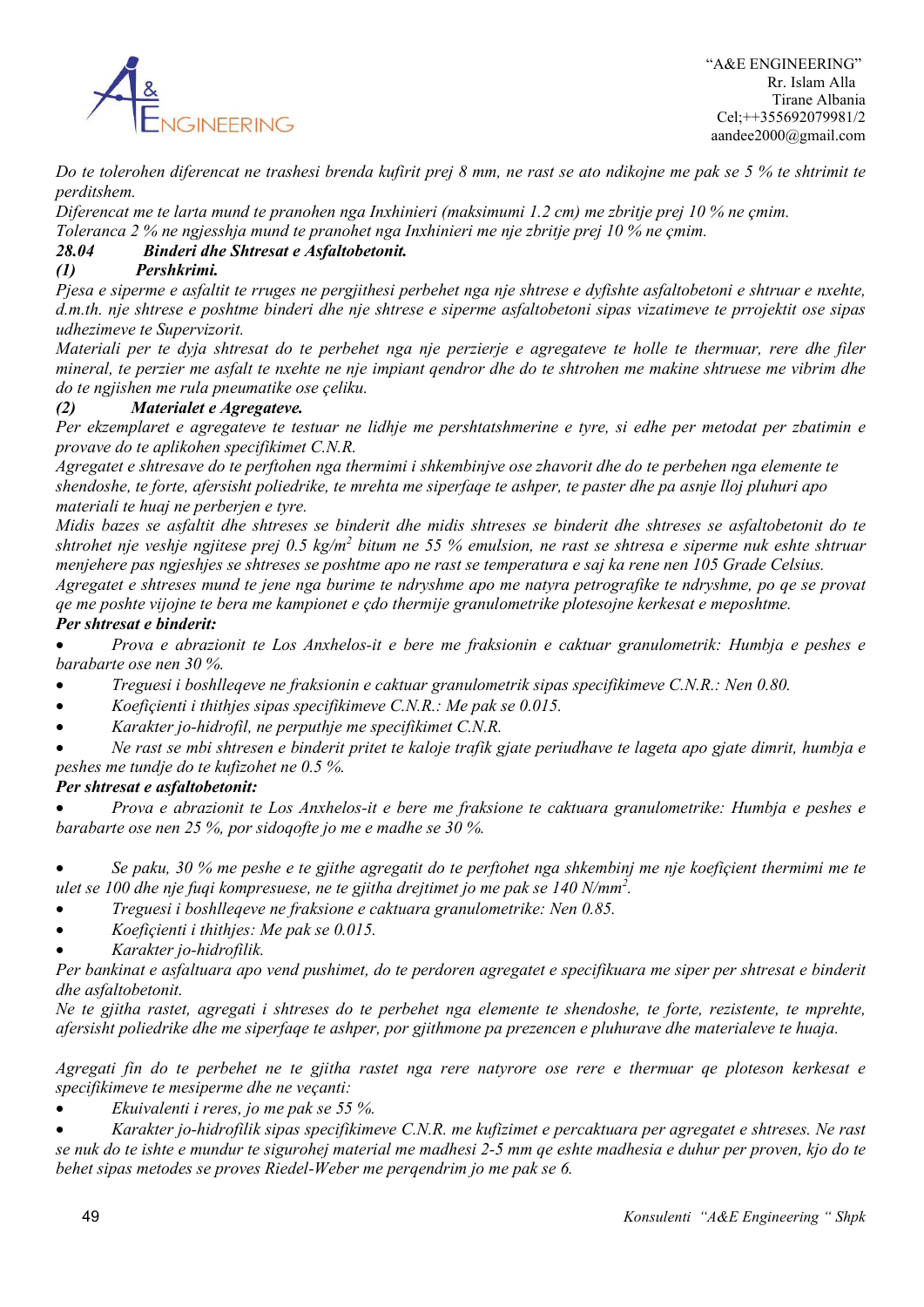*Do te tolerohen diferencat ne trashesi brenda kufirit prej 8 mm, ne rast se ato ndikojne me pak se 5 % te shtrimit te perditshem.*

*Diferencat me te larta mund te pranohen nga Inxhinieri (maksimumi 1.2 cm) me zbritje prej 10 % ne çmim.*

*Toleranca 2 % ne ngjesshja mund te pranohet nga Inxhinieri me nje zbritje prej 10 % ne çmim.*

### *28.04 Binderi dhe Shtresat e Asfaltobetonit.*

#### *(1) Pershkrimi.*

*Pjesa e siperme e asfaltit te rruges ne pergjithesi perbehet nga nje shtrese e dyfishte asfaltobetoni e shtruar e nxehte, d.m.th. nje shtrese e poshtme binderi dhe nje shtrese e siperme asfaltobetoni sipas vizatimeve te prrojektit ose sipas udhezimeve te Supervizorit.*

*Materiali per te dyja shtresat do te perbehet nga nje perzierje e agregateve te holle te thermuar, rere dhe filer mineral, te perzier me asfalt te nxehte ne nje impiant qendror dhe do te shtrohen me makine shtruese me vibrim dhe do te ngjishen me rula pneumatike ose çeliku.*

#### *(2) Materialet e Agregateve.*

*Per ekzemplaret e agregateve te testuar ne lidhje me pershtatshmerine e tyre, si edhe per metodat per zbatimin e provave do te aplikohen specifikimet C.N.R.*

*Agregatet e shtresave do te perftohen nga thermimi i shkembinjve ose zhavorit dhe do te perbehen nga elemente te shendoshe, te forte, afersisht poliedrike, te mrehta me siperfaqe te ashper, te paster dhe pa asnje lloj pluhuri apo materiali te huaj ne perberjen e tyre.*

*Midis bazes se asfaltit dhe shtreses se binderit dhe midis shtreses se binderit dhe shtreses se asfaltobetonit do te shtrohet nje veshje ngjitese prej 0.5 kg/m$^2$ bitum ne 55 % emulsion, ne rast se shtresa e siperme nuk eshte shtruar menjehere pas ngjeshjes se shtreses se poshtme apo ne rast se temperatura e saj ka rene nen 105 Grade Celsius.*

*Agregatet e shtreses mund te jene nga burime te ndryshme apo me natyra petrografike te ndryshme, po qe se provat qe me poshte vijojne te bera me kampionet e çdo thermije granulometrike plotesojne kerkesat e meposhtme.*

***Per shtresat e binderit:***

- *Prova e abrazionit te Los Anxhelos-it e bere me fraksionin e caktuar granulometrik: Humbja e peshes e barabarte ose nen 30 %.*
- *Treguesi i boshlleqeve ne fraksionin e caktuar granulometrik sipas specifikimeve C.N.R.: Nen 0.80.*
- *Koefiçienti i thithjes sipas specifikimeve C.N.R.: Me pak se 0.015.*
- *Karakter jo-hidrofil, ne perputhje me specifikimet C.N.R.*
- *Ne rast se mbi shtresen e binderit pritet te kaloje trafik gjate periudhave te lageta apo gjate dimrit, humbja e peshes me tundje do te kufizohet ne 0.5 %.*

***Per shtresat e asfaltobetonit:***

- *Prova e abrazionit te Los Anxhelos-it e bere me fraksione te caktuara granulometrike: Humbja e peshes e barabarte ose nen 25 %, por sidoqofte jo me e madhe se 30 %.*
- *Se paku, 30 % me peshe e te gjithe agregatit do te perftohet nga shkembinj me nje koefiçient thermimi me te ulet se 100 dhe nje fuqi kompresuese, ne te gjitha drejtimet jo me pak se 140 N/mm$^2$.*
- *Treguesi i boshlleqeve ne fraksione e caktuara granulometrike: Nen 0.85.*
- *Koefiçienti i thithjes: Me pak se 0.015.*
- *Karakter jo-hidrofilik.*

*Per bankinat e asfaltuara apo vend pushimet, do te perdoren agregatet e specifikuara me siper per shtresat e binderit dhe asfaltobetonit.*

*Ne te gjitha rastet, agregati i shtreses do te perbehet nga elemente te shendoshe, te forte, rezistente, te mprehte, afersisht poliedrike dhe me siperfaqe te ashper, por gjithmone pa prezencen e pluhurave dhe materialeve te huaja.*

*Agregati fin do te perbehet ne te gjitha rastet nga rere natyrore ose rere e thermuar qe ploteson kerkesat e specifikimeve te mesiperme dhe ne veçanti:*

- *Ekuivalenti i reres, jo me pak se 55 %.*
- *Karakter jo-hidrofilik sipas specifikimeve C.N.R. me kufizimet e percaktuara per agregatet e shtreses. Ne rast se nuk do te ishte e mundur te sigurohej material me madhesi 2-5 mm qe eshte madhesia e duhur per proven, kjo do te behet sipas metodes se proves Riedel-Weber me perqendrim jo me pak se 6.*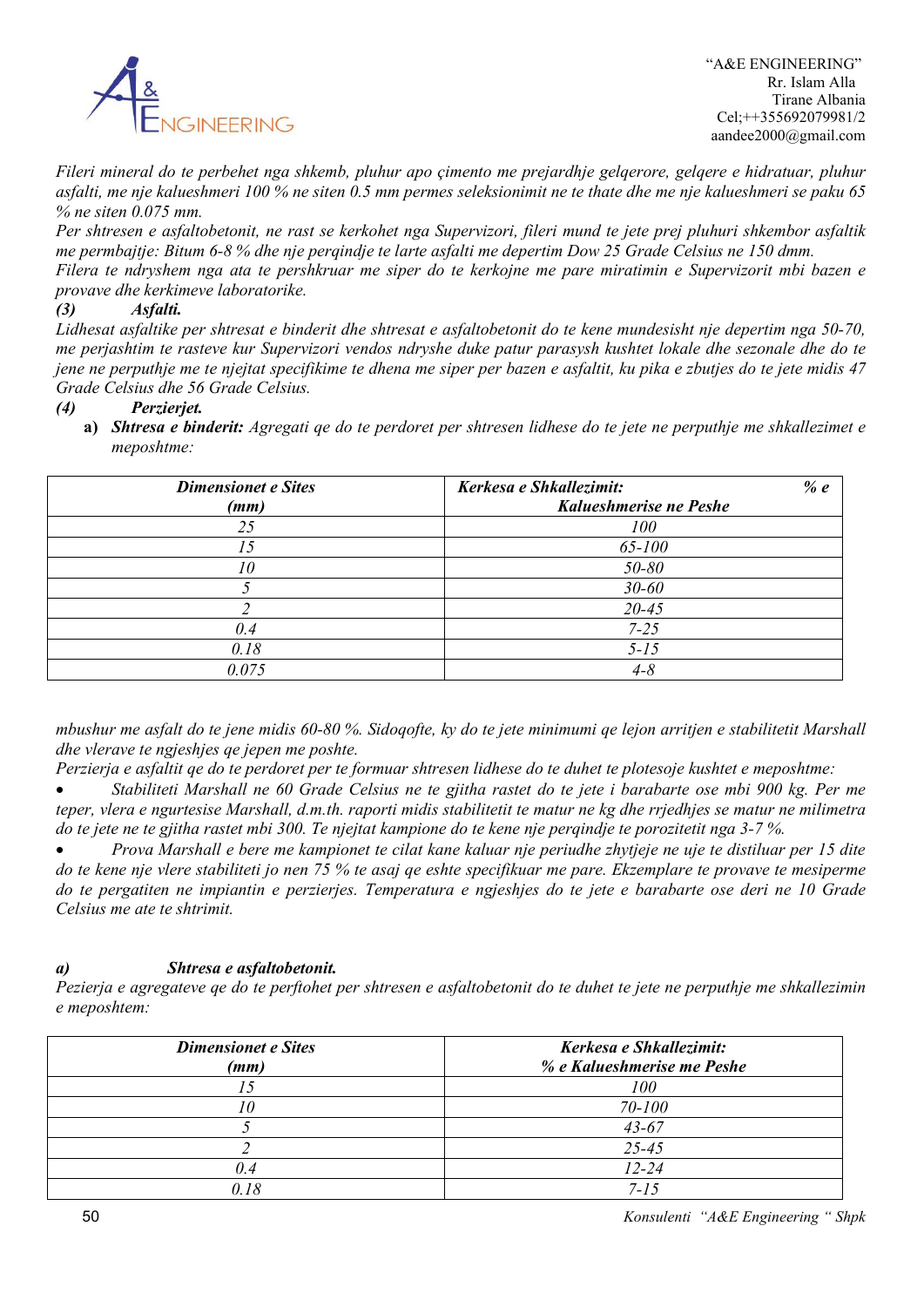*Fileri mineral do te perbehet nga shkemb, pluhur apo çimento me prejardhje gelqerore, gelqere e hidratuar, pluhur asfalti, me nje kalueshmeri 100 % ne siten 0.5 mm permes seleksionimit ne te thate dhe me nje kalueshmeri se paku 65 % ne siten 0.075 mm.*

*Per shtresen e asfaltobetonit, ne rast se kerkohet nga Supervizori, fileri mund te jete prej pluhuri shkembor asfaltik me permbajtje: Bitum 6-8 % dhe nje perqindje te larte asfalti me depertim Dow 25 Grade Celsius ne 150 dmm.*

*Filera te ndryshem nga ata te pershkruar me siper do te kerkojne me pare miratimin e Supervizorit mbi bazen e provave dhe kerkimeve laboratorike.*

***(3) Asfalti.***

*Lidhesat asfaltike per shtresat e binderit dhe shtresat e asfaltobetonit do te kene mundesisht nje depertim nga 50-70, me perjashtim te rasteve kur Supervizori vendos ndryshe duke patur parasysh kushtet lokale dhe sezonale dhe do te jene ne perputhje me te njejtat specifikime te dhena me siper per bazen e asfaltit, ku pika e zbutjes do te jete midis 47 Grade Celsius dhe 56 Grade Celsius.*

***(4) Perzierjet.***

**a)** ***Shtresa e binderit:*** *Agregati qe do te perdoret per shtresen lidhese do te jete ne perputhje me shkallezimet e meposhtme:*

| ***Dimensionet e Sites (mm)*** | ***Kerkesa e Shkallezimit: % e Kalueshmerise ne Peshe*** |
|---|---|
| *25* | *100* |
| *15* | *65-100* |
| *10* | *50-80* |
| *5* | *30-60* |
| *2* | *20-45* |
| *0.4* | *7-25* |
| *0.18* | *5-15* |
| *0.075* | *4-8* |

*mbushur me asfalt do te jene midis 60-80 %. Sidoqofte, ky do te jete minimumi qe lejon arritjen e stabilitetit Marshall dhe vlerave te ngjeshjes qe jepen me poshte.*

*Perzierja e asfaltit qe do te perdoret per te formuar shtresen lidhese do te duhet te plotesoje kushtet e meposhtme:*

- *Stabiliteti Marshall ne 60 Grade Celsius ne te gjitha rastet do te jete i barabarte ose mbi 900 kg. Per me teper, vlera e ngurtesise Marshall, d.m.th. raporti midis stabilitetit te matur ne kg dhe rrjedhjes se matur ne milimetra do te jete ne te gjitha rastet mbi 300. Te njejtat kampione do te kene nje perqindje te porozitetit nga 3-7 %.*
- *Prova Marshall e bere me kampionet te cilat kane kaluar nje periudhe zhytjeje ne uje te distiluar per 15 dite do te kene nje vlere stabiliteti jo nen 75 % te asaj qe eshte specifikuar me pare. Ekzemplare te provave te mesiperme do te pergatiten ne impiantin e perzierjes. Temperatura e ngjeshjes do te jete e barabarte ose deri ne 10 Grade Celsius me ate te shtrimit.*

***a) Shtresa e asfaltobetonit.***

*Pezierja e agregateve qe do te perftohet per shtresen e asfaltobetonit do te duhet te jete ne perputhje me shkallezimin e meposhtem:*

| ***Dimensionet e Sites (mm)*** | ***Kerkesa e Shkallezimit: % e Kalueshmerise me Peshe*** |
|---|---|
| *15* | *100* |
| *10* | *70-100* |
| *5* | *43-67* |
| *2* | *25-45* |
| *0.4* | *12-24* |
| *0.18* | *7-15* |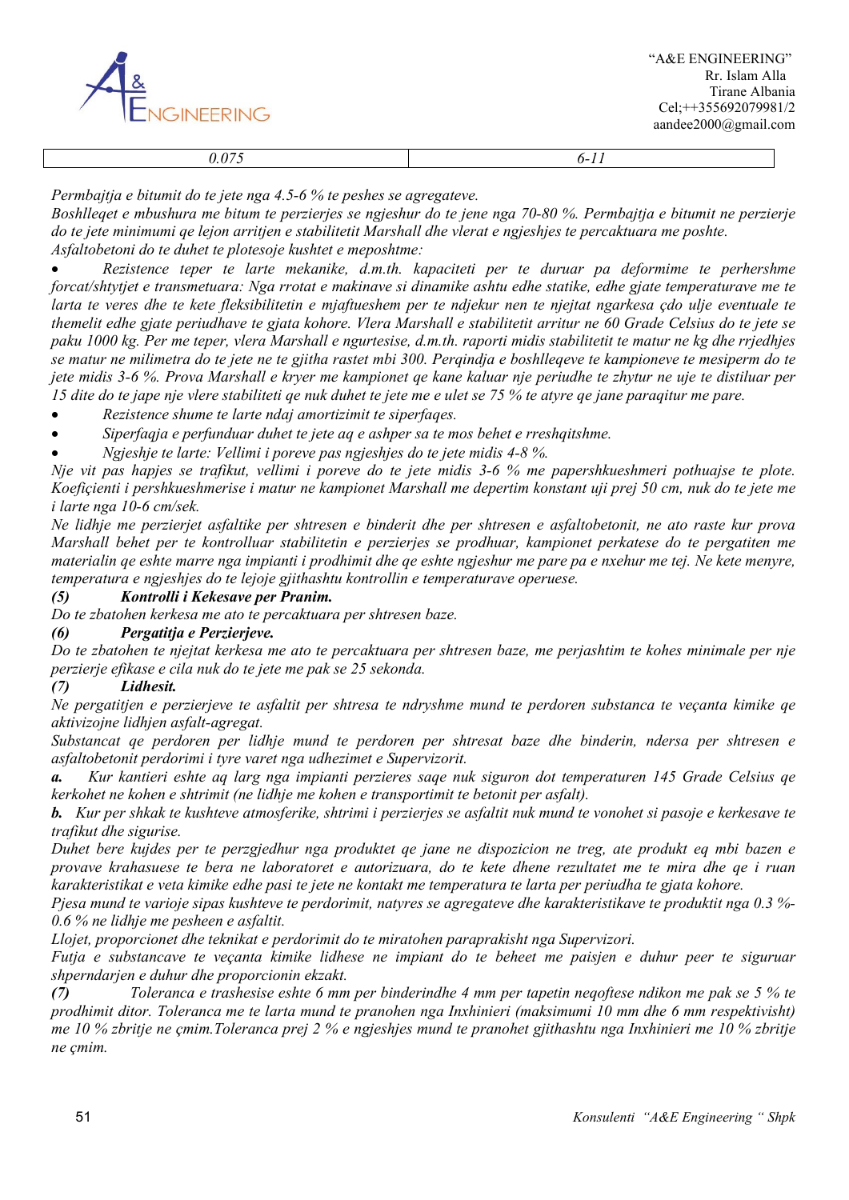| 0.075 | 6-11 |
|---|---|

*Permbajtja e bitumit do te jete nga 4.5-6 % te peshes se agregateve.*

*Boshlleqet e mbushura me bitum te perzierjes se ngjeshur do te jene nga 70-80 %. Permbajtja e bitumit ne perzierje do te jete minimumi qe lejon arritjen e stabilitetit Marshall dhe vlerat e ngjeshjes te percaktuara me poshte.*

*Asfaltobetoni do te duhet te plotesoje kushtet e meposhtme:*

- *Rezistence teper te larte mekanike, d.m.th. kapaciteti per te duruar pa deformime te perhershme forcat/shtytjet e transmetuara: Nga rrotat e makinave si dinamike ashtu edhe statike, edhe gjate temperaturave me te larta te veres dhe te kete fleksibilitetin e mjaftueshem per te ndjekur nen te njejtat ngarkesa çdo ulje eventuale te themelit edhe gjate periudhave te gjata kohore. Vlera Marshall e stabilitetit arritur ne 60 Grade Celsius do te jete se paku 1000 kg. Per me teper, vlera Marshall e ngurtesise, d.m.th. raporti midis stabilitetit te matur ne kg dhe rrjedhjes se matur ne milimetra do te jete ne te gjitha rastet mbi 300. Perqindja e boshlleqeve te kampioneve te mesiperm do te jete midis 3-6 %. Prova Marshall e kryer me kampionet qe kane kaluar nje periudhe te zhytur ne uje te distiluar per 15 dite do te jape nje vlere stabiliteti qe nuk duhet te jete me e ulet se 75 % te atyre qe jane paraqitur me pare.*
- *Rezistence shume te larte ndaj amortizimit te siperfaqes.*
- *Siperfaqja e perfunduar duhet te jete aq e ashper sa te mos behet e rreshqitshme.*
- *Ngjeshje te larte: Vellimi i poreve pas ngjeshjes do te jete midis 4-8 %.*

*Nje vit pas hapjes se trafikut, vellimi i poreve do te jete midis 3-6 % me papershkueshmeri pothuajse te plote. Koefiçienti i pershkueshmerise i matur ne kampionet Marshall me depertim konstant uji prej 50 cm, nuk do te jete me i larte nga 10-6 cm/sek.*

*Ne lidhje me perzierjet asfaltike per shtresen e binderit dhe per shtresen e asfaltobetonit, ne ato raste kur prova Marshall behet per te kontrolluar stabilitetin e perzierjes se prodhuar, kampionet perkatese do te pergatiten me materialin qe eshte marre nga impianti i prodhimit dhe qe eshte ngjeshur me pare pa e nxehur me tej. Ne kete menyre, temperatura e ngjeshjes do te lejoje gjithashtu kontrollin e temperaturave operuese.*

***(5) Kontrolli i Kekesave per Pranim.***

*Do te zbatohen kerkesa me ato te percaktuara per shtresen baze.*

***(6) Pergatitja e Perzierjeve.***

*Do te zbatohen te njejtat kerkesa me ato te percaktuara per shtresen baze, me perjashtim te kohes minimale per nje perzierje efikase e cila nuk do te jete me pak se 25 sekonda.*

***(7) Lidhesit.***

*Ne pergatitjen e perzierjeve te asfaltit per shtresa te ndryshme mund te perdoren substanca te veçanta kimike qe aktivizojne lidhjen asfalt-agregat.*

*Substancat qe perdoren per lidhje mund te perdoren per shtresat baze dhe binderin, ndersa per shtresen e asfaltobetonit perdorimi i tyre varet nga udhezimet e Supervizorit.*

***a.*** *Kur kantieri eshte aq larg nga impianti perzieres saqe nuk siguron dot temperaturen 145 Grade Celsius qe kerkohet ne kohen e shtrimit (ne lidhje me kohen e transportimit te betonit per asfalt).*

***b.*** *Kur per shkak te kushteve atmosferike, shtrimi i perzierjes se asfaltit nuk mund te vonohet si pasoje e kerkesave te trafikut dhe sigurise.*

*Duhet bere kujdes per te perzgjedhur nga produktet qe jane ne dispozicion ne treg, ate produkt eq mbi bazen e provave krahasuese te bera ne laboratoret e autorizuara, do te kete dhene rezultatet me te mira dhe qe i ruan karakteristikat e veta kimike edhe pasi te jete ne kontakt me temperatura te larta per periudha te gjata kohore.*

*Pjesa mund te varioje sipas kushteve te perdorimit, natyres se agregateve dhe karakteristikave te produktit nga 0.3 %-0.6 % ne lidhje me pesheen e asfaltit.*

*Llojet, proporcionet dhe teknikat e perdorimit do te miratohen paraprakisht nga Supervizori.*

*Futja e substancave te veçanta kimike lidhese ne impiant do te beheet me paisjen e duhur peer te siguruar shperndarjen e duhur dhe proporcionin ekzakt.*

***(7)*** *Toleranca e trashesise eshte 6 mm per binderindhe 4 mm per tapetin neqoftese ndikon me pak se 5 % te prodhimit ditor. Toleranca me te larta mund te pranohen nga Inxhinieri (maksimumi 10 mm dhe 6 mm respektivisht) me 10 % zbritje ne çmim.Toleranca prej 2 % e ngjeshjes mund te pranohet gjithashtu nga Inxhinieri me 10 % zbritje ne çmim.*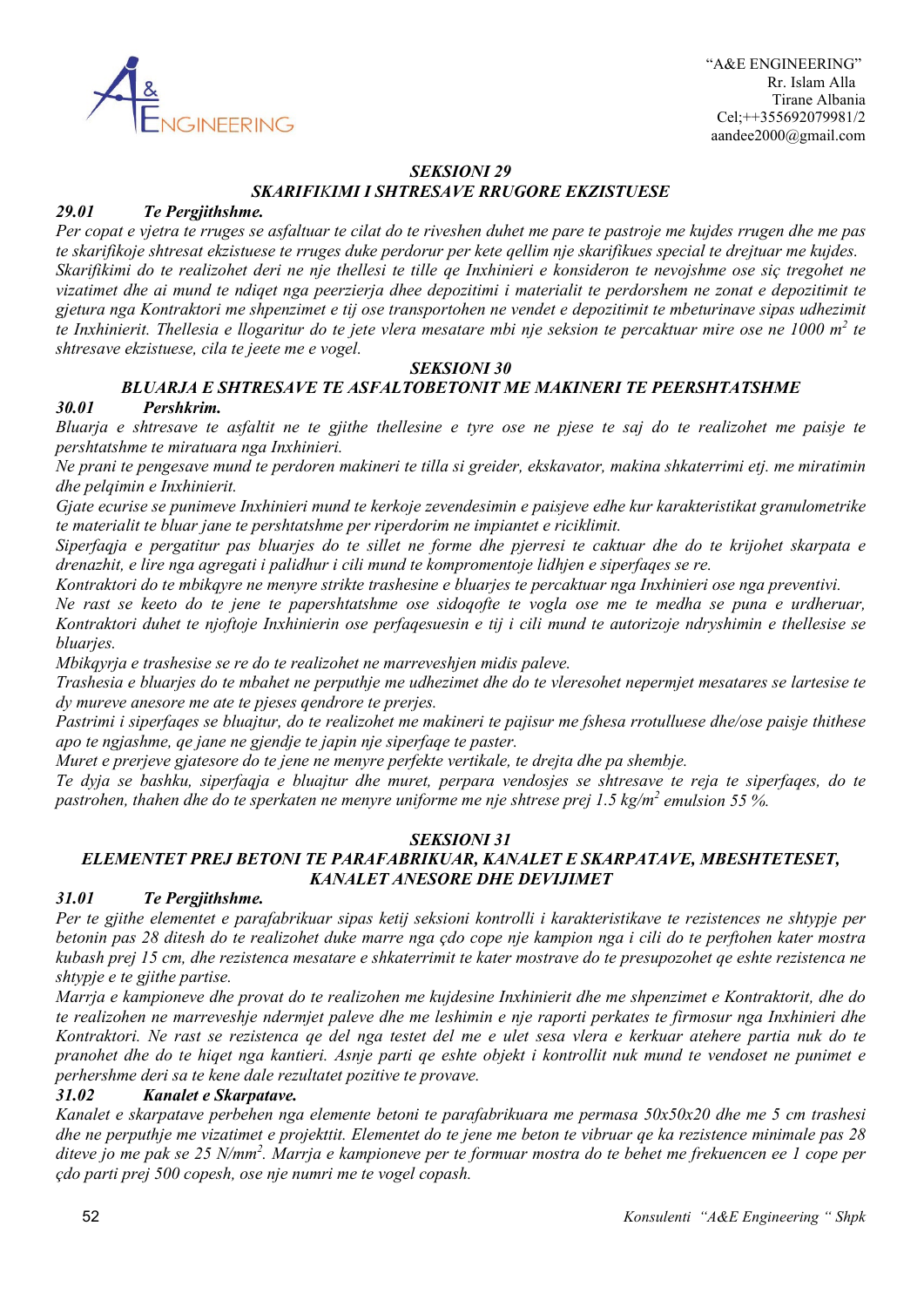### *SEKSIONI 29*
### *SKARIFIKIMI I SHTRESAVE RRUGORE EKZISTUESE*

***29.01 Te Pergjithshme.***

*Per copat e vjetra te rruges se asfaltuar te cilat do te riveshen duhet me pare te pastroje me kujdes rrugen dhe me pas te skarifikoje shtresat ekzistuese te rruges duke perdorur per kete qellim nje skarifikues special te drejtuar me kujdes.*
*Skarifikimi do te realizohet deri ne nje thellesi te tille qe Inxhinieri e konsideron te nevojshme ose siç tregohet ne vizatimet dhe ai mund te ndiqet nga peerzierja dhee depozitimi i materialit te perdorshem ne zonat e depozitimit te gjetura nga Kontraktori me shpenzimet e tij ose transportohen ne vendet e depozitimit te mbeturinave sipas udhezimit te Inxhinierit. Thellesia e llogaritur do te jete vlera mesatare mbi nje seksion te percaktuar mire ose ne 1000 m$^2$ te shtresave ekzistuese, cila te jeete me e vogel.*

### *SEKSIONI 30*
### *BLUARJA E SHTRESAVE TE ASFALTOBETONIT ME MAKINERI TE PEERSHTATSHME*

***30.01 Pershkrim.***

*Bluarja e shtresave te asfaltit ne te gjithe thellesine e tyre ose ne pjese te saj do te realizohet me paisje te pershtatshme te miratuara nga Inxhinieri.*
*Ne prani te pengesave mund te perdoren makineri te tilla si greider, ekskavator, makina shkaterrimi etj. me miratimin dhe pelqimin e Inxhinierit.*
*Gjate ecurise se punimeve Inxhinieri mund te kerkoje zevendesimin e paisjeve edhe kur karakteristikat granulometrike te materialit te bluar jane te pershtatshme per riperdorim ne impiantet e riciklimit.*
*Siperfaqja e pergatitur pas bluarjes do te sillet ne forme dhe pjerresi te caktuar dhe do te krijohet skarpata e drenazhit, e lire nga agregati i palidhur i cili mund te komprometoje lidhjen e siperfaqes se re.*
*Kontraktori do te mbikqyre ne menyre strikte trashesine e bluarjes te percaktuar nga Inxhinieri ose nga preventivi.*
*Ne rast se keeto do te jene te papershtatshme ose sidoqofte te vogla ose me te medha se puna e urdheruar, Kontraktori duhet te njoftoje Inxhinierin ose perfaqesuesin e tij i cili mund te autorizoje ndryshimin e thellesise se bluarjes.*
*Mbikqyrja e trashesise se re do te realizohet ne marreveshjen midis paleve.*
*Trashesia e bluarjes do te mbahet ne perputhje me udhezimet dhe do te vleresohet nepermjet mesatares se lartesise te dy mureve anesore me ate te pjeses qendrore te prerjes.*
*Pastrimi i siperfaqes se bluajtur, do te realizohet me makineri te pajisur me fshesa rrotulluese dhe/ose paisje thithese apo te ngjashme, qe jane ne gjendje te japin nje siperfaqe te paster.*
*Muret e prerjeve gjatesore do te jene ne menyre perfekte vertikale, te drejta dhe pa shembje.*
*Te dyja se bashku, siperfaqja e bluajtur dhe muret, perpara vendosjes se shtresave te reja te siperfaqes, do te pastrohen, thahen dhe do te sperkaten ne menyre uniforme me nje shtrese prej 1.5 kg/m$^2$ emulsion 55 %.*

### *SEKSIONI 31*
### *ELEMENTET PREJ BETONI TE PARAFABRIKUAR, KANALET E SKARPATAVE, MBESHTETESET, KANALET ANESORE DHE DEVIJIMET*

***31.01 Te Pergjithshme.***

*Per te gjithe elementet e parafabrikuar sipas ketij seksioni kontrolli i karakteristikave te rezistences ne shtypje per betonin pas 28 ditesh do te realizohet duke marre nga çdo cope nje kampion nga i cili do te perftohen kater mostra kubash prej 15 cm, dhe rezistenca mesatare e shkaterrimit te kater mostrave do te presupozohet qe eshte rezistenca ne shtypje e te gjithe partise.*
*Marrja e kampioneve dhe provat do te realizohen me kujdesine Inxhinierit dhe me shpenzimet e Kontraktorit, dhe do te realizohen ne marreveshje ndermjet paleve dhe me leshimin e nje raporti perkates te firmosur nga Inxhinieri dhe Kontraktori. Ne rast se rezistenca qe del nga testet del me e ulet sesa vlera e kerkuar atehere partia nuk do te pranohet dhe do te hiqet nga kantieri. Asnje parti qe eshte objekt i kontrollit nuk mund te vendoset ne punimet e perhershme deri sa te kene dale rezultatet pozitive te provave.*

***31.02 Kanalet e Skarpatave.***

*Kanalet e skarpatave perbehen nga elemente betoni te parafabrikuara me permasa 50x50x20 dhe me 5 cm trashesi dhe ne perputhje me vizatimet e projekttit. Elementet do te jene me beton te vibruar qe ka rezistence minimale pas 28 diteve jo me pak se 25 N/mm$^2$. Marrja e kampioneve per te formuar mostra do te behet me frekuencen ee 1 cope per çdo parti prej 500 copesh, ose nje numri me te vogel copash.*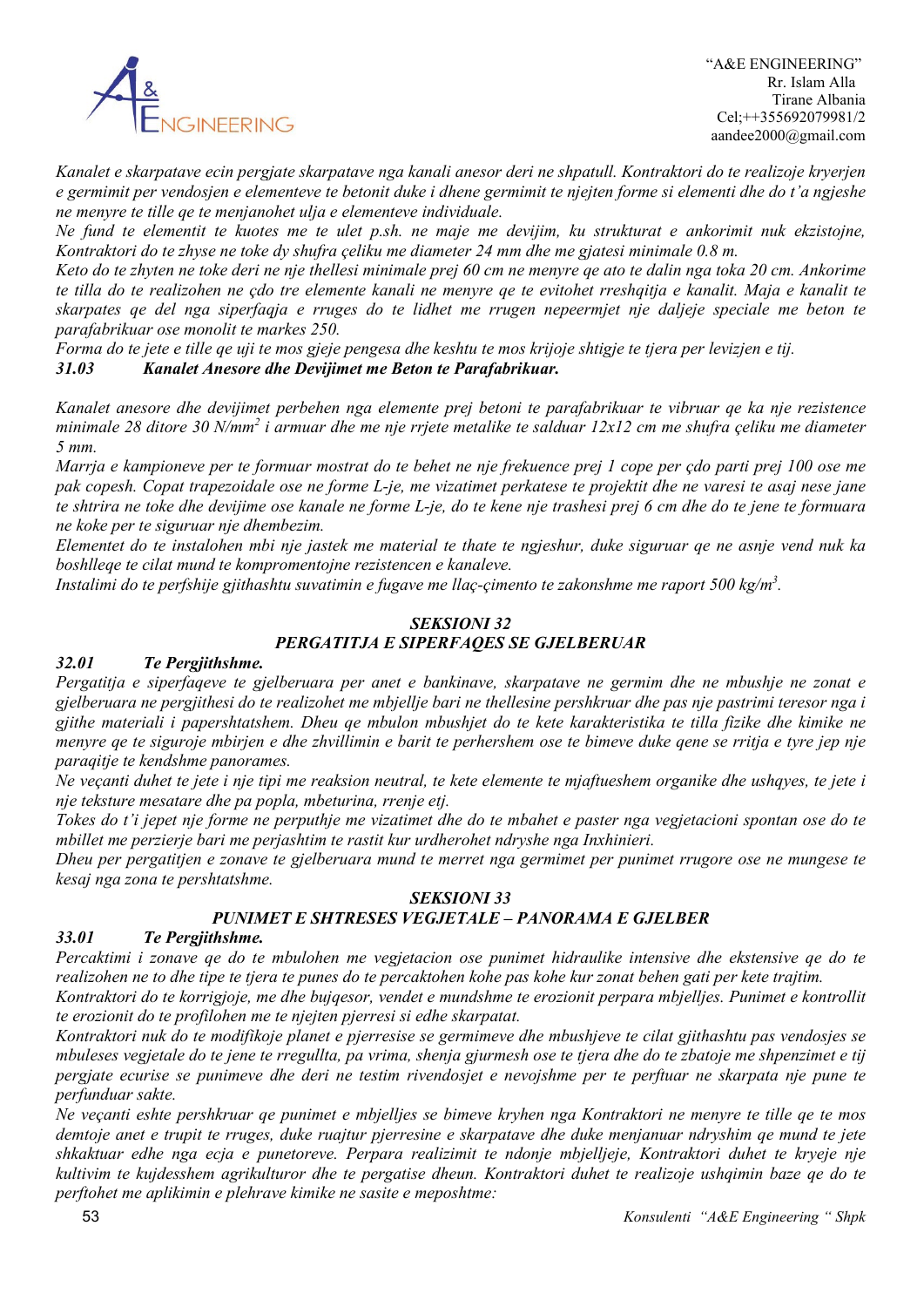*Kanalet e skarpatave ecin pergjate skarpatave nga kanali anesor deri ne shpatull. Kontraktori do te realizoje kryerjen e germimit per vendosjen e elementeve te betonit duke i dhene germimit te njejten forme si elementi dhe do t'a ngjeshe ne menyre te tille qe te menjanohet ulja e elementeve individuale.*

*Ne fund te elementit te kuotes me te ulet p.sh. ne maje me devijim, ku strukturat e ankorimit nuk ekzistojne, Kontraktori do te zhyse ne toke dy shufra çeliku me diameter 24 mm dhe me gjatesi minimale 0.8 m.*

*Keto do te zhyten ne toke deri ne nje thellesi minimale prej 60 cm ne menyre qe ato te dalin nga toka 20 cm. Ankorime te tilla do te realizohen ne çdo tre elemente kanali ne menyre qe te evitohet rreshqitja e kanalit. Maja e kanalit te skarpates qe del nga siperfaqja e rruges do te lidhet me rrugen nepeermjet nje daljeje speciale me beton te parafabrikuar ose monolit te markes 250.*

*Forma do te jete e tille qe uji te mos gjeje pengesa dhe keshtu te mos krijoje shtigje te tjera per levizjen e tij.*

### *31.03 Kanalet Anesore dhe Devijimet me Beton te Parafabrikuar.*

*Kanalet anesore dhe devijimet perbehen nga elemente prej betoni te parafabrikuar te vibruar qe ka nje rezistence minimale 28 ditore 30 N/mm$^2$ i armuar dhe me nje rrjete metalike te salduar 12x12 cm me shufra çeliku me diameter 5 mm.*

*Marrja e kampioneve per te formuar mostrat do te behet ne nje frekuence prej 1 cope per çdo parti prej 100 ose me pak copesh. Copat trapezoidale ose ne forme L-je, me vizatimet perkatese te projektit dhe ne varesi te asaj nese jane te shtrira ne toke dhe devijime ose kanale ne forme L-je, do te kene nje trashesi prej 6 cm dhe do te jene te formuara ne koke per te siguruar nje dhembezim.*

*Elementet do te instalohen mbi nje jastek me material te thate te ngjeshur, duke siguruar qe ne asnje vend nuk ka boshlleqe te cilat mund te komprometojne rezistencen e kanaleve.*

*Instalimi do te perfshije gjithashtu suvatimin e fugave me llaç-çimento te zakonshme me raport 500 kg/m$^3$.*

## *SEKSIONI 32*
## *PERGATITJA E SIPERFAQES SE GJELBERUAR*

### *32.01 Te Pergjithshme.*

*Pergatitja e siperfaqeve te gjelberuara per anet e bankinave, skarpatave ne germim dhe ne mbushje ne zonat e gjelberuara ne pergjithesi do te realizohet me mbjellje bari ne thellesine pershkruar dhe pas nje pastrimi teresor nga i gjithe materiali i papershtatshem. Dheu qe mbulon mbushjet do te kete karakteristika te tilla fizike dhe kimike ne menyre qe te siguroje mbirjen e dhe zhvillimin e barit te perhershem ose te bimeve duke qene se rritja e tyre jep nje paraqitje te kendshme panorames.*

*Ne veçanti duhet te jete i nje tipi me reaksion neutral, te kete elemente te mjaftueshem organike dhe ushqyes, te jete i nje teksture mesatare dhe pa popla, mbeturina, rrenje etj.*

*Tokes do t'i jepet nje forme ne perputhje me vizatimet dhe do te mbahet e paster nga vegjetacioni spontan ose do te mbillet me perzierje bari me perjashtim te rastit kur urdherohet ndryshe nga Inxhinieri.*

*Dheu per pergatitjen e zonave te gjelberuara mund te merret nga germimet per punimet rrugore ose ne mungese te kesaj nga zona te pershtatshme.*

## *SEKSIONI 33*
## *PUNIMET E SHTRESES VEGJETALE – PANORAMA E GJELBER*

### *33.01 Te Pergjithshme.*

*Percaktimi i zonave qe do te mbulohen me vegjetacion ose punimet hidraulike intensive dhe ekstensive qe do te realizohen ne to dhe tipe te tjera te punes do te percaktohen kohe pas kohe kur zonat behen gati per kete trajtim.*

*Kontraktori do te korrigjoje, me dhe bujqesor, vendet e mundshme te erozionit perpara mbjelljes. Punimet e kontrollit te erozionit do te profilohen me te njejten pjerresi si edhe skarpatat.*

*Kontraktori nuk do te modifikoje planet e pjerresise se germimeve dhe mbushjeve te cilat gjithashtu pas vendosjes se mbuleses vegjetale do te jene te rregullta, pa vrima, shenja gjurmesh ose te tjera dhe do te zbatoje me shpenzimet e tij pergjate ecurise se punimeve dhe deri ne testim rivendosjet e nevojshme per te perftuar ne skarpata nje pune te perfunduar sakte.*

*Ne veçanti eshte pershkruar qe punimet e mbjelljes se bimeve kryhen nga Kontraktori ne menyre te tille qe te mos demtoje anet e trupit te rruges, duke ruajtur pjerresine e skarpatave dhe duke menjanuar ndryshim qe mund te jete shkaktuar edhe nga ecja e punetoreve. Perpara realizimit te ndonje mbjelljeje, Kontraktori duhet te kryeje nje kultivim te kujdesshem agrikulturor dhe te pergatise dheun. Kontraktori duhet te realizoje ushqimin baze qe do te perftohet me aplikimin e plehrave kimike ne sasite e meposhtme:*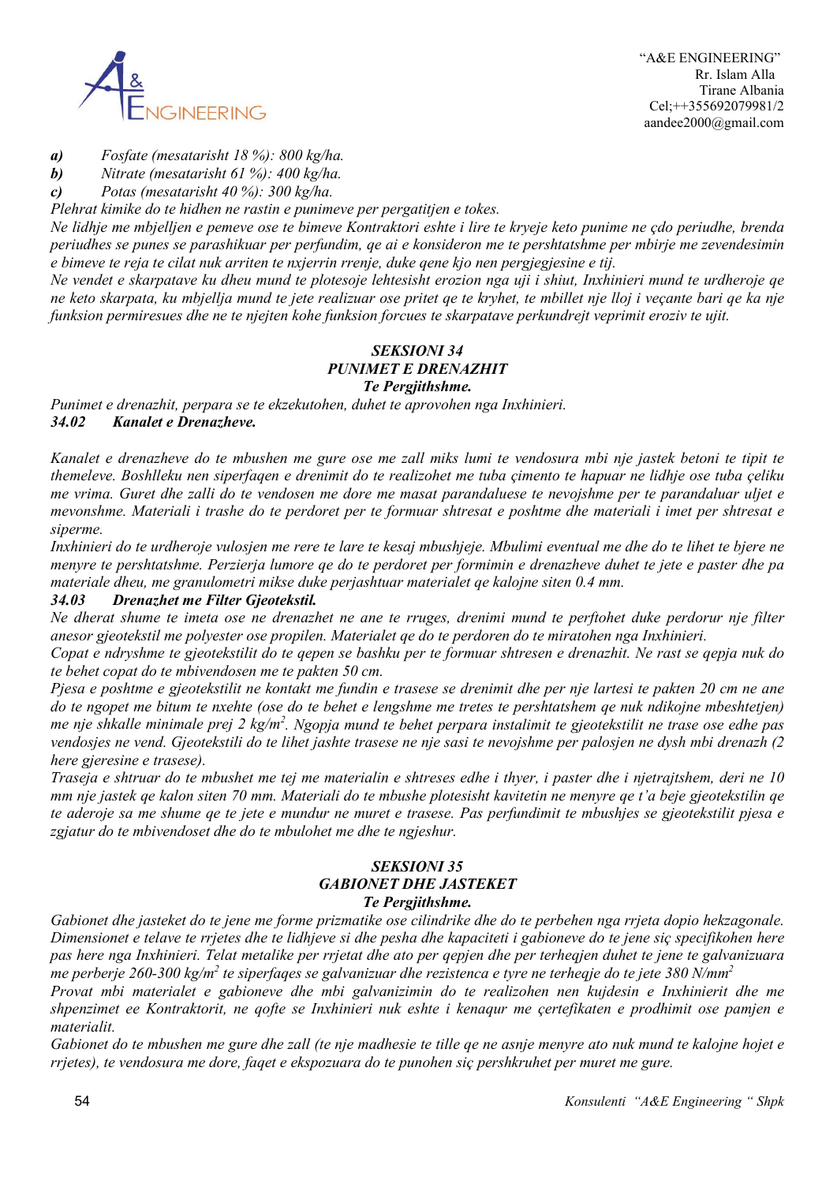*a)* *Fosfate (mesatarisht 18 %): 800 kg/ha.*
*b)* *Nitrate (mesatarisht 61 %): 400 kg/ha.*
*c)* *Potas (mesatarisht 40 %): 300 kg/ha.*

*Plehrat kimike do te hidhen ne rastin e punimeve per pergatitjen e tokes.*

*Ne lidhje me mbjelljen e pemeve ose te bimeve Kontraktori eshte i lire te kryeje keto punime ne çdo periudhe, brenda periudhes se punes se parashikuar per perfundim, qe ai e konsideron me te pershtatshme per mbirje me zevendesimin e bimeve te reja te cilat nuk arriten te nxjerrin rrenje, duke qene kjo nen pergjegjesine e tij.*

*Ne vendet e skarpatave ku dheu mund te plotesoje lehtesisht erozion nga uji i shiut, Inxhinieri mund te urdheroje qe ne keto skarpata, ku mbjellja mund te jete realizuar ose pritet qe te kryhet, te mbillet nje lloj i veçante bari qe ka nje funksion permiresues dhe ne te njejten kohe funksion forcues te skarpatave perkundrejt veprimit eroziv te ujit.*

## *SEKSIONI 34*
## *PUNIMET E DRENAZHIT*
### *Te Pergjithshme.*

*Punimet e drenazhit, perpara se te ekzekutohen, duhet te aprovohen nga Inxhinieri.*

### *34.02 Kanalet e Drenazheve.*

*Kanalet e drenazheve do te mbushen me gure ose me zall miks lumi te vendosura mbi nje jastek betoni te tipit te themeleve. Boshlleku nen siperfaqen e drenimit do te realizohet me tuba çimento te hapuar ne lidhje ose tuba çeliku me vrima. Guret dhe zalli do te vendosen me dore me masat parandaluese te nevojshme per te parandaluar uljet e mevonshme. Materiali i trashe do te perdoret per te formuar shtresat e poshtme dhe materiali i imet per shtresat e siperme.*

*Inxhinieri do te urdheroje vulosjen me rere te lare te kesaj mbushjeje. Mbulimi eventual me dhe do te lihet te bjere ne menyre te pershtatshme. Perzierja lumore qe do te perdoret per formimin e drenazheve duhet te jete e paster dhe pa materiale dheu, me granulometri mikse duke perjashtuar materialet qe kalojne siten 0.4 mm.*

### *34.03 Drenazhet me Filter Gjeotekstil.*

*Ne dherat shume te imeta ose ne drenazhet ne ane te rruges, drenimi mund te perftohet duke perdorur nje filter anesor gjeotekstil me polyester ose propilen. Materialet qe do te perdoren do te miratohen nga Inxhinieri.*

*Copat e ndryshme te gjeotekstilit do te qepen se bashku per te formuar shtresen e drenazhit. Ne rast se qepja nuk do te behet copat do te mbivendosen me te pakten 50 cm.*

*Pjesa e poshtme e gjeotekstilit ne kontakt me fundin e trasese se drenimit dhe per nje lartesi te pakten 20 cm ne ane do te ngopet me bitum te nxehte (ose do te behet e lengshme me tretes te pershtatshem qe nuk ndikojne mbeshtetjen) me nje shkalle minimale prej 2 kg/m$^2$. Ngopja mund te behet perpara instalimit te gjeotekstilit ne trase ose edhe pas vendosjes ne vend. Gjeotekstili do te lihet jashte trasese ne nje sasi te nevojshme per palosjen ne dysh mbi drenazh (2 here gjeresine e trasese).*

*Traseja e shtruar do te mbushet me tej me materialin e shtreses edhe i thyer, i paster dhe i njetrajtshem, deri ne 10 mm nje jastek qe kalon siten 70 mm. Materiali do te mbushe plotesisht kavitetin ne menyre qe t'a beje gjeotekstilin qe te aderoje sa me shume qe te jete e mundur ne muret e trasese. Pas perfundimit te mbushjes se gjeotekstilit pjesa e zgjatur do te mbivendoset dhe do te mbulohet me dhe te ngjeshur.*

## *SEKSIONI 35*
## *GABIONET DHE JASTEKET*
### *Te Pergjithshme.*

*Gabionet dhe jasteket do te jene me forme prizmatike ose cilindrike dhe do te perbehen nga rrjeta dopio hekzagonale. Dimensionet e telave te rrjetes dhe te lidhjeve si dhe pesha dhe kapaciteti i gabioneve do te jene siç specifikohen here pas here nga Inxhinieri. Telat metalike per rrjetat dhe ato per qepjen dhe per terheqjen duhet te jene te galvanizuara me perberje 260-300 kg/m$^2$ te siperfaqes se galvanizuar dhe rezistenca e tyre ne terheqje do te jete 380 N/mm$^2$*

*Provat mbi materialet e gabioneve dhe mbi galvanizimin do te realizohen nen kujdesin e Inxhinierit dhe me shpenzimet ee Kontraktorit, ne qofte se Inxhinieri nuk eshte i kenaqur me çertefikaten e prodhimit ose pamjen e materialit.*

*Gabionet do te mbushen me gure dhe zall (te nje madhesie te tille qe ne asnje menyre ato nuk mund te kalojne hojet e rrjetes), te vendosura me dore, faqet e ekspozuara do te punohen siç pershkruhet per muret me gure.*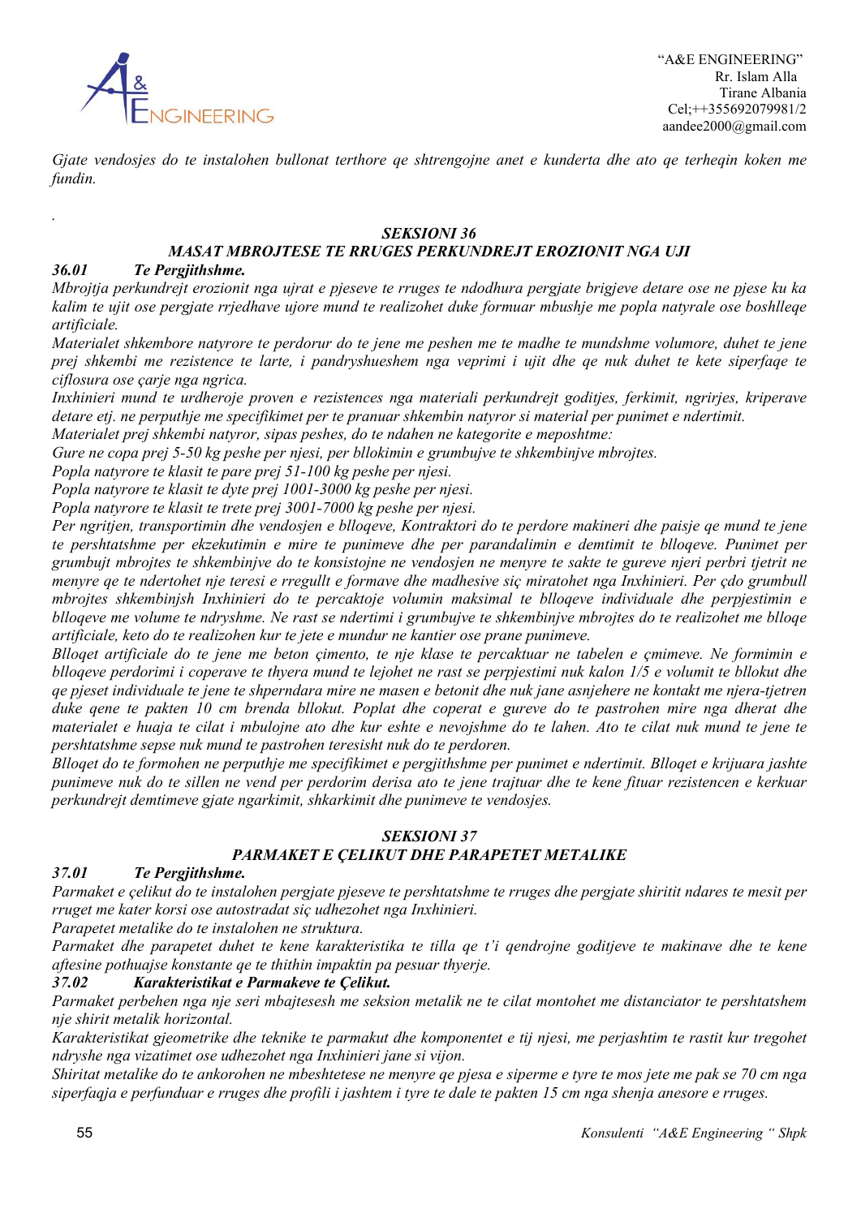*Gjate vendosjes do te instalohen bullonat terthore qe shtrengojne anet e kunderta dhe ato qe terheqin koken me fundin.*

.

### *SEKSIONI 36*
### *MASAT MBROJTESE TE RRUGES PERKUNDREJT EROZIONIT NGA UJI*

**36.01 *Te Pergjithshme.***

*Mbrojtja perkundrejt erozionit nga ujrat e pjeseve te rruges te ndodhura pergjate brigjeve detare ose ne pjese ku ka kalim te ujit ose pergjate rrjedhave ujore mund te realizohet duke formuar mbushje me popla natyrale ose boshlleqe artificiale.*

*Materialet shkembore natyrore te perdorur do te jene me peshen me te madhe te mundshme volumore, duhet te jene prej shkembi me rezistence te larte, i pandryshueshem nga veprimi i ujit dhe qe nuk duhet te kete siperfaqe te ciflosura ose çarje nga ngrica.*

*Inxhinieri mund te urdheroje proven e rezistences nga materiali perkundrejt goditjes, ferkimit, ngrirjes, kriperave detare etj. ne perputhje me specifikimet per te pranuar shkembin natyror si material per punimet e ndertimit.*

*Materialet prej shkembi natyror, sipas peshes, do te ndahen ne kategorite e meposhtme:*

*Gure ne copa prej 5-50 kg peshe per njesi, per bllokimin e grumbujve te shkembinjve mbrojtes.*

*Popla natyrore te klasit te pare prej 51-100 kg peshe per njesi.*

*Popla natyrore te klasit te dyte prej 1001-3000 kg peshe per njesi.*

*Popla natyrore te klasit te trete prej 3001-7000 kg peshe per njesi.*

*Per ngritjen, transportimin dhe vendosjen e blloqeve, Kontraktori do te perdore makineri dhe paisje qe mund te jene te pershtatshme per ekzekutimin e mire te punimeve dhe per parandalimin e demtimit te blloqeve. Punimet per grumbujt mbrojtes te shkembinjve do te konsistojne ne vendosjen ne menyre te sakte te gureve njeri perbri tjetrit ne menyre qe te ndertohet nje teresi e rregullt e formave dhe madhesive siç miratohet nga Inxhinieri. Per çdo grumbull mbrojtes shkembinjsh Inxhinieri do te percaktoje volumin maksimal te blloqeve individuale dhe perpjestimin e blloqeve me volume te ndryshme. Ne rast se ndertimi i grumbujve te shkembinjve mbrojtes do te realizohet me blloqe artificiale, keto do te realizohen kur te jete e mundur ne kantier ose prane punimeve.*

*Blloqet artificiale do te jene me beton çimento, te nje klase te percaktuar ne tabelen e çmimeve. Ne formimin e blloqeve perdorimi i coperave te thyera mund te lejohet ne rast se perpjestimi nuk kalon 1/5 e volumit te bllokut dhe qe pjeset individuale te jene te shperndara mire ne masen e betonit dhe nuk jane asnjehere ne kontakt me njera-tjetren duke qene te pakten 10 cm brenda bllokut. Poplat dhe coperat e gureve do te pastrohen mire nga dherat dhe materialet e huaja te cilat i mbulojne ato dhe kur eshte e nevojshme do te lahen. Ato te cilat nuk mund te jene te pershtatshme sepse nuk mund te pastrohen teresisht nuk do te perdoren.*

*Blloqet do te formohen ne perputhje me specifikimet e pergjithshme per punimet e ndertimit. Blloqet e krijuara jashte punimeve nuk do te sillen ne vend per perdorim derisa ato te jene trajtuar dhe te kene fituar rezistencen e kerkuar perkundrejt demtimeve gjate ngarkimit, shkarkimit dhe punimeve te vendosjes.*

### *SEKSIONI 37*
### *PARMAKET E ÇELIKUT DHE PARAPETET METALIKE*

**37.01 *Te Pergjithshme.***

*Parmaket e çelikut do te instalohen pergjate pjeseve te pershtatshme te rruges dhe pergjate shiritit ndares te mesit per rruget me kater korsi ose autostradat siç udhezohet nga Inxhinieri.*

*Parapetet metalike do te instalohen ne struktura.*

*Parmaket dhe parapetet duhet te kene karakteristika te tilla qe t'i qendrojne goditjeve te makinave dhe te kene aftesine pothuajse konstante qe te thithin impaktin pa pesuar thyerje.*

**37.02 *Karakteristikat e Parmakeve te Çelikut.***

*Parmaket perbehen nga nje seri mbajtesesh me seksion metalik ne te cilat montohet me distanciator te pershtatshem nje shirit metalik horizontal.*

*Karakteristikat gjeometrike dhe teknike te parmakut dhe komponentet e tij njesi, me perjashtim te rastit kur tregohet ndryshe nga vizatimet ose udhezohet nga Inxhinieri jane si vijon.*

*Shiritat metalike do te ankorohen ne mbeshtetese ne menyre qe pjesa e siperme e tyre te mos jete me pak se 70 cm nga siperfaqja e perfunduar e rruges dhe profili i jashtem i tyre te dale te pakten 15 cm nga shenja anesore e rruges.*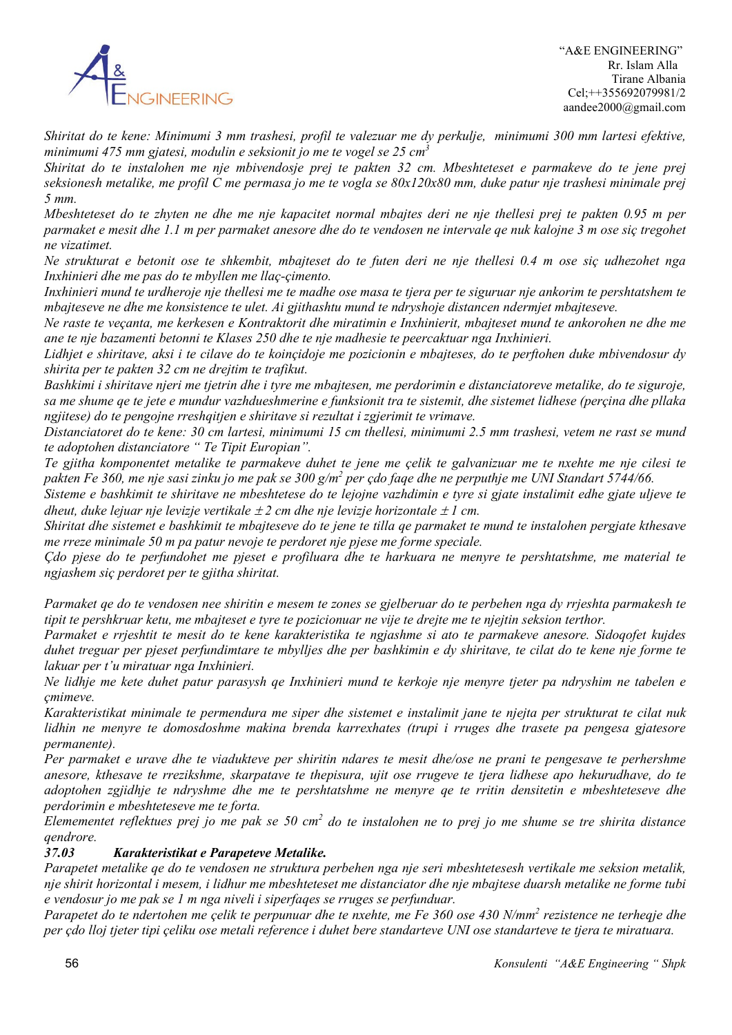*Shiritat do te kene: Minimumi 3 mm trashesi, profil te valezuar me dy perkulje, minimumi 300 mm lartesi efektive, minimumi 475 mm gjatesi, modulin e seksionit jo me te vogel se 25 cm$^3$*

*Shiritat do te instalohen me nje mbivendosje prej te pakten 32 cm. Mbeshteteset e parmakeve do te jene prej seksionesh metalike, me profil C me permasa jo me te vogla se 80x120x80 mm, duke patur nje trashesi minimale prej 5 mm.*

*Mbeshteteset do te zhyten ne dhe me nje kapacitet normal mbajtes deri ne nje thellesi prej te pakten 0.95 m per parmaket e mesit dhe 1.1 m per parmaket anesore dhe do te vendosen ne intervale qe nuk kalojne 3 m ose siç tregohet ne vizatimet.*

*Ne strukturat e betonit ose te shkembit, mbajteset do te futen deri ne nje thellesi 0.4 m ose siç udhezohet nga Inxhinieri dhe me pas do te mbyllen me llaç-çimento.*

*Inxhinieri mund te urdheroje nje thellesi me te madhe ose masa te tjera per te siguruar nje ankorim te pershtatshem te mbajteseve ne dhe me konsistence te ulet. Ai gjithashtu mund te ndryshoje distancen ndermjet mbajteseve.*

*Ne raste te veçanta, me kerkesen e Kontraktorit dhe miratimin e Inxhinierit, mbajteset mund te ankorohen ne dhe me ane te nje bazamenti betonni te Klases 250 dhe te nje madhesie te peercaktuar nga Inxhinieri.*

*Lidhjet e shiritave, aksi i te cilave do te koinçidoje me pozicionin e mbajteses, do te perftohen duke mbivendosur dy shirita per te pakten 32 cm ne drejtim te trafikut.*

*Bashkimi i shiritave njeri me tjetrin dhe i tyre me mbajtesen, me perdorimin e distanciatoreve metalike, do te siguroje, sa me shume qe te jete e mundur vazhdueshmerine e funksionit tra te sistemit, dhe sistemet lidhese (perçina dhe pllaka ngjitese) do te pengojne rreshqitjen e shiritave si rezultat i zgjerimit te vrimave.*

*Distanciatoret do te kene: 30 cm lartesi, minimumi 15 cm thellesi, minimumi 2.5 mm trashesi, vetem ne rast se mund te adoptohen distanciatore " Te Tipit European".*

*Te gjitha komponentet metalike te parmakeve duhet te jene me çelik te galvanizuar me te nxehte me nje cilesi te pakten Fe 360, me nje sasi zinku jo me pak se 300 g/m$^2$ per çdo faqe dhe ne perputhje me UNI Standart 5744/66.*

*Sisteme e bashkimit te shiritave ne mbeshtetese do te lejojne vazhdimin e tyre si gjate instalimit edhe gjate uljeve te dheut, duke lejuar nje levizje vertikale $\pm 2$ cm dhe nje levizje horizontale $\pm 1$ cm.*

*Shiritat dhe sistemet e bashkimit te mbajteseve do te jene te tilla qe parmaket te mund te instalohen pergjate kthesave me rreze minimale 50 m pa patur nevoje te perdoret nje pjese me forme speciale.*

*Çdo pjese do te perfundohet me pjeset e profiluara dhe te harkuara ne menyre te pershtatshme, me material te ngjashem siç perdoret per te gjitha shiritat.*

*Parmaket qe do te vendosen nee shiritin e mesem te zones se gjelberuar do te perbehen nga dy rrjeshta parmakesh te tipit te pershkruar ketu, me mbajteset e tyre te pozicionuar ne vije te drejte me te njejtin seksion terthor.*

*Parmaket e rrjeshtit te mesit do te kene karakteristika te ngjashme si ato te parmakeve anesore. Sidoqofet kujdes duhet treguar per pjeset perfundimtare te mbylljes dhe per bashkimin e dy shiritave, te cilat do te kene nje forme te lakuar per t'u miratuar nga Inxhinieri.*

*Ne lidhje me kete duhet patur parasysh qe Inxhinieri mund te kerkoje nje menyre tjeter pa ndryshim ne tabelen e çmimeve.*

*Karakteristikat minimale te permendura me siper dhe sistemet e instalimit jane te njejta per strukturat te cilat nuk lidhin ne menyre te domosdoshme makina brenda karrexhates (trupi i rruges dhe trasete pa pengesa gjatesore permanente).*

*Per parmaket e urave dhe te viadukteve per shiritin ndares te mesit dhe/ose ne prani te pengesave te perhershme anesore, kthesave te rrezikshme, skarpatave te thepisura, ujit ose rrugeve te tjera lidhese apo hekurudhave, do te adoptohen zgjidhje te ndryshme dhe me te pershtatshme ne menyre qe te rritin densitetin e mbeshteteseve dhe perdorimin e mbeshteteseve me te forta.*

*Elemementet reflektues prej jo me pak se 50 cm$^2$ do te instalohen ne to prej jo me shume se tre shirita distance qendrore.*

### *37.03 Karakteristikat e Parapeteve Metalike.*

*Parapetet metalike qe do te vendosen ne struktura perbehen nga nje seri mbeshtetesesh vertikale me seksion metalik, nje shirit horizontal i mesem, i lidhur me mbeshteteset me distanciator dhe nje mbajtese duarsh metalike ne forme tubi e vendosur jo me pak se 1 m nga niveli i siperfaqes se rruges se perfunduar.*

*Parapetet do te ndertohen me çelik te perpunuar dhe te nxehte, me Fe 360 ose 430 N/mm$^2$ rezistence ne terheqje dhe per çdo lloj tjeter tipi çeliku ose metali reference i duhet bere standarteve UNI ose standarteve te tjera te miratuara.*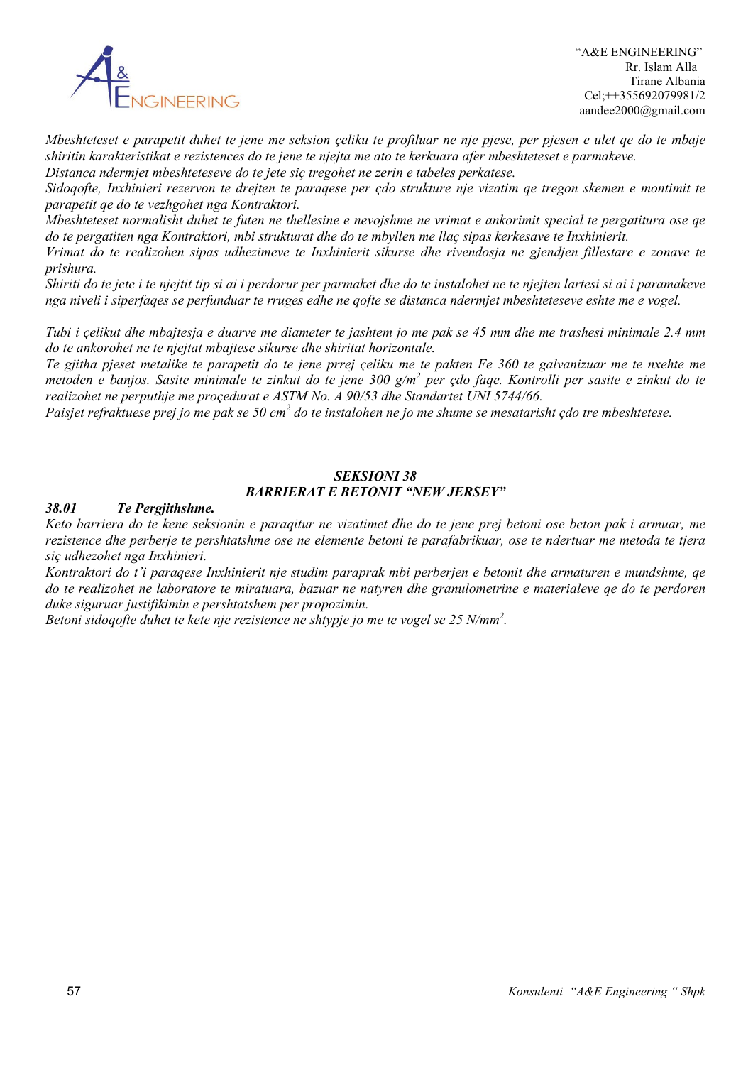*Mbeshteteset e parapetit duhet te jene me seksion çeliku te profiluar ne nje pjese, per pjesen e ulet qe do te mbaje shiritin karakteristikat e rezistences do te jene te njejta me ato te kerkuara afer mbeshteteset e parmakeve.*
*Distanca ndermjet mbeshteteseve do te jete siç tregohet ne zerin e tabeles perkatese.*
*Sidoqofte, Inxhinieri rezervon te drejten te paraqese per çdo strukture nje vizatim qe tregon skemen e montimit te parapetit qe do te vezhgohet nga Kontraktori.*
*Mbeshteteset normalisht duhet te futen ne thellesine e nevojshme ne vrimat e ankorimit special te pergatitura ose qe do te pergatiten nga Kontraktori, mbi strukturat dhe do te mbyllen me llaç sipas kerkesave te Inxhinierit.*
*Vrimat do te realizohen sipas udhezimeve te Inxhinierit sikurse dhe rivendosja ne gjendjen fillestare e zonave te prishura.*
*Shiriti do te jete i te njejtit tip si ai i perdorur per parmaket dhe do te instalohet ne te njejten lartesi si ai i paramakeve nga niveli i siperfaqes se perfunduar te rruges edhe ne qofte se distanca ndermjet mbeshteteseve eshte me e vogel.*

*Tubi i çelikut dhe mbajtesja e duarve me diameter te jashtem jo me pak se 45 mm dhe me trashesi minimale 2.4 mm do te ankorohet ne te njejtat mbajtese sikurse dhe shiritat horizontale.*
*Te gjitha pjeset metalike te parapetit do te jene prrej çeliku me te pakten Fe 360 te galvanizuar me te nxehte me metoden e banjos. Sasite minimale te zinkut do te jene 300 g/m$^2$ per çdo faqe. Kontrolli per sasite e zinkut do te realizohet ne perputhje me proçedurat e ASTM No. A 90/53 dhe Standartet UNI 5744/66.*
*Paisjet refraktuese prej jo me pak se 50 cm$^2$ do te instalohen ne jo me shume se mesatarisht çdo tre mbeshtetese.*

## *SEKSIONI 38*
## *BARRIERAT E BETONIT "NEW JERSEY"*

### *38.01 Te Pergjithshme.*

*Keto barriera do te kene seksionin e paraqitur ne vizatimet dhe do te jene prej betoni ose beton pak i armuar, me rezistence dhe perberje te pershtatshme ose ne elemente betoni te parafabrikuar, ose te ndertuar me metoda te tjera siç udhezohet nga Inxhinieri.*
*Kontraktori do t'i paraqese Inxhinierit nje studim paraprak mbi perberjen e betonit dhe armaturen e mundshme, qe do te realizohet ne laboratore te miratuara, bazuar ne natyren dhe granulometrine e materialeve qe do te perdoren duke siguruar justifikimin e pershtatshem per propozimin.*
*Betoni sidoqofte duhet te kete nje rezistence ne shtypje jo me te vogel se 25 N/mm$^2$.*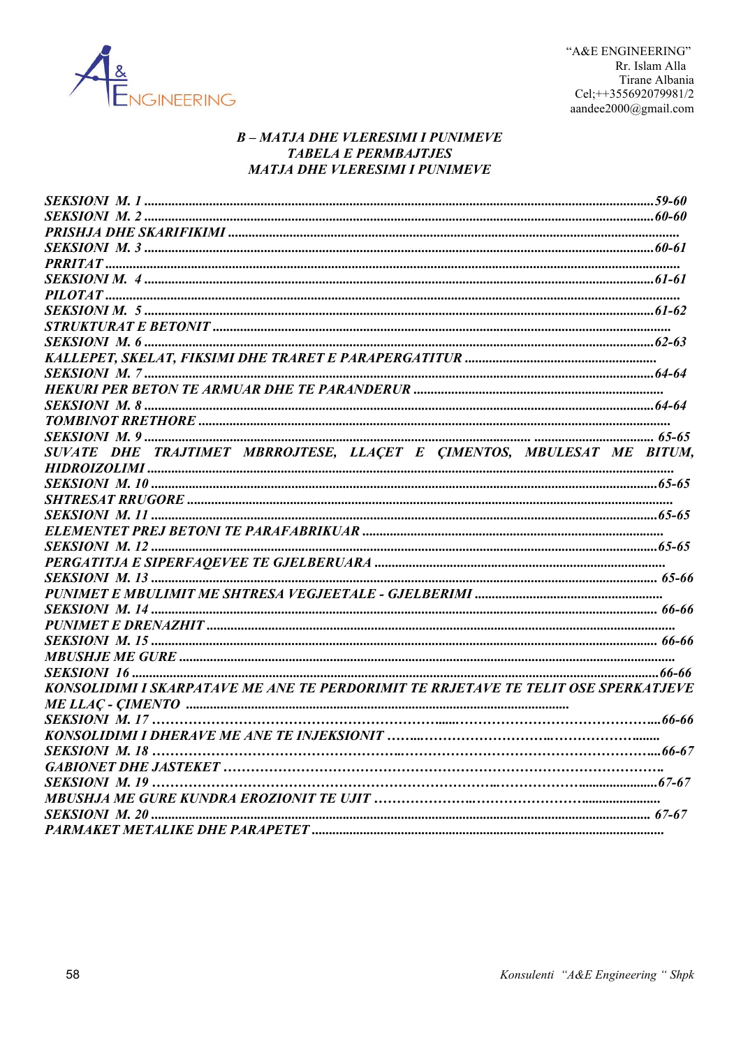*B – MATJA DHE VLERESIMI I PUNIMEVE*
*TABELA E PERMBAJTJES*
*MATJA DHE VLERESIMI I PUNIMEVE*

*SEKSIONI M. 1 .......... 59-60*
*SEKSIONI M. 2 .......... 60-60*
*PRISHJA DHE SKARIFIKIMI ..........*
*SEKSIONI M. 3 .......... 60-61*
*PRRITAT ..........*
*SEKSIONI M. 4 .......... 61-61*
*PILOTAT ..........*
*SEKSIONI M. 5 .......... 61-62*
*STRUKTURAT E BETONIT ..........*
*SEKSIONI M. 6 .......... 62-63*
*KALLEPET, SKELAT, FIKSIMI DHE TRARET E PARAPERGATITUR ..........*
*SEKSIONI M. 7 .......... 64-64*
*HEKURI PER BETON TE ARMUAR DHE TE PARANDERUR ..........*
*SEKSIONI M. 8 .......... 64-64*
*TOMBINOT RRETHORE ..........*
*SEKSIONI M. 9 .......... 65-65*
*SUVATE DHE TRAJTIMET MBRROJTESE, LLAÇET E ÇIMENTOS, MBULESAT ME BITUM, HIDROIZOLIMI ..........*
*SEKSIONI M. 10 .......... 65-65*
*SHTRESAT RRUGORE ..........*
*SEKSIONI M. 11 .......... 65-65*
*ELEMENTET PREJ BETONI TE PARAFABRIKUAR ..........*
*SEKSIONI M. 12 .......... 65-65*
*PERGATITJA E SIPERFAQEVEE TE GJELBERUARA ..........*
*SEKSIONI M. 13 .......... 65-66*
*PUNIMET E MBULIMIT ME SHTRESA VEGJEETALE - GJELBERIMI ..........*
*SEKSIONI M. 14 .......... 66-66*
*PUNIMET E DRENAZHIT ..........*
*SEKSIONI M. 15 .......... 66-66*
*MBUSHJE ME GURE ..........*
*SEKSIONI 16 .......... 66-66*
*KONSOLIDIMI I SKARPATAVE ME ANE TE PERDORIMIT TE RRJETAVE TE TELIT OSE SPERKATJEVE ME LLAÇ - ÇIMENTO ..........*
*SEKSIONI M. 17 .......... 66-66*
*KONSOLIDIMI I DHERAVE ME ANE TE INJEKSIONIT ..........*
*SEKSIONI M. 18 .......... 66-67*
*GABIONET DHE JASTEKET ..........*
*SEKSIONI M. 19 .......... 67-67*
*MBUSHJA ME GURE KUNDRA EROZIONIT TE UJIT ..........*
*SEKSIONI M. 20 .......... 67-67*
*PARMAKET METALIKE DHE PARAPETET ..........*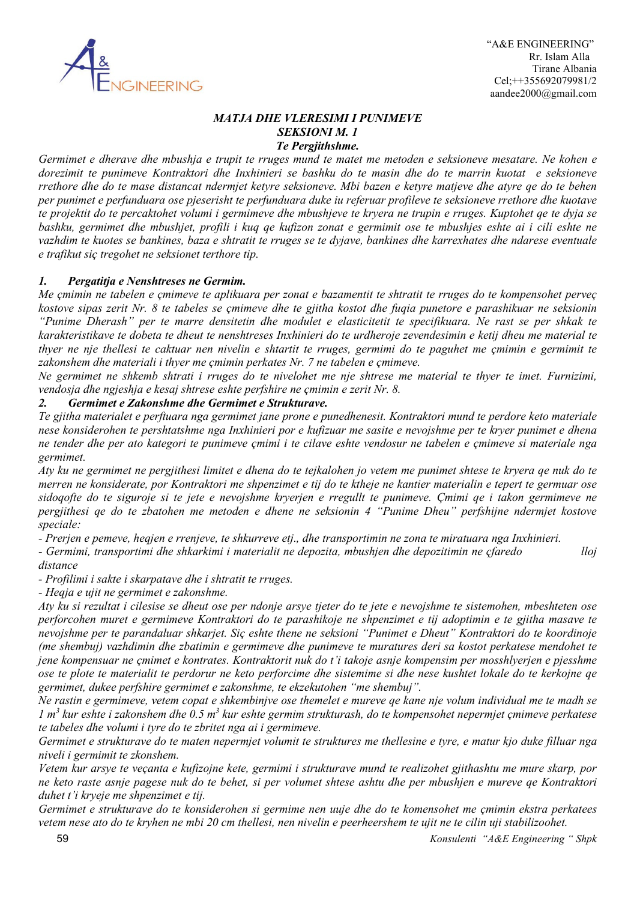### *MATJA DHE VLERESIMI I PUNIMEVE*
### *SEKSIONI M. 1*
### *Te Pergjithshme.*

*Germimet e dherave dhe mbushja e trupit te rruges mund te matet me metoden e seksioneve mesatare. Ne kohen e dorezimit te punimeve Kontraktori dhe Inxhinieri se bashku do te masin dhe do te marrin kuotat e seksioneve rrethore dhe do te mase distancat ndermjet ketyre seksioneve. Mbi bazen e ketyre matjeve dhe atyre qe do te behen per punimet e perfunduara ose pjeserisht te perfunduara duke iu referuar profileve te seksioneve rrethore dhe kuotave te projektit do te percaktohet volumi i germimeve dhe mbushjeve te kryera ne trupin e rruges. Kuptohet qe te dyja se bashku, germimet dhe mbushjet, profili i kuq qe kufizon zonat e germimit ose te mbushjes eshte ai i cili eshte ne vazhdim te kuotes se bankines, baza e shtratit te rruges se te dyjave, bankines dhe karrexhates dhe ndarese eventuale e trafikut siç tregohet ne seksionet terthore tip.*

### *1. Pergatitja e Nenshtreses ne Germim.*

*Me çmimin ne tabelen e çmimeve te aplikuara per zonat e bazamentit te shtratit te rruges do te kompensohet perveç kostove sipas zerit Nr. 8 te tabeles se çmimeve dhe te gjitha kostot dhe fuqia punetore e parashikuar ne seksionin "Punime Dherash" per te marre densitetin dhe modulet e elasticitetit te specifikuara. Ne rast se per shkak te karakteristikave te dobeta te dheut te nenshtreses Inxhinieri do te urdheroje zevendesimin e ketij dheu me material te thyer ne nje thellesi te caktuar nen nivelin e shtartit te rruges, germimi do te paguhet me çmimin e germimit te zakonshem dhe materiali i thyer me çmimin perkates Nr. 7 ne tabelen e çmimeve.*

*Ne germimet ne shkemb shtrati i rruges do te nivelohet me nje shtrese me material te thyer te imet. Furnizimi, vendosja dhe ngjeshja e kesaj shtrese eshte perfshire ne çmimin e zerit Nr. 8.*

### *2. Germimet e Zakonshme dhe Germimet e Strukturave.*

*Te gjitha materialet e perftuara nga germimet jane prone e punedhenesit. Kontraktori mund te perdore keto materiale nese konsiderohen te pershtatshme nga Inxhinieri por e kufizuar me sasite e nevojshme per te kryer punimet e dhena ne tender dhe per ato kategori te punimeve çmimi i te cilave eshte vendosur ne tabelen e çmimeve si materiale nga germimet.*

*Aty ku ne germimet ne pergjithesi limitet e dhena do te tejkalohen jo vetem me punimet shtese te kryera qe nuk do te merren ne konsiderate, por Kontraktori me shpenzimet e tij do te ktheje ne kantier materialin e tepert te germuar ose sidoqofte do te siguroje si te jete e nevojshme kryerjen e rregullt te punimeve. Çmimi qe i takon germimeve ne pergjithesi qe do te zbatohen me metoden e dhene ne seksionin 4 "Punime Dheu" perfshijne ndermjet kostove speciale:*

*- Prerjen e pemeve, heqjen e rrenjeve, te shkurreve etj., dhe transportimin ne zona te miratuara nga Inxhinieri.*
*- Germimi, transportimi dhe shkarkimi i materialit ne depozita, mbushjen dhe depozitimin ne çfaredo lloj distance*
*- Profilimi i sakte i skarpatave dhe i shtratit te rruges.*
*- Heqja e ujit ne germimet e zakonshme.*

*Aty ku si rezultat i cilesise se dheut ose per ndonje arsye tjeter do te jete e nevojshme te sistemohen, mbeshteten ose perforcohen muret e germimeve Kontraktori do te parashikoje ne shpenzimet e tij adoptimin e te gjitha masave te nevojshme per te parandaluar shkarjet. Siç eshte thene ne seksioni "Punimet e Dheut" Kontraktori do te koordinoje (me shembuj) vazhdimin dhe zbatimin e germimeve dhe punimeve te muratures deri sa kostot perkatese mendohet te jene kompensuar ne çmimet e kontrates. Kontraktorit nuk do t'i takoje asnje kompensim per mosshlyerjen e pjesshme ose te plote te materialit te perdorur ne keto perforcime dhe sistemime si dhe nese kushtet lokale do te kerkojne qe germimet, dukee perfshire germimet e zakonshme, te ekzekutohen "me shembuj".*

*Ne rastin e germimeve, vetem copat e shkembinjve ose themelet e mureve qe kane nje volum individual me te madh se 1 $m^3$ kur eshte i zakonshem dhe 0.5 $m^3$ kur eshte germim strukturash, do te kompensohet nepermjet çmimeve perkatese te tabeles dhe volumi i tyre do te zbritet nga ai i germimeve.*

*Germimet e strukturave do te maten nepermjet volumit te struktures me thellesine e tyre, e matur kjo duke filluar nga niveli i germimit te zkonshem.*

*Vetem kur arsye te veçanta e kufizojne kete, germimi i strukturave mund te realizohet gjithashtu me mure skarp, por ne keto raste asnje pagese nuk do te behet, si per volumet shtese ashtu dhe per mbushjen e mureve qe Kontraktori duhet t'i kryeje me shpenzimet e tij.*

*Germimet e strukturave do te konsiderohen si germime nen uuje dhe do te komensohet me çmimin ekstra perkatees vetem nese ato do te kryhen ne mbi 20 cm thellesi, nen nivelin e peerheershem te ujit ne te cilin uji stabilizoohet.*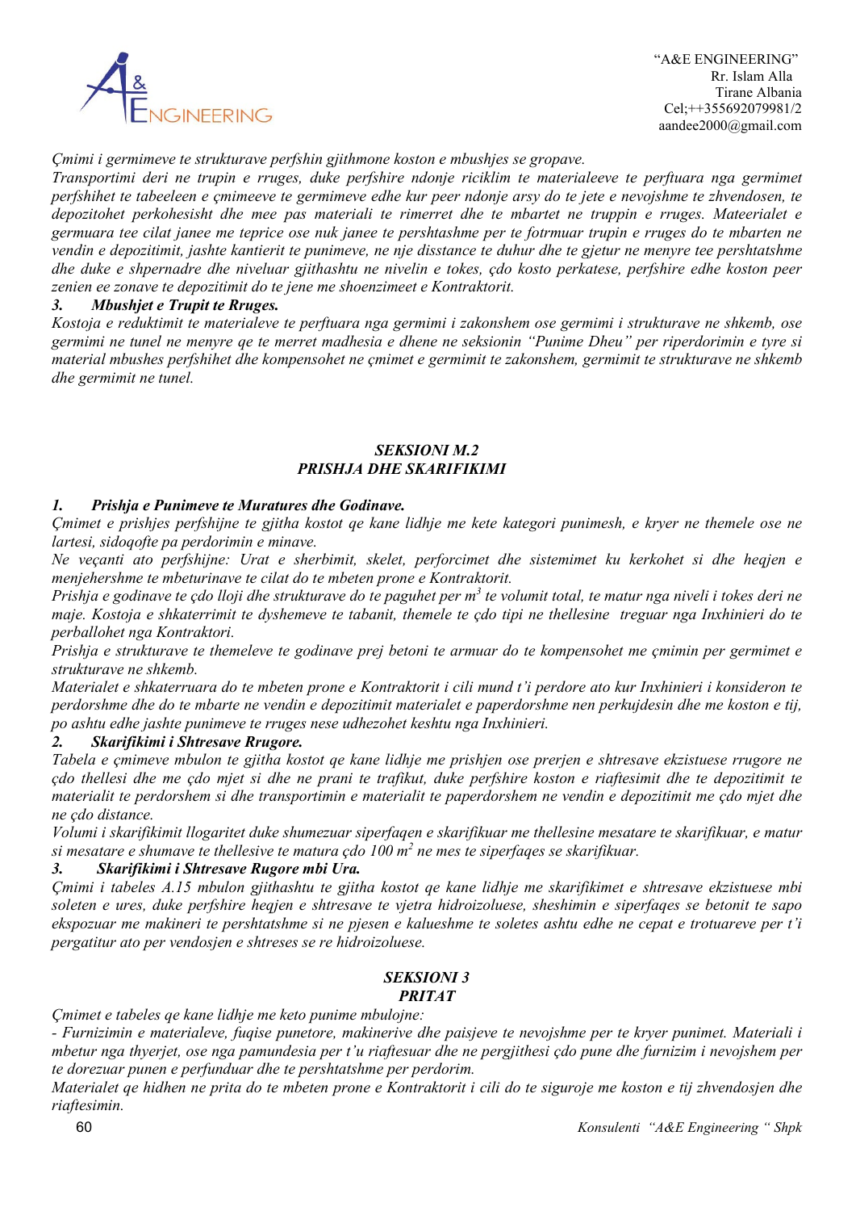*Çmimi i germimeve te strukturave perfshin gjithmone koston e mbushjes se gropave.*
*Transportimi deri ne trupin e rruges, duke perfshire ndonje riciklim te materialeeve te perftuara nga germimet perfshihet te tabeeleen e çmimeeve te germimeve edhe kur peer ndonje arsy do te jete e nevojshme te zhvendosen, te depozitohet perkohesisht dhe mee pas materiali te rimerret dhe te mbartet ne truppin e rruges. Mateerialet e germuara tee cilat janee me teprice ose nuk janee te pershtashme per te fotmuar trupin e rruges do te mbarten ne vendin e depozitimit, jashte kantierit te punimeve, ne nje disstance te duhur dhe te gjetur ne menyre tee pershtatshme dhe duke e shpernadre dhe niveluar gjithashtu ne nivelin e tokes, çdo kosto perkatese, perfshire edhe koston peer zenien ee zonave te depozitimit do te jene me shoenzimeet e Kontraktorit.*

**3. *Mbushjet e Trupit te Rruges.***

*Kostoja e reduktimit te materialeve te perftuara nga germimi i zakonshem ose germimi i strukturave ne shkemb, ose germimi ne tunel ne menyre qe te merret madhesia e dhene ne seksionin "Punime Dheu" per riperdorimin e tyre si material mbushes perfshihet dhe kompensohet ne çmimet e germimit te zakonshem, germimit te strukturave ne shkemb dhe germimit ne tunel.*

## *SEKSIONI M.2*
## *PRISHJA DHE SKARIFIKIMI*

**1. *Prishja e Punimeve te Muratures dhe Godinave.***

*Çmimet e prishjes perfshijne te gjitha kostot qe kane lidhje me kete kategori punimesh, e kryer ne themele ose ne lartesi, sidoqofte pa perdorimin e minave.*
*Ne veçanti ato perfshijne: Urat e sherbimit, skelet, perforcimet dhe sistemimet ku kerkohet si dhe heqjen e menjehershme te mbeturinave te cilat do te mbeten prone e Kontraktorit.*
*Prishja e godinave te çdo lloji dhe strukturave do te paguhet per m$^3$ te volumit total, te matur nga niveli i tokes deri ne maje. Kostoja e shkaterrimit te dyshemeve te tabanit, themele te çdo tipi ne thellesine treguar nga Inxhinieri do te perballohet nga Kontraktori.*
*Prishja e strukturave te themeleve te godinave prej betoni te armuar do te kompensohet me çmimin per germimet e strukturave ne shkemb.*
*Materialet e shkaterruara do te mbeten prone e Kontraktorit i cili mund t'i perdore ato kur Inxhinieri i konsideron te perdorshme dhe do te mbarte ne vendin e depozitimit materialet e paperdorshme nen perkujdesin dhe me koston e tij, po ashtu edhe jashte punimeve te rruges nese udhezohet keshtu nga Inxhinieri.*

**2. *Skarifikimi i Shtresave Rrugore.***

*Tabela e çmimeve mbulon te gjitha kostot qe kane lidhje me prishjen ose prerjen e shtresave ekzistuese rrugore ne çdo thellesi dhe me çdo mjet si dhe ne prani te trafikut, duke perfshire koston e riaftesimit dhe te depozitimit te materialit te perdorshem si dhe transportimin e materialit te paperdorshem ne vendin e depozitimit me çdo mjet dhe ne çdo distance.*
*Volumi i skarifikimit llogaritet duke shumezuar siperfaqen e skarifikuar me thellesine mesatare te skarifikuar, e matur si mesatare e shumave te thellesive te matura çdo 100 m$^2$ ne mes te siperfaqes se skarifikuar.*

**3. *Skarifikimi i Shtresave Rrugore mbi Ura.***

*Çmimi i tabeles A.15 mbulon gjithashtu te gjitha kostot qe kane lidhje me skarifikimet e shtresave ekzistuese mbi soleten e ures, duke perfshire heqjen e shtresave te vjetra hidroizoluese, sheshimin e siperfaqes se betonit te sapo ekspozuar me makineri te pershtatshme si ne pjesen e kalueshme te soletes ashtu edhe ne cepat e trotuareve per t'i pergatitur ato per vendosjen e shtreses se re hidroizoluese.*

## *SEKSIONI 3*
## *PRITAT*

*Çmimet e tabeles qe kane lidhje me keto punime mbulojne:*
*- Furnizimin e materialeve, fuqise punetore, makinerive dhe paisjeve te nevojshme per te kryer punimet. Materiali i mbetur nga thyerjet, ose nga pamundesia per t'u riaftesuar dhe ne pergjithesi çdo pune dhe furnizim i nevojshem per te dorezuar punen e perfunduar dhe te pershtatshme per perdorim.*
*Materialet qe hidhen ne prita do te mbeten prone e Kontraktorit i cili do te siguroje me koston e tij zhvendosjen dhe riaftesimin.*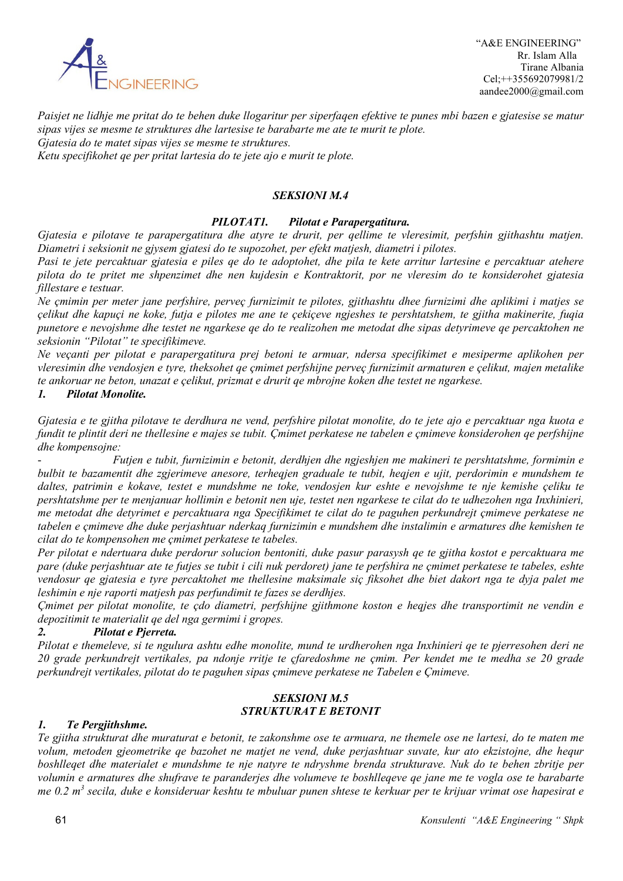*Paisjet ne lidhje me pritat do te behen duke llogaritur per siperfaqen efektive te punes mbi bazen e gjatesise se matur sipas vijes se mesme te struktures dhe lartesise te barabarte me ate te murit te plote.*
*Gjatesia do te matet sipas vijes se mesme te struktures.*
*Ketu specifikohet qe per pritat lartesia do te jete ajo e murit te plote.*

## *SEKSIONI M.4*

### *PILOTAT1. Pilotat e Parapergatitura.*

*Gjatesia e pilotave te parapergatitura dhe atyre te drurit, per qellime te vleresimit, perfshin gjithashtu matjen. Diametri i seksionit ne gjysem gjatesi do te supozohet, per efekt matjesh, diametri i pilotes.*
*Pasi te jete percaktuar gjatesia e piles qe do te adoptohet, dhe pila te kete arritur lartesine e percaktuar atehere pilota do te pritet me shpenzimet dhe nen kujdesin e Kontraktorit, por ne vleresim do te konsiderohet gjatesia fillestare e testuar.*
*Ne çmimin per meter jane perfshire, perveç furnizimit te pilotes, gjithashtu dhee furnizimi dhe aplikimi i matjes se çelikut dhe kapuçi ne koke, futja e pilotes me ane te çekiçeve ngjeshes te pershtatshem, te gjitha makinerite, fuqia punetore e nevojshme dhe testet ne ngarkese qe do te realizohen me metodat dhe sipas detyrimeve qe percaktohen ne seksionin "Pilotat" te specifikimeve.*
*Ne veçanti per pilotat e parapergatitura prej betoni te armuar, ndersa specifikimet e mesiperme aplikohen per vleresimin dhe vendosjen e tyre, theksohet qe çmimet perfshijne perveç furnizimit armaturen e çelikut, majen metalike te ankoruar ne beton, unazat e çelikut, prizmat e drurit qe mbrojne koken dhe testet ne ngarkese.*

**1. *Pilotat Monolite.***

*Gjatesia e te gjitha pilotave te derdhura ne vend, perfshire pilotat monolite, do te jete ajo e percaktuar nga kuota e fundit te plintit deri ne thellesine e majes se tubit. Çmimet perkatese ne tabelen e çmimeve konsiderohen qe perfshijne dhe kompensojne:*

- *Futjen e tubit, furnizimin e betonit, derdhjen dhe ngjeshjen me makineri te pershtatshme, formimin e bulbit te bazamentit dhe zgjerimeve anesore, terheqjen graduale te tubit, heqjen e ujit, perdorimin e mundshem te daltes, patrimin e kokave, testet e mundshme ne toke, vendosjen kur eshte e nevojshme te nje kemishe çeliku te pershtatshme per te menjanuar hollimin e betonit nen uje, testet nen ngarkese te cilat do te udhezohen nga Inxhinieri, me metodat dhe detyrimet e percaktuara nga Specifikimet te cilat do te paguhen perkundrejt çmimeve perkatese ne tabelen e çmimeve dhe duke perjashtuar nderkaq furnizimin e mundshem dhe instalimin e armatures dhe kemishen te cilat do te kompensohen me çmimet perkatese te tabeles.*

*Per pilotat e ndertuara duke perdorur solucion bentoniti, duke pasur parasysh qe te gjitha kostot e percaktuara me pare (duke perjashtuar ate te futjes se tubit i cili nuk perdoret) jane te perfshira ne çmimet perkatese te tabeles, eshte vendosur qe gjatesia e tyre percaktohet me thellesine maksimale siç fiksohet dhe biet dakort nga te dyja palet me leshimin e nje raporti matjesh pas perfundimit te fazes se derdhjes.*
*Çmimet per pilotat monolite, te çdo diametri, perfshijne gjithmone koston e heqjes dhe transportimit ne vendin e depozitimit te materialit qe del nga germimi i gropes.*

**2. *Pilotat e Pjerreta.***

*Pilotat e themeleve, si te ngulura ashtu edhe monolite, mund te urdherohen nga Inxhinieri qe te pjerresohen deri ne 20 grade perkundrejt vertikales, pa ndonje rritje te çfaredoshme ne çmim. Per kendet me te medha se 20 grade perkundrejt vertikales, pilotat do te paguhen sipas çmimeve perkatese ne Tabelen e Çmimeve.*

## *SEKSIONI M.5*
## *STRUKTURAT E BETONIT*

**1. *Te Pergjithshme.***

*Te gjitha strukturat dhe muraturat e betonit, te zakonshme ose te armuara, ne themele ose ne lartesi, do te maten me volum, metoden gjeometrike qe bazohet ne matjet ne vend, duke perjashtuar suvate, kur ato ekzistojne, dhe hequr boshlleqet dhe materialet e mundshme te nje natyre te ndryshme brenda strukturave. Nuk do te behen zbritje per volumin e armatures dhe shufrave te paranderjes dhe volumeve te boshlleqeve qe jane me te vogla ose te barabarte me 0.2 $m^3$ secila, duke e konsideruar keshtu te mbuluar punen shtese te kerkuar per te krijuar vrimat ose hapesirat e*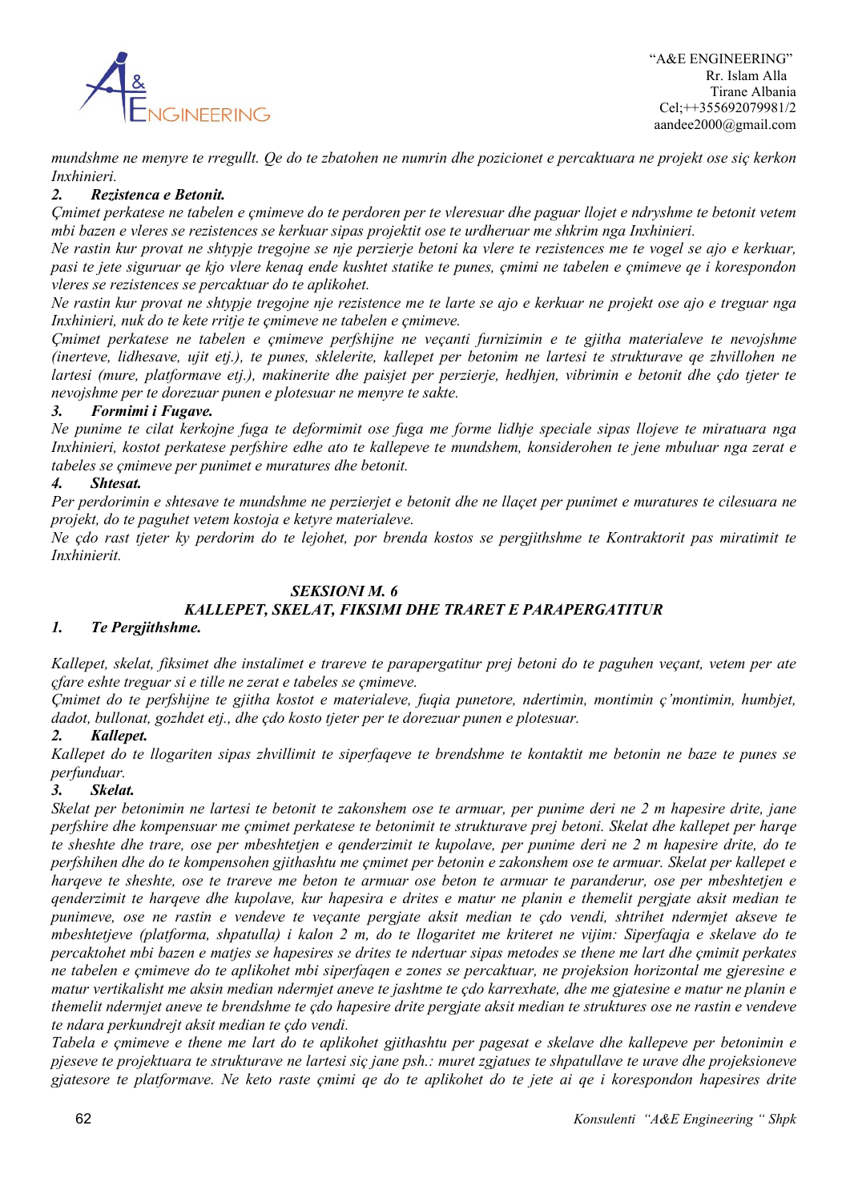*mundshme ne menyre te rregullt. Qe do te zbatohen ne numrin dhe pozicionet e percaktuara ne projekt ose siç kerkon Inxhinieri.*

***2. Rezistenca e Betonit.***

*Çmimet perkatese ne tabelen e çmimeve do te perdoren per te vleresuar dhe paguar llojet e ndryshme te betonit vetem mbi bazen e vleres se rezistences se kerkuar sipas projektit ose te urdheruar me shkrim nga Inxhinieri.*

*Ne rastin kur provat ne shtypje tregojne se nje perzierje betoni ka vlere te rezistences me te vogel se ajo e kerkuar, pasi te jete siguruar qe kjo vlere kenaq ende kushtet statike te punes, çmimi ne tabelen e çmimeve qe i korespondon vleres se rezistences se percaktuar do te aplikohet.*

*Ne rastin kur provat ne shtypje tregojne nje rezistence me te larte se ajo e kerkuar ne projekt ose ajo e treguar nga Inxhinieri, nuk do te kete rritje te çmimeve ne tabelen e çmimeve.*

*Çmimet perkatese ne tabelen e çmimeve perfshijne ne veçanti furnizimin e te gjitha materialeve te nevojshme (inerteve, lidhesave, ujit etj.), te punes, sklelerite, kallepet per betonim ne lartesi te strukturave qe zhvillohen ne lartesi (mure, platformave etj.), makinerite dhe paisjet per perzierje, hedhjen, vibrimin e betonit dhe çdo tjeter te nevojshme per te dorezuar punen e plotesuar ne menyre te sakte.*

***3. Formimi i Fugave.***

*Ne punime te cilat kerkojne fuga te deformimit ose fuga me forme lidhje speciale sipas llojeve te miratuara nga Inxhinieri, kostot perkatese perfshire edhe ato te kallepeve te mundshem, konsiderohen te jene mbuluar nga zerat e tabeles se çmimeve per punimet e murature dhe betonit.*

***4. Shtesat.***

*Per perdorimin e shtesave te mundshme ne perzierjet e betonit dhe ne llaçet per punimet e murature te cilesuara ne projekt, do te paguhet vetem kostoja e ketyre materialeve.*

*Ne çdo rast tjeter ky perdorim do te lejohet, por brenda kostos se pergjithshme te Kontraktorit pas miratimit te Inxhinierit.*

## *SEKSIONI M. 6*
## *KALLEPET, SKELAT, FIKSIMI DHE TRARET E PARAPERGATITUR*

***1. Te Pergjithshme.***

*Kallepet, skelat, fiksimet dhe instalimet e trareve te parapergatitur prej betoni do te paguhen veçant, vetem per ate çfare eshte treguar si e tille ne zerat e tabeles se çmimeve.*

*Çmimet do te perfshijne te gjitha kostot e materialeve, fuqia punetore, ndertimin, montimin ç'montimin, humbjet, dadot, bullonat, gozhdet etj., dhe çdo kosto tjeter per te dorezuar punen e plotesuar.*

***2. Kallepet.***

*Kallepet do te llogariten sipas zhvillimit te siperfaqeve te brendshme te kontaktit me betonin ne baze te punes se perfunduar.*

***3. Skelat.***

*Skelat per betonimin ne lartesi te betonit te zakonshem ose te armuar, per punime deri ne 2 m hapesire drite, jane perfshire dhe kompensuar me çmimet perkatese te betonimit te strukturave prej betoni. Skelat dhe kallepet per harqe te sheshte dhe trare, ose per mbeshtetjen e qenderzimit te kupolave, per punime deri ne 2 m hapesire drite, do te perfshihen dhe do te kompensohen gjithashtu me çmimet per betonin e zakonshem ose te armuar. Skelat per kallepet e harqeve te sheshte, ose te trareve me beton te armuar ose beton te armuar te paranderur, ose per mbeshtetjen e qenderzimit te harqeve dhe kupolave, kur hapesira e drites e matur ne planin e themelit pergjate aksit median te punimeve, ose ne rastin e vendeve te veçante pergjate aksit median te çdo vendi, shtrihet ndermjet akseve te mbeshtetjeve (platforma, shpatulla) i kalon 2 m, do te llogaritet me kriteret ne vijim: Siperfaqja e skelave do te percaktohet mbi bazen e matjes se hapesires se drites te ndertuar sipas metodes se thene me lart dhe çmimit perkates ne tabelen e çmimeve do te aplikohet mbi siperfaqen e zones se percaktuar, ne projeksion horizontal me gjeresine e matur vertikalisht me aksin median ndermjet aneve te jashtme te çdo karrexhate, dhe me gjatesine e matur ne planin e themelit ndermjet aneve te brendshme te çdo hapesire drite pergjate aksit median te struktures ose ne rastin e vendeve te ndara perkundrejt aksit median te çdo vendi.*

*Tabela e çmimeve e thene me lart do te aplikohet gjithashtu per pagesat e skelave dhe kallepeve per betonimin e pjeseve te projektuara te strukturave ne lartesi siç jane psh.: muret zgjatues te shpatullave te urave dhe projeksioneve gjatesore te platformave. Ne keto raste çmimi qe do te aplikohet do te jete ai qe i korespondon hapesires drite*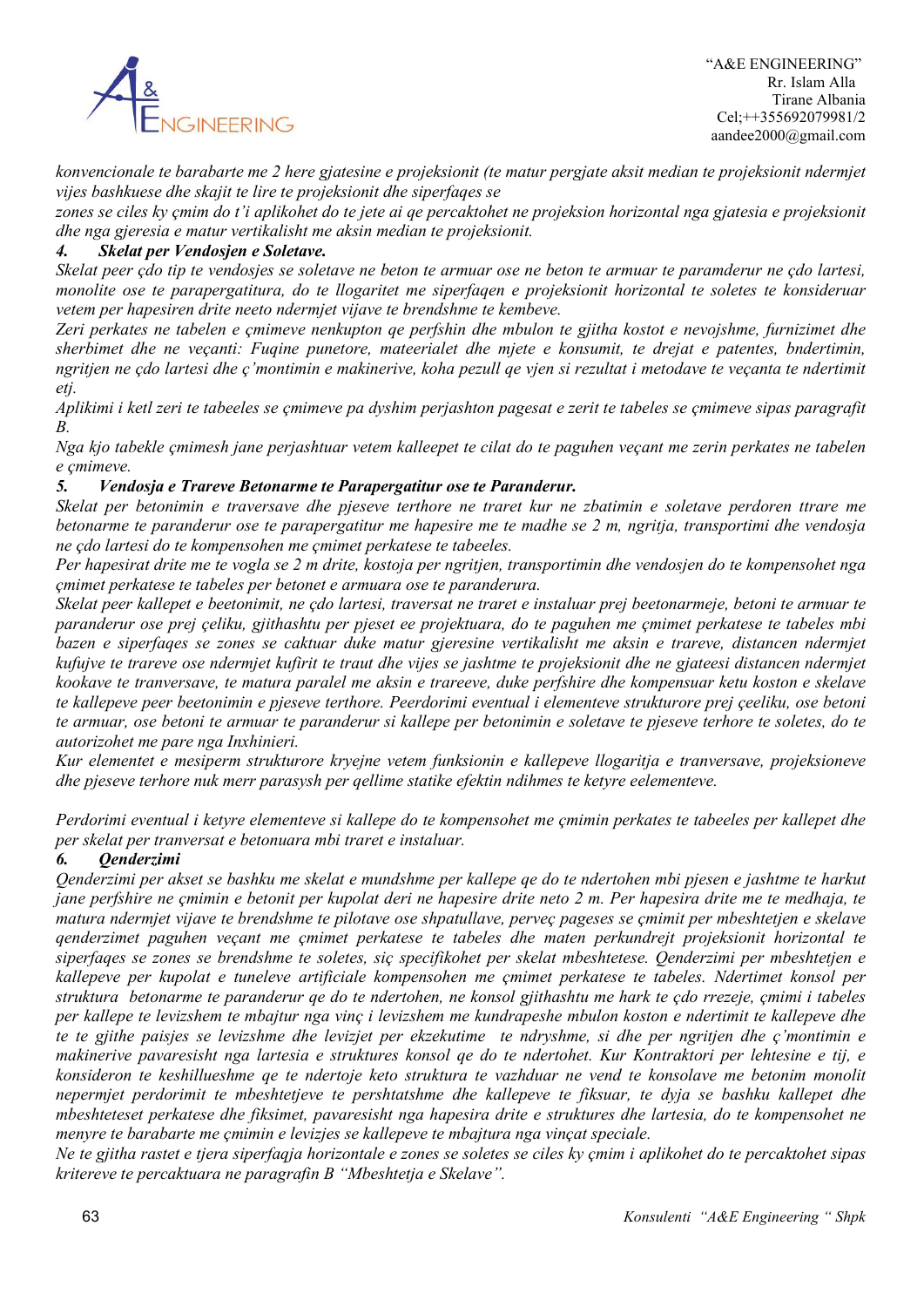*konvencionale te barabarte me 2 here gjatesine e projeksionit (te matur pergjate aksit median te projeksionit ndermjet vijes bashkuese dhe skajit te lire te projeksionit dhe siperfaqes se*

*zones se ciles ky çmim do t'i aplikohet do te jete ai qe percaktohet ne projeksion horizontal nga gjatesia e projeksionit dhe nga gjeresia e matur vertikalisht me aksin median te projeksionit.*

### *4. Skelat per Vendosjen e Soletave.*

*Skelat peer çdo tip te vendosjes se soletave ne beton te armuar ose ne beton te armuar te paramderur ne çdo lartesi, monolite ose te parapergatitura, do te llogaritet me siperfaqen e projeksionit horizontal te soletes te konsideruar vetem per hapesiren drite neeto ndermjet vijave te brendshme te kembeve.*

*Zeri perkates ne tabelen e çmimeve nenkupton qe perfshin dhe mbulon te gjitha kostot e nevojshme, furnizimet dhe sherbimet dhe ne veçanti: Fuqine punetore, mateerialet dhe mjete e konsumit, te drejat e patentes, bndertimin, ngritjen ne çdo lartesi dhe ç'montimin e makinerive, koha pezull qe vjen si rezultat i metodave te veçanta te ndertimit etj.*

*Aplikimi i ketl zeri te tabeeles se çmimeve pa dyshim perjashton pagesat e zerit te tabeles se çmimeve sipas paragrafit B.*

*Nga kjo tabekle çmimesh jane perjashtuar vetem kalleepet te cilat do te paguhen veçant me zerin perkates ne tabelen e çmimeve.*

### *5. Vendosja e Trareve Betonarme te Parapergatitur ose te Paranderur.*

*Skelat per betonimin e traversave dhe pjeseve terthore ne traret kur ne zbatimin e soletave perdoren ttrare me betonarme te paranderur ose te parapergatitur me hapesire me te madhe se 2 m, ngritja, transportimi dhe vendosja ne çdo lartesi do te kompensohen me çmimet perkatese te tabeeles.*

*Per hapesirat drite me te vogla se 2 m drite, kostoja per ngritjen, transportimin dhe vendosjen do te kompensohet nga çmimet perkatese te tabeles per betonet e armuara ose te paranderura.*

*Skelat peer kallepet e beetonimit, ne çdo lartesi, traversat ne traret e instaluar prej beetonarmeje, betoni te armuar te paranderur ose prej çeliku, gjithashtu per pjeset ee projektuara, do te paguhen me çmimet perkatese te tabeles mbi bazen e siperfaqes se zones se caktuar duke matur gjeresine vertikalisht me aksin e trareve, distancen ndermjet kufujve te trareve ose ndermjet kufirit te traut dhe vijes se jashtme te projeksionit dhe ne gjateesi distancen ndermjet kookave te tranversave, te matura paralel me aksin e trareeve, duke perfshire dhe kompensuar ketu koston e skelave te kallepeve peer beetonimin e pjeseve terthore. Peerdorimi eventual i elementeve strukturore prej çeeliku, ose betoni te armuar, ose betoni te armuar te paranderur si kallepe per betonimin e soletave te pjeseve terhore te soletes, do te autorizohet me pare nga Inxhinieri.*

*Kur elementet e mesiperm strukturore kryejne vetem funksionin e kallepeve llogaritja e tranversave, projeksioneve dhe pjeseve terhore nuk merr parasysh per qellime statike efektin ndihmes te ketyre eelementeve.*

*Perdorimi eventual i ketyre elementeve si kallepe do te kompensohet me çmimin perkates te tabeeles per kallepet dhe per skelat per tranversat e betonuara mbi traret e instaluar.*

### *6. Qenderzimi*

*Qenderzimi per akset se bashku me skelat e mundshme per kallepe qe do te ndertohen mbi pjesen e jashtme te harkut jane perfshire ne çmimin e betonit per kupolat deri ne hapesire drite neto 2 m. Per hapesira drite me te medhaja, te matura ndermjet vijave te brendshme te pilotave ose shpatullave, perveç pageses se çmimit per mbeshtetjen e skelave qenderzimet paguhen veçant me çmimet perkatese te tabeles dhe maten perkundrejt projeksionit horizontal te siperfaqes se zones se brendshme te soletes, siç specifikohet per skelat mbeshtetese. Qenderzimi per mbeshtetjen e kallepeve per kupolat e tuneleve artificiale kompensohen me çmimet perkatese te tabeles. Ndertimet konsol per struktura betonarme te paranderur qe do te ndertohen, ne konsol gjithashtu me hark te çdo rrezeje, çmimi i tabeles per kallepe te levizshem te mbajtur nga vinç i levizshem me kundrapeshe mbulon koston e ndertimit te kallepeve dhe te te gjithe paisjes se levizshme dhe levizjet per ekzekutime te ndryshme, si dhe per ngritjen dhe ç'montimin e makinerive pavaresisht nga lartesia e struktures konsol qe do te ndertohet. Kur Kontraktori per lehtesine e tij, e konsideron te keshillueshme qe te ndertoje keto struktura te vazhduar ne vend te konsolave me betonim monolit nepermjet perdorimit te mbeshtetjeve te pershtatshme dhe kallepeve te fiksuar, te dyja se bashku kallepet dhe mbeshteteset perkatese dhe fiksimet, pavaresisht nga hapesira drite e struktures dhe lartesia, do te kompensohet ne menyre te barabarte me çmimin e levizjes se kallepeve te mbajtura nga vinçat speciale.*

*Ne te gjitha rastet e tjera siperfaqja horizontale e zones se soletes se ciles ky çmim i aplikohet do te percaktohet sipas kritereve te percaktuara ne paragrafin B "Mbeshtetja e Skelave".*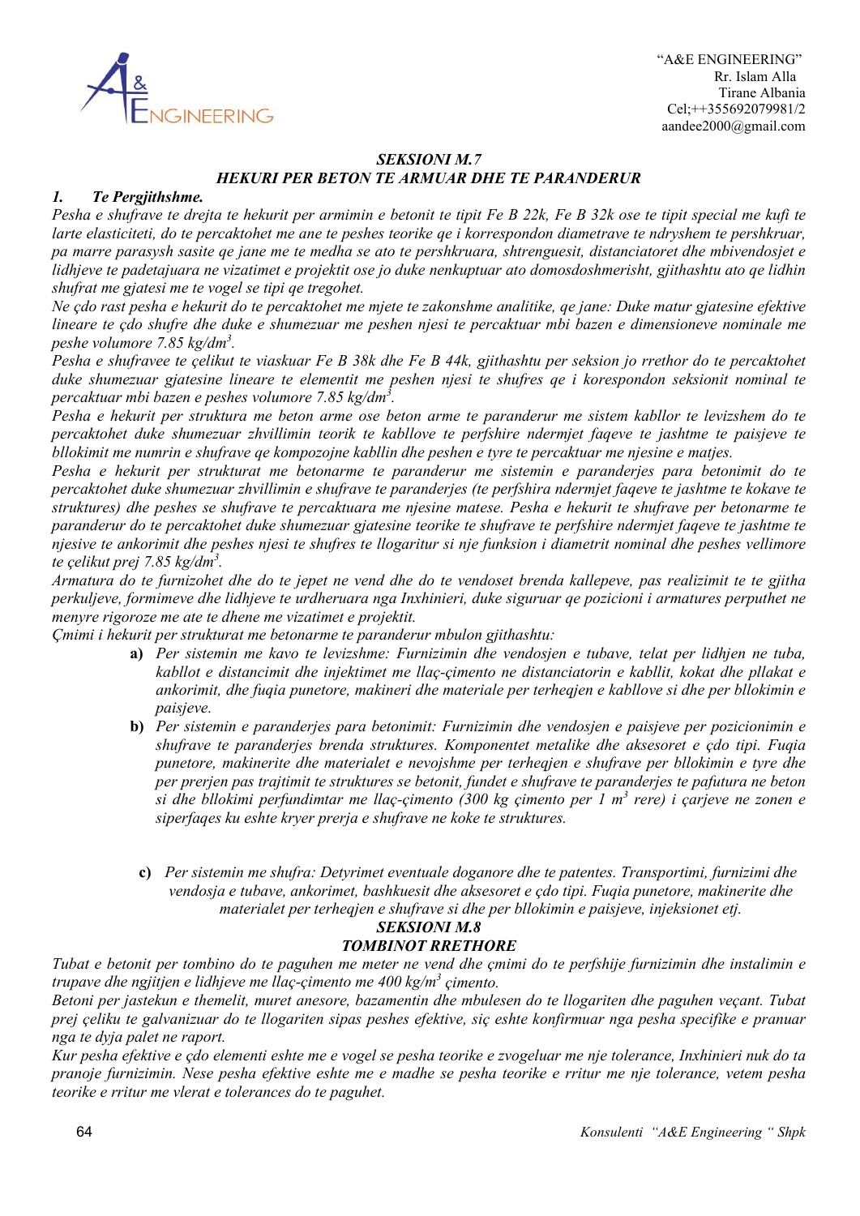***SEKSIONI M.7***
***HEKURI PER BETON TE ARMUAR DHE TE PARANDERUR***

***1. Te Pergjithshme.***

*Pesha e shufrave te drejta te hekurit per armimin e betonit te tipit Fe B 22k, Fe B 32k ose te tipit special me kufi te larte elasticiteti, do te percaktohet me ane te peshes teorike qe i korrespondon diametrave te ndryshem te pershkruar, pa marre parasysh sasite qe jane me te medha se ato te pershkruara, shtrenguesit, distanciatoret dhe mbivendosjet e lidhjeve te padetajuara ne vizatimet e projektit ose jo duke nenkuptuar ato domosdoshmerisht, gjithashtu ato qe lidhin shufrat me gjatesi me te vogel se tipi qe tregohet.*

*Ne çdo rast pesha e hekurit do te percaktohet me mjete te zakonshme analitike, qe jane: Duke matur gjatesine efektive lineare te çdo shufre dhe duke e shumezuar me peshen njesi te percaktuar mbi bazen e dimensioneve nominale me peshe volumore 7.85 kg/dm$^3$.*

*Pesha e shufravee te çelikut te viaskuar Fe B 38k dhe Fe B 44k, gjithashtu per seksion jo rrethor do te percaktohet duke shumezuar gjatesine lineare te elementit me peshen njesi te shufres qe i korespondon seksionit nominal te percaktuar mbi bazen e peshes volumore 7.85 kg/dm$^3$.*

*Pesha e hekurit per struktura me beton arme ose beton arme te paranderur me sistem kabllor te levizshem do te percaktohet duke shumezuar zhvillimin teorik te kabllove te perfshire ndermjet faqeve te jashtme te paisjeve te bllokimit me numrin e shufrave qe kompozojne kabllin dhe peshen e tyre te percaktuar me njesine e matjes.*

*Pesha e hekurit per strukturat me betonarme te paranderur me sistemin e paranderjes para betonimit do te percaktohet duke shumezuar zhvillimin e shufrave te paranderjes (te perfshira ndermjet faqeve te jashtme te kokave te struktures) dhe peshes se shufrave te percaktuara me njesine matese. Pesha e hekurit te shufrave per betonarme te paranderur do te percaktohet duke shumezuar gjatesine teorike te shufrave te perfshire ndermjet faqeve te jashtme te njesive te ankorimit dhe peshes njesi te shufres te llogaritur si nje funksion i diametrit nominal dhe peshes vellimore te çelikut prej 7.85 kg/dm$^3$.*

*Armatura do te furnizohet dhe do te jepet ne vend dhe do te vendoset brenda kallepeve, pas realizimit te te gjitha perkuljeve, formimeve dhe lidhjeve te urdheruara nga Inxhinieri, duke siguruar qe pozicioni i armatures perputhet ne menyre rigoroze me ate te dhene me vizatimet e projektit.*

*Çmimi i hekurit per strukturat me betonarme te paranderur mbulon gjithashtu:*

- **a)** *Per sistemin me kavo te levizshme: Furnizimin dhe vendosjen e tubave, telat per lidhjen ne tuba, kabllot e distancimit dhe injektimet me llaç-çimento ne distanciatorin e kabllit, kokat dhe pllakat e ankorimit, dhe fuqia punetore, makineri dhe materiale per terheqjen e kabllove si dhe per bllokimin e paisjeve.*
- **b)** *Per sistemin e paranderjes para betonimit: Furnizimin dhe vendosjen e paisjeve per pozicionimin e shufrave te paranderjes brenda struktures. Komponentet metalike dhe aksesoret e çdo tipi. Fuqia punetore, makinerite dhe materialet e nevojshme per terheqjen e shufrave per bllokimin e tyre dhe per prerjen pas trajtimit te struktures se betonit, fundet e shufrave te paranderjes te pafutura ne beton si dhe bllokimi perfundimtar me llaç-çimento (300 kg çimento per 1 m$^3$ rere) i çarjeve ne zonen e siperfaqes ku eshte kryer prerja e shufrave ne koke te struktures.*
- **c)** *Per sistemin me shufra: Detyrimet eventuale doganore dhe te patentes. Transportimi, furnizimi dhe vendosja e tubave, ankorimet, bashkuesit dhe aksesoret e çdo tipi. Fuqia punetore, makinerite dhe materialet per terheqjen e shufrave si dhe per bllokimin e paisjeve, injeksionet etj.*

***SEKSIONI M.8***
***TOMBINOT RRETHORE***

*Tubat e betonit per tombino do te paguhen me meter ne vend dhe çmimi do te perfshije furnizimin dhe instalimin e trupave dhe ngjitjen e lidhjeve me llaç-çimento me 400 kg/m$^3$ çimento.*

*Betoni per jastekun e themelit, muret anesore, bazamentin dhe mbulesen do te llogariten dhe paguhen veçant. Tubat prej çeliku te galvanizuar do te llogariten sipas peshes efektive, siç eshte konfirmuar nga pesha specifike e pranuar nga te dyja palet ne raport.*

*Kur pesha efektive e çdo elementi eshte me e vogel se pesha teorike e zvogeluar me nje tolerance, Inxhinieri nuk do ta pranoje furnizimin. Nese pesha efektive eshte me e madhe se pesha teorike e rritur me nje tolerance, vetem pesha teorike e rritur me vlerat e tolerances do te paguhet.*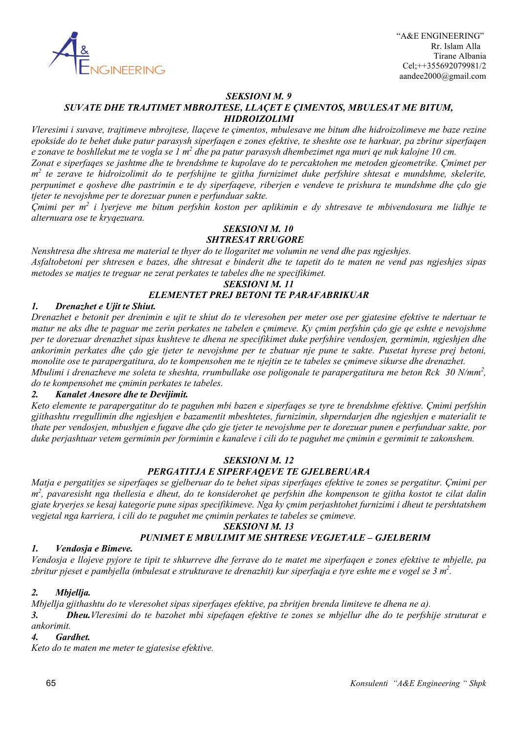### *SEKSIONI M. 9*
### *SUVATE DHE TRAJTIMET MBROJTESE, LLAÇET E ÇIMENTOS, MBULESAT ME BITUM, HIDROIZOLIMI*

*Vleresimi i suvave, trajtimeve mbrojtese, llaçeve te çimentos, mbulesave me bitum dhe hidroizolimeve me baze rezine epokside do te behet duke patur parasysh siperfaqen e zones efektive, te sheshte ose te harkuar, pa zbritur siperfaqen e zonave te boshllekut me te vogla se 1 m$^2$ dhe pa patur parasysh dhembezimet nga muri qe nuk kalojne 10 cm.*

*Zonat e siperfaqes se jashtme dhe te brendshme te kupolave do te percaktohen me metoden gjeometrike. Çmimet per m$^2$ te zerave te hidroizolimit do te perfshijne te gjitha furnizimet duke perfshire shtesat e mundshme, skelerite, perpunimet e qosheve dhe pastrimin e te dy siperfaqeve, riberjen e vendeve te prishura te mundshme dhe çdo gje tjeter te nevojshme per te dorezuar punen e perfunduar sakte.*

*Çmimi per m$^2$ i lyerjeve me bitum perfshin koston per aplikimin e dy shtresave te mbivendosura me lidhje te alternuara ose te kryqezuara.*

### *SEKSIONI M. 10*
### *SHTRESAT RRUGORE*

*Nenshtresa dhe shtresa me material te thyer do te llogaritet me volumin ne vend dhe pas ngjeshjes.*

*Asfaltobetoni per shtresen e bazes, dhe shtresat e binderit dhe te tapetit do te maten ne vend pas ngjeshjes sipas metodes se matjes te treguar ne zerat perkates te tabeles dhe ne specifikimet.*

### *SEKSIONI M. 11*
### *ELEMENTET PREJ BETONI TE PARAFABRIKUAR*

***1. Drenazhet e Ujit te Shiut.***

*Drenazhet e betonit per drenimin e ujit te shiut do te vleresohen per meter ose per gjatesine efektive te ndertuar te matur ne aks dhe te paguar me zerin perkates ne tabelen e çmimeve. Ky çmim perfshin çdo gje qe eshte e nevojshme per te dorezuar drenazhet sipas kushteve te dhena ne specifikimet duke perfshire vendosjen, germimin, ngjeshjen dhe ankorimin perkates dhe çdo gje tjeter te nevojshme per te zbatuar nje pune te sakte. Pusetat hyrese prej betoni, monolite ose te parapergatitura, do te kompensohen me te njejtin ze te tabeles se çmimeve sikurse dhe drenazhet.*

*Mbulimi i drenazheve me soleta te sheshta, rrumbullake ose poligonale te parapergatitura me beton Rck 30 N/mm$^2$, do te kompensohet me çmimin perkates te tabeles.*

***2. Kanalet Anesore dhe te Devijimit.***

*Keto elemente te parapergatitur do te paguhen mbi bazen e siperfaqes se tyre te brendshme efektive. Çmimi perfshin gjithashtu rregullimin dhe ngjeshjen e bazamentit mbeshtetes, furnizimin, shperndarjen dhe ngjeshjen e materialit te thate per vendosjen, mbushjen e fugave dhe çdo gje tjeter te nevojshme per te dorezuar punen e perfunduar sakte, por duke perjashtuar vetem germimin per formimin e kanaleve i cili do te paguhet me çmimin e germimit te zakonshem.*

### *SEKSIONI M. 12*
### *PERGATITJA E SIPERFAQEVE TE GJELBERUARA*

*Matja e pergatitjes se siperfaqes se gjelberuar do te behet sipas siperfaqes efektive te zones se pergatitur. Çmimi per m$^2$, pavaresisht nga thellesia e dheut, do te konsiderohet qe perfshin dhe kompenson te gjitha kostot te cilat dalin gjate kryerjes se kesaj kategorie pune sipas specifikimeve. Nga ky çmim perjashtohet furnizimi i dheut te pershtatshem vegjetal nga karriera, i cili do te paguhet me çmimin perkates te tabeles se çmimeve.*

### *SEKSIONI M. 13*
### *PUNIMET E MBULIMIT ME SHTRESE VEGJETALE – GJELBERIM*

***1. Vendosja e Bimeve.***

*Vendosja e llojeve pyjore te tipit te shkurreve dhe ferrave do te matet me siperfaqen e zones efektive te mbjelle, pa zbritur pjeset e pambjella (mbulesat e strukturave te drenazhit) kur siperfaqja e tyre eshte me e vogel se 3 m$^2$.*

***2. Mbjellja.***

*Mbjellja gjithashtu do te vleresohet sipas siperfaqes efektive, pa zbritjen brenda limiteve te dhena ne a).*

***3. Dheu.*** *Vleresimi do te bazohet mbi sipefaqen efektive te zones se mbjellur dhe do te perfshije struturat e ankorimit.*

***4. Gardhet.***

*Keto do te maten me meter te gjatesise efektive.*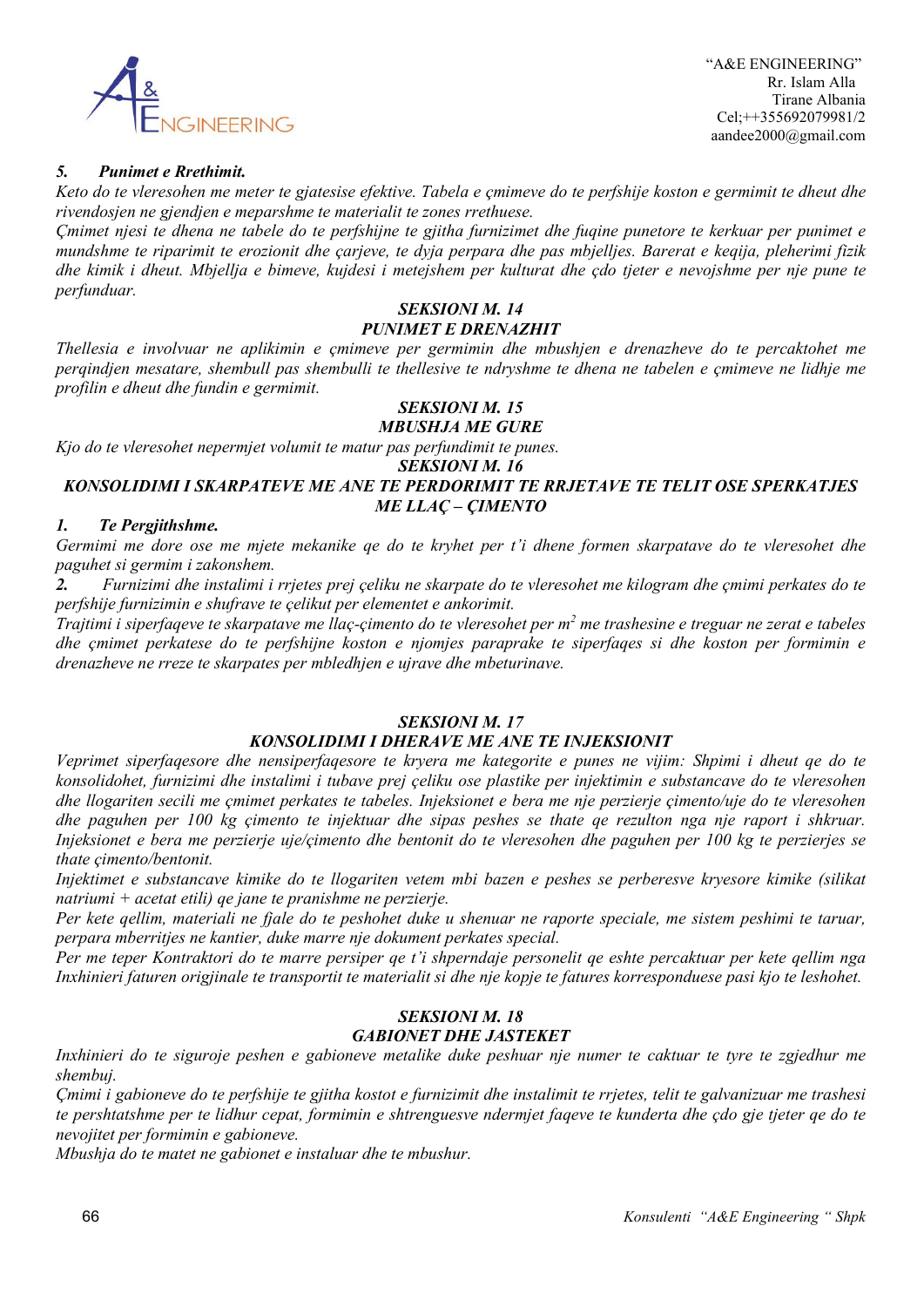***5. Punimet e Rrethimit.***

*Keto do te vleresohen me meter te gjatesise efektive. Tabela e çmimeve do te perfshije koston e germimit te dheut dhe rivendosjen ne gjendjen e meparshme te materialit te zones rrethuese.*

*Çmimet njesi te dhena ne tabele do te perfshijne te gjitha furnizimet dhe fuqine punetore te kerkuar per punimet e mundshme te riparimit te erozionit dhe çarjeve, te dyja perpara dhe pas mbjelljes. Barerat e keqija, pleherimi fizik dhe kimik i dheut. Mbjellja e bimeve, kujdesi i metejshem per kulturat dhe çdo tjeter e nevojshme per nje pune te perfunduar.*

## *SEKSIONI M. 14*
## *PUNIMET E DRENAZHIT*

*Thellesia e involvuar ne aplikimin e çmimeve per germimin dhe mbushjen e drenazheve do te percaktohet me perqindjen mesatare, shembull pas shembulli te thellesive te ndryshme te dhena ne tabelen e çmimeve ne lidhje me profilin e dheut dhe fundin e germimit.*

## *SEKSIONI M. 15*
## *MBUSHJA ME GURE*

*Kjo do te vleresohet nepermjet volumit te matur pas perfundimit te punes.*

## *SEKSIONI M. 16*
## *KONSOLIDIMI I SKARPATEVE ME ANE TE PERDORIMIT TE RRJETAVE TE TELIT OSE SPERKATJES ME LLAÇ – ÇIMENTO*

***1. Te Pergjithshme.***

*Germimi me dore ose me mjete mekanike qe do te kryhet per t'i dhene formen skarpatave do te vleresohet dhe paguhet si germim i zakonshem.*

***2.*** *Furnizimi dhe instalimi i rrjetes prej çeliku ne skarpate do te vleresohet me kilogram dhe çmimi perkates do te perfshije furnizimin e shufrave te çelikut per elementet e ankorimit.*

*Trajtimi i siperfaqeve te skarpatave me llaç-çimento do te vleresohet per $m^2$ me trashesine e treguar ne zerat e tabeles dhe çmimet perkatese do te perfshijne koston e njomjes paraprake te siperfaqes si dhe koston per formimin e drenazheve ne rreze te skarpates per mbledhjen e ujrave dhe mbeturinave.*

## *SEKSIONI M. 17*
## *KONSOLIDIMI I DHERAVE ME ANE TE INJEKSIONIT*

*Veprimet siperfaqesore dhe nensiperfaqesore te kryera me kategorite e punes ne vijim: Shpimi i dheut qe do te konsolidohet, furnizimi dhe instalimi i tubave prej çeliku ose plastike per injektimin e substancave do te vleresohen dhe llogariten secili me çmimet perkates te tabeles. Injeksionet e bera me nje perzierje çimento/uje do te vleresohen dhe paguhen per 100 kg çimento te injektuar dhe sipas peshes se thate qe rezulton nga nje raport i shkruar. Injeksionet e bera me perzierje uje/çimento dhe bentonit do te vleresohen dhe paguhen per 100 kg te perzierjes se thate çimento/bentonit.*

*Injektimet e substancave kimike do te llogariten vetem mbi bazen e peshes se perberesve kryesore kimike (silikat natriumi + acetat etili) qe jane te pranishme ne perzierje.*

*Per kete qellim, materiali ne fjale do te peshohet duke u shenuar ne raporte speciale, me sistem peshimi te taruar, perpara mberritjes ne kantier, duke marre nje dokument perkates special.*

*Per me teper Kontraktori do te marre persiper qe t'i shperndaje personelit qe eshte percaktuar per kete qellim nga Inxhinieri faturen origjinale te transportit te materialit si dhe nje kopje te fatures korresponduese pasi kjo te leshohet.*

## *SEKSIONI M. 18*
## *GABIONET DHE JASTEKET*

*Inxhinieri do te siguroje peshen e gabioneve metalike duke peshuar nje numer te caktuar te tyre te zgjedhur me shembuj.*

*Çmimi i gabioneve do te perfshije te gjitha kostot e furnizimit dhe instalimit te rrjetes, telit te galvanizuar me trashesi te pershtatshme per te lidhur cepat, formimin e shtrenguesve ndermjet faqeve te kunderta dhe çdo gje tjeter qe do te nevojitet per formimin e gabioneve.*

*Mbushja do te matet ne gabionet e instaluar dhe te mbushur.*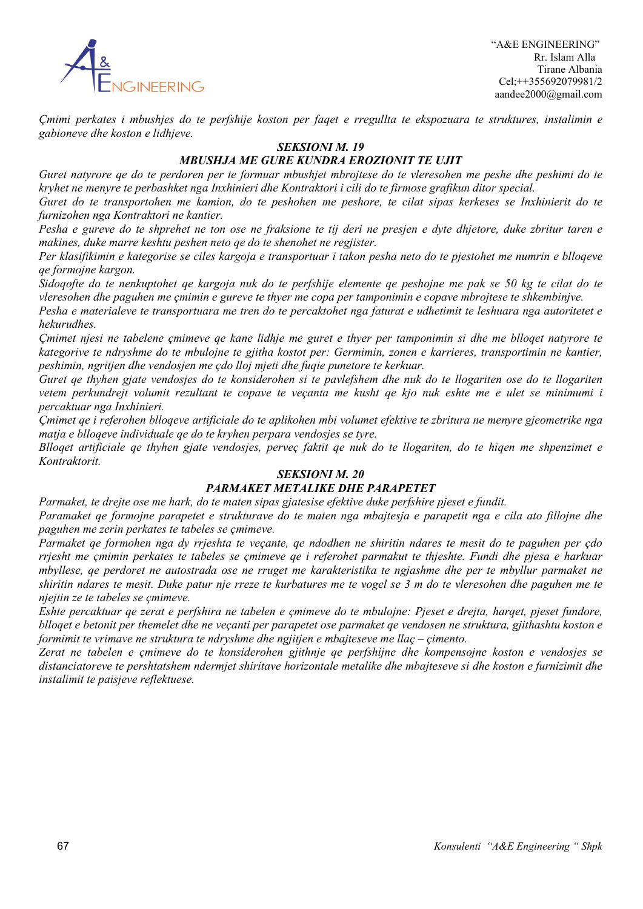*Çmimi perkates i mbushjes do te perfshije koston per faqet e rregullta te ekspozuara te struktures, instalimin e gabioneve dhe koston e lidhjeve.*

## *SEKSIONI M. 19*
## *MBUSHJA ME GURE KUNDRA EROZIONIT TE UJIT*

*Guret natyrore qe do te perdoren per te formuar mbushjet mbrojtese do te vleresohen me peshe dhe peshimi do te kryhet ne menyre te perbashket nga Inxhinieri dhe Kontraktori i cili do te firmose grafikun ditor special.*

*Guret do te transportohen me kamion, do te peshohen me peshore, te cilat sipas kerkeses se Inxhinierit do te furnizohen nga Kontraktori ne kantier.*

*Pesha e gureve do te shprehet ne ton ose ne fraksione te tij deri ne presjen e dyte dhjetore, duke zbritur taren e makines, duke marre keshtu peshen neto qe do te shenohet ne regjister.*

*Per klasifikimin e kategorise se ciles kargoja e transportuar i takon pesha neto do te pjestohet me numrin e blloqeve qe formojne kargon.*

*Sidoqofte do te nenkuptohet qe kargoja nuk do te perfshije elemente qe peshojne me pak se 50 kg te cilat do te vleresohen dhe paguhen me çmimin e gureve te thyer me copa per tamponimin e copave mbrojtese te shkembinjve.*

*Pesha e materialeve te transportuara me tren do te percaktohet nga faturat e udhetimit te leshuara nga autoritetet e hekurudhes.*

*Çmimet njesi ne tabelene çmimeve qe kane lidhje me guret e thyer per tamponimin si dhe me blloqet natyrore te kategorive te ndryshme do te mbulojne te gjitha kostot per: Germimin, zonen e karrieres, transportimin ne kantier, peshimin, ngritjen dhe vendosjen me çdo lloj mjeti dhe fuqie punetore te kerkuar.*

*Guret qe thyhen gjate vendosjes do te konsiderohen si te pavlefshem dhe nuk do te llogariten ose do te llogariten vetem perkundrejt volumit rezultant te copave te veçanta me kusht qe kjo nuk eshte me e ulet se minimumi i percaktuar nga Inxhinieri.*

*Çmimet qe i referohen blloqeve artificiale do te aplikohen mbi volumet efektive te zbritura ne menyre gjeometrike nga matja e blloqeve individuale qe do te kryhen perpara vendosjes se tyre.*

*Blloqet artificiale qe thyhen gjate vendosjes, perveç faktit qe nuk do te llogariten, do te hiqen me shpenzimet e Kontraktorit.*

## *SEKSIONI M. 20*
## *PARMAKET METALIKE DHE PARAPETET*

*Parmaket, te drejte ose me hark, do te maten sipas gjatesise efektive duke perfshire pjeset e fundit.*

*Paramaket qe formojne parapetet e strukturave do te maten nga mbajtesja e parapetit nga e cila ato fillojne dhe paguhen me zerin perkates te tabeles se çmimeve.*

*Parmaket qe formohen nga dy rrjeshta te veçante, qe ndodhen ne shiritin ndares te mesit do te paguhen per çdo rrjesht me çmimin perkates te tabeles se çmimeve qe i referohet parmakut te thjeshte. Fundi dhe pjesa e harkuar mbyllese, qe perdoret ne autostrada ose ne rruget me karakteristika te ngjashme dhe per te mbyllur parmaket ne shiritin ndares te mesit. Duke patur nje rreze te kurbatures me te vogel se 3 m do te vleresohen dhe paguhen me te njejtin ze te tabeles se çmimeve.*

*Eshte percaktuar qe zerat e perfshira ne tabelen e çmimeve do te mbulojne: Pjeset e drejta, harqet, pjeset fundore, blloqet e betonit per themelet dhe ne veçanti per parapetet ose parmaket qe vendosen ne struktura, gjithashtu koston e formimit te vrimave ne struktura te ndryshme dhe ngjitjen e mbajteseve me llaç – çimento.*

*Zerat ne tabelen e çmimeve do te konsiderohen gjithnje qe perfshijne dhe kompensojne koston e vendosjes se distanciatoreve te pershtatshem ndermjet shiritave horizontale metalike dhe mbajteseve si dhe koston e furnizimit dhe instalimit te paisjeve reflektuese.*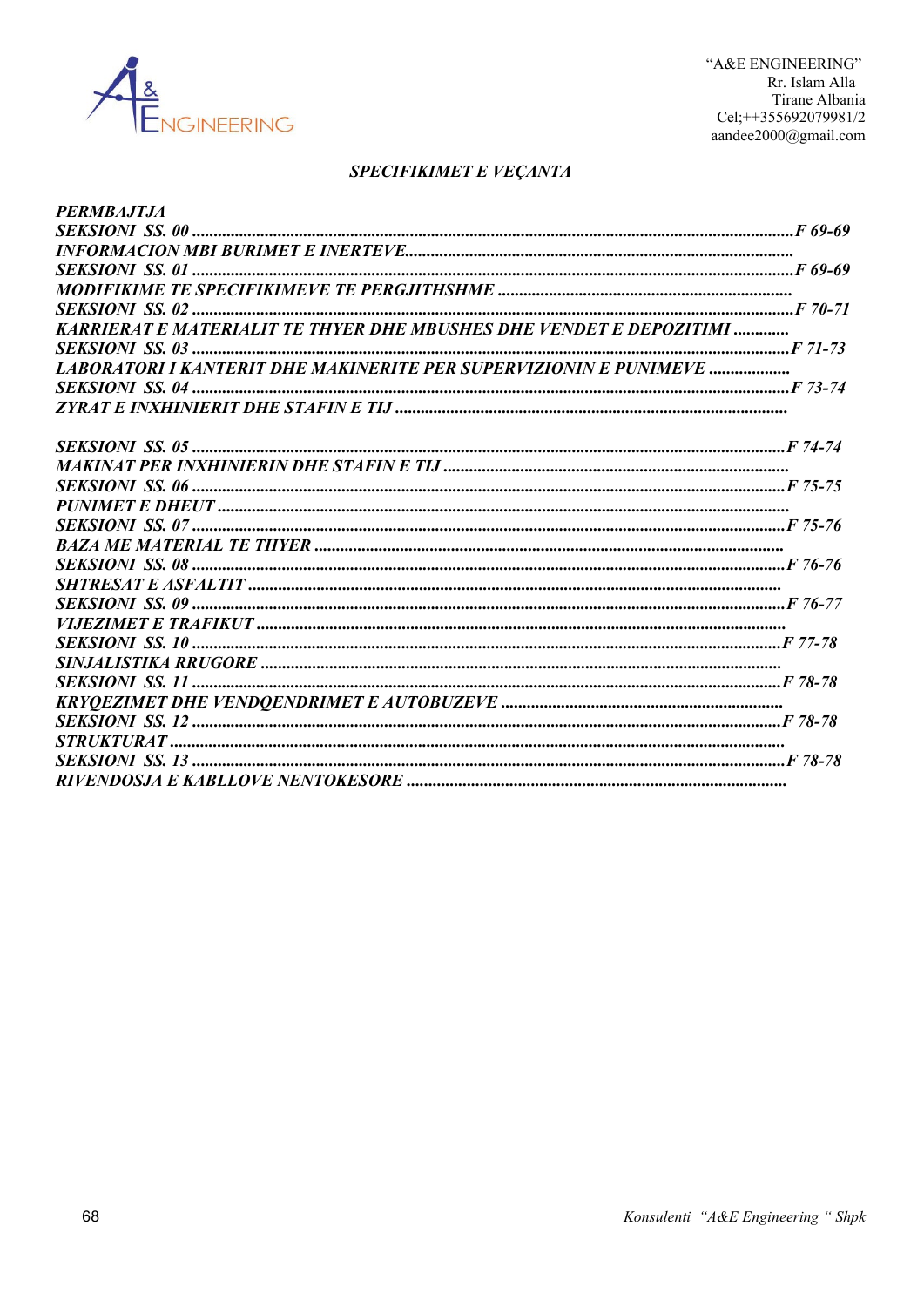## *SPECIFIKIMET E VEÇANTA*

***PERMBAJTJA***

***SEKSIONI SS. 00*** ........................................................................................................................................***F 69-69***
***INFORMACION MBI BURIMET E INERTEVE***........................................................................................

***SEKSIONI SS. 01*** ........................................................................................................................................***F 69-69***
***MODIFIKIME TE SPECIFIKIMEVE TE PERGJITHSHME*** ....................................................................

***SEKSIONI SS. 02*** ........................................................................................................................................***F 70-71***
***KARRIERAT E MATERIALIT TE THYER DHE MBUSHES DHE VENDET E DEPOZITIMI*** ............

***SEKSIONI SS. 03*** .......................................................................................................................................***F 71-73***
***LABORATORI I KANTERIT DHE MAKINERITE PER SUPERVIZIONIN E PUNIMEVE*** ..................

***SEKSIONI SS. 04*** .......................................................................................................................................***F 73-74***
***ZYRAT E INXHINIERIT DHE STAFIN E TIJ*** ...........................................................................................

***SEKSIONI SS. 05*** ......................................................................................................................................***F 74-74***
***MAKINAT PER INXHINIERIN DHE STAFIN E TIJ*** ...............................................................................

***SEKSIONI SS. 06*** ......................................................................................................................................***F 75-75***
***PUNIMET E DHEUT*** ...................................................................................................................

***SEKSIONI SS. 07*** ......................................................................................................................................***F 75-76***
***BAZA ME MATERIAL TE THYER*** ............................................................................................

***SEKSIONI SS. 08*** ......................................................................................................................................***F 76-76***
***SHTRESAT E ASFALTIT*** ..........................................................................................................

***SEKSIONI SS. 09*** ......................................................................................................................................***F 76-77***
***VIJEZIMET E TRAFIKUT*** .........................................................................................................

***SEKSIONI SS. 10*** .....................................................................................................................................***F 77-78***
***SINJALISTIKA RRUGORE*** .......................................................................................................

***SEKSIONI SS. 11*** .....................................................................................................................................***F 78-78***
***KRYQEZIMET DHE VENDQENDRIMET E AUTOBUZEVE*** .................................................................

***SEKSIONI SS. 12*** .....................................................................................................................................***F 78-78***
***STRUKTURAT*** ............................................................................................................................

***SEKSIONI SS. 13*** ......................................................................................................................................***F 78-78***
***RIVENDOSJA E KABLLOVE NENTOKESORE*** .........................................................................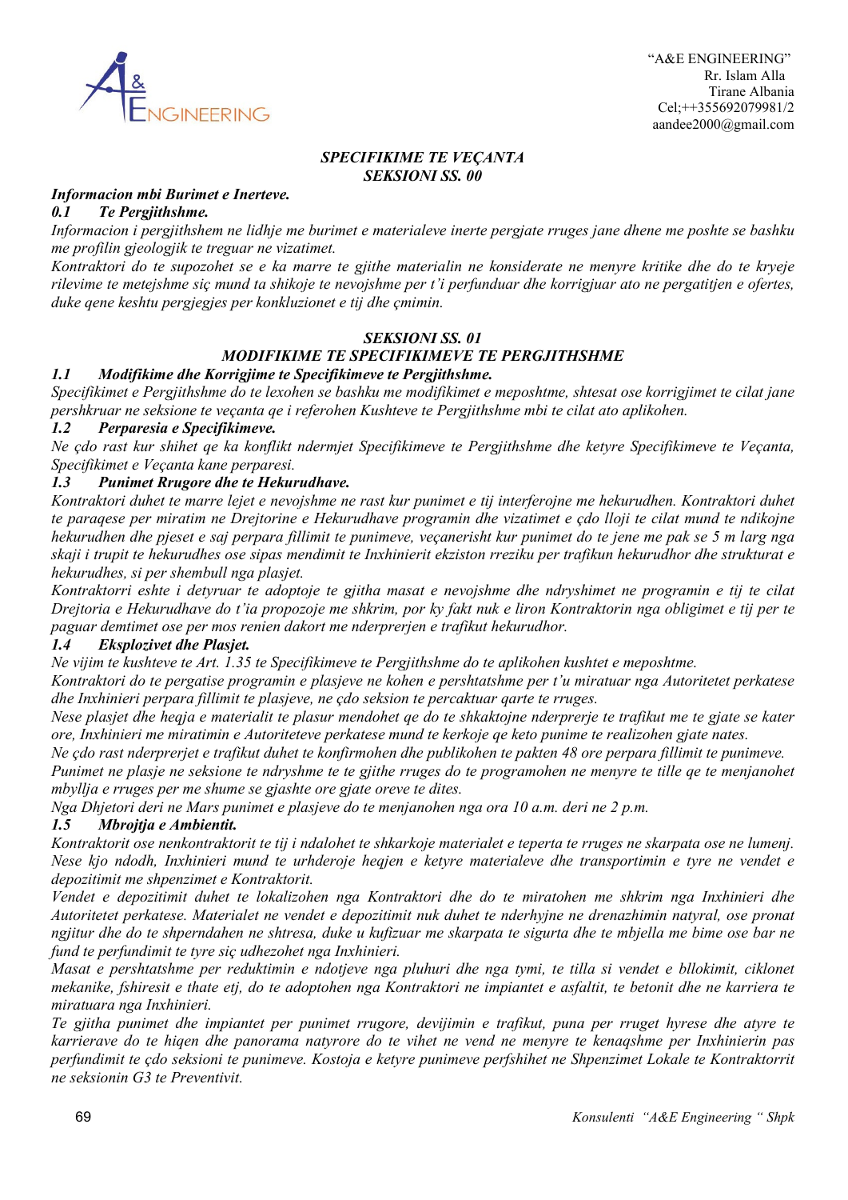## *SPECIFIKIME TE VEÇANTA*
## *SEKSIONI SS. 00*

***Informacion mbi Burimet e Inerteve.***

***0.1 Te Pergjithshme.***

*Informacion i pergjithshem ne lidhje me burimet e materialeve inerte pergjate rruges jane dhene me poshte se bashku me profilin gjeologjik te treguar ne vizatimet.*

*Kontraktori do te supozohet se e ka marre te gjithe materialin ne konsiderate ne menyre kritike dhe do te kryeje rilevime te metejshme siç mund ta shikoje te nevojshme per t'i perfunduar dhe korrigjuar ato ne pergatitjen e ofertes, duke qene keshtu pergjegjes per konkluzionet e tij dhe çmimin.*

## *SEKSIONI SS. 01*
## *MODIFIKIME TE SPECIFIKIMEVE TE PERGJITHSHME*

***1.1 Modifikime dhe Korrigjime te Specifikimeve te Pergjithshme.***

*Specifikimet e Pergjithshme do te lexohen se bashku me modifikimet e meposhtme, shtesat ose korrigjimet te cilat jane pershkruar ne seksione te veçanta qe i referohen Kushteve te Pergjithshme mbi te cilat ato aplikohen.*

***1.2 Perparesia e Specifikimeve.***

*Ne çdo rast kur shihet qe ka konflikt ndermjet Specifikimeve te Pergjithshme dhe ketyre Specifikimeve te Veçanta, Specifikimet e Veçanta kane perparesi.*

***1.3 Punimet Rrugore dhe te Hekurudhave.***

*Kontraktori duhet te marre lejet e nevojshme ne rast kur punimet e tij interferojne me hekurudhen. Kontraktori duhet te paraqese per miratim ne Drejtorine e Hekurudhave programin dhe vizatimet e çdo lloji te cilat mund te ndikojne hekurudhen dhe pjeset e saj perpara fillimit te punimeve, veçanerisht kur punimet do te jene me pak se 5 m larg nga skaji i trupit te hekurudhes ose sipas mendimit te Inxhinierit ekziston rreziku per trafikun hekurudhor dhe strukturat e hekurudhes, si per shembull nga plasjet.*

*Kontraktorri eshte i detyruar te adoptoje te gjitha masat e nevojshme dhe ndryshimet ne programin e tij te cilat Drejtoria e Hekurudhave do t'ia propozoje me shkrim, por ky fakt nuk e liron Kontraktorin nga obligimet e tij per te paguar demtimet ose per mos renien dakort me nderprerjen e trafikut hekurudhor.*

***1.4 Eksplozivet dhe Plasjet.***

*Ne vijim te kushteve te Art. 1.35 te Specifikimeve te Pergjithshme do te aplikohen kushtet e meposhtme.*

*Kontraktori do te pergatise programin e plasjeve ne kohen e pershtatshme per t'u miratuar nga Autoritetet perkatese dhe Inxhinieri perpara fillimit te plasjeve, ne çdo seksion te percaktuar qarte te rruges.*

*Nese plasjet dhe heqja e materialit te plasur mendohet qe do te shkaktojne nderprerje te trafikut me te gjate se kater ore, Inxhinieri me miratimin e Autoriteteve perkatese mund te kerkoje qe keto punime te realizohen gjate nates.*

*Ne çdo rast nderprerjet e trafikut duhet te konfirmohen dhe publikohen te pakten 48 ore perpara fillimit te punimeve.*

*Punimet ne plasje ne seksione te ndryshme te te gjithe rruges do te programohen ne menyre te tille qe te menjanohet mbyllja e rruges per me shume se gjashte ore gjate oreve te dites.*

*Nga Dhjetori deri ne Mars punimet e plasjeve do te menjanohen nga ora 10 a.m. deri ne 2 p.m.*

***1.5 Mbrojtja e Ambientit.***

*Kontraktorit ose nenkontraktorit te tij i ndalohet te shkarkoje materialet e teperta te rruges ne skarpata ose ne lumenj. Nese kjo ndodh, Inxhinieri mund te urhderoje heqjen e ketyre materialeve dhe transportimin e tyre ne vendet e depozitimit me shpenzimet e Kontraktorit.*

*Vendet e depozitimit duhet te lokalizohen nga Kontraktori dhe do te miratohen me shkrim nga Inxhinieri dhe Autoritetet perkatese. Materialet ne vendet e depozitimit nuk duhet te nderhyjne ne drenazhimin natyral, ose pronat ngjitur dhe do te shperndahen ne shtresa, duke u kufizuar me skarpata te sigurta dhe te mbjella me bime ose bar ne fund te perfundimit te tyre siç udhezohet nga Inxhinieri.*

*Masat e pershtatshme per reduktimin e ndotjeve nga pluhuri dhe nga tymi, te tilla si vendet e bllokimit, ciklonet mekanike, fshiresit e thate etj, do te adoptohen nga Kontraktori ne impiantet e asfaltit, te betonit dhe ne karriera te miratuara nga Inxhinieri.*

*Te gjitha punimet dhe impiantet per punimet rrugore, devijimin e trafikut, puna per rruget hyrese dhe atyre te karrierave do te hiqen dhe panorama natyrore do te vihet ne vend ne menyre te kenaqshme per Inxhinierin pas perfundimit te çdo seksioni te punimeve. Kostoja e ketyre punimeve perfshihet ne Shpenzimet Lokale te Kontraktorrit ne seksionin G3 te Preventivit.*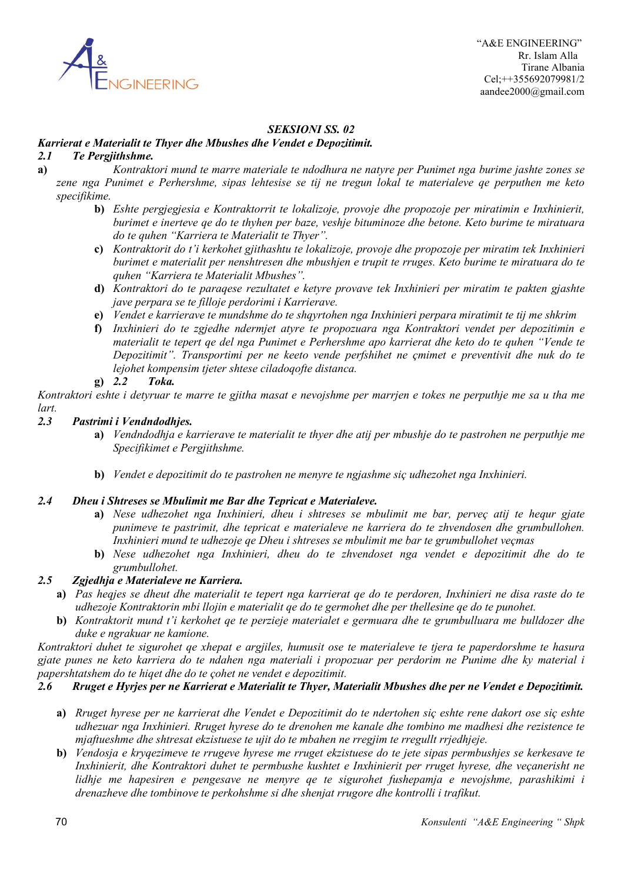## *SEKSIONI SS. 02*

***Karrierat e Materialit te Thyer dhe Mbushes dhe Vendet e Depozitimit.***

### *2.1 Te Pergjithshme.*

**a)** *Kontraktori mund te marre materiale te ndodhura ne natyre per Punimet nga burime jashte zones se zene nga Punimet e Perhershme, sipas lehtesise se tij ne tregun lokal te materialeve qe perputhen me keto specifikime.*

**b)** *Eshte pergjegjesia e Kontraktorrit te lokalizoje, provoje dhe propozoje per miratimin e Inxhinierit, burimet e inerteve qe do te thyhen per baze, veshje bituminoze dhe betone. Keto burime te miratuara do te quhen "Karriera te Materialit te Thyer".*

**c)** *Kontraktorit do t'i kerkohet gjithashtu te lokalizoje, provoje dhe propozoje per miratim tek Inxhinieri burimet e materialit per nenshtresen dhe mbushjen e trupit te rruges. Keto burime te miratuara do te quhen "Karriera te Materialit Mbushes".*

**d)** *Kontraktori do te paraqese rezultatet e ketyre provave tek Inxhinieri per miratim te pakten gjashte jave perpara se te filloje perdorimi i Karrierave.*

**e)** *Vendet e karrierave te mundshme do te shqyrtohen nga Inxhinieri perpara miratimit te tij me shkrim*

**f)** *Inxhinieri do te zgjedhe ndermjet atyre te propozuara nga Kontraktori vendet per depozitimin e materialit te tepert qe del nga Punimet e Perhershme apo karrierat dhe keto do te quhen "Vende te Depozitimit". Transportimi per ne keeto vende perfshihet ne çmimet e preventivit dhe nuk do te lejohet kompensim tjeter shtese ciladoqofte distanca.*

**g)** ***2.2 Toka.***

*Kontraktori eshte i detyruar te marre te gjitha masat e nevojshme per marrjen e tokes ne perputhje me sa u tha me lart.*

### *2.3 Pastrimi i Vendndodhjes.*

**a)** *Vendndodhja e karrierave te materialit te thyer dhe atij per mbushje do te pastrohen ne perputhje me Specifikimet e Pergjithshme.*

**b)** *Vendet e depozitimit do te pastrohen ne menyre te ngjashme siç udhezohet nga Inxhinieri.*

### *2.4 Dheu i Shtreses se Mbulimit me Bar dhe Tepricat e Materialeve.*

**a)** *Nese udhezohet nga Inxhinieri, dheu i shtreses se mbulimit me bar, perveç atij te hequr gjate punimeve te pastrimit, dhe tepricat e materialeve ne karriera do te zhvendosen dhe grumbullohen. Inxhinieri mund te udhezoje qe Dheu i shtreses se mbulimit me bar te grumbullohet veçmas*

**b)** *Nese udhezohet nga Inxhinieri, dheu do te zhvendoset nga vendet e depozitimit dhe do te grumbullohet.*

### *2.5 Zgjedhja e Materialeve ne Karriera.*

**a)** *Pas heqjes se dheut dhe materialit te tepert nga karrierat qe do te perdoren, Inxhinieri ne disa raste do te udhezoje Kontraktorin mbi llojin e materialit qe do te germohet dhe per thellesine qe do te punohet.*

**b)** *Kontraktorit mund t'i kerkohet qe te perzieje materialet e germuara dhe te grumbulluara me bulldozer dhe duke e ngrakuar ne kamione.*

*Kontraktori duhet te sigurohet qe xhepat e argjiles, humusit ose te materialeve te tjera te paperdorshme te hasura gjate punes ne keto karriera do te ndahen nga materiali i propozuar per perdorim ne Punime dhe ky material i papershtatshem do te hiqet dhe do te çohet ne vendet e depozitimit.*

### *2.6 Rruget e Hyrjes per ne Karrierat e Materialit te Thyer, Materialit Mbushes dhe per ne Vendet e Depozitimit.*

**a)** *Rruget hyrese per ne karrierat dhe Vendet e Depozitimit do te ndertohen siç eshte rene dakort ose siç eshte udhezuar nga Inxhinieri. Rruget hyrese do te drenohen me kanale dhe tombino me madhesi dhe rezistence te mjaftueshme dhe shtresat ekzistuese te ujit do te mbahen ne rregjim te rregullt rrjedhjeje.*

**b)** *Vendosja e kryqezimeve te rrugeve hyrese me rruget ekzistuese do te jete sipas permbushjes se kerkesave te Inxhinierit, dhe Kontraktori duhet te permbushe kushtet e Inxhinierit per rruget hyrese, dhe veçanerisht ne lidhje me hapesiren e pengesave ne menyre qe te sigurohet fushepamja e nevojshme, parashikimi i drenazheve dhe tombinove te perkohshme si dhe shenjat rrugore dhe kontrolli i trafikut.*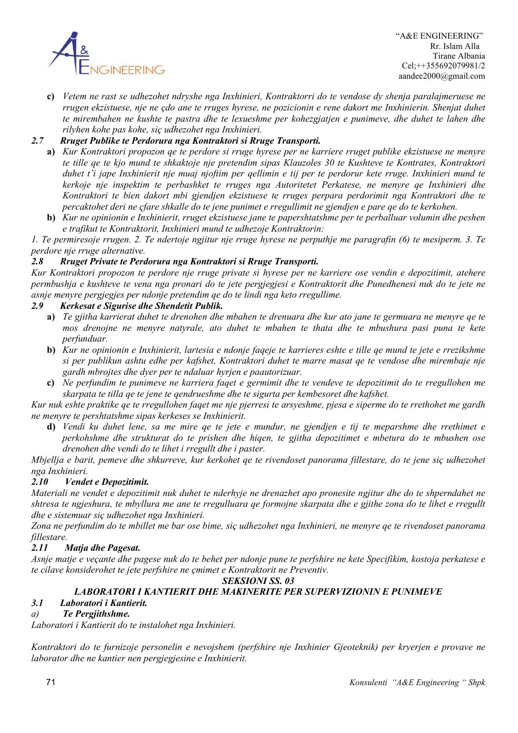c) *Vetem ne rast se udhezohet ndryshe nga Inxhinieri, Kontraktorri do te vendose dy shenja paralajmeruese ne rrugen ekzistuese, nje ne çdo ane te rruges hyrese, ne pozicionin e rene dakort me Inxhinierin. Shenjat duhet te mirembahen ne kushte te pastra dhe te lexueshme per kohezgjatjen e punimeve, dhe duhet te lahen dhe rilyhen kohe pas kohe, siç udhezohet nga Inxhinieri.*

### *2.7 Rruget Publike te Perdorura nga Kontraktori si Rruge Transporti.*

a) *Kur Kontraktori propozon qe te perdore si rruge hyrese per ne karriere rruget publike ekzistuese ne menyre te tille qe te kjo mund te shkaktoje nje pretendim sipas Klauzoles 30 te Kushteve te Kontrates, Kontraktori duhet t'i jape Inxhinierit nje muaj njoftim per qellimin e tij per te perdorur kete rruge. Inxhinieri mund te kerkoje nje inspektim te perbashket te rruges nga Autoritetet Perkatese, ne menyre qe Inxhinieri dhe Kontraktori te bien dakort mbi gjendjen ekzistuese te rruges perpara perdorimit nga Kontraktori dhe te percaktohet deri ne çfare shkalle do te jene punimet e rregullimit ne gjendjen e pare qe do te kerkohen.*

b) *Kur ne opinionin e Inxhinierit, rruget ekzistuese jane te papershtatshme per te perballuar volumin dhe peshen e trafikut te Kontraktorit, Inxhinieri mund te udhezoje Kontraktorin:*

*1. Te permiresoje rrugen. 2. Te ndertoje ngjitur nje rruge hyrese ne perputhje me paragrafin (6) te mesiperm. 3. Te perdore nje rruge alternative.*

### *2.8 Rruget Private te Perdorura nga Kontraktori si Rruge Transporti.*

*Kur Kontraktori propozon te perdore nje rruge private si hyrese per ne karriere ose vendin e depozitimit, atehere permbushja e kushteve te vena nga pronari do te jete pergjegjesi e Kontraktorit dhe Punedhenesi nuk do te jete ne asnje menyre pergjegjes per ndonje pretendim qe do te lindi nga keto rregullime.*

### *2.9 Kerkesat e Sigurise dhe Shendetit Publik.*

a) *Te gjitha karrierat duhet te drenohen dhe mbahen te drenuara dhe kur ato jane te germuara ne menyre qe te mos drenojne ne menyre natyrale, ato duhet te mbahen te thata dhe te mbushura pasi puna te kete perfunduar.*

b) *Kur ne opinionin e Inxhinierit, lartesia e ndonje faqeje te karrieres eshte e tille qe mund te jete e rrezikshme si per publikun ashtu edhe per kafshet, Kontraktori duhet te marre masat qe te vendose dhe mirembaje nje gardh mbrojtes dhe dyer per te ndaluar hyrjen e paautorizuar.*

c) *Ne perfundim te punimeve ne karriera faqet e germimit dhe te vendeve te depozitimit do te rregullohen me skarpata te tilla qe te jene te qendrueshme dhe te sigurta per kembesoret dhe kafshet.*

*Kur nuk eshte praktike qe te rregullohen faqet me nje pjerresi te arsyeshme, pjesa e siperme do te rrethohet me gardh ne menyre te pershtatshme sipas kerkeses se Inxhinierit.*

d) *Vendi ku duhet lene, sa me mire qe te jete e mundur, ne gjendjen e tij te meparshme dhe rrethimet e perkohshme dhe strukturat do te prishen dhe hiqen, te gjitha depozitimet e mbetura do te mbushen ose drenohen dhe vendi do te lihet i rregullt dhe i paster.*

*Mbjellja e barit, pemeve dhe shkurreve, kur kerkohet qe te rivendoset panorama fillestare, do te jene siç udhezohet nga Inxhinieri.*

### *2.10 Vendet e Depozitimit.*

*Materiali ne vendet e depozitimit nuk duhet te nderhyje ne drenazhet apo pronesite ngjitur dhe do te shperndahet ne shtresa te ngjeshura, te mbyllura me ane te rregulluara qe formojne skarpata dhe e gjithe zona do te lihet e rregullt dhe e sistemuar siç udhezohet nga Inxhinieri.*

*Zona ne perfundim do te mbillet me bar ose bime, siç udhezohet nga Inxhinieri, ne menyre qe te rivendoset panorama fillestare.*

### *2.11 Matja dhe Pagesat.*

*Asnje matje e veçante dhe pagese nuk do te behet per ndonje pune te perfshire ne kete Specifikim, kostoja perkatese e te cilave konsiderohet te jete perfshire ne çmimet e Kontraktorit ne Preventiv.*

## *SEKSIONI SS. 03*
## *LABORATORI I KANTIERIT DHE MAKINERITE PER SUPERVIZIONIN E PUNIMEVE*

### *3.1 Laboratori i Kantierit.*

#### *a) Te Pergjithshme.*

*Laboratori i Kantierit do te instalohet nga Inxhinieri.*

*Kontraktori do te furnizoje personelin e nevojshem (perfshire nje Inxhinier Gjeoteknik) per kryerjen e provave ne laborator dhe ne kantier nen pergjegjesine e Inxhinierit.*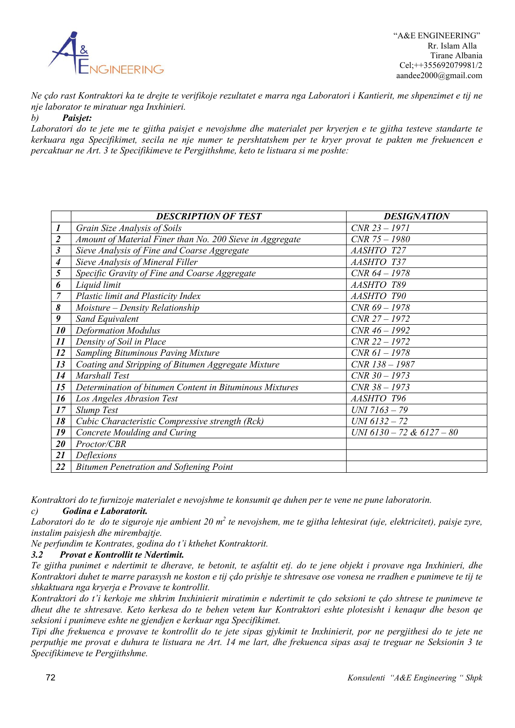*Ne çdo rast Kontraktori ka te drejte te verifikoje rezultatet e marra nga Laboratori i Kantierit, me shpenzimet e tij ne nje laborator te miratuar nga Inxhinieri.*

*b)* ***Paisjet:***

*Laboratori do te jete me te gjitha paisjet e nevojshme dhe materialet per kryerjen e te gjitha testeve standarte te kerkuara nga Specifikimet, secila ne nje numer te pershtatshem per te kryer provat te pakten me frekuencen e percaktuar ne Art. 3 te Specifikimeve te Pergjithshme, keto te listuara si me poshte:*

| | ***DESCRIPTION OF TEST*** | ***DESIGNATION*** |
|---|---|---|
| ***1*** | *Grain Size Analysis of Soils* | *CNR 23 – 1971* |
| ***2*** | *Amount of Material Finer than No. 200 Sieve in Aggregate* | *CNR 75 – 1980* |
| ***3*** | *Sieve Analysis of Fine and Coarse Aggregate* | *AASHTO T27* |
| ***4*** | *Sieve Analysis of Mineral Filler* | *AASHTO T37* |
| ***5*** | *Specific Gravity of Fine and Coarse Aggregate* | *CNR 64 – 1978* |
| ***6*** | *Liquid limit* | *AASHTO T89* |
| ***7*** | *Plastic limit and Plasticity Index* | *AASHTO T90* |
| ***8*** | *Moisture – Density Relationship* | *CNR 69 – 1978* |
| ***9*** | *Sand Equivalent* | *CNR 27 – 1972* |
| ***10*** | *Deformation Modulus* | *CNR 46 – 1992* |
| ***11*** | *Density of Soil in Place* | *CNR 22 – 1972* |
| ***12*** | *Sampling Bituminous Paving Mixture* | *CNR 61 – 1978* |
| ***13*** | *Coating and Stripping of Bitumen Aggregate Mixture* | *CNR 138 – 1987* |
| ***14*** | *Marshall Test* | *CNR 30 – 1973* |
| ***15*** | *Determination of bitumen Content in Bituminous Mixtures* | *CNR 38 – 1973* |
| ***16*** | *Los Angeles Abrasion Test* | *AASHTO T96* |
| ***17*** | *Slump Test* | *UNI 7163 – 79* |
| ***18*** | *Cubic Characteristic Compressive strength (Rck)* | *UNI 6132 – 72* |
| ***19*** | *Concrete Moulding and Curing* | *UNI 6130 – 72 & 6127 – 80* |
| ***20*** | *Proctor/CBR* | |
| ***21*** | *Deflexions* | |
| ***22*** | *Bitumen Penetration and Softening Point* | |

*Kontraktori do te furnizoje materialet e nevojshme te konsumit qe duhen per te vene ne pune laboratorin.*

*c)* ***Godina e Laboratorit.***

*Laboratori do te do te siguroje nje ambient 20 m$^2$ te nevojshem, me te gjitha lehtesirat (uje, elektricitet), paisje zyre, instalim paisjesh dhe mirembajtje.*

*Ne perfundim te Kontrates, godina do t'i kthehet Kontraktorit.*

### *3.2 Provat e Kontrollit te Ndertimit.*

*Te gjitha punimet e ndertimit te dherave, te betonit, te asfaltit etj. do te jene objekt i provave nga Inxhinieri, dhe Kontraktori duhet te marre parasysh ne koston e tij çdo prishje te shtresave ose vonesa ne rradhen e punimeve te tij te shkaktuara nga kryerja e Provave te kontrollit.*

*Kontraktori do t'i kerkoje me shkrim Inxhinierit miratimin e ndertimit te çdo seksioni te çdo shtrese te punimeve te dheut dhe te shtresave. Keto kerkesa do te behen vetem kur Kontraktori eshte plotesisht i kenaqur dhe beson qe seksioni i punimeve eshte ne gjendjen e kerkuar nga Specifikimet.*

*Tipi dhe frekuenca e provave te kontrollit do te jete sipas gjykimit te Inxhinierit, por ne pergjithesi do te jete ne perputhje me provat e duhura te listuara ne Art. 14 me lart, dhe frekuenca sipas asaj te treguar ne Seksionin 3 te Specifikimeve te Pergjithshme.*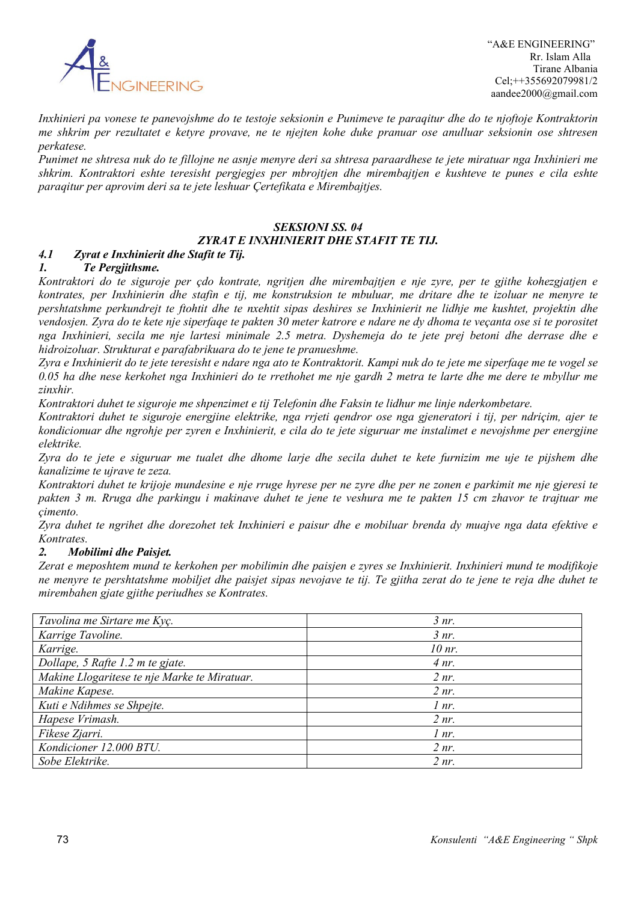*Inxhinieri pa vonese te panevojshme do te testoje seksionin e Punimeve te paraqitur dhe do te njoftoje Kontraktorin me shkrim per rezultatet e ketyre provave, ne te njejten kohe duke pranuar ose anulluar seksionin ose shtresen perkatese.*

*Punimet ne shtresa nuk do te fillojne ne asnje menyre deri sa shtresa paraardhese te jete miratuar nga Inxhinieri me shkrim. Kontraktori eshte teresisht pergjegjes per mbrojtjen dhe mirembajtjen e kushteve te punes e cila eshte paraqitur per aprovim deri sa te jete leshuar Çertefikata e Mirembajtjes.*

## *SEKSIONI SS. 04*
## *ZYRAT E INXHINIERIT DHE STAFIT TE TIJ.*

### *4.1 Zyrat e Inxhinierit dhe Stafit te Tij.*

#### *1. Te Pergjithsme.*

*Kontraktori do te siguroje per çdo kontrate, ngritjen dhe mirembajtjen e nje zyre, per te gjithe kohezgjatjen e kontrates, per Inxhinierin dhe stafin e tij, me konstruksion te mbuluar, me dritare dhe te izoluar ne menyre te pershtatshme perkundrejt te ftohtit dhe te nxehtit sipas deshires se Inxhinierit ne lidhje me kushtet, projektin dhe vendosjen. Zyra do te kete nje siperfaqe te pakten 30 meter katrore e ndare ne dy dhoma te veçanta ose si te porositet nga Inxhinieri, secila me nje lartesi minimale 2.5 metra. Dyshemeja do te jete prej betoni dhe derrase dhe e hidroizoluar. Strukturat e parafabrikuara do te jene te pranueshme.*

*Zyra e Inxhinierit do te jete teresisht e ndare nga ato te Kontraktorit. Kampi nuk do te jete me siperfaqe me te vogel se 0.05 ha dhe nese kerkohet nga Inxhinieri do te rrethohet me nje gardh 2 metra te larte dhe me dere te mbyllur me zinxhir.*

*Kontraktori duhet te siguroje me shpenzimet e tij Telefonin dhe Faksin te lidhur me linje nderkombetare.*

*Kontraktori duhet te siguroje energjine elektrike, nga rrjeti qendror ose nga gjeneratori i tij, per ndriçim, ajer te kondicionuar dhe ngrohje per zyren e Inxhinierit, e cila do te jete siguruar me instalimet e nevojshme per energjine elektrike.*

*Zyra do te jete e siguruar me tualet dhe dhome larje dhe secila duhet te kete furnizim me uje te pijshem dhe kanalizime te ujrave te zeza.*

*Kontraktori duhet te krijoje mundesine e nje rruge hyrese per ne zyre dhe per ne zonen e parkimit me nje gjeresi te pakten 3 m. Rruga dhe parkingu i makinave duhet te jene te veshura me te pakten 15 cm zhavor te trajtuar me çimento.*

*Zyra duhet te ngrihet dhe dorezohet tek Inxhinieri e paisur dhe e mobiluar brenda dy muajve nga data efektive e Kontrates.*

#### *2. Mobilimi dhe Paisjet.*

*Zerat e meposhtem mund te kerkohen per mobilimin dhe paisjen e zyres se Inxhinierit. Inxhinieri mund te modifikoje ne menyre te pershtatshme mobiljet dhe paisjet sipas nevojave te tij. Te gjitha zerat do te jene te reja dhe duhet te mirembahen gjate gjithe periudhes se Kontrates.*

| | |
|---|---|
| *Tavolina me Sirtare me Kyç.* | *3 nr.* |
| *Karrige Tavoline.* | *3 nr.* |
| *Karrige.* | *10 nr.* |
| *Dollape, 5 Rafte 1.2 m te gjate.* | *4 nr.* |
| *Makine Llogaritese te nje Marke te Miratuar.* | *2 nr.* |
| *Makine Kapese.* | *2 nr.* |
| *Kuti e Ndihmes se Shpejte.* | *1 nr.* |
| *Hapese Vrimash.* | *2 nr.* |
| *Fikese Zjarri.* | *1 nr.* |
| *Kondicioner 12.000 BTU.* | *2 nr.* |
| *Sobe Elektrike.* | *2 nr.* |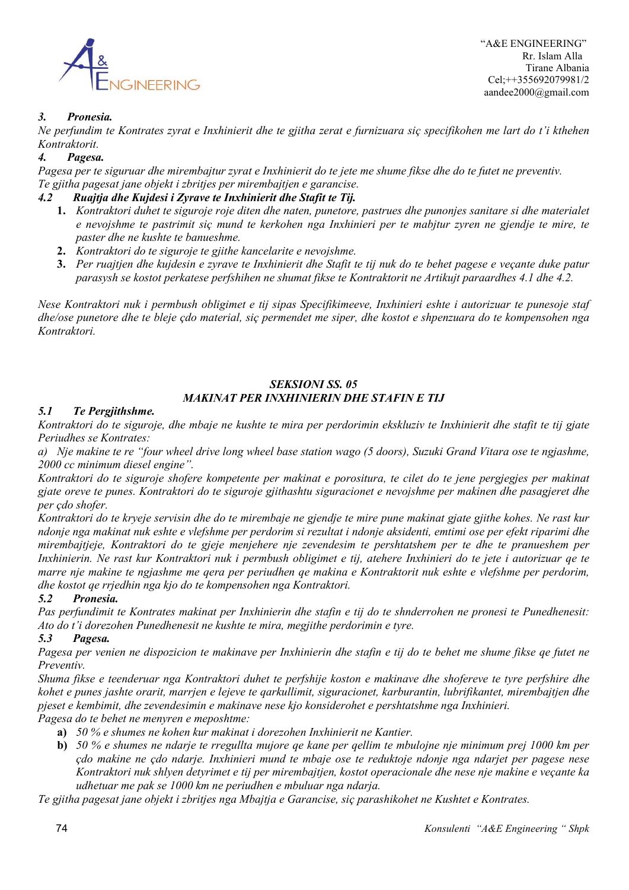### *3. Pronesia.*

*Ne perfundim te Kontrates zyrat e Inxhinierit dhe te gjitha zerat e furnizuara siç specifikohen me lart do t'i kthehen Kontraktorit.*

### *4. Pagesa.*

*Pagesa per te siguruar dhe mirembajtur zyrat e Inxhinierit do te jete me shume fikse dhe do te futet ne preventiv.*
*Te gjitha pagesat jane objekt i zbritjes per mirembajtjen e garancise.*

### *4.2 Ruajtja dhe Kujdesi i Zyrave te Inxhinierit dhe Stafit te Tij.*

1. *Kontraktori duhet te siguroje roje diten dhe naten, punetore, pastrues dhe punonjes sanitare si dhe materialet e nevojshme te pastrimit siç mund te kerkohen nga Inxhinieri per te mabjtur zyren ne gjendje te mire, te paster dhe ne kushte te banueshme.*
2. *Kontraktori do te siguroje te gjithe kancelarite e nevojshme.*
3. *Per ruajtjen dhe kujdesin e zyrave te Inxhinierit dhe Stafit te tij nuk do te behet pagese e veçante duke patur parasysh se kostot perkatese perfshihen ne shumat fikse te Kontraktorit ne Artikujt paraardhes 4.1 dhe 4.2.*

*Nese Kontraktori nuk i permbush obligimet e tij sipas Specifikimeeve, Inxhinieri eshte i autorizuar te punesoje staf dhe/ose punetore dhe te bleje çdo material, siç permendet me siper, dhe kostot e shpenzuara do te kompensohen nga Kontraktori.*

## *SEKSIONI SS. 05*
## *MAKINAT PER INXHINIERIN DHE STAFIN E TIJ*

### *5.1 Te Pergjithshme.*

*Kontraktori do te siguroje, dhe mbaje ne kushte te mira per perdorimin ekskluziv te Inxhinierit dhe stafit te tij gjate Periudhes se Kontrates:*

*a) Nje makine te re "four wheel drive long wheel base station wago (5 doors), Suzuki Grand Vitara ose te ngjashme, 2000 cc minimum diesel engine".*

*Kontraktori do te siguroje shofere kompetente per makinat e porositura, te cilet do te jene pergjegjes per makinat gjate oreve te punes. Kontraktori do te siguroje gjithashtu siguracionet e nevojshme per makinen dhe pasagjeret dhe per çdo shofer.*

*Kontraktori do te kryeje servisin dhe do te mirembaje ne gjendje te mire pune makinat gjate gjithe kohes. Ne rast kur ndonje nga makinat nuk eshte e vlefshme per perdorim si rezultat i ndonje aksidenti, emtimi ose per efekt riparimi dhe mirembajtjeje, Kontraktori do te gjeje menjehere nje zevendesim te pershtatshem per te dhe te pranueshem per Inxhinierin. Ne rast kur Kontraktori nuk i permbush obligimet e tij, atehere Inxhinieri do te jete i autorizuar qe te marre nje makine te ngjashme me qera per periudhen qe makina e Kontraktorit nuk eshte e vlefshme per perdorim, dhe kostot qe rrjedhin nga kjo do te kompensohen nga Kontraktori.*

### *5.2 Pronesia.*

*Pas perfundimit te Kontrates makinat per Inxhinierin dhe stafin e tij do te shnderrohen ne pronesi te Punedhenesit: Ato do t'i dorezohen Punedhenesit ne kushte te mira, megjithe perdorimin e tyre.*

### *5.3 Pagesa.*

*Pagesa per venien ne dispozicion te makinave per Inxhinierin dhe stafin e tij do te behet me shume fikse qe futet ne Preventiv.*

*Shuma fikse e teenderuar nga Kontraktori duhet te perfshije koston e makinave dhe shofereve te tyre perfshire dhe kohet e punes jashte orarit, marrjen e lejeve te qarkullimit, siguracionet, karburantin, lubrifikantet, mirembajtjen dhe pjeset e kembimit, dhe zevendesimin e makinave nese kjo konsiderohet e pershtatshme nga Inxhinieri.*

*Pagesa do te behet ne menyren e meposhtme:*

- **a)** *50 % e shumes ne kohen kur makinat i dorezohen Inxhinierit ne Kantier.*
- **b)** *50 % e shumes ne ndarje te rregullta mujore qe kane per qellim te mbulojne nje minimum prej 1000 km per çdo makine ne çdo ndarje. Inxhinieri mund te mbaje ose te reduktoje ndonje nga ndarjet per pagese nese Kontraktori nuk shlyen detyrimet e tij per mirembajtjen, kostot operacionale dhe nese nje makine e veçante ka udhetuar me pak se 1000 km ne periudhen e mbuluar nga ndarja.*

*Te gjitha pagesat jane objekt i zbritjes nga Mbajtja e Garancise, siç parashikohet ne Kushtet e Kontrates.*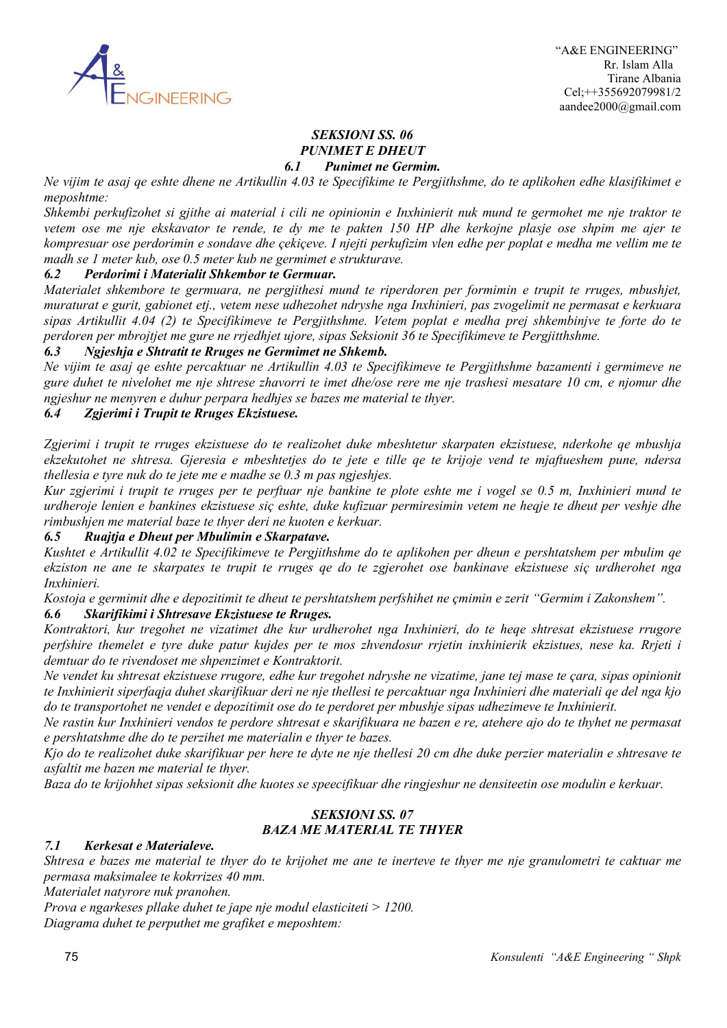## *SEKSIONI SS. 06*
## *PUNIMET E DHEUT*

### *6.1 Punimet ne Germim.*

*Ne vijim te asaj qe eshte dhene ne Artikullin 4.03 te Specifikime te Pergjithshme, do te aplikohen edhe klasifikimet e meposhtme:*

*Shkembi perkufizohet si gjithe ai material i cili ne opinionin e Inxhinierit nuk mund te germohet me nje traktor te vetem ose me nje ekskavator te rende, te dy me te pakten 150 HP dhe kerkojne plasje ose shpim me ajer te kompresuar ose perdorimin e sondave dhe çekiçeve. I njejti perkufizim vlen edhe per poplat e medha me vellim me te madh se 1 meter kub, ose 0.5 meter kub ne germimet e strukturave.*

### *6.2 Perdorimi i Materialit Shkembor te Germuar.*

*Materialet shkembore te germuara, ne pergjithesi mund te riperdoren per formimin e trupit te rruges, mbushjet, muraturat e gurit, gabionet etj., vetem nese udhezohet ndryshe nga Inxhinieri, pas zvogelimit ne permasat e kerkuara sipas Artikullit 4.04 (2) te Specifikimeve te Pergjithshme. Vetem poplat e medha prej shkembinjve te forte do te perdoren per mbrojtjet me gure ne rrjedhjet ujore, sipas Seksionit 36 te Specifikimeve te Pergjitthshme.*

### *6.3 Ngjeshja e Shtratit te Rruges ne Germimet ne Shkemb.*

*Ne vijim te asaj qe eshte percaktuar ne Artikullin 4.03 te Specifikimeve te Pergjithshme bazamenti i germimeve ne gure duhet te nivelohet me nje shtrese zhavorri te imet dhe/ose rere me nje trashesi mesatare 10 cm, e njomur dhe ngjeshur ne menyren e duhur perpara hedhjes se bazes me material te thyer.*

### *6.4 Zgjerimi i Trupit te Rruges Ekzistuese.*

*Zgjerimi i trupit te rruges ekzistuese do te realizohet duke mbeshtetur skarpaten ekzistuese, nderkohe qe mbushja ekzekutohet ne shtresa. Gjeresia e mbeshtetjes do te jete e tille qe te krijoje vend te mjaftueshem pune, ndersa thellesia e tyre nuk do te jete me e madhe se 0.3 m pas ngjeshjes.*

*Kur zgjerimi i trupit te rruges per te perftuar nje bankine te plote eshte me i vogel se 0.5 m, Inxhinieri mund te urdheroje lenien e bankines ekzistuese siç eshte, duke kufizuar permiresimin vetem ne heqje te dheut per veshje dhe rimbushjen me material baze te thyer deri ne kuoten e kerkuar.*

### *6.5 Ruajtja e Dheut per Mbulimin e Skarpatave.*

*Kushtet e Artikullit 4.02 te Specifikimeve te Pergjithshme do te aplikohen per dheun e pershtatshem per mbulim qe ekziston ne ane te skarpates te trupit te rruges qe do te zgjerohet ose bankinave ekzistuese siç urdherohet nga Inxhinieri.*

*Kostoja e germimit dhe e depozitimit te dheut te pershtatshem perfshihet ne çmimin e zerit "Germim i Zakonshem".*

### *6.6 Skarifikimi i Shtresave Ekzistuese te Rruges.*

*Kontraktori, kur tregohet ne vizatimet dhe kur urdherohet nga Inxhinieri, do te heqe shtresat ekzistuese rrugore perfshire themelet e tyre duke patur kujdes per te mos zhvendosur rrjetin inxhinierik ekzistues, nese ka. Rrjeti i demtuar do te rivendoset me shpenzimet e Kontraktorit.*

*Ne vendet ku shtresat ekzistuese rrugore, edhe kur tregohet ndryshe ne vizatime, jane tej mase te çara, sipas opinionit te Inxhinierit siperfaqja duhet skarifikuar deri ne nje thellesi te percaktuar nga Inxhinieri dhe materiali qe del nga kjo do te transportohet ne vendet e depozitimit ose do te perdoret per mbushje sipas udhezimeve te Inxhinierit.*

*Ne rastin kur Inxhinieri vendos te perdore shtresat e skarifikuara ne bazen e re, atehere ajo do te thyhet ne permasat e pershtatshme dhe do te perzihet me materialin e thyer te bazes.*

*Kjo do te realizohet duke skarifikuar per here te dyte ne nje thellesi 20 cm dhe duke perzier materialin e shtresave te asfaltit me bazen me material te thyer.*

*Baza do te krijohhet sipas seksionit dhe kuotes se speecifikuar dhe ringjeshur ne densiteetin ose modulin e kerkuar.*

## *SEKSIONI SS. 07*
## *BAZA ME MATERIAL TE THYER*

### *7.1 Kerkesat e Materialeve.*

*Shtresa e bazes me material te thyer do te krijohet me ane te inerteve te thyer me nje granulometri te caktuar me permasa maksimalee te kokrrizes 40 mm.*

*Materialet natyrore nuk pranohen.*

*Prova e ngarkeses pllake duhet te jape nje modul elasticiteti > 1200.*

*Diagrama duhet te perputhet me grafiket e meposhtem:*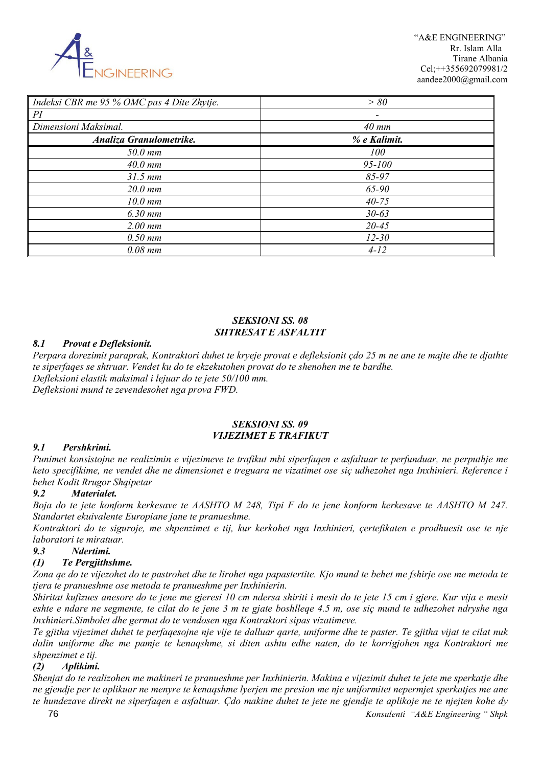| Indeksi CBR me 95 % OMC pas 4 Dite Zhytje. | > 80 |
|---|---|
| PI | - |
| Dimensioni Maksimal. | 40 mm |
| **Analiza Granulometrike.** | **% e Kalimit.** |
| 50.0 mm | 100 |
| 40.0 mm | 95-100 |
| 31.5 mm | 85-97 |
| 20.0 mm | 65-90 |
| 10.0 mm | 40-75 |
| 6.30 mm | 30-63 |
| 2.00 mm | 20-45 |
| 0.50 mm | 12-30 |
| 0.08 mm | 4-12 |

## SEKSIONI SS. 08
## SHTRESAT E ASFALTIT

### 8.1 Provat e Defleksionit.

*Perpara dorezimit paraprak, Kontraktori duhet te kryeje provat e defleksionit çdo 25 m ne ane te majte dhe te djathte te siperfaqes se shtruar. Vendet ku do te ekzekutohen provat do te shenohen me te bardhe.*
*Defleksioni elastik maksimal i lejuar do te jete 50/100 mm.*
*Defleksioni mund te zevendesohet nga prova FWD.*

## SEKSIONI SS. 09
## VIJEZIMET E TRAFIKUT

### 9.1 Pershkrimi.

*Punimet konsistojne ne realizimin e vijezimeve te trafikut mbi siperfaqen e asfaltuar te perfunduar, ne perputhje me keto specifikime, ne vendet dhe ne dimensionet e treguara ne vizatimet ose siç udhezohet nga Inxhinieri. Reference i behet Kodit Rrugor Shqipetar*

### 9.2 Materialet.

*Boja do te jete konform kerkesave te AASHTO M 248, Tipi F do te jene konform kerkesave te AASHTO M 247. Standartet ekuivalente Europiane jane te pranueshme.*
*Kontraktori do te siguroje, me shpenzimet e tij, kur kerkohet nga Inxhinieri, çertefikaten e prodhuesit ose te nje laboratori te miratuar.*

### 9.3 Ndertimi.

#### (1) Te Pergjithshme.

*Zona qe do te vijezohet do te pastrohet dhe te lirohet nga papastertite. Kjo mund te behet me fshirje ose me metoda te tjera te pranueshme ose metoda te pranueshme per Inxhinierin.*
*Shiritat kufizues anesore do te jene me gjeresi 10 cm ndersa shiriti i mesit do te jete 15 cm i gjere. Kur vija e mesit eshte e ndare ne segmente, te cilat do te jene 3 m te gjate boshlleqe 4.5 m, ose siç mund te udhezohet ndryshe nga Inxhinieri.Simbolet dhe germat do te vendosen nga Kontraktori sipas vizatimeve.*
*Te gjitha vijezimet duhet te perfaqesojne nje vije te dalluar qarte, uniforme dhe te paster. Te gjitha vijat te cilat nuk dalin uniforme dhe me pamje te kenaqshme, si diten ashtu edhe naten, do te korrigjohen nga Kontraktori me shpenzimet e tij.*

#### (2) Aplikimi.

*Shenjat do te realizohen me makineri te pranueshme per Inxhinierin. Makina e vijezimit duhet te jete me sperkatje dhe ne gjendje per te aplikuar ne menyre te kenaqshme lyerjen me presion me nje uniformitet nepermjet sperkatjes me ane te hundezave direkt ne siperfaqen e asfaltuar. Çdo makine duhet te jete ne gjendje te aplikoje ne te njejten kohe dy*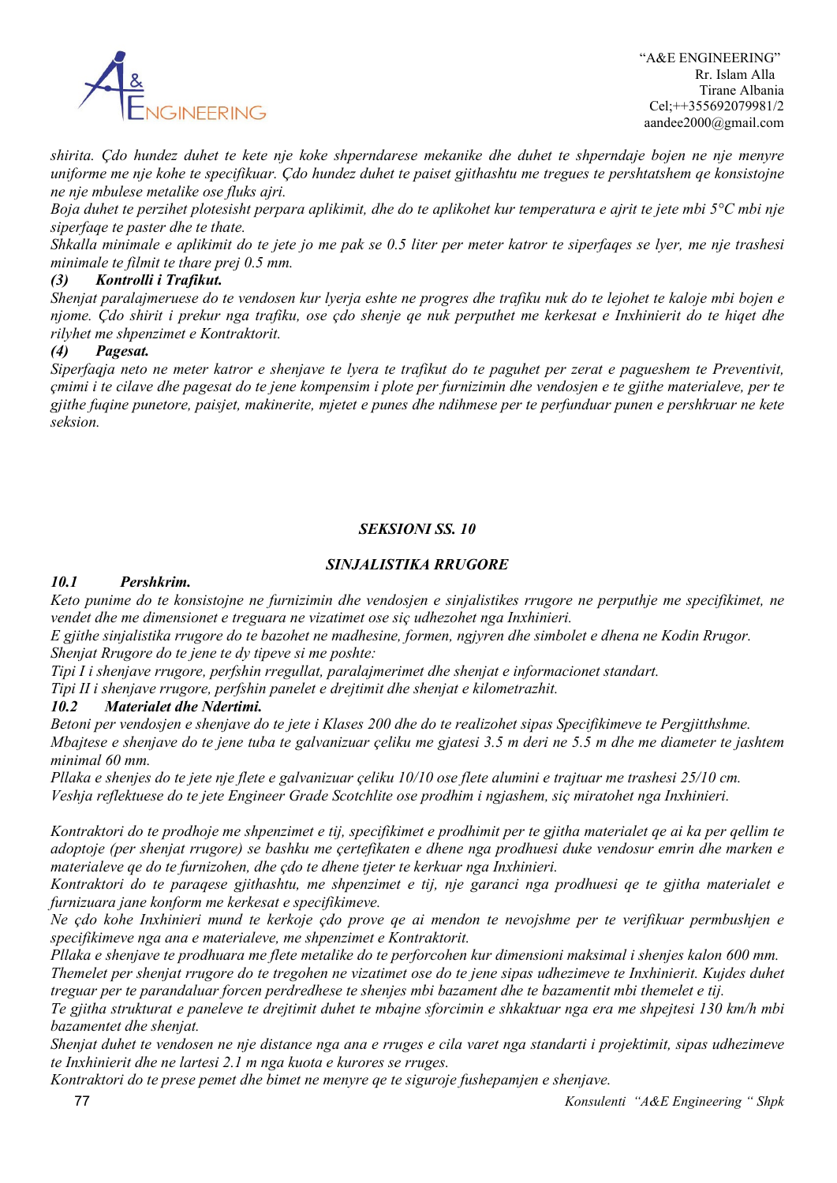*shirita. Çdo hundez duhet te kete nje koke shperndarese mekanike dhe duhet te shperndaje bojen ne nje menyre uniforme me nje kohe te specifikuar. Çdo hundez duhet te paiset gjithashtu me tregues te pershtatshem qe konsistojne ne nje mbulese metalike ose fluks ajri.*

*Boja duhet te perzihet plotesisht perpara aplikimit, dhe do te aplikohet kur temperatura e ajrit te jete mbi 5°C mbi nje siperfaqe te paster dhe te thate.*

*Shkalla minimale e aplikimit do te jete jo me pak se 0.5 liter per meter katror te siperfaqes se lyer, me nje trashesi minimale te filmit te thare prej 0.5 mm.*

***(3) Kontrolli i Trafikut.***

*Shenjat paralajmeruese do te vendosen kur lyerja eshte ne progres dhe trafiku nuk do te lejohet te kaloje mbi bojen e njome. Çdo shirit i prekur nga trafiku, ose çdo shenje qe nuk perputhet me kerkesat e Inxhinierit do te hiqet dhe rilyhet me shpenzimet e Kontraktorit.*

***(4) Pagesat.***

*Siperfaqja neto ne meter katror e shenjave te lyera te trafikut do te paguhet per zerat e pagueshem te Preventivit, çmimi i te cilave dhe pagesat do te jene kompensim i plote per furnizimin dhe vendosjen e te gjithe materialeve, per te gjithe fuqine punetore, paisjet, makinerite, mjetet e punes dhe ndihmese per te perfunduar punen e pershkruar ne kete seksion.*

## *SEKSIONI SS. 10*

## *SINJALISTIKA RRUGORE*

### *10.1 Pershkrim.*

*Keto punime do te konsistojne ne furnizimin dhe vendosjen e sinjalistikes rrugore ne perputhje me specifikimet, ne vendet dhe me dimensionet e treguara ne vizatimet ose siç udhezohet nga Inxhinieri.*

*E gjithe sinjalistika rrugore do te bazohet ne madhesine, formen, ngjyren dhe simbolet e dhena ne Kodin Rrugor.*

*Shenjat Rrugore do te jene te dy tipeve si me poshte:*

*Tipi I i shenjave rrugore, perfshin rregullat, paralajmerimet dhe shenjat e informacionet standart.*

*Tipi II i shenjave rrugore, perfshin panelet e drejtimit dhe shenjat e kilometrazhit.*

### *10.2 Materialet dhe Ndertimi.*

*Betoni per vendosjen e shenjave do te jete i Klases 200 dhe do te realizohet sipas Specifikimeve te Pergjitthshme.*

*Mbajtese e shenjave do te jene tuba te galvanizuar çeliku me gjatesi 3.5 m deri ne 5.5 m dhe me diameter te jashtem minimal 60 mm.*

*Pllaka e shenjes do te jete nje flete e galvanizuar çeliku 10/10 ose flete alumini e trajtuar me trashesi 25/10 cm.*

*Veshja reflektuese do te jete Engineer Grade Scotchlite ose prodhim i ngjashem, siç miratohet nga Inxhinieri.*

*Kontraktori do te prodhoje me shpenzimet e tij, specifikimet e prodhimit per te gjitha materialet qe ai ka per qellim te adoptoje (per shenjat rrugore) se bashku me çertefikaten e dhene nga prodhuesi duke vendosur emrin dhe marken e materialeve qe do te furnizohen, dhe çdo te dhene tjeter te kerkuar nga Inxhinieri.*

*Kontraktori do te paraqese gjithashtu, me shpenzimet e tij, nje garanci nga prodhuesi qe te gjitha materialet e furnizuara jane konform me kerkesat e specifikimeve.*

*Ne çdo kohe Inxhinieri mund te kerkoje çdo prove qe ai mendon te nevojshme per te verifikuar permbushjen e specifikimeve nga ana e materialeve, me shpenzimet e Kontraktorit.*

*Pllaka e shenjave te prodhuara me flete metalike do te perforcohen kur dimensioni maksimal i shenjes kalon 600 mm.*

*Themelet per shenjat rrugore do te tregohen ne vizatimet ose do te jene sipas udhezimeve te Inxhinierit. Kujdes duhet treguar per te parandaluar forcen perdredhese te shenjes mbi bazament dhe te bazamentit mbi themelet e tij.*

*Te gjitha strukturat e paneleve te drejtimit duhet te mbajne sforcimin e shkaktuar nga era me shpejtesi 130 km/h mbi bazamentet dhe shenjat.*

*Shenjat duhet te vendosen ne nje distance nga ana e rruges e cila varet nga standarti i projektimit, sipas udhezimeve te Inxhinierit dhe ne lartesi 2.1 m nga kuota e kurores se rruges.*

*Kontraktori do te prese pemet dhe bimet ne menyre qe te siguroje fushepamjen e shenjave.*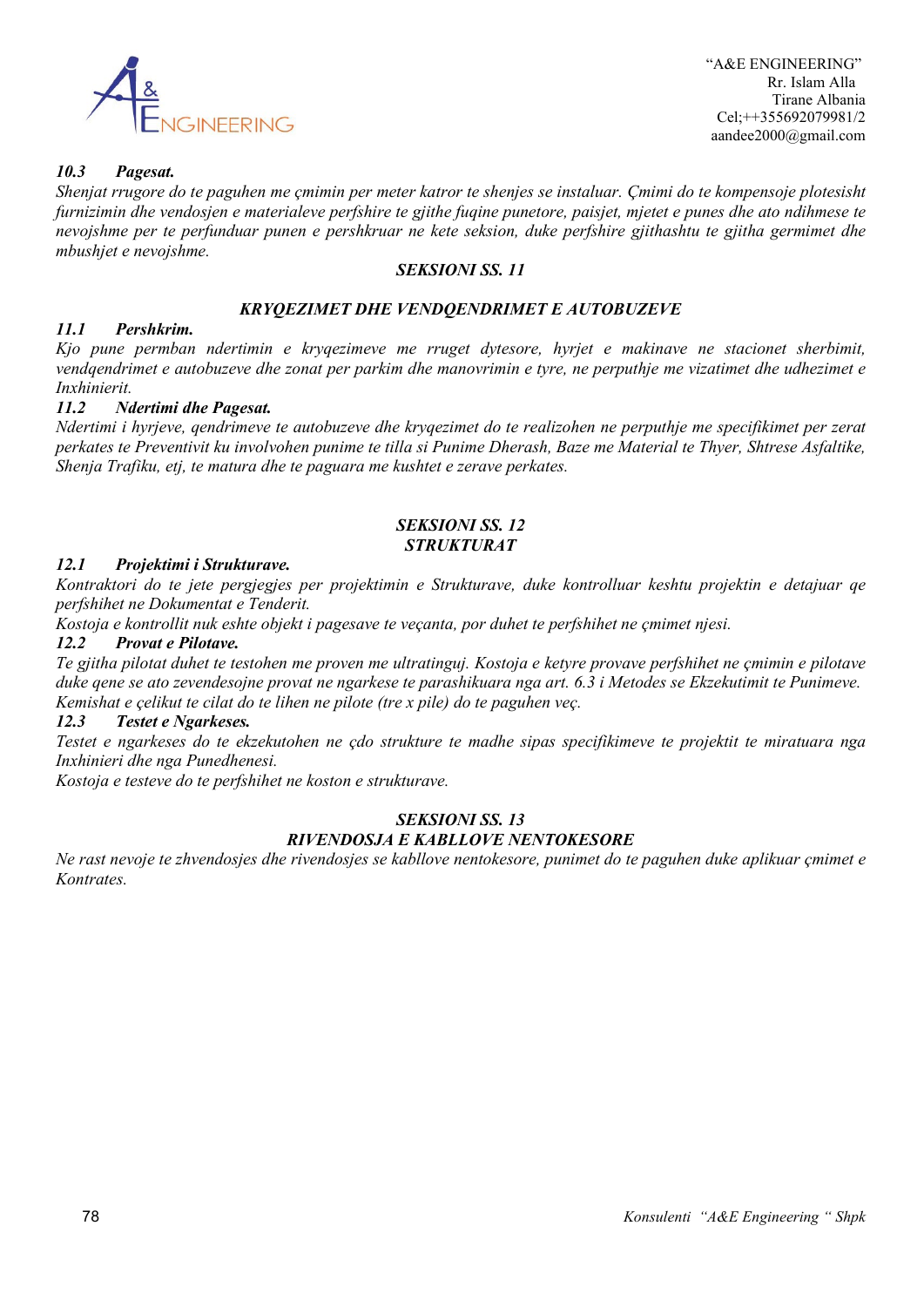### *10.3 Pagesat.*

*Shenjat rrugore do te paguhen me çmimin per meter katror te shenjes se instaluar. Çmimi do te kompensoje plotesisht furnizimin dhe vendosjen e materialeve perfshire te gjithe fuqine punetore, paisjet, mjetet e punes dhe ato ndihmese te nevojshme per te perfunduar punen e pershkruar ne kete seksion, duke perfshire gjithashtu te gjitha germimet dhe mbushjet e nevojshme.*

## *SEKSIONI SS. 11*

## *KRYQEZIMET DHE VENDQENDRIMET E AUTOBUZEVE*

### *11.1 Pershkrim.*

*Kjo pune permban ndertimin e kryqezimeve me rruget dytesore, hyrjet e makinave ne stacionet sherbimit, vendqendrimet e autobuzeve dhe zonat per parkim dhe manovrimin e tyre, ne perputhje me vizatimet dhe udhezimet e Inxhinierit.*

### *11.2 Ndertimi dhe Pagesat.*

*Ndertimi i hyrjeve, qendrimeve te autobuzeve dhe kryqezimet do te realizohen ne perputhje me specifikimet per zerat perkates te Preventivit ku involvohen punime te tilla si Punime Dherash, Baze me Material te Thyer, Shtrese Asfaltike, Shenja Trafiku, etj, te matura dhe te paguara me kushtet e zerave perkates.*

## *SEKSIONI SS. 12*
## *STRUKTURAT*

### *12.1 Projektimi i Strukturave.*

*Kontraktori do te jete pergjegjes per projektimin e Strukturave, duke kontrolluar keshtu projektin e detajuar qe perfshihet ne Dokumentat e Tenderit.*

*Kostoja e kontrollit nuk eshte objekt i pagesave te veçanta, por duhet te perfshihet ne çmimet njesi.*

### *12.2 Provat e Pilotave.*

*Te gjitha pilotat duhet te testohen me proven me ultratinguj. Kostoja e ketyre provave perfshihet ne çmimin e pilotave duke qene se ato zevendesojne provat ne ngarkese te parashikuara nga art. 6.3 i Metodes se Ekzekutimit te Punimeve. Kemishat e çelikut te cilat do te lihen ne pilote (tre x pile) do te paguhen veç.*

### *12.3 Testet e Ngarkeses.*

*Testet e ngarkeses do te ekzekutohen ne çdo strukture te madhe sipas specifikimeve te projektit te miratuara nga Inxhinieri dhe nga Punedhenesi.*

*Kostoja e testeve do te perfshihet ne koston e strukturave.*

## *SEKSIONI SS. 13*
## *RIVENDOSJA E KABLLOVE NENTOKESORE*

*Ne rast nevoje te zhvendosjes dhe rivendosjes se kabllove nentokesore, punimet do te paguhen duke aplikuar çmimet e Kontrates.*